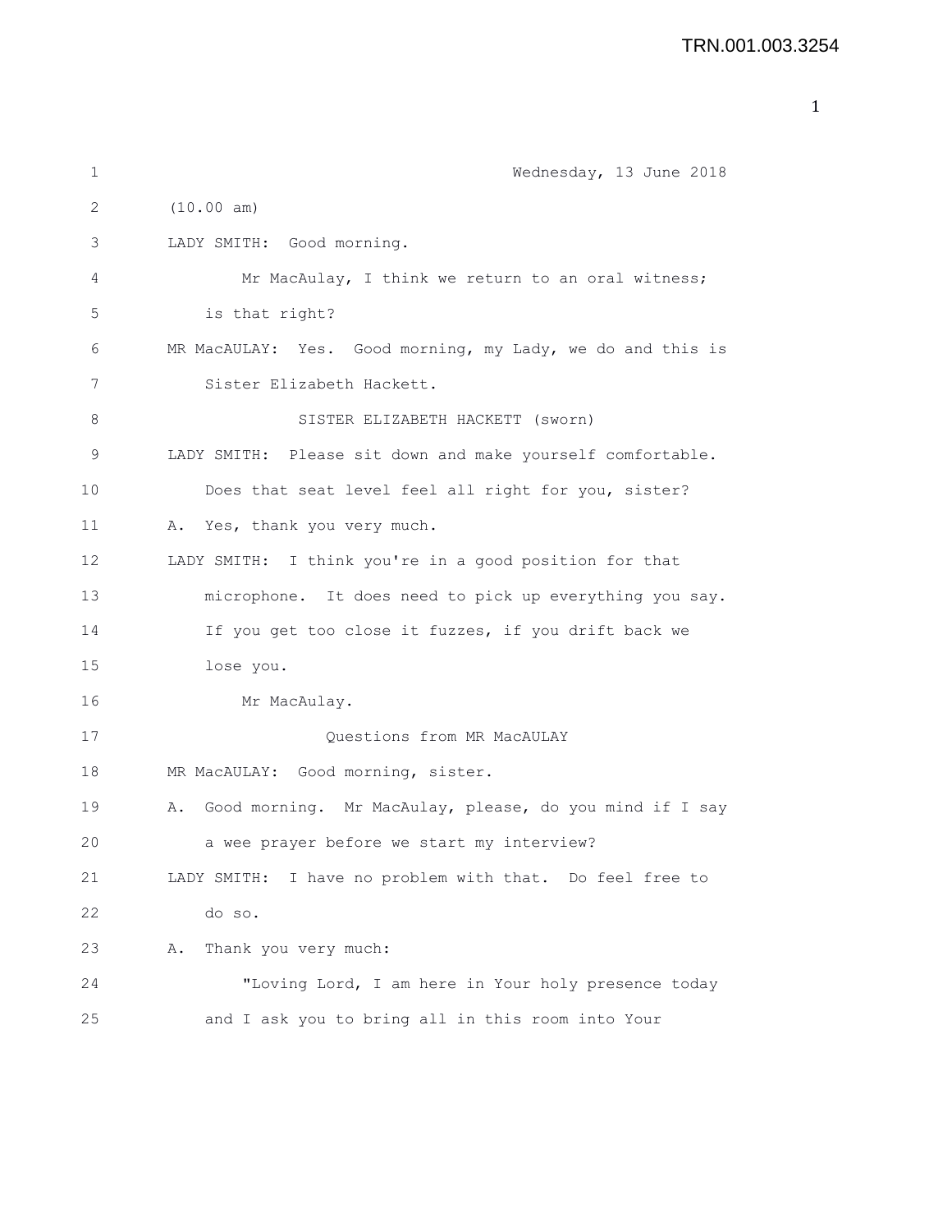Wednesday, 13 June 2018

(10.00 am)

LADY SMITH: Good morning.

Mr MacAulay, I think we return to an oral witness; is that right?

MR MacAULAY: Yes. Good morning, my Lady, we do and this is Sister Elizabeth Hackett.

SISTER ELIZABETH HACKETT (sworn)

LADY SMITH: Please sit down and make yourself comfortable. Does that seat level feel all right for you, sister?

A. Yes, thank you very much.

LADY SMITH: I think you're in a good position for that microphone. It does need to pick up everything you say. If you get too close it fuzzes, if you drift back we lose you.

Mr MacAulay.

Questions from MR MacAULAY

MR MacAULAY: Good morning, sister.

A. Good morning. Mr MacAulay, please, do you mind if I say a wee prayer before we start my interview?

LADY SMITH: I have no problem with that. Do feel free to do so.

A. Thank you very much:

"Loving Lord, I am here in Your holy presence today and I ask you to bring all in this room into Your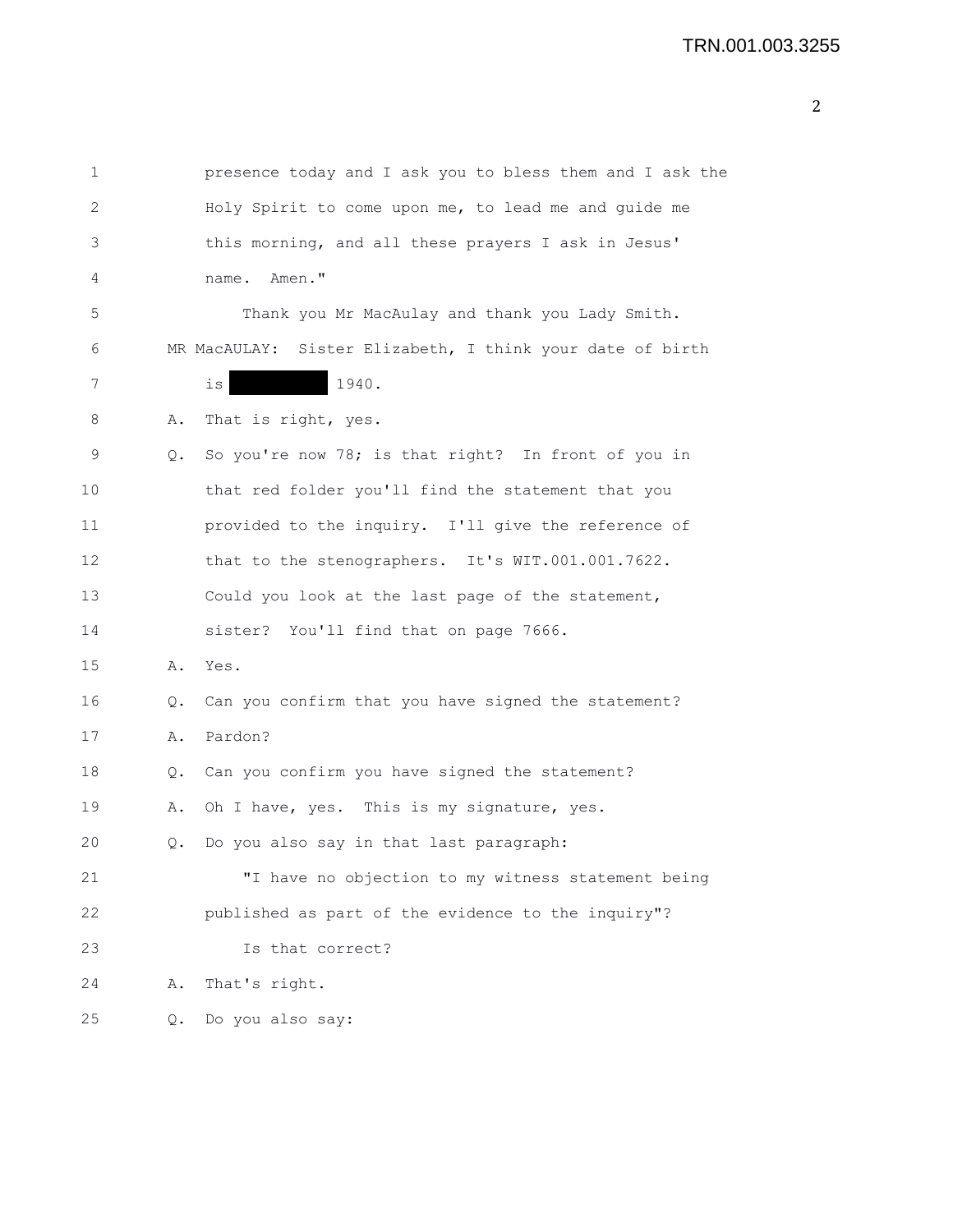presence today and I ask you to bless them and I ask the Holy Spirit to come upon me, to lead me and guide me this morning, and all these prayers I ask in Jesus' name. Amen."

Thank you Mr MacAulay and thank you Lady Smith.

MR MacAULAY: Sister Elizabeth, I think your date of birth is [REDACTED] 1940.

A. That is right, yes.

Q. So you're now 78; is that right? In front of you in that red folder you'll find the statement that you provided to the inquiry. I'll give the reference of that to the stenographers. It's WIT.001.001.7622. Could you look at the last page of the statement, sister? You'll find that on page 7666.

A. Yes.

Q. Can you confirm that you have signed the statement?

A. Pardon?

Q. Can you confirm you have signed the statement?

A. Oh I have, yes. This is my signature, yes.

Q. Do you also say in that last paragraph:

"I have no objection to my witness statement being published as part of the evidence to the inquiry"?

Is that correct?

A. That's right.

Q. Do you also say: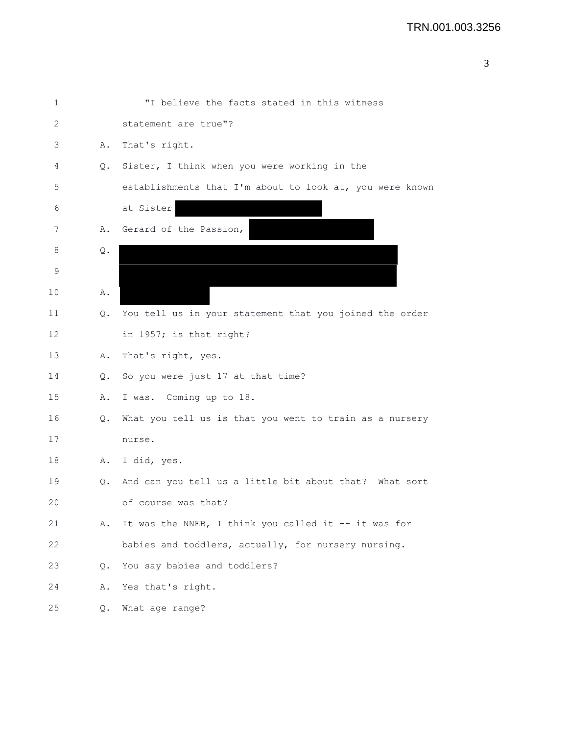1 "I believe the facts stated in this witness
2 statement are true"?
3 A. That's right.
4 Q. Sister, I think when you were working in the
5 establishments that I'm about to look at, you were known
6 at Sister
7 A. Gerard of the Passion,
8 Q.
9
10 A.
11 Q. You tell us in your statement that you joined the order
12 in 1957; is that right?
13 A. That's right, yes.
14 Q. So you were just 17 at that time?
15 A. I was. Coming up to 18.
16 Q. What you tell us is that you went to train as a nursery
17 nurse.
18 A. I did, yes.
19 Q. And can you tell us a little bit about that? What sort
20 of course was that?
21 A. It was the NNEB, I think you called it -- it was for
22 babies and toddlers, actually, for nursery nursing.
23 Q. You say babies and toddlers?
24 A. Yes that's right.
25 Q. What age range?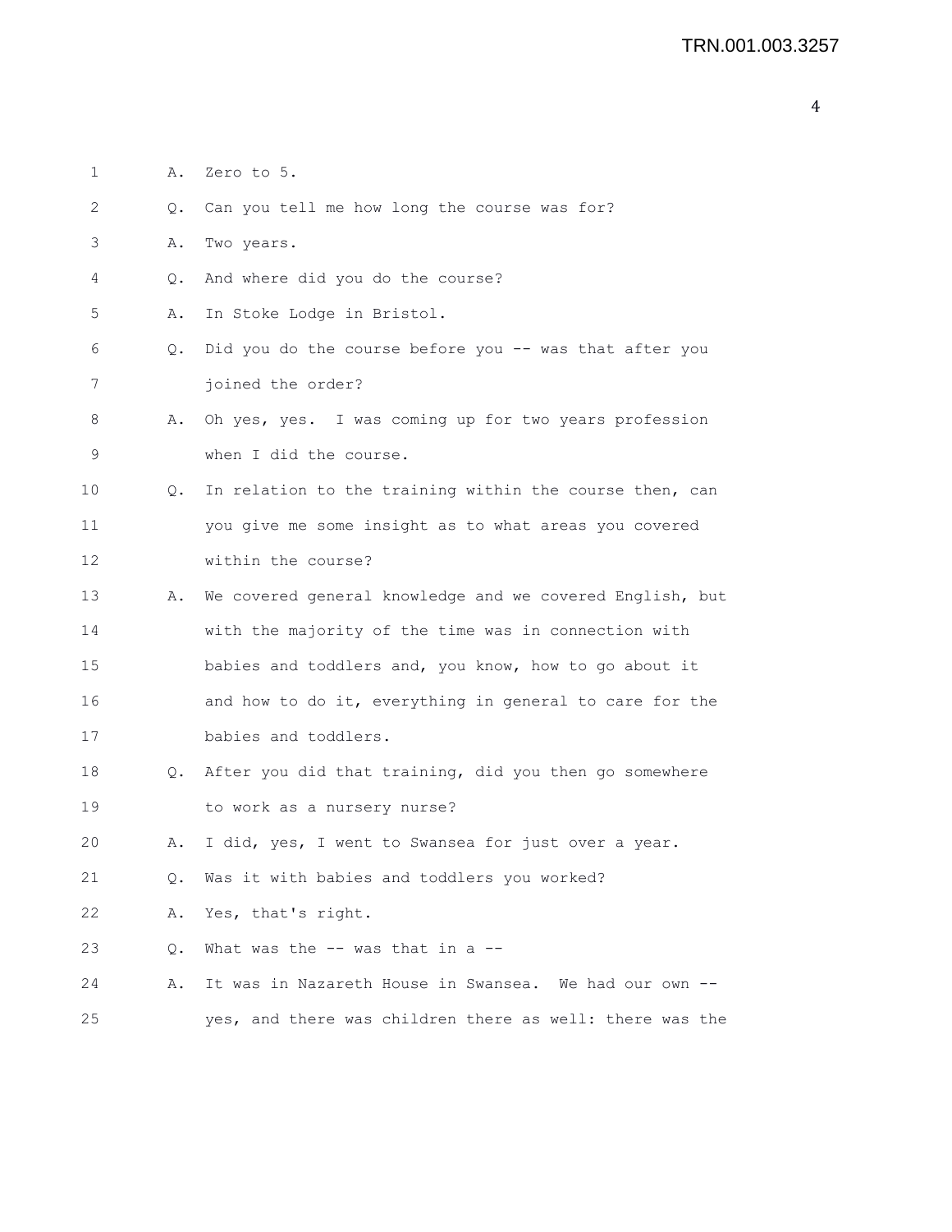1 A. Zero to 5.

2 Q. Can you tell me how long the course was for?

3 A. Two years.

4 Q. And where did you do the course?

5 A. In Stoke Lodge in Bristol.

6 Q. Did you do the course before you -- was that after you

7 joined the order?

8 A. Oh yes, yes. I was coming up for two years profession

9 when I did the course.

10 Q. In relation to the training within the course then, can

11 you give me some insight as to what areas you covered

12 within the course?

13 A. We covered general knowledge and we covered English, but

14 with the majority of the time was in connection with

15 babies and toddlers and, you know, how to go about it

16 and how to do it, everything in general to care for the

17 babies and toddlers.

18 Q. After you did that training, did you then go somewhere

19 to work as a nursery nurse?

20 A. I did, yes, I went to Swansea for just over a year.

21 Q. Was it with babies and toddlers you worked?

22 A. Yes, that's right.

23 Q. What was the -- was that in a --

24 A. It was in Nazareth House in Swansea. We had our own --

25 yes, and there was children there as well: there was the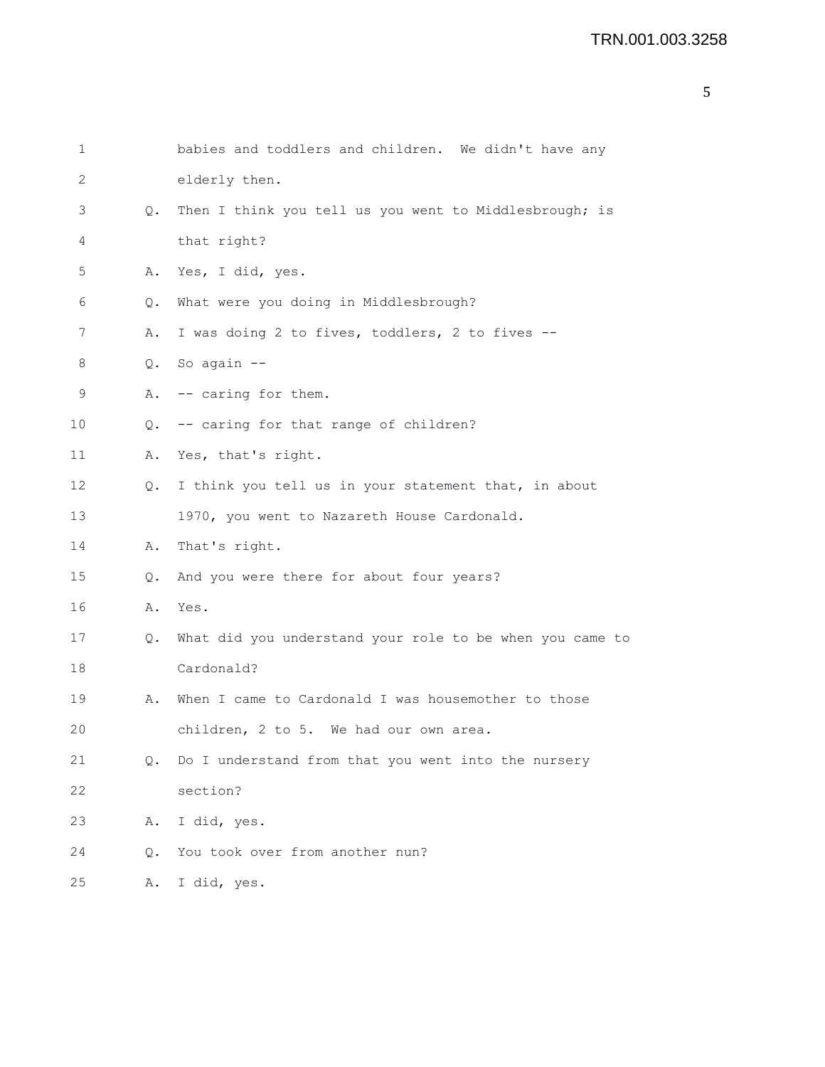babies and toddlers and children. We didn't have any elderly then.

Q. Then I think you tell us you went to Middlesbrough; is that right?

A. Yes, I did, yes.

Q. What were you doing in Middlesbrough?

A. I was doing 2 to fives, toddlers, 2 to fives --

Q. So again --

A. -- caring for them.

Q. -- caring for that range of children?

A. Yes, that's right.

Q. I think you tell us in your statement that, in about 1970, you went to Nazareth House Cardonald.

A. That's right.

Q. And you were there for about four years?

A. Yes.

Q. What did you understand your role to be when you came to Cardonald?

A. When I came to Cardonald I was housemother to those children, 2 to 5. We had our own area.

Q. Do I understand from that you went into the nursery section?

A. I did, yes.

Q. You took over from another nun?

A. I did, yes.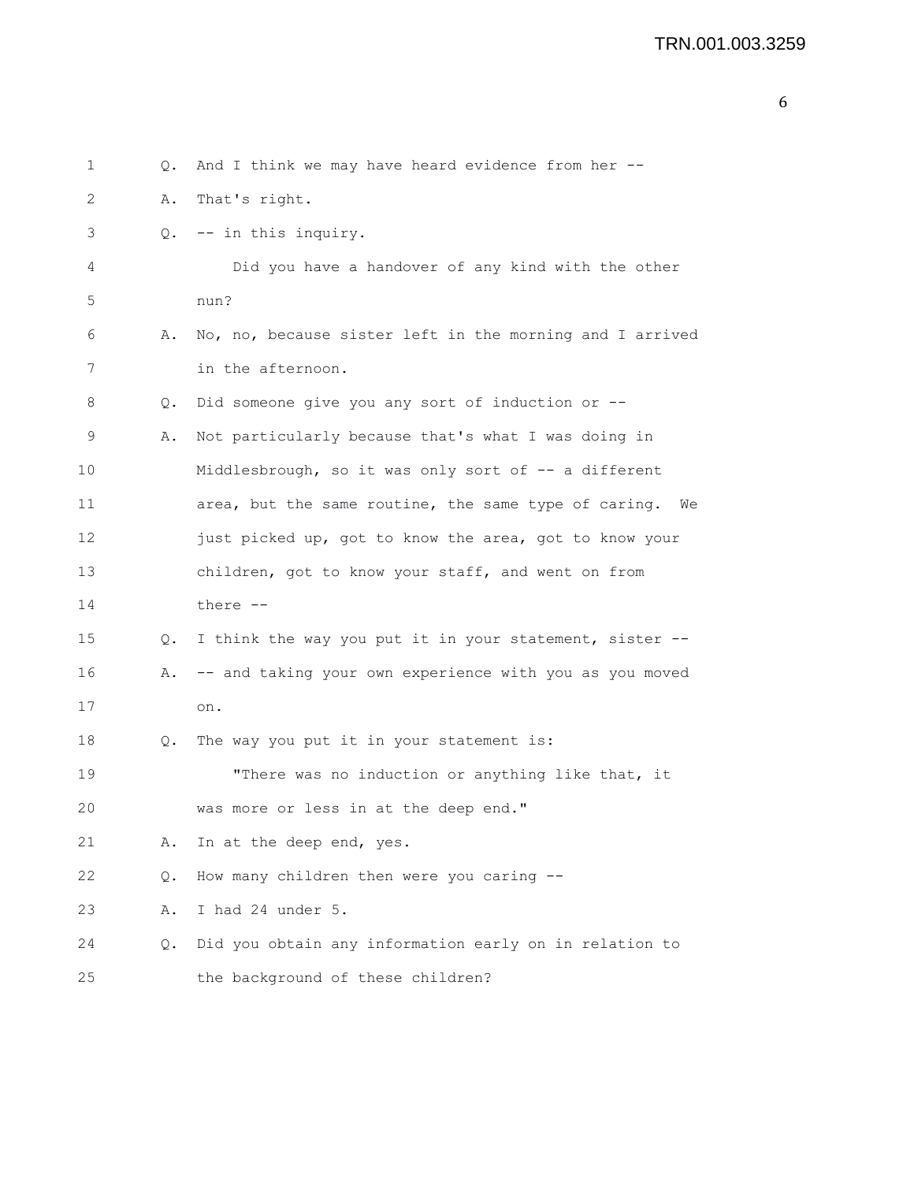Q. And I think we may have heard evidence from her --

A. That's right.

Q. -- in this inquiry.

Did you have a handover of any kind with the other nun?

A. No, no, because sister left in the morning and I arrived in the afternoon.

Q. Did someone give you any sort of induction or --

A. Not particularly because that's what I was doing in Middlesbrough, so it was only sort of -- a different area, but the same routine, the same type of caring. We just picked up, got to know the area, got to know your children, got to know your staff, and went on from there --

Q. I think the way you put it in your statement, sister --

A. -- and taking your own experience with you as you moved on.

Q. The way you put it in your statement is:

"There was no induction or anything like that, it was more or less in at the deep end."

A. In at the deep end, yes.

Q. How many children then were you caring --

A. I had 24 under 5.

Q. Did you obtain any information early on in relation to the background of these children?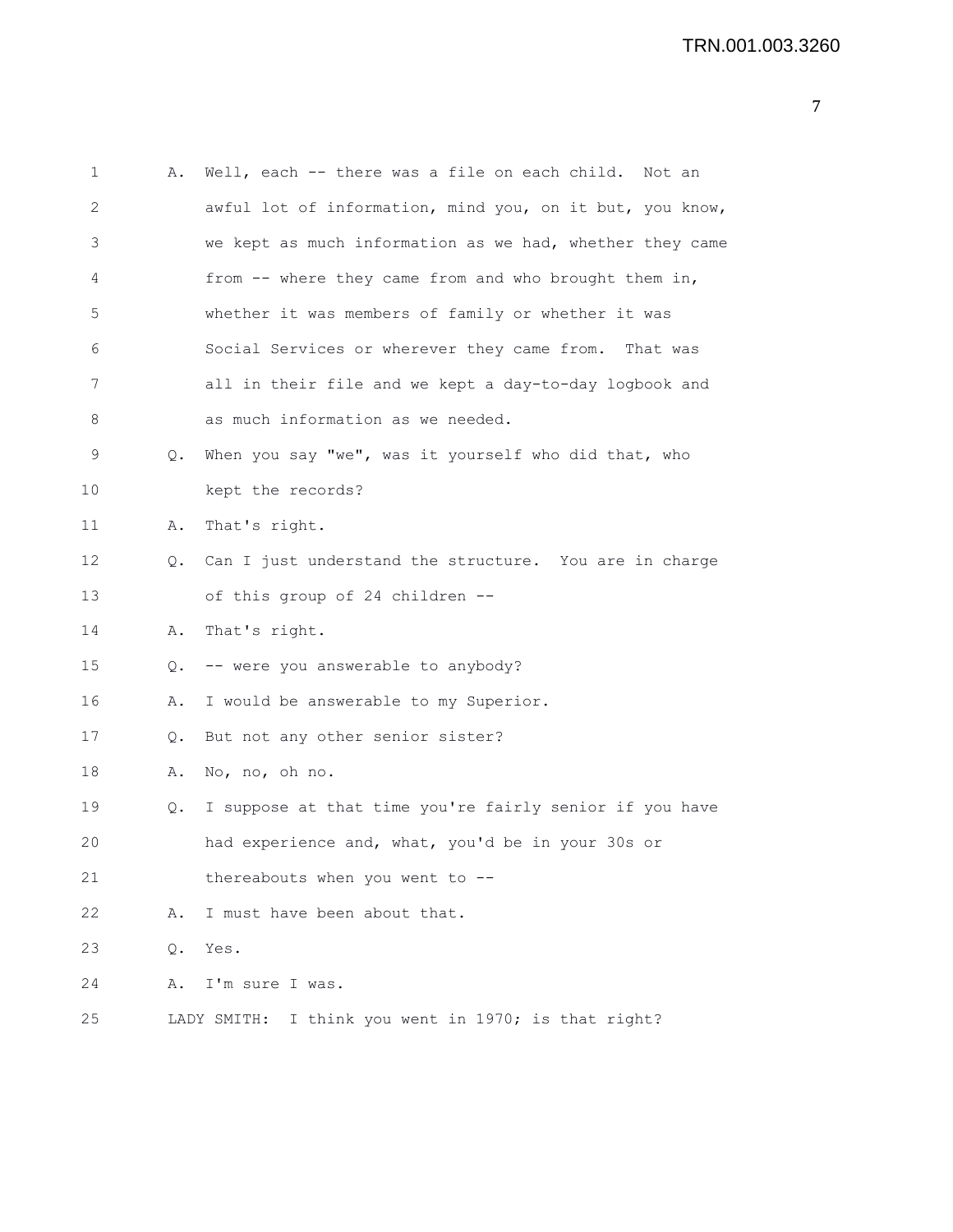A. Well, each -- there was a file on each child. Not an awful lot of information, mind you, on it but, you know, we kept as much information as we had, whether they came from -- where they came from and who brought them in, whether it was members of family or whether it was Social Services or wherever they came from. That was all in their file and we kept a day-to-day logbook and as much information as we needed.

Q. When you say "we", was it yourself who did that, who kept the records?

A. That's right.

Q. Can I just understand the structure. You are in charge of this group of 24 children --

A. That's right.

Q. -- were you answerable to anybody?

A. I would be answerable to my Superior.

Q. But not any other senior sister?

A. No, no, oh no.

Q. I suppose at that time you're fairly senior if you have had experience and, what, you'd be in your 30s or thereabouts when you went to --

A. I must have been about that.

Q. Yes.

A. I'm sure I was.

LADY SMITH: I think you went in 1970; is that right?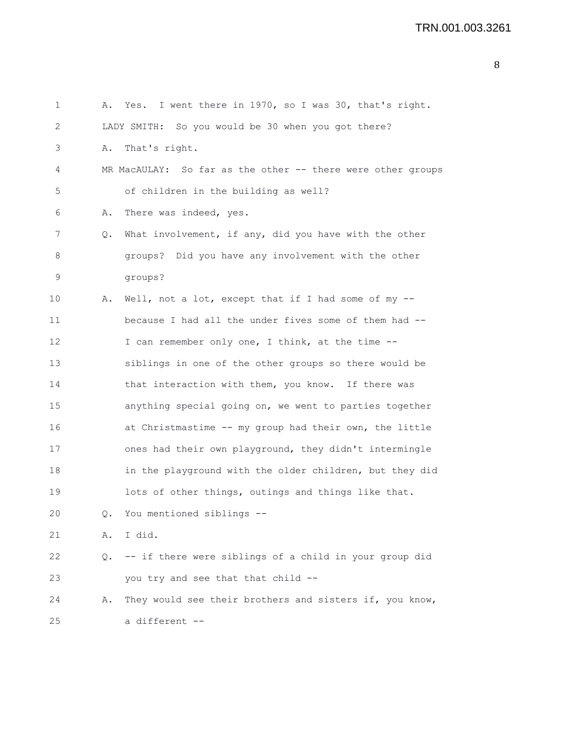A. Yes. I went there in 1970, so I was 30, that's right.

LADY SMITH: So you would be 30 when you got there?

A. That's right.

MR MacAULAY: So far as the other -- there were other groups of children in the building as well?

A. There was indeed, yes.

Q. What involvement, if any, did you have with the other groups? Did you have any involvement with the other groups?

A. Well, not a lot, except that if I had some of my -- because I had all the under fives some of them had -- I can remember only one, I think, at the time -- siblings in one of the other groups so there would be that interaction with them, you know. If there was anything special going on, we went to parties together at Christmastime -- my group had their own, the little ones had their own playground, they didn't intermingle in the playground with the older children, but they did lots of other things, outings and things like that.

Q. You mentioned siblings --

A. I did.

Q. -- if there were siblings of a child in your group did you try and see that that child --

A. They would see their brothers and sisters if, you know, a different --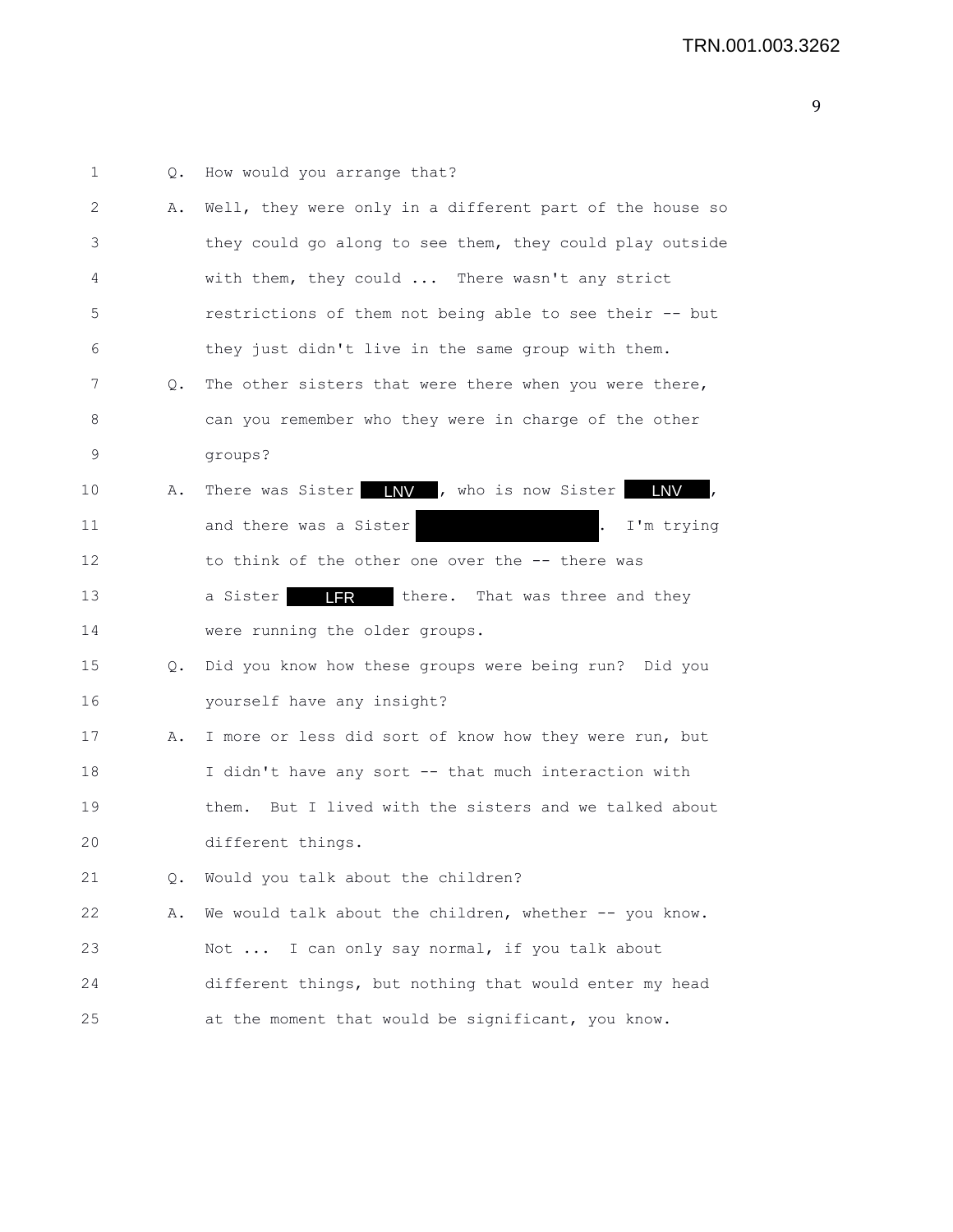1 Q. How would you arrange that?

2 A. Well, they were only in a different part of the house so

3 they could go along to see them, they could play outside

4 with them, they could ... There wasn't any strict

5 restrictions of them not being able to see their -- but

6 they just didn't live in the same group with them.

7 Q. The other sisters that were there when you were there,

8 can you remember who they were in charge of the other

9 groups?

10 A. There was Sister LNV, who is now Sister LNV,

11 and there was a Sister [redacted]. I'm trying

12 to think of the other one over the -- there was

13 a Sister LFR there. That was three and they

14 were running the older groups.

15 Q. Did you know how these groups were being run? Did you

16 yourself have any insight?

17 A. I more or less did sort of know how they were run, but

18 I didn't have any sort -- that much interaction with

19 them. But I lived with the sisters and we talked about

20 different things.

21 Q. Would you talk about the children?

22 A. We would talk about the children, whether -- you know.

23 Not ... I can only say normal, if you talk about

24 different things, but nothing that would enter my head

25 at the moment that would be significant, you know.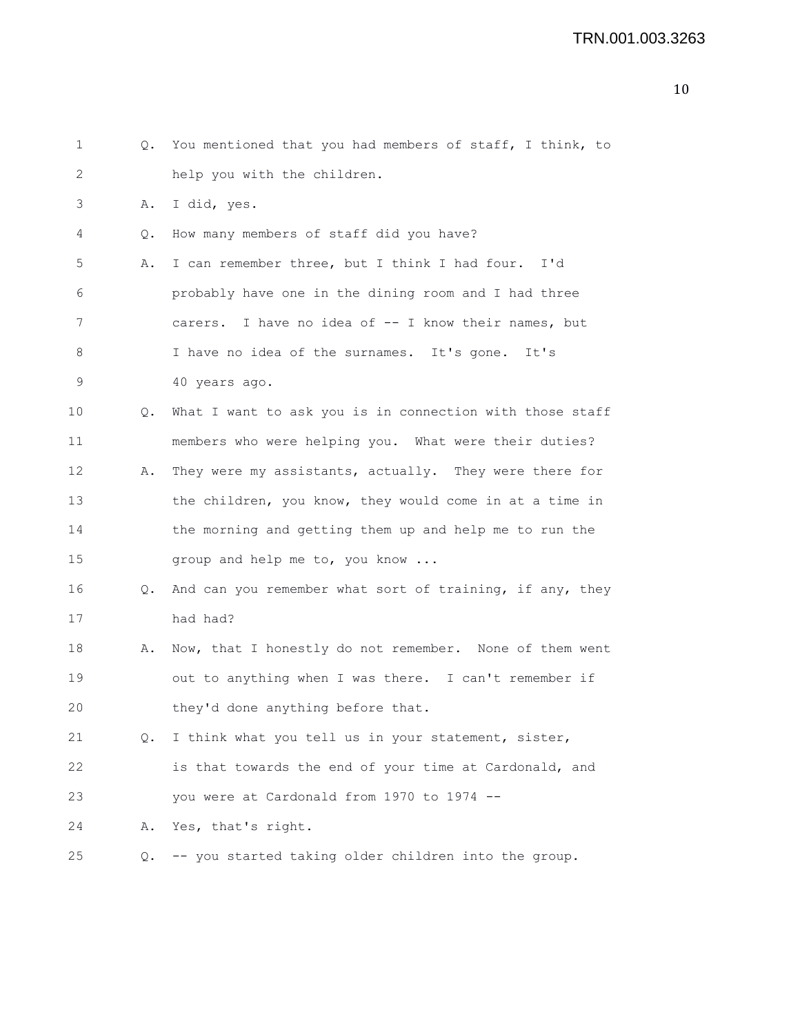Q. You mentioned that you had members of staff, I think, to help you with the children.

A. I did, yes.

Q. How many members of staff did you have?

A. I can remember three, but I think I had four. I'd probably have one in the dining room and I had three carers. I have no idea of -- I know their names, but I have no idea of the surnames. It's gone. It's 40 years ago.

Q. What I want to ask you is in connection with those staff members who were helping you. What were their duties?

A. They were my assistants, actually. They were there for the children, you know, they would come in at a time in the morning and getting them up and help me to run the group and help me to, you know ...

Q. And can you remember what sort of training, if any, they had had?

A. Now, that I honestly do not remember. None of them went out to anything when I was there. I can't remember if they'd done anything before that.

Q. I think what you tell us in your statement, sister, is that towards the end of your time at Cardonald, and you were at Cardonald from 1970 to 1974 --

A. Yes, that's right.

Q. -- you started taking older children into the group.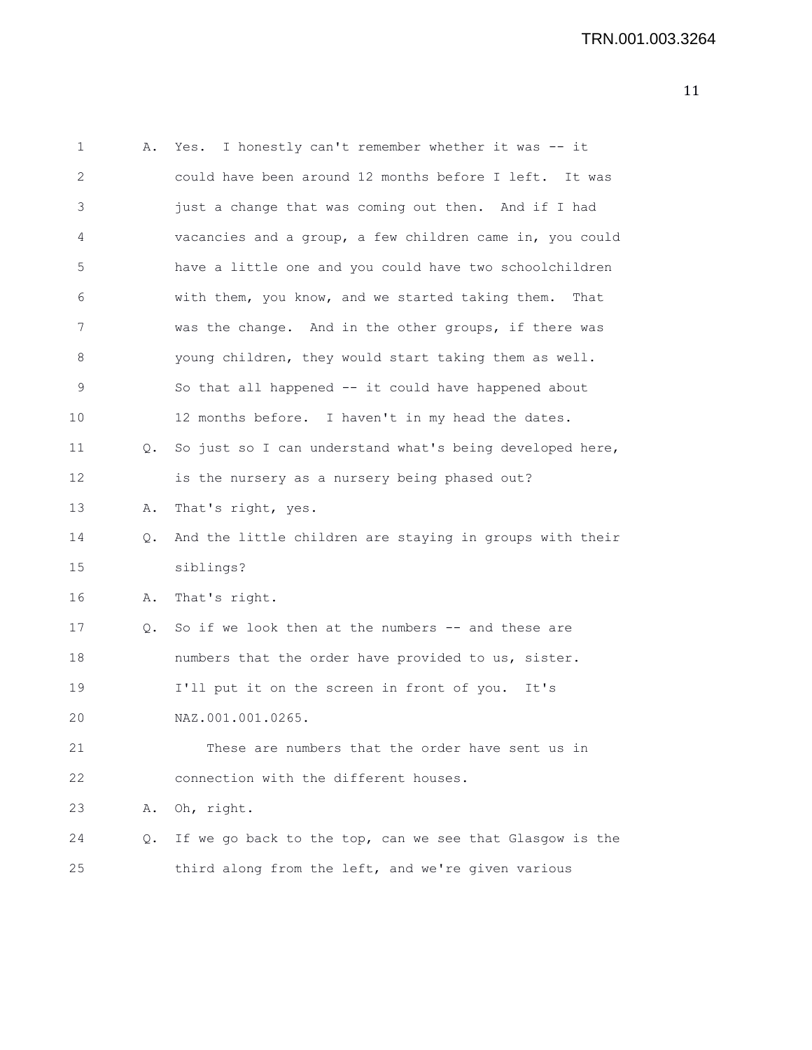A. Yes. I honestly can't remember whether it was -- it could have been around 12 months before I left. It was just a change that was coming out then. And if I had vacancies and a group, a few children came in, you could have a little one and you could have two schoolchildren with them, you know, and we started taking them. That was the change. And in the other groups, if there was young children, they would start taking them as well. So that all happened -- it could have happened about 12 months before. I haven't in my head the dates.

Q. So just so I can understand what's being developed here, is the nursery as a nursery being phased out?

A. That's right, yes.

Q. And the little children are staying in groups with their siblings?

A. That's right.

Q. So if we look then at the numbers -- and these are numbers that the order have provided to us, sister. I'll put it on the screen in front of you. It's NAZ.001.001.0265.

These are numbers that the order have sent us in connection with the different houses.

A. Oh, right.

Q. If we go back to the top, can we see that Glasgow is the third along from the left, and we're given various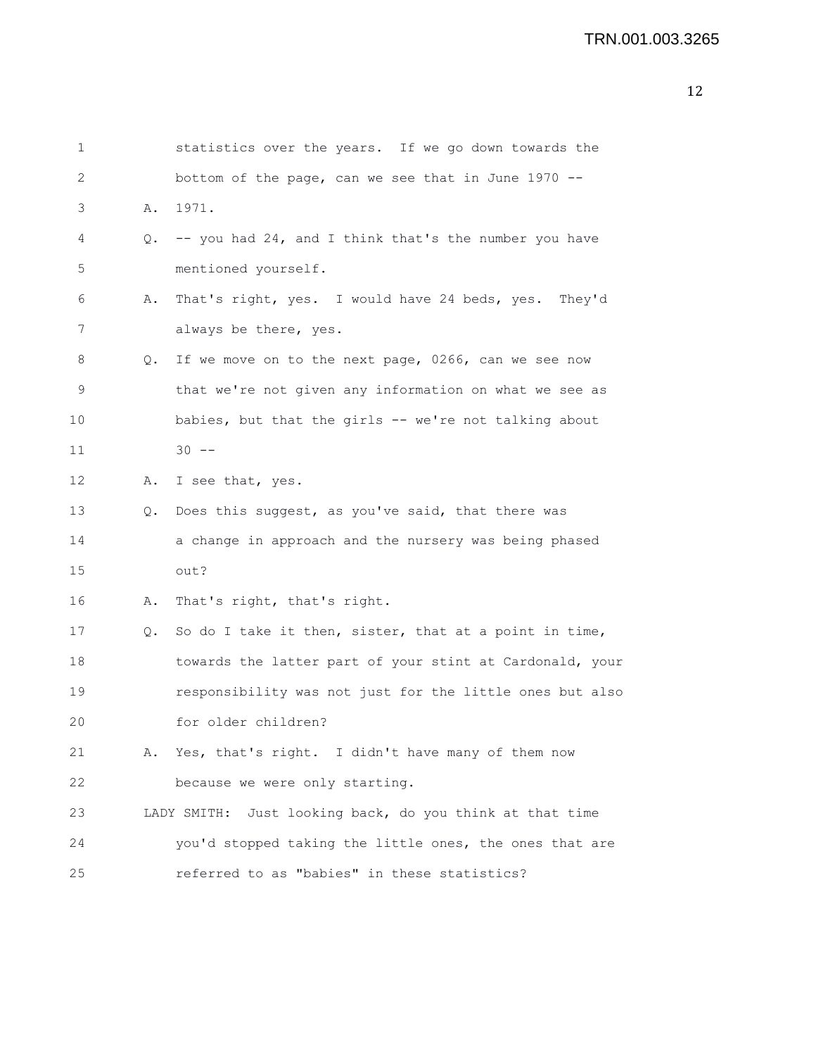statistics over the years. If we go down towards the bottom of the page, can we see that in June 1970 --

A. 1971.

Q. -- you had 24, and I think that's the number you have mentioned yourself.

A. That's right, yes. I would have 24 beds, yes. They'd always be there, yes.

Q. If we move on to the next page, 0266, can we see now that we're not given any information on what we see as babies, but that the girls -- we're not talking about 30 --

A. I see that, yes.

Q. Does this suggest, as you've said, that there was a change in approach and the nursery was being phased out?

A. That's right, that's right.

Q. So do I take it then, sister, that at a point in time, towards the latter part of your stint at Cardonald, your responsibility was not just for the little ones but also for older children?

A. Yes, that's right. I didn't have many of them now because we were only starting.

LADY SMITH: Just looking back, do you think at that time you'd stopped taking the little ones, the ones that are referred to as "babies" in these statistics?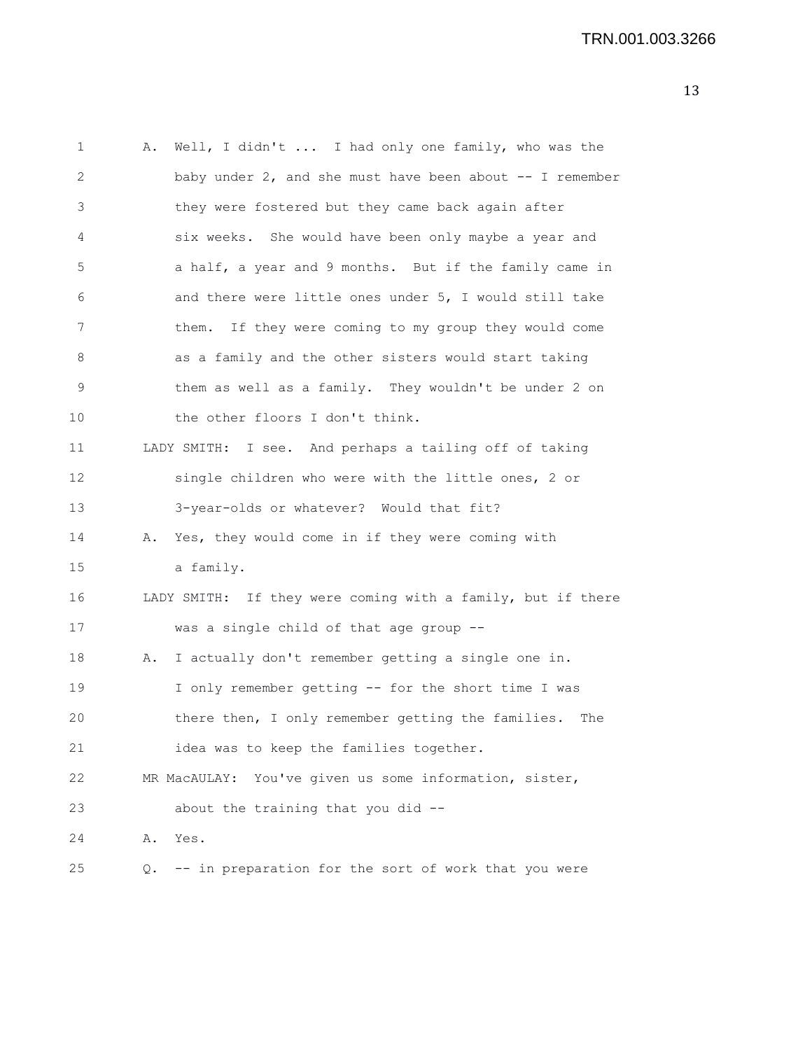A. Well, I didn't ... I had only one family, who was the baby under 2, and she must have been about -- I remember they were fostered but they came back again after six weeks. She would have been only maybe a year and a half, a year and 9 months. But if the family came in and there were little ones under 5, I would still take them. If they were coming to my group they would come as a family and the other sisters would start taking them as well as a family. They wouldn't be under 2 on the other floors I don't think.

LADY SMITH: I see. And perhaps a tailing off of taking single children who were with the little ones, 2 or 3-year-olds or whatever? Would that fit?

A. Yes, they would come in if they were coming with a family.

LADY SMITH: If they were coming with a family, but if there was a single child of that age group --

A. I actually don't remember getting a single one in. I only remember getting -- for the short time I was there then, I only remember getting the families. The idea was to keep the families together.

MR MacAULAY: You've given us some information, sister, about the training that you did --

A. Yes.

Q. -- in preparation for the sort of work that you were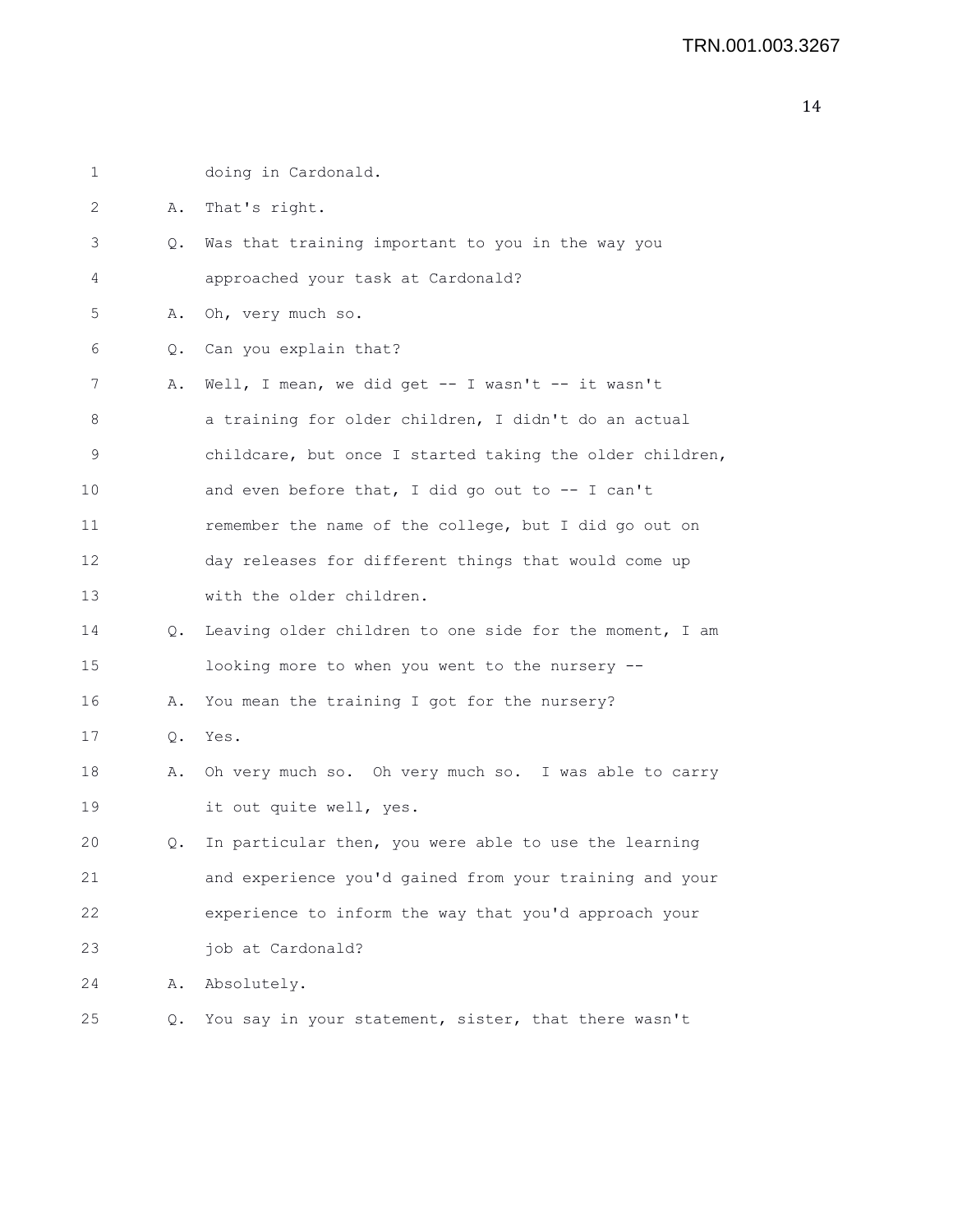doing in Cardonald.

A. That's right.

Q. Was that training important to you in the way you approached your task at Cardonald?

A. Oh, very much so.

Q. Can you explain that?

A. Well, I mean, we did get -- I wasn't -- it wasn't a training for older children, I didn't do an actual childcare, but once I started taking the older children, and even before that, I did go out to -- I can't remember the name of the college, but I did go out on day releases for different things that would come up with the older children.

Q. Leaving older children to one side for the moment, I am looking more to when you went to the nursery --

A. You mean the training I got for the nursery?

Q. Yes.

A. Oh very much so. Oh very much so. I was able to carry it out quite well, yes.

Q. In particular then, you were able to use the learning and experience you'd gained from your training and your experience to inform the way that you'd approach your job at Cardonald?

A. Absolutely.

Q. You say in your statement, sister, that there wasn't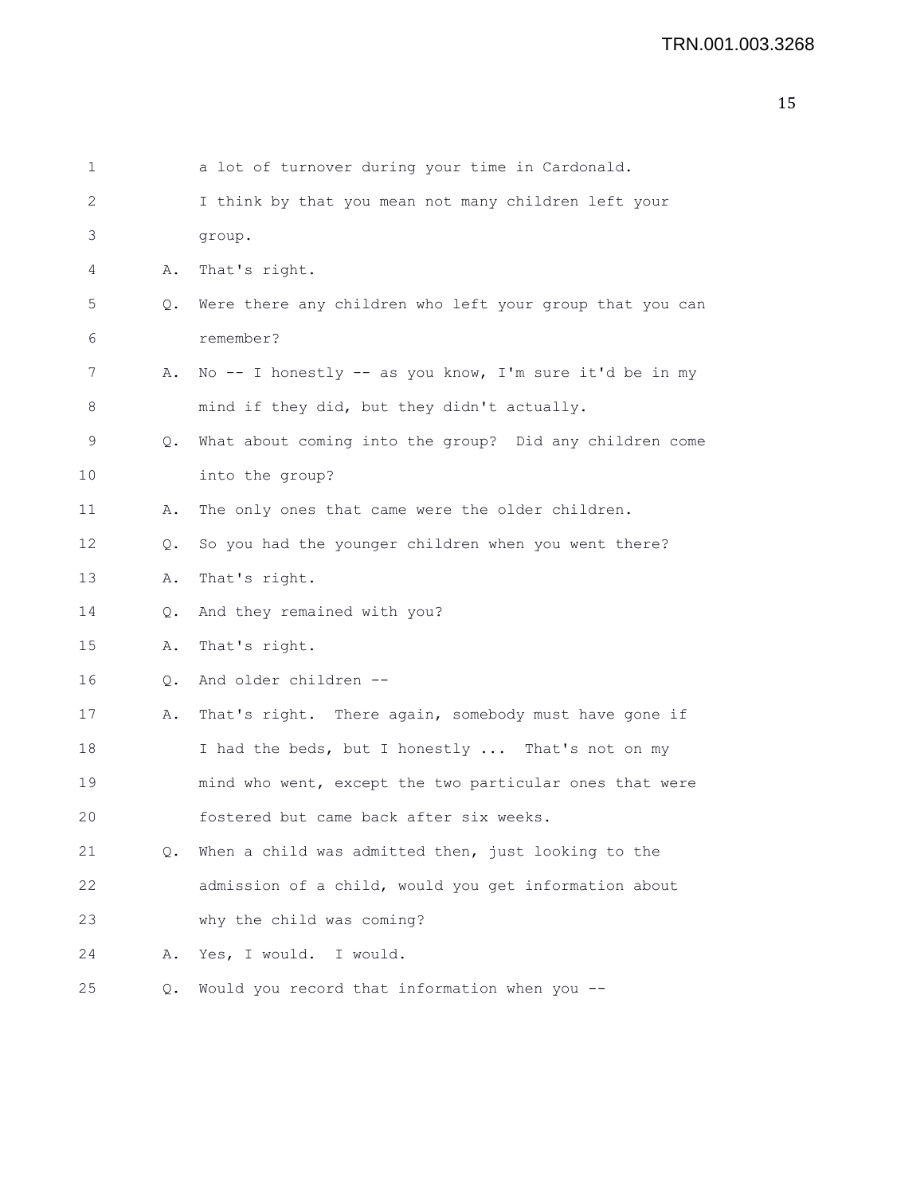a lot of turnover during your time in Cardonald.
I think by that you mean not many children left your group.

A. That's right.

Q. Were there any children who left your group that you can remember?

A. No -- I honestly -- as you know, I'm sure it'd be in my mind if they did, but they didn't actually.

Q. What about coming into the group? Did any children come into the group?

A. The only ones that came were the older children.

Q. So you had the younger children when you went there?

A. That's right.

Q. And they remained with you?

A. That's right.

Q. And older children --

A. That's right. There again, somebody must have gone if I had the beds, but I honestly ... That's not on my mind who went, except the two particular ones that were fostered but came back after six weeks.

Q. When a child was admitted then, just looking to the admission of a child, would you get information about why the child was coming?

A. Yes, I would. I would.

Q. Would you record that information when you --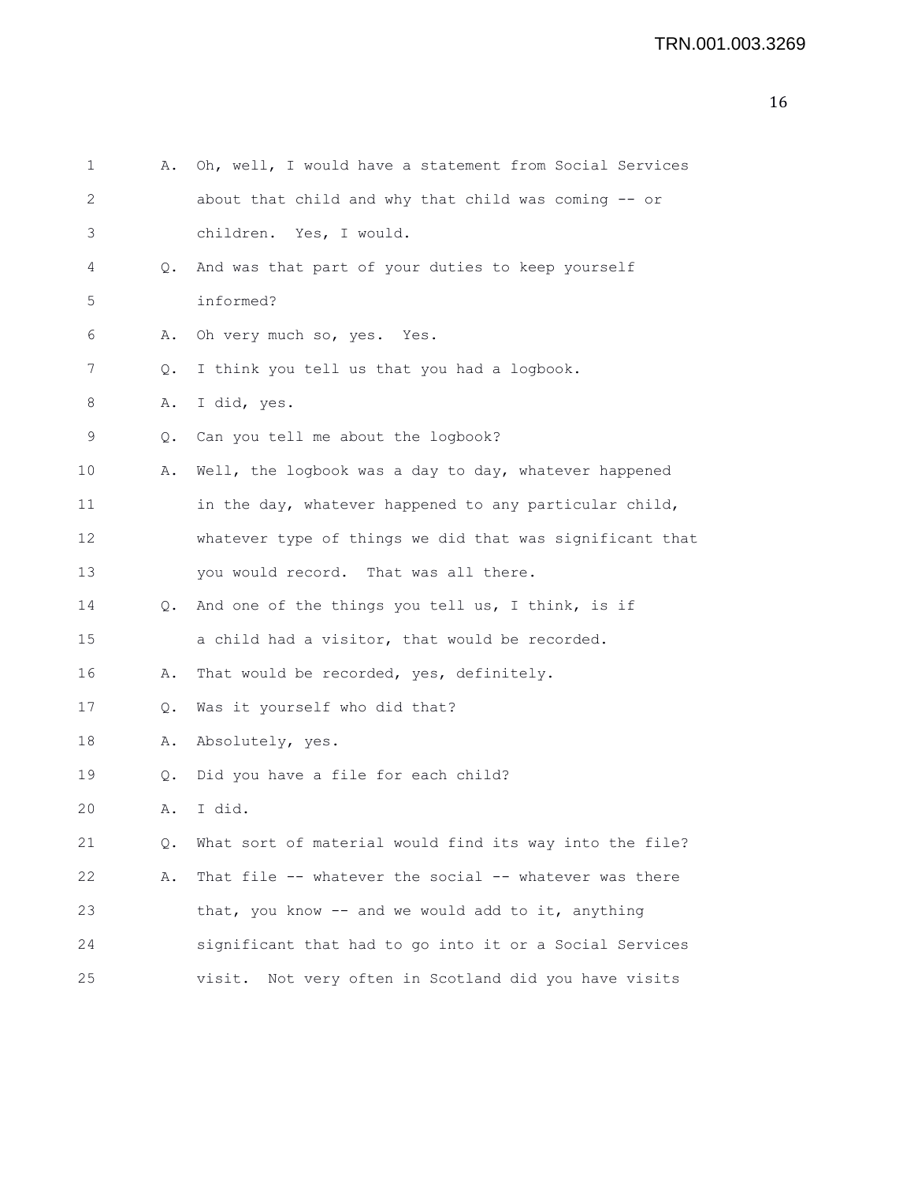1 A. Oh, well, I would have a statement from Social Services
2 about that child and why that child was coming -- or
3 children. Yes, I would.
4 Q. And was that part of your duties to keep yourself
5 informed?
6 A. Oh very much so, yes. Yes.
7 Q. I think you tell us that you had a logbook.
8 A. I did, yes.
9 Q. Can you tell me about the logbook?
10 A. Well, the logbook was a day to day, whatever happened
11 in the day, whatever happened to any particular child,
12 whatever type of things we did that was significant that
13 you would record. That was all there.
14 Q. And one of the things you tell us, I think, is if
15 a child had a visitor, that would be recorded.
16 A. That would be recorded, yes, definitely.
17 Q. Was it yourself who did that?
18 A. Absolutely, yes.
19 Q. Did you have a file for each child?
20 A. I did.
21 Q. What sort of material would find its way into the file?
22 A. That file -- whatever the social -- whatever was there
23 that, you know -- and we would add to it, anything
24 significant that had to go into it or a Social Services
25 visit. Not very often in Scotland did you have visits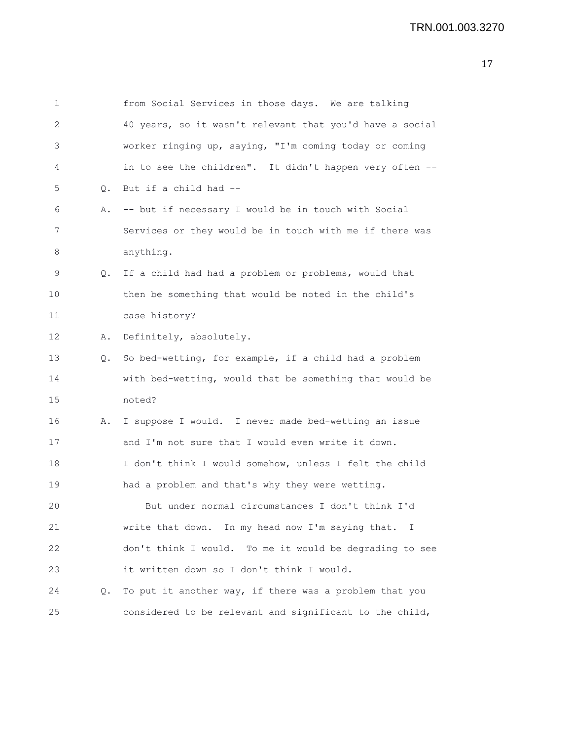from Social Services in those days. We are talking 40 years, so it wasn't relevant that you'd have a social worker ringing up, saying, "I'm coming today or coming in to see the children". It didn't happen very often --

Q. But if a child had --

A. -- but if necessary I would be in touch with Social Services or they would be in touch with me if there was anything.

Q. If a child had had a problem or problems, would that then be something that would be noted in the child's case history?

A. Definitely, absolutely.

Q. So bed-wetting, for example, if a child had a problem with bed-wetting, would that be something that would be noted?

A. I suppose I would. I never made bed-wetting an issue and I'm not sure that I would even write it down. I don't think I would somehow, unless I felt the child had a problem and that's why they were wetting.

But under normal circumstances I don't think I'd write that down. In my head now I'm saying that. I don't think I would. To me it would be degrading to see it written down so I don't think I would.

Q. To put it another way, if there was a problem that you considered to be relevant and significant to the child,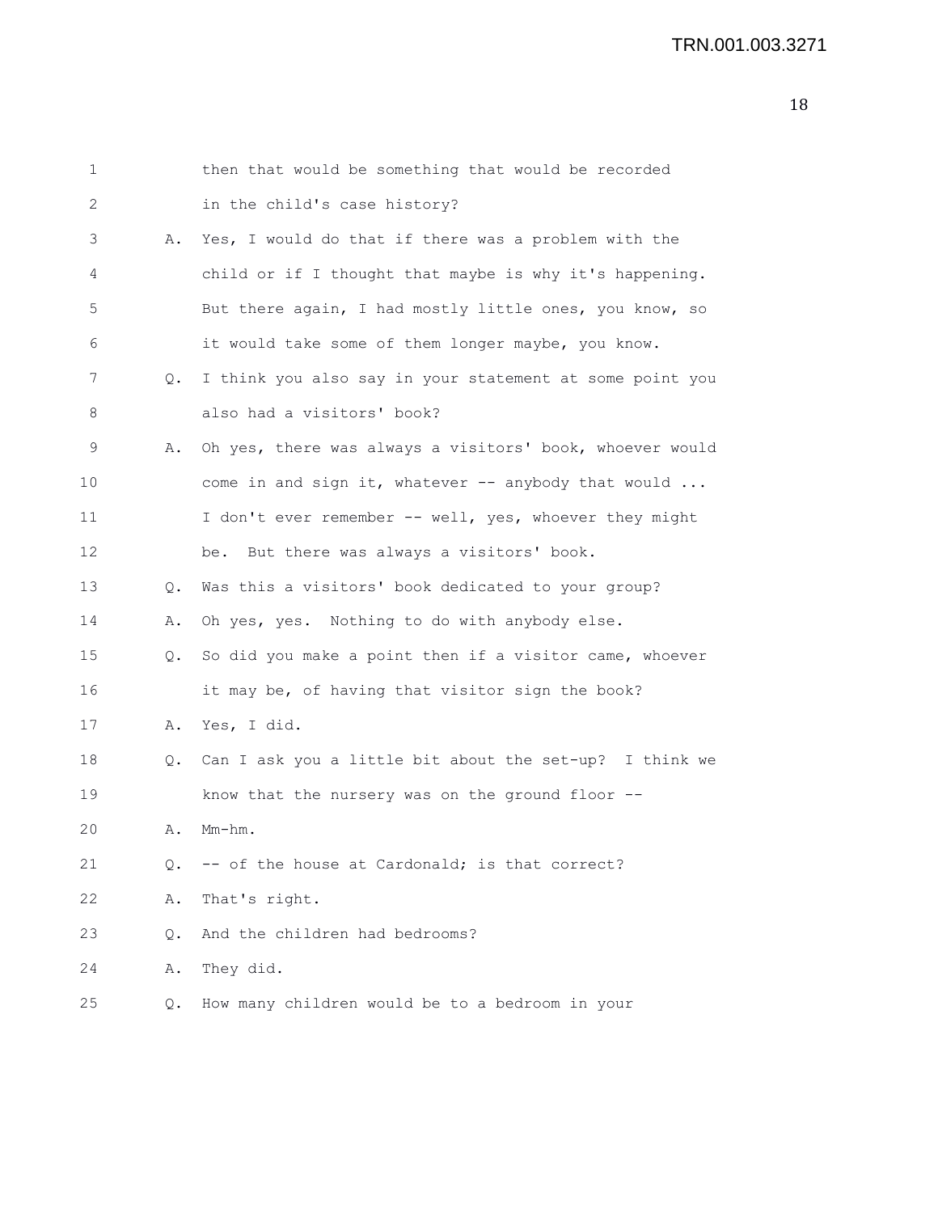1 then that would be something that would be recorded
2 in the child's case history?
3 A. Yes, I would do that if there was a problem with the
4 child or if I thought that maybe is why it's happening.
5 But there again, I had mostly little ones, you know, so
6 it would take some of them longer maybe, you know.
7 Q. I think you also say in your statement at some point you
8 also had a visitors' book?
9 A. Oh yes, there was always a visitors' book, whoever would
10 come in and sign it, whatever -- anybody that would ...
11 I don't ever remember -- well, yes, whoever they might
12 be. But there was always a visitors' book.
13 Q. Was this a visitors' book dedicated to your group?
14 A. Oh yes, yes. Nothing to do with anybody else.
15 Q. So did you make a point then if a visitor came, whoever
16 it may be, of having that visitor sign the book?
17 A. Yes, I did.
18 Q. Can I ask you a little bit about the set-up? I think we
19 know that the nursery was on the ground floor --
20 A. Mm-hm.
21 Q. -- of the house at Cardonald; is that correct?
22 A. That's right.
23 Q. And the children had bedrooms?
24 A. They did.
25 Q. How many children would be to a bedroom in your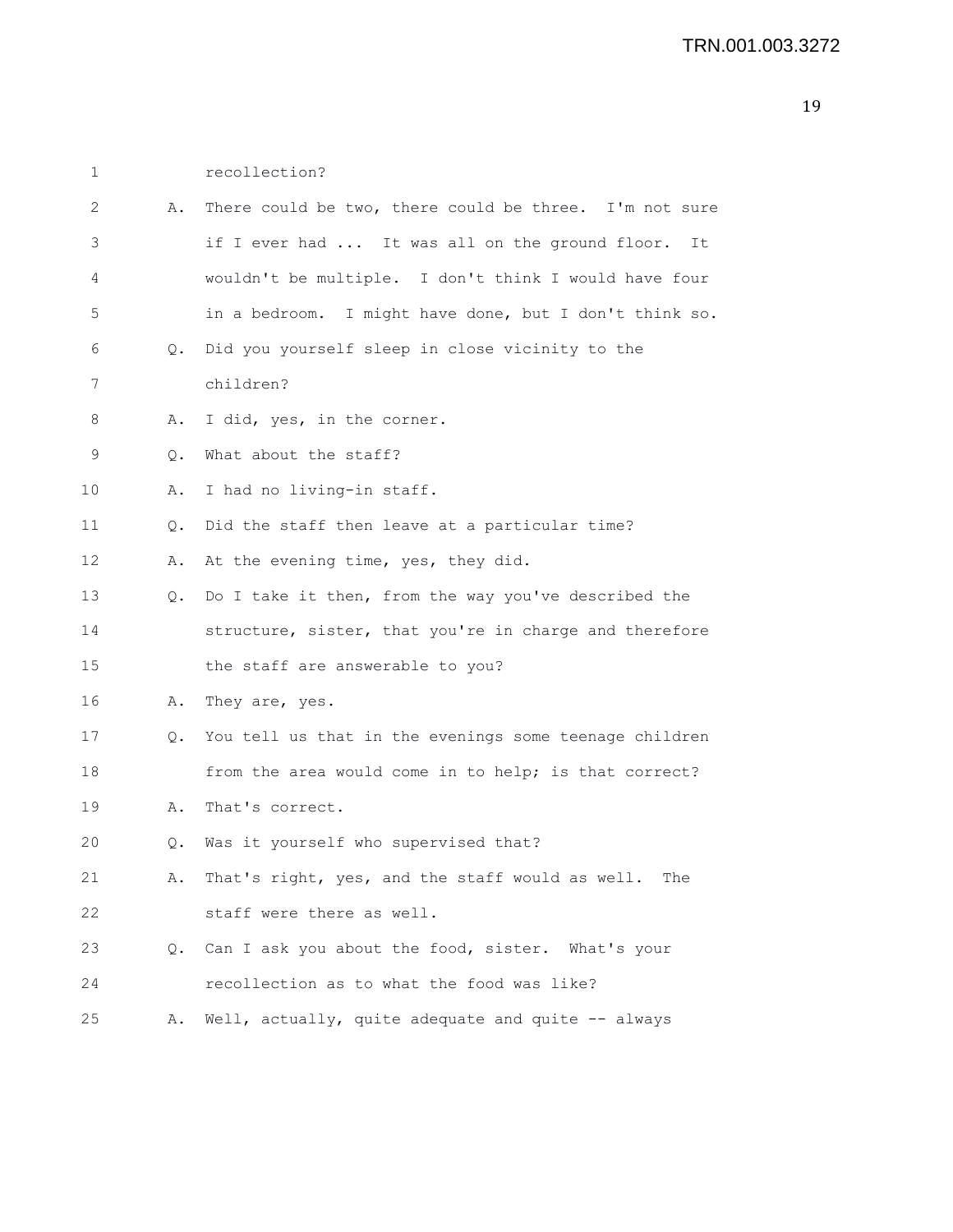1 recollection?

2 A. There could be two, there could be three. I'm not sure

3 if I ever had ... It was all on the ground floor. It

4 wouldn't be multiple. I don't think I would have four

5 in a bedroom. I might have done, but I don't think so.

6 Q. Did you yourself sleep in close vicinity to the

7 children?

8 A. I did, yes, in the corner.

9 Q. What about the staff?

10 A. I had no living-in staff.

11 Q. Did the staff then leave at a particular time?

12 A. At the evening time, yes, they did.

13 Q. Do I take it then, from the way you've described the

14 structure, sister, that you're in charge and therefore

15 the staff are answerable to you?

16 A. They are, yes.

17 Q. You tell us that in the evenings some teenage children

18 from the area would come in to help; is that correct?

19 A. That's correct.

20 Q. Was it yourself who supervised that?

21 A. That's right, yes, and the staff would as well. The

22 staff were there as well.

23 Q. Can I ask you about the food, sister. What's your

24 recollection as to what the food was like?

25 A. Well, actually, quite adequate and quite -- always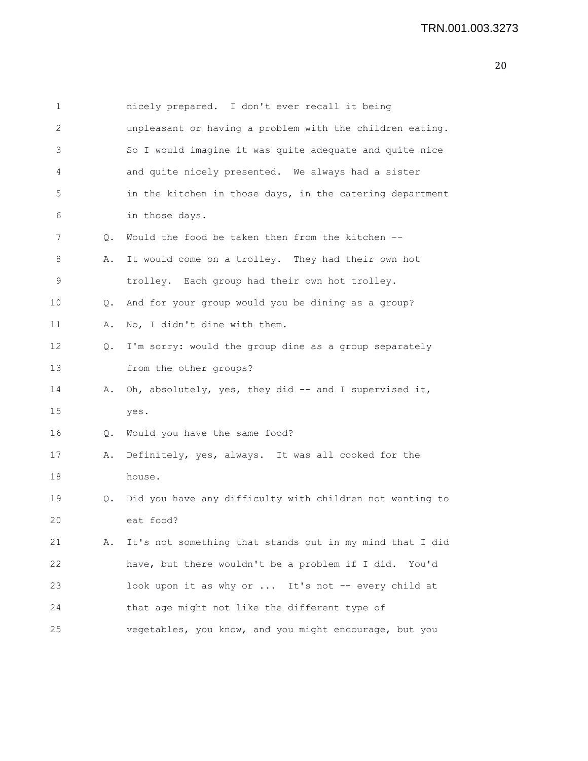nicely prepared. I don't ever recall it being unpleasant or having a problem with the children eating. So I would imagine it was quite adequate and quite nice and quite nicely presented. We always had a sister in the kitchen in those days, in the catering department in those days.

Q. Would the food be taken then from the kitchen --

A. It would come on a trolley. They had their own hot trolley. Each group had their own hot trolley.

Q. And for your group would you be dining as a group?

A. No, I didn't dine with them.

Q. I'm sorry: would the group dine as a group separately from the other groups?

A. Oh, absolutely, yes, they did -- and I supervised it, yes.

Q. Would you have the same food?

A. Definitely, yes, always. It was all cooked for the house.

Q. Did you have any difficulty with children not wanting to eat food?

A. It's not something that stands out in my mind that I did have, but there wouldn't be a problem if I did. You'd look upon it as why or ... It's not -- every child at that age might not like the different type of vegetables, you know, and you might encourage, but you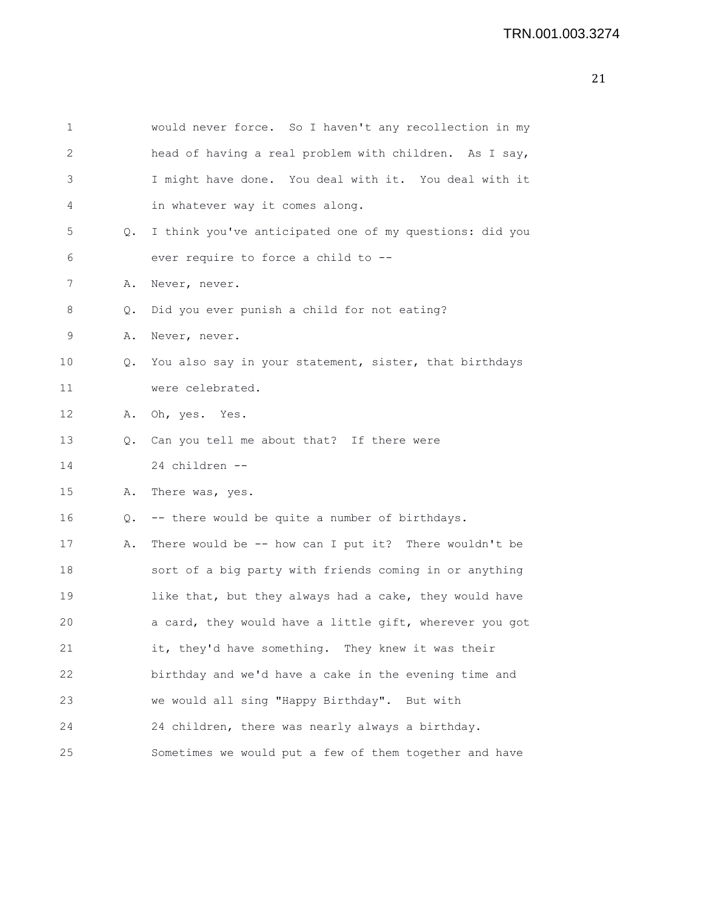would never force. So I haven't any recollection in my head of having a real problem with children. As I say, I might have done. You deal with it. You deal with it in whatever way it comes along.

Q. I think you've anticipated one of my questions: did you ever require to force a child to --

A. Never, never.

Q. Did you ever punish a child for not eating?

A. Never, never.

Q. You also say in your statement, sister, that birthdays were celebrated.

A. Oh, yes. Yes.

Q. Can you tell me about that? If there were 24 children --

A. There was, yes.

Q. -- there would be quite a number of birthdays.

A. There would be -- how can I put it? There wouldn't be sort of a big party with friends coming in or anything like that, but they always had a cake, they would have a card, they would have a little gift, wherever you got it, they'd have something. They knew it was their birthday and we'd have a cake in the evening time and we would all sing "Happy Birthday". But with 24 children, there was nearly always a birthday. Sometimes we would put a few of them together and have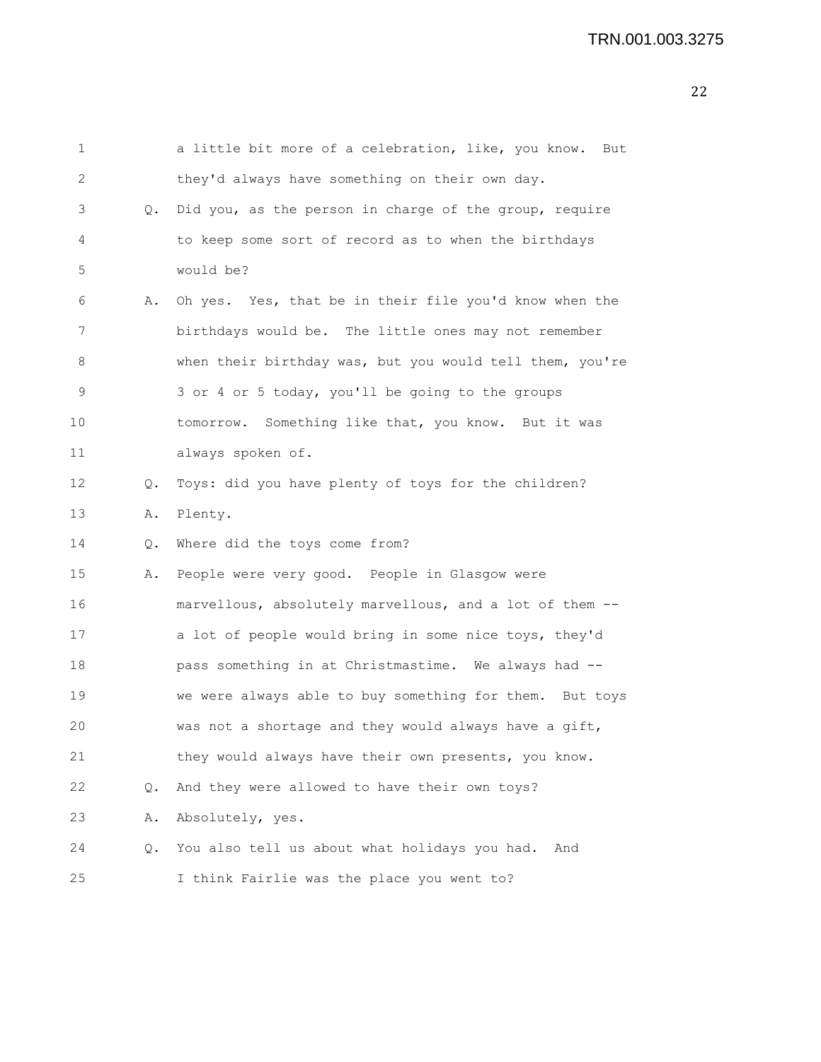1 a little bit more of a celebration, like, you know. But
2 they'd always have something on their own day.
3 Q. Did you, as the person in charge of the group, require
4 to keep some sort of record as to when the birthdays
5 would be?
6 A. Oh yes. Yes, that be in their file you'd know when the
7 birthdays would be. The little ones may not remember
8 when their birthday was, but you would tell them, you're
9 3 or 4 or 5 today, you'll be going to the groups
10 tomorrow. Something like that, you know. But it was
11 always spoken of.
12 Q. Toys: did you have plenty of toys for the children?
13 A. Plenty.
14 Q. Where did the toys come from?
15 A. People were very good. People in Glasgow were
16 marvellous, absolutely marvellous, and a lot of them --
17 a lot of people would bring in some nice toys, they'd
18 pass something in at Christmastime. We always had --
19 we were always able to buy something for them. But toys
20 was not a shortage and they would always have a gift,
21 they would always have their own presents, you know.
22 Q. And they were allowed to have their own toys?
23 A. Absolutely, yes.
24 Q. You also tell us about what holidays you had. And
25 I think Fairlie was the place you went to?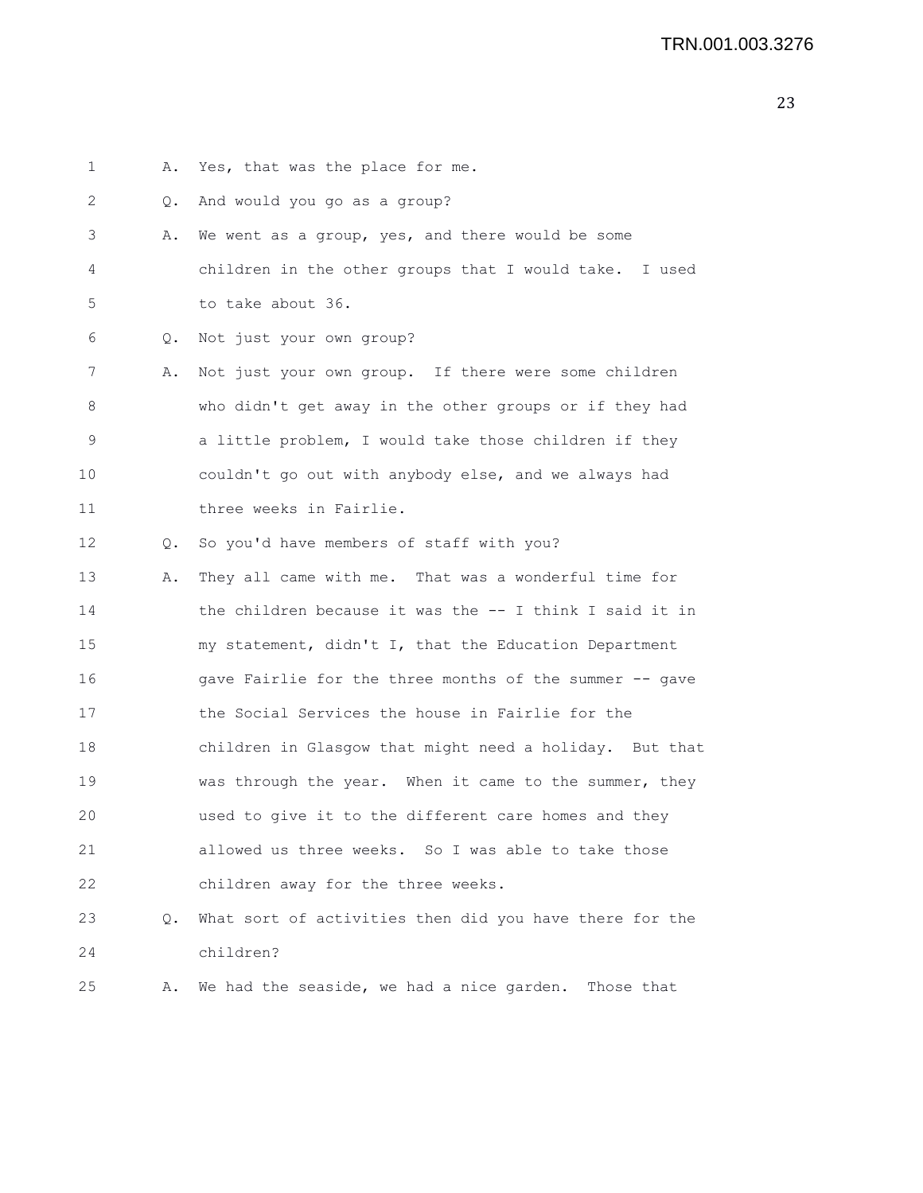1 A. Yes, that was the place for me.

2 Q. And would you go as a group?

3 A. We went as a group, yes, and there would be some
4 children in the other groups that I would take. I used
5 to take about 36.

6 Q. Not just your own group?

7 A. Not just your own group. If there were some children
8 who didn't get away in the other groups or if they had
9 a little problem, I would take those children if they
10 couldn't go out with anybody else, and we always had
11 three weeks in Fairlie.

12 Q. So you'd have members of staff with you?

13 A. They all came with me. That was a wonderful time for
14 the children because it was the -- I think I said it in
15 my statement, didn't I, that the Education Department
16 gave Fairlie for the three months of the summer -- gave
17 the Social Services the house in Fairlie for the
18 children in Glasgow that might need a holiday. But that
19 was through the year. When it came to the summer, they
20 used to give it to the different care homes and they
21 allowed us three weeks. So I was able to take those
22 children away for the three weeks.

23 Q. What sort of activities then did you have there for the
24 children?

25 A. We had the seaside, we had a nice garden. Those that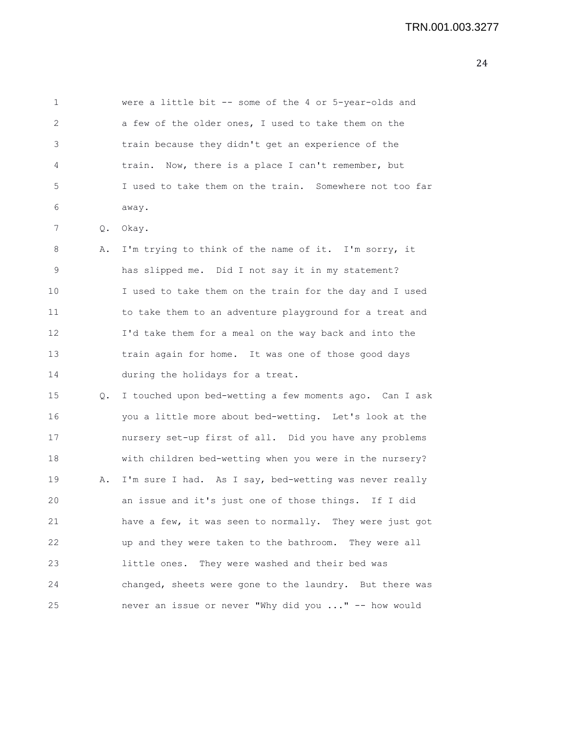were a little bit -- some of the 4 or 5-year-olds and a few of the older ones, I used to take them on the train because they didn't get an experience of the train. Now, there is a place I can't remember, but I used to take them on the train. Somewhere not too far away.

Q. Okay.

A. I'm trying to think of the name of it. I'm sorry, it has slipped me. Did I not say it in my statement? I used to take them on the train for the day and I used to take them to an adventure playground for a treat and I'd take them for a meal on the way back and into the train again for home. It was one of those good days during the holidays for a treat.

Q. I touched upon bed-wetting a few moments ago. Can I ask you a little more about bed-wetting. Let's look at the nursery set-up first of all. Did you have any problems with children bed-wetting when you were in the nursery?

A. I'm sure I had. As I say, bed-wetting was never really an issue and it's just one of those things. If I did have a few, it was seen to normally. They were just got up and they were taken to the bathroom. They were all little ones. They were washed and their bed was changed, sheets were gone to the laundry. But there was never an issue or never "Why did you ..." -- how would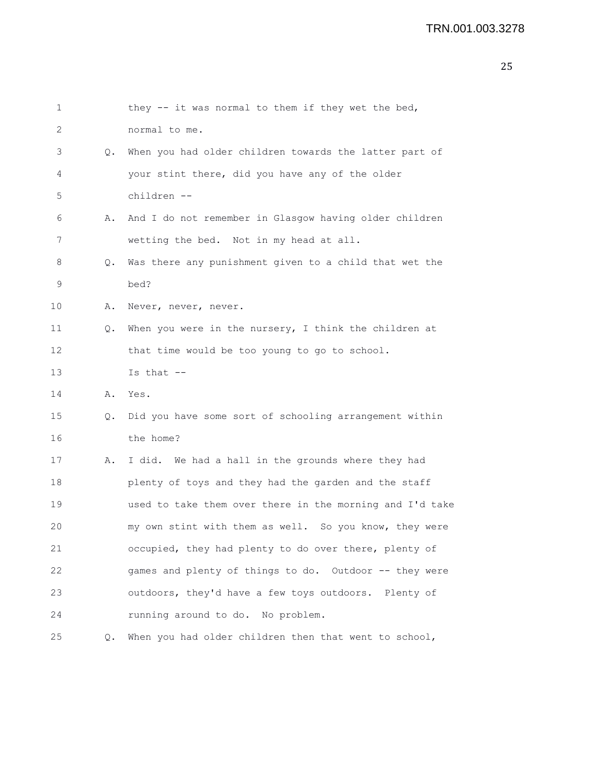they -- it was normal to them if they wet the bed, normal to me.

Q. When you had older children towards the latter part of your stint there, did you have any of the older children --

A. And I do not remember in Glasgow having older children wetting the bed. Not in my head at all.

Q. Was there any punishment given to a child that wet the bed?

A. Never, never, never.

Q. When you were in the nursery, I think the children at that time would be too young to go to school. Is that --

A. Yes.

Q. Did you have some sort of schooling arrangement within the home?

A. I did. We had a hall in the grounds where they had plenty of toys and they had the garden and the staff used to take them over there in the morning and I'd take my own stint with them as well. So you know, they were occupied, they had plenty to do over there, plenty of games and plenty of things to do. Outdoor -- they were outdoors, they'd have a few toys outdoors. Plenty of running around to do. No problem.

Q. When you had older children then that went to school,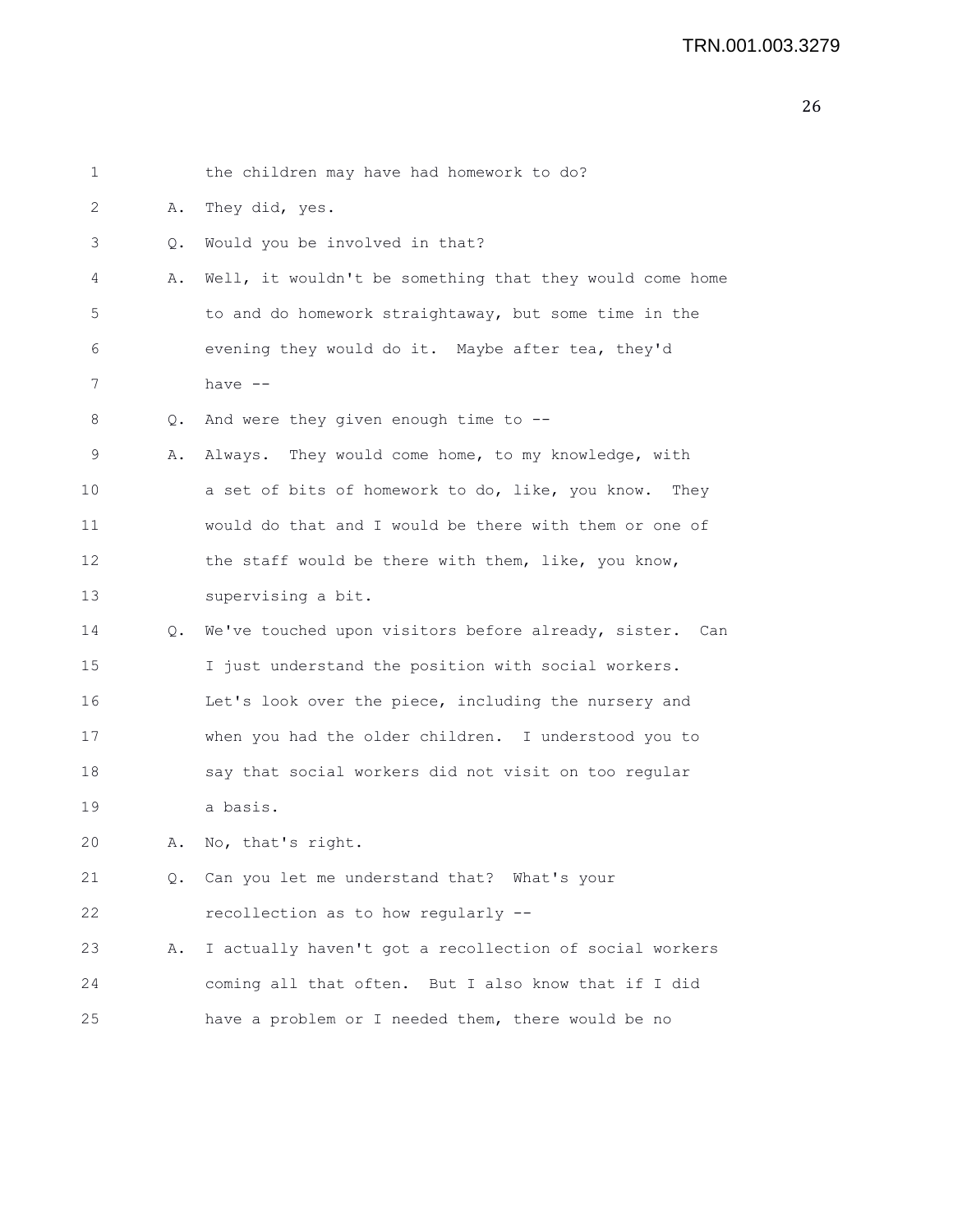1 the children may have had homework to do?

2 A. They did, yes.

3 Q. Would you be involved in that?

4 A. Well, it wouldn't be something that they would come home

5 to and do homework straightaway, but some time in the

6 evening they would do it. Maybe after tea, they'd

7 have --

8 Q. And were they given enough time to --

9 A. Always. They would come home, to my knowledge, with

10 a set of bits of homework to do, like, you know. They

11 would do that and I would be there with them or one of

12 the staff would be there with them, like, you know,

13 supervising a bit.

14 Q. We've touched upon visitors before already, sister. Can

15 I just understand the position with social workers.

16 Let's look over the piece, including the nursery and

17 when you had the older children. I understood you to

18 say that social workers did not visit on too regular

19 a basis.

20 A. No, that's right.

21 Q. Can you let me understand that? What's your

22 recollection as to how regularly --

23 A. I actually haven't got a recollection of social workers

24 coming all that often. But I also know that if I did

25 have a problem or I needed them, there would be no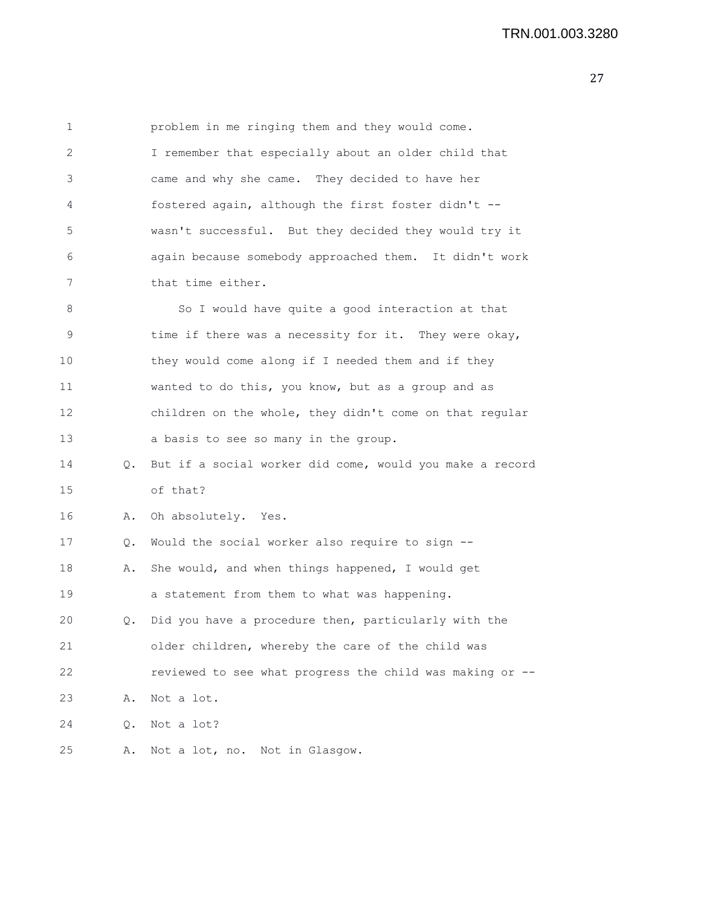problem in me ringing them and they would come. I remember that especially about an older child that came and why she came. They decided to have her fostered again, although the first foster didn't -- wasn't successful. But they decided they would try it again because somebody approached them. It didn't work that time either.

So I would have quite a good interaction at that time if there was a necessity for it. They were okay, they would come along if I needed them and if they wanted to do this, you know, but as a group and as children on the whole, they didn't come on that regular a basis to see so many in the group.

Q. But if a social worker did come, would you make a record of that?

A. Oh absolutely. Yes.

Q. Would the social worker also require to sign --

A. She would, and when things happened, I would get a statement from them to what was happening.

Q. Did you have a procedure then, particularly with the older children, whereby the care of the child was reviewed to see what progress the child was making or --

A. Not a lot.

Q. Not a lot?

A. Not a lot, no. Not in Glasgow.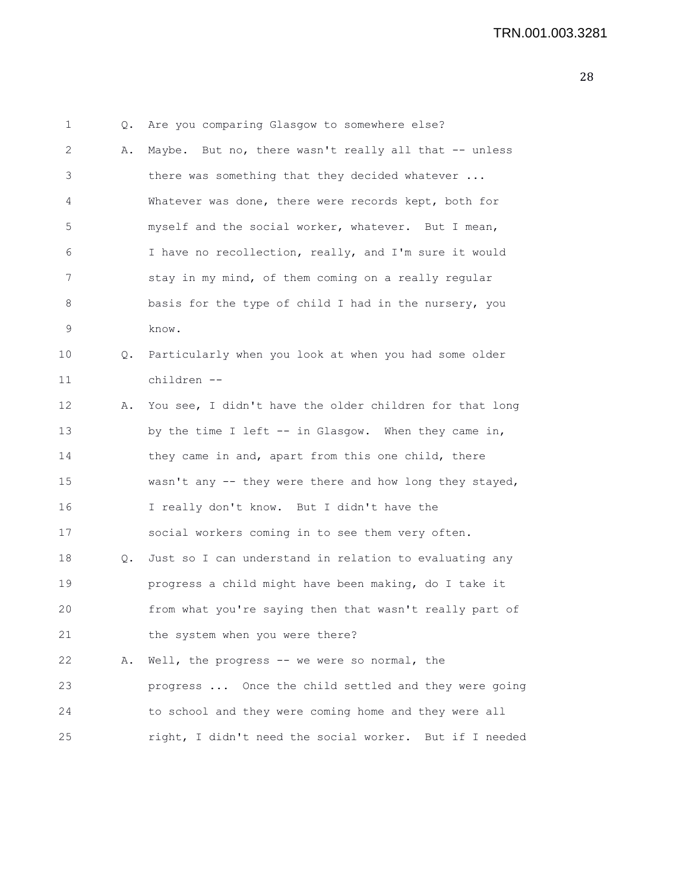Q. Are you comparing Glasgow to somewhere else?

A. Maybe. But no, there wasn't really all that -- unless there was something that they decided whatever ... Whatever was done, there were records kept, both for myself and the social worker, whatever. But I mean, I have no recollection, really, and I'm sure it would stay in my mind, of them coming on a really regular basis for the type of child I had in the nursery, you know.

Q. Particularly when you look at when you had some older children --

A. You see, I didn't have the older children for that long by the time I left -- in Glasgow. When they came in, they came in and, apart from this one child, there wasn't any -- they were there and how long they stayed, I really don't know. But I didn't have the social workers coming in to see them very often.

Q. Just so I can understand in relation to evaluating any progress a child might have been making, do I take it from what you're saying then that wasn't really part of the system when you were there?

A. Well, the progress -- we were so normal, the progress ... Once the child settled and they were going to school and they were coming home and they were all right, I didn't need the social worker. But if I needed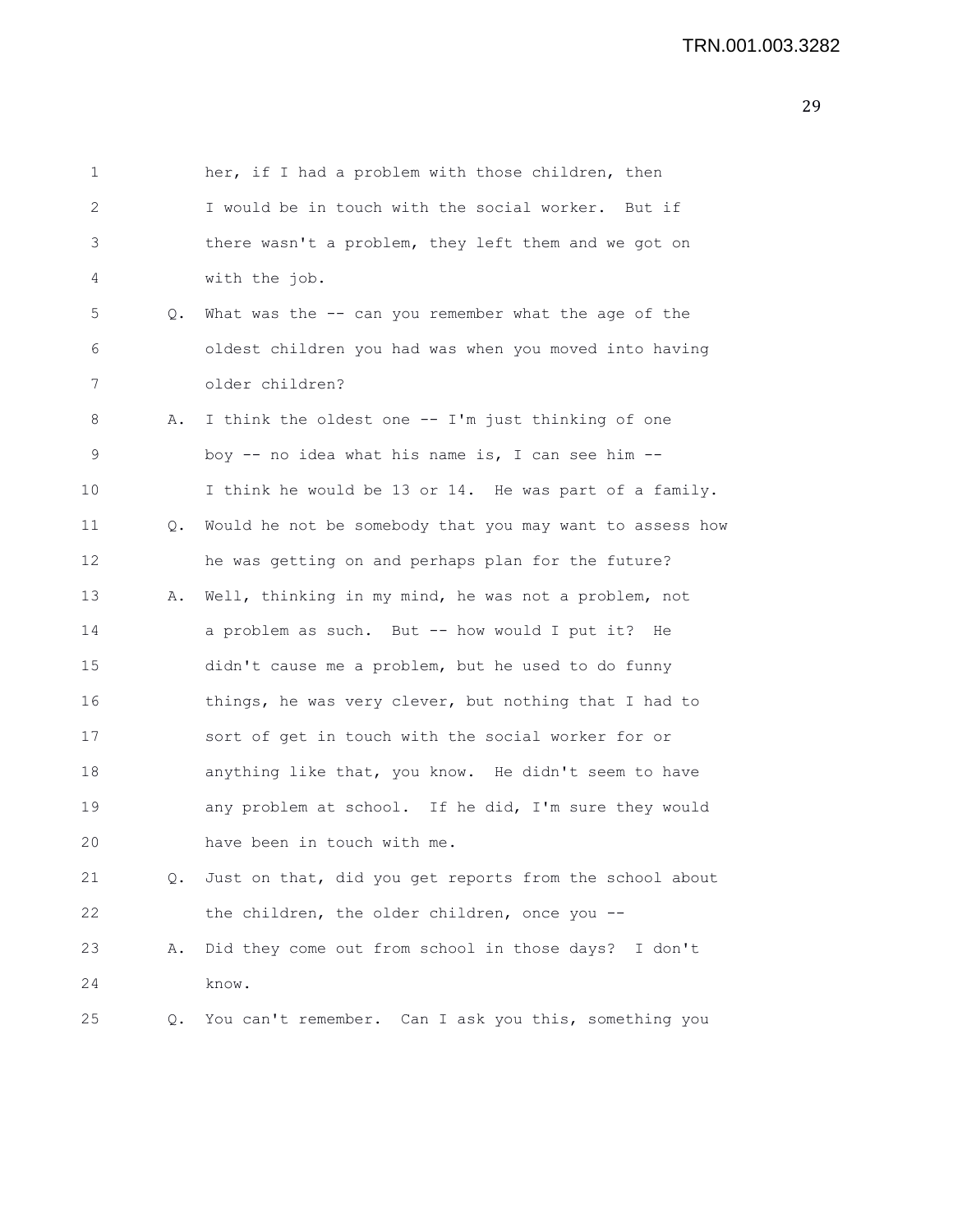her, if I had a problem with those children, then I would be in touch with the social worker. But if there wasn't a problem, they left them and we got on with the job.

Q. What was the -- can you remember what the age of the oldest children you had was when you moved into having older children?

A. I think the oldest one -- I'm just thinking of one boy -- no idea what his name is, I can see him -- I think he would be 13 or 14. He was part of a family.

Q. Would he not be somebody that you may want to assess how he was getting on and perhaps plan for the future?

A. Well, thinking in my mind, he was not a problem, not a problem as such. But -- how would I put it? He didn't cause me a problem, but he used to do funny things, he was very clever, but nothing that I had to sort of get in touch with the social worker for or anything like that, you know. He didn't seem to have any problem at school. If he did, I'm sure they would have been in touch with me.

Q. Just on that, did you get reports from the school about the children, the older children, once you --

A. Did they come out from school in those days? I don't know.

Q. You can't remember. Can I ask you this, something you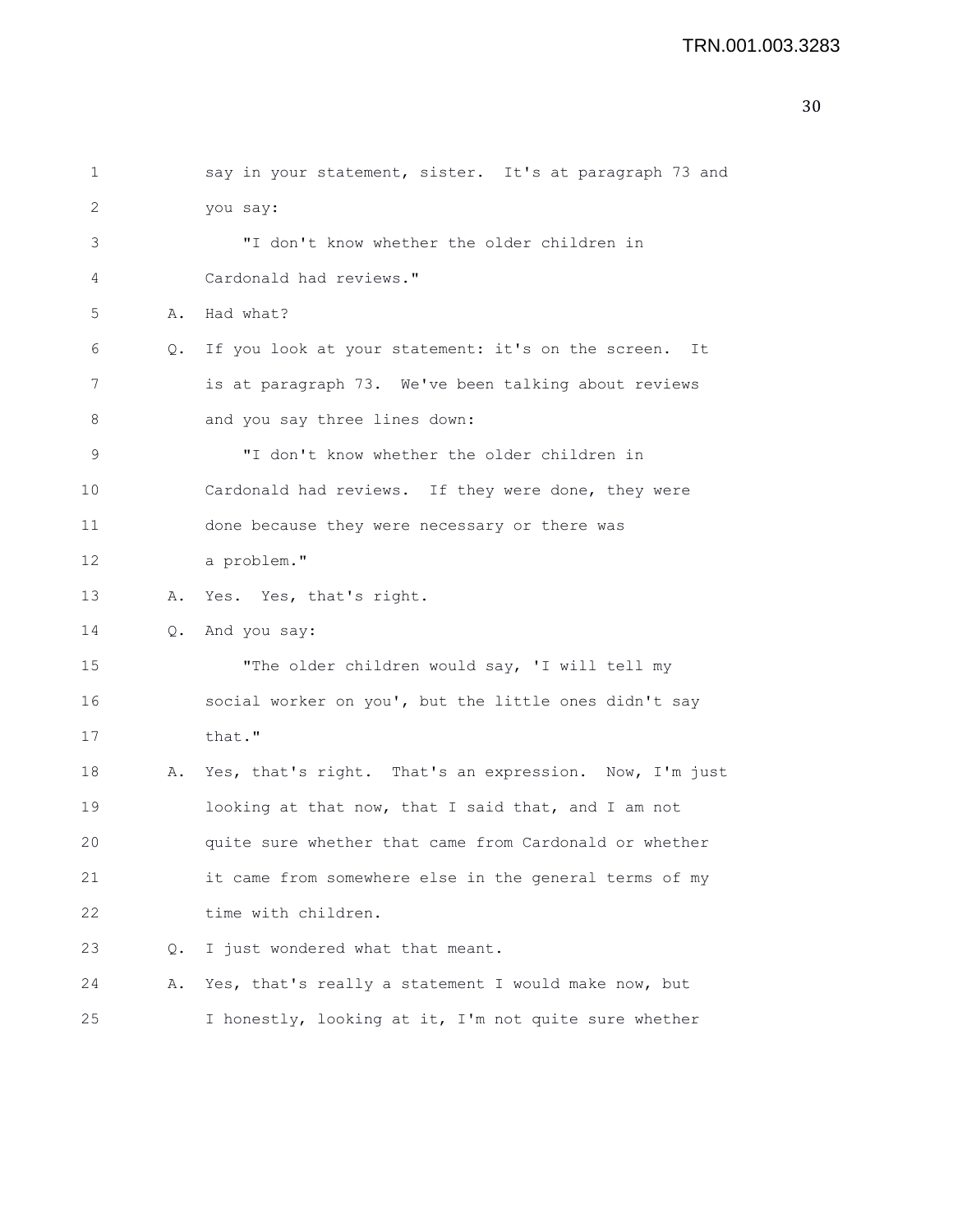say in your statement, sister. It's at paragraph 73 and you say:

"I don't know whether the older children in Cardonald had reviews."

A. Had what?

Q. If you look at your statement: it's on the screen. It is at paragraph 73. We've been talking about reviews and you say three lines down:

"I don't know whether the older children in Cardonald had reviews. If they were done, they were done because they were necessary or there was a problem."

A. Yes. Yes, that's right.

Q. And you say:

"The older children would say, 'I will tell my social worker on you', but the little ones didn't say that."

A. Yes, that's right. That's an expression. Now, I'm just looking at that now, that I said that, and I am not quite sure whether that came from Cardonald or whether it came from somewhere else in the general terms of my time with children.

Q. I just wondered what that meant.

A. Yes, that's really a statement I would make now, but I honestly, looking at it, I'm not quite sure whether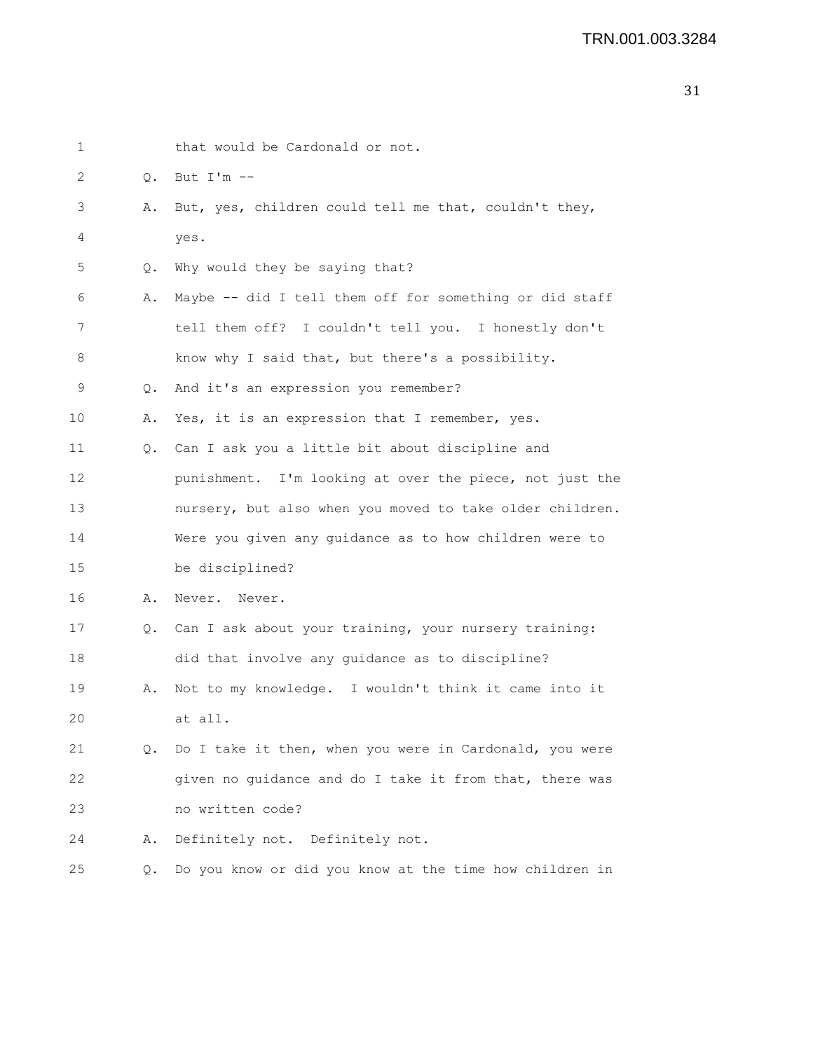1 that would be Cardonald or not.

2 Q. But I'm --

3 A. But, yes, children could tell me that, couldn't they,

4 yes.

5 Q. Why would they be saying that?

6 A. Maybe -- did I tell them off for something or did staff

7 tell them off? I couldn't tell you. I honestly don't

8 know why I said that, but there's a possibility.

9 Q. And it's an expression you remember?

10 A. Yes, it is an expression that I remember, yes.

11 Q. Can I ask you a little bit about discipline and

12 punishment. I'm looking at over the piece, not just the

13 nursery, but also when you moved to take older children.

14 Were you given any guidance as to how children were to

15 be disciplined?

16 A. Never. Never.

17 Q. Can I ask about your training, your nursery training:

18 did that involve any guidance as to discipline?

19 A. Not to my knowledge. I wouldn't think it came into it

20 at all.

21 Q. Do I take it then, when you were in Cardonald, you were

22 given no guidance and do I take it from that, there was

23 no written code?

24 A. Definitely not. Definitely not.

25 Q. Do you know or did you know at the time how children in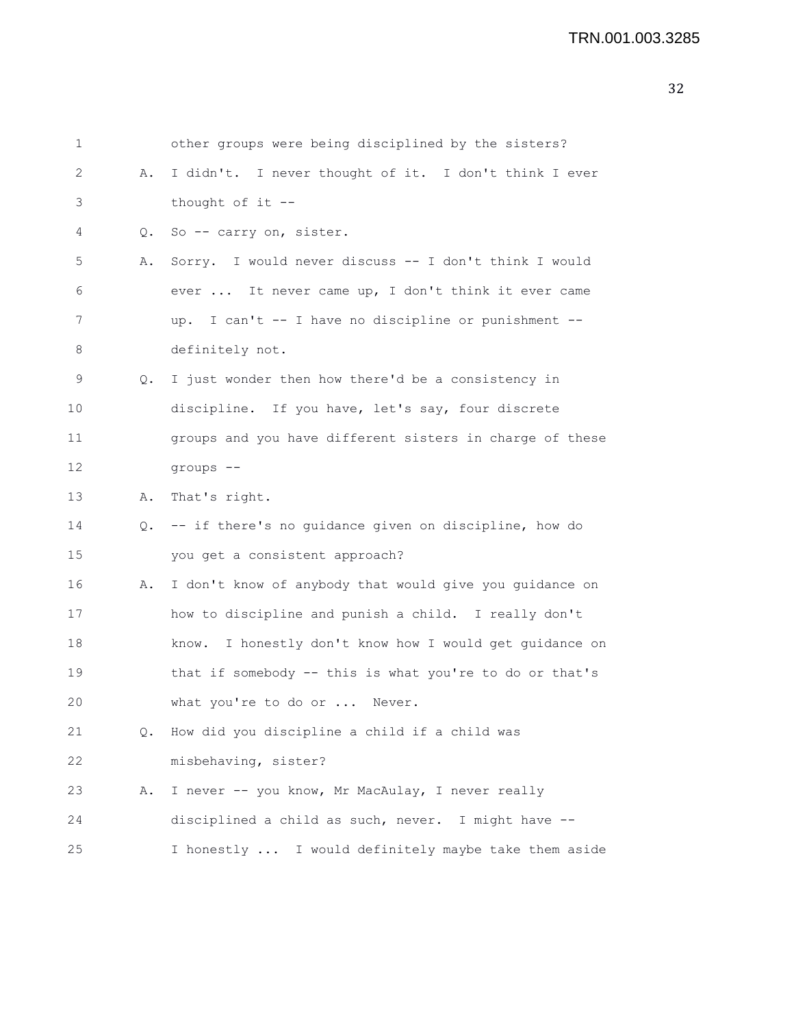1 other groups were being disciplined by the sisters?

2 A. I didn't. I never thought of it. I don't think I ever

3 thought of it --

4 Q. So -- carry on, sister.

5 A. Sorry. I would never discuss -- I don't think I would

6 ever ... It never came up, I don't think it ever came

7 up. I can't -- I have no discipline or punishment --

8 definitely not.

9 Q. I just wonder then how there'd be a consistency in

10 discipline. If you have, let's say, four discrete

11 groups and you have different sisters in charge of these

12 groups --

13 A. That's right.

14 Q. -- if there's no guidance given on discipline, how do

15 you get a consistent approach?

16 A. I don't know of anybody that would give you guidance on

17 how to discipline and punish a child. I really don't

18 know. I honestly don't know how I would get guidance on

19 that if somebody -- this is what you're to do or that's

20 what you're to do or ... Never.

21 Q. How did you discipline a child if a child was

22 misbehaving, sister?

23 A. I never -- you know, Mr MacAulay, I never really

24 disciplined a child as such, never. I might have --

25 I honestly ... I would definitely maybe take them aside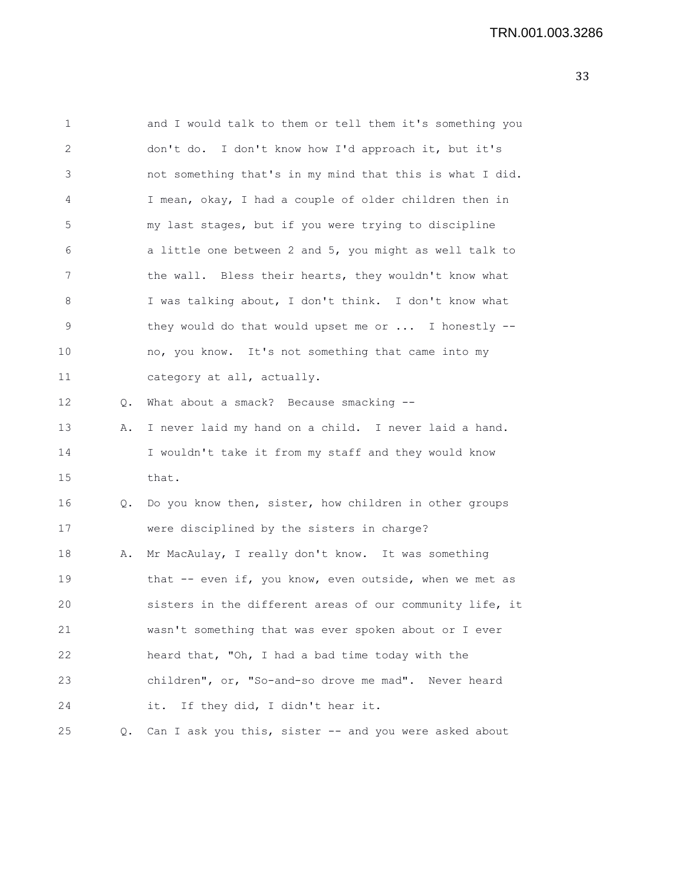1 and I would talk to them or tell them it's something you
2 don't do. I don't know how I'd approach it, but it's
3 not something that's in my mind that this is what I did.
4 I mean, okay, I had a couple of older children then in
5 my last stages, but if you were trying to discipline
6 a little one between 2 and 5, you might as well talk to
7 the wall. Bless their hearts, they wouldn't know what
8 I was talking about, I don't think. I don't know what
9 they would do that would upset me or ... I honestly --
10 no, you know. It's not something that came into my
11 category at all, actually.

12 Q. What about a smack? Because smacking --

13 A. I never laid my hand on a child. I never laid a hand.
14 I wouldn't take it from my staff and they would know
15 that.

16 Q. Do you know then, sister, how children in other groups
17 were disciplined by the sisters in charge?

18 A. Mr MacAulay, I really don't know. It was something
19 that -- even if, you know, even outside, when we met as
20 sisters in the different areas of our community life, it
21 wasn't something that was ever spoken about or I ever
22 heard that, "Oh, I had a bad time today with the
23 children", or, "So-and-so drove me mad". Never heard
24 it. If they did, I didn't hear it.

25 Q. Can I ask you this, sister -- and you were asked about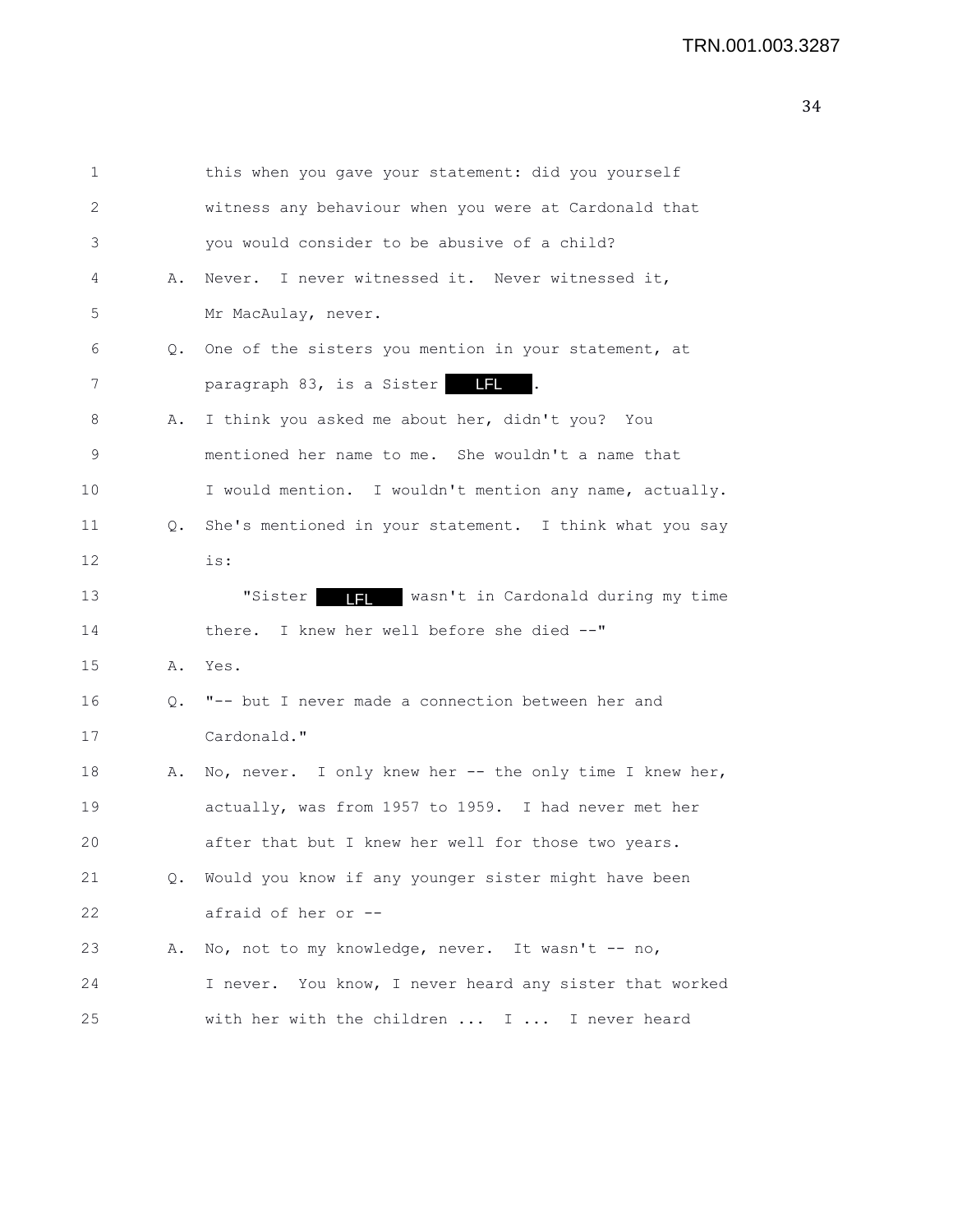1 this when you gave your statement: did you yourself
2 witness any behaviour when you were at Cardonald that
3 you would consider to be abusive of a child?
4 A. Never. I never witnessed it. Never witnessed it,
5 Mr MacAulay, never.
6 Q. One of the sisters you mention in your statement, at
7 paragraph 83, is a Sister LFL.
8 A. I think you asked me about her, didn't you? You
9 mentioned her name to me. She wouldn't a name that
10 I would mention. I wouldn't mention any name, actually.
11 Q. She's mentioned in your statement. I think what you say
12 is:
13 "Sister LFL wasn't in Cardonald during my time
14 there. I knew her well before she died --"
15 A. Yes.
16 Q. "-- but I never made a connection between her and
17 Cardonald."
18 A. No, never. I only knew her -- the only time I knew her,
19 actually, was from 1957 to 1959. I had never met her
20 after that but I knew her well for those two years.
21 Q. Would you know if any younger sister might have been
22 afraid of her or --
23 A. No, not to my knowledge, never. It wasn't -- no,
24 I never. You know, I never heard any sister that worked
25 with her with the children ... I ... I never heard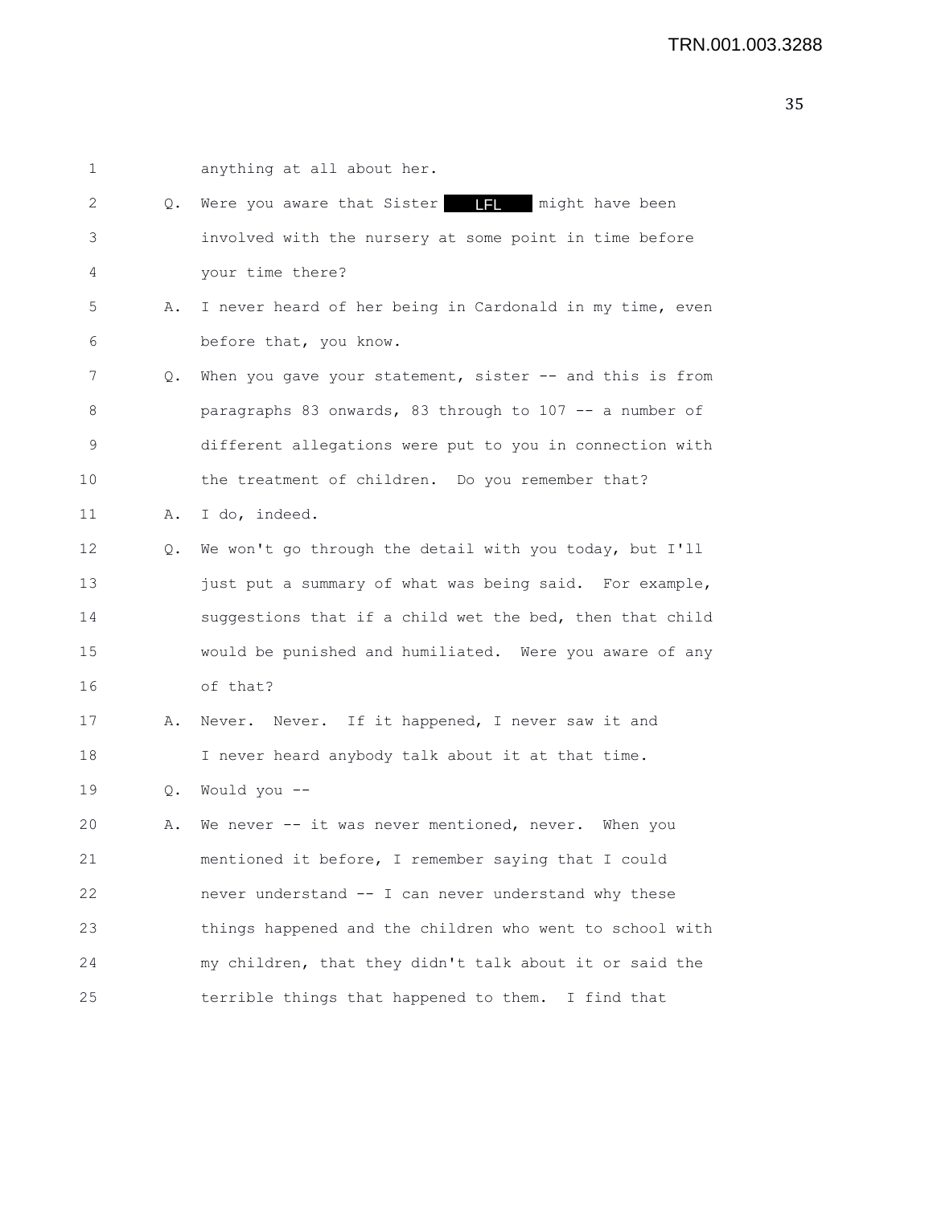1 anything at all about her.

2 Q. Were you aware that Sister LFL might have been

3 involved with the nursery at some point in time before

4 your time there?

5 A. I never heard of her being in Cardonald in my time, even

6 before that, you know.

7 Q. When you gave your statement, sister -- and this is from

8 paragraphs 83 onwards, 83 through to 107 -- a number of

9 different allegations were put to you in connection with

10 the treatment of children. Do you remember that?

11 A. I do, indeed.

12 Q. We won't go through the detail with you today, but I'll

13 just put a summary of what was being said. For example,

14 suggestions that if a child wet the bed, then that child

15 would be punished and humiliated. Were you aware of any

16 of that?

17 A. Never. Never. If it happened, I never saw it and

18 I never heard anybody talk about it at that time.

19 Q. Would you --

20 A. We never -- it was never mentioned, never. When you

21 mentioned it before, I remember saying that I could

22 never understand -- I can never understand why these

23 things happened and the children who went to school with

24 my children, that they didn't talk about it or said the

25 terrible things that happened to them. I find that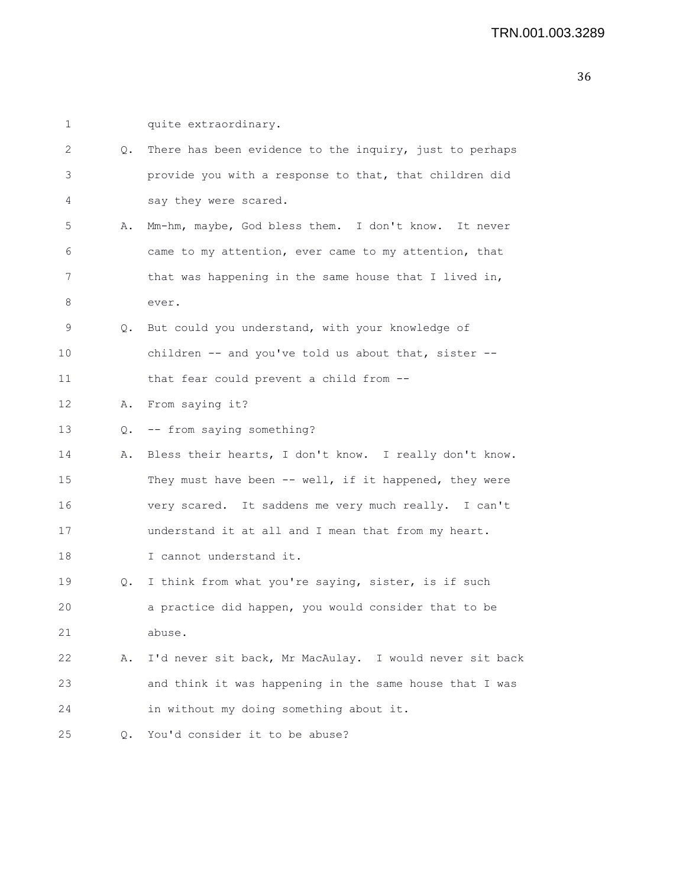1 quite extraordinary.

2 Q. There has been evidence to the inquiry, just to perhaps

3 provide you with a response to that, that children did

4 say they were scared.

5 A. Mm-hm, maybe, God bless them. I don't know. It never

6 came to my attention, ever came to my attention, that

7 that was happening in the same house that I lived in,

8 ever.

9 Q. But could you understand, with your knowledge of

10 children -- and you've told us about that, sister --

11 that fear could prevent a child from --

12 A. From saying it?

13 Q. -- from saying something?

14 A. Bless their hearts, I don't know. I really don't know.

15 They must have been -- well, if it happened, they were

16 very scared. It saddens me very much really. I can't

17 understand it at all and I mean that from my heart.

18 I cannot understand it.

19 Q. I think from what you're saying, sister, is if such

20 a practice did happen, you would consider that to be

21 abuse.

22 A. I'd never sit back, Mr MacAulay. I would never sit back

23 and think it was happening in the same house that I was

24 in without my doing something about it.

25 Q. You'd consider it to be abuse?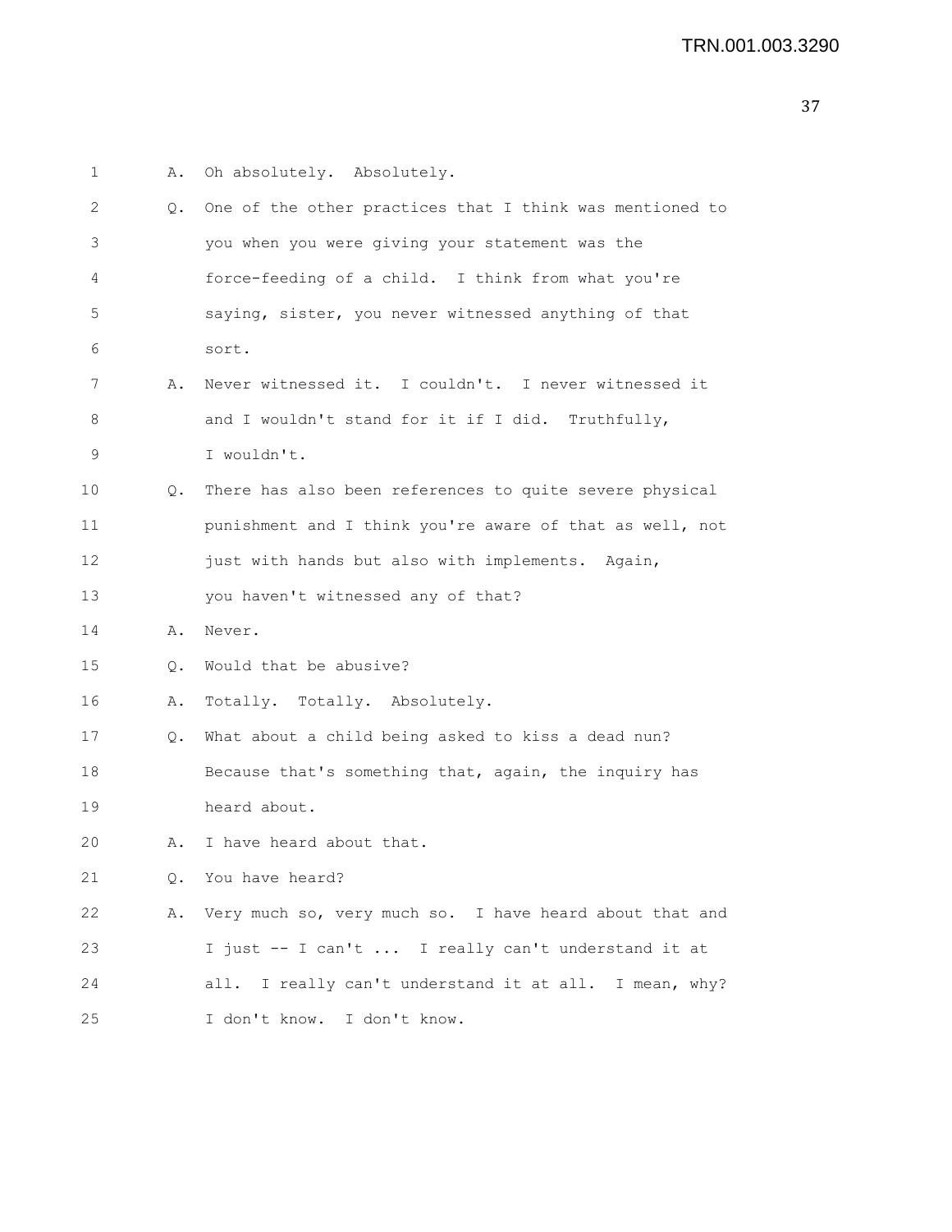1 A. Oh absolutely. Absolutely.

2 Q. One of the other practices that I think was mentioned to

3 you when you were giving your statement was the

4 force-feeding of a child. I think from what you're

5 saying, sister, you never witnessed anything of that

6 sort.

7 A. Never witnessed it. I couldn't. I never witnessed it

8 and I wouldn't stand for it if I did. Truthfully,

9 I wouldn't.

10 Q. There has also been references to quite severe physical

11 punishment and I think you're aware of that as well, not

12 just with hands but also with implements. Again,

13 you haven't witnessed any of that?

14 A. Never.

15 Q. Would that be abusive?

16 A. Totally. Totally. Absolutely.

17 Q. What about a child being asked to kiss a dead nun?

18 Because that's something that, again, the inquiry has

19 heard about.

20 A. I have heard about that.

21 Q. You have heard?

22 A. Very much so, very much so. I have heard about that and

23 I just -- I can't ... I really can't understand it at

24 all. I really can't understand it at all. I mean, why?

25 I don't know. I don't know.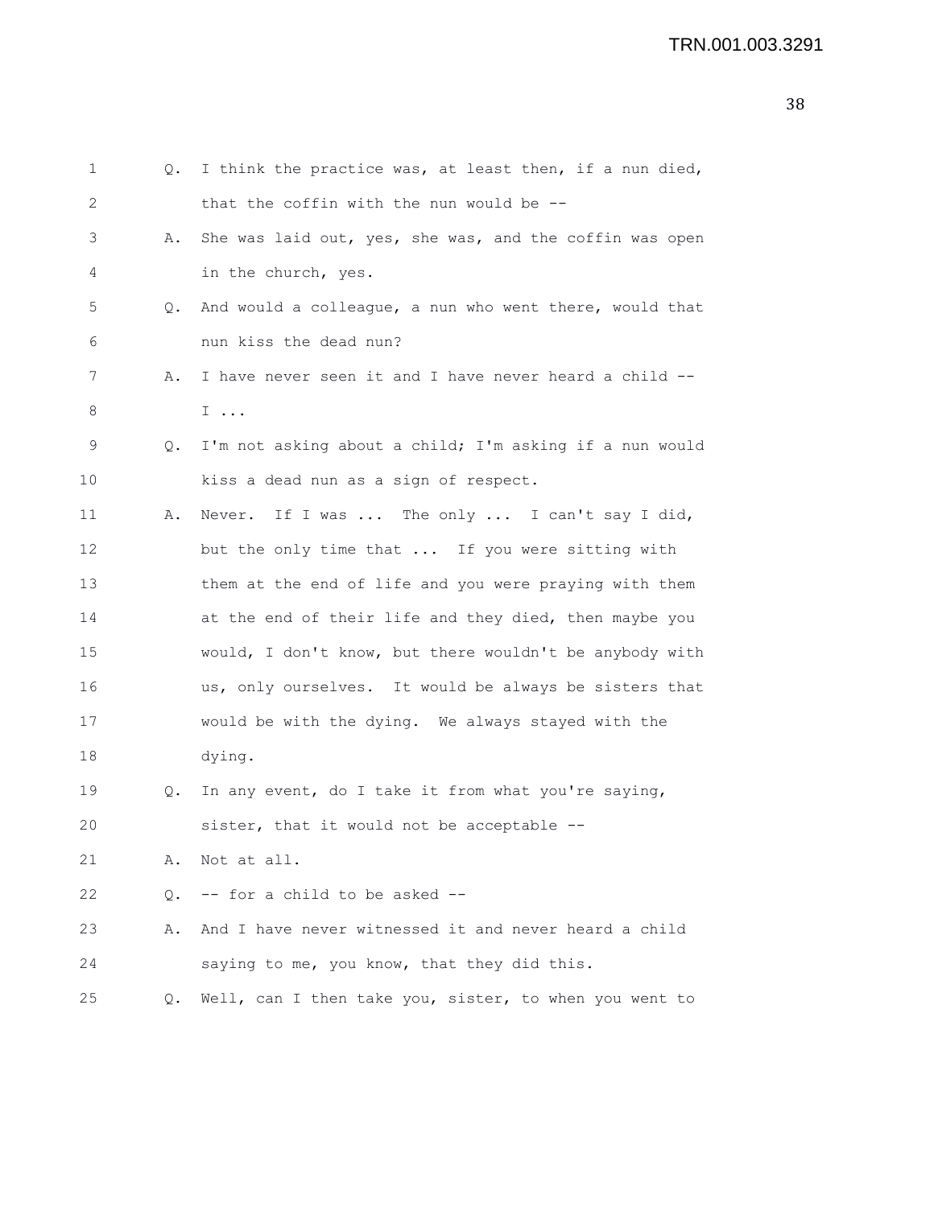Q. I think the practice was, at least then, if a nun died, that the coffin with the nun would be --

A. She was laid out, yes, she was, and the coffin was open in the church, yes.

Q. And would a colleague, a nun who went there, would that nun kiss the dead nun?

A. I have never seen it and I have never heard a child -- I ...

Q. I'm not asking about a child; I'm asking if a nun would kiss a dead nun as a sign of respect.

A. Never. If I was ... The only ... I can't say I did, but the only time that ... If you were sitting with them at the end of life and you were praying with them at the end of their life and they died, then maybe you would, I don't know, but there wouldn't be anybody with us, only ourselves. It would be always be sisters that would be with the dying. We always stayed with the dying.

Q. In any event, do I take it from what you're saying, sister, that it would not be acceptable --

A. Not at all.

Q. -- for a child to be asked --

A. And I have never witnessed it and never heard a child saying to me, you know, that they did this.

Q. Well, can I then take you, sister, to when you went to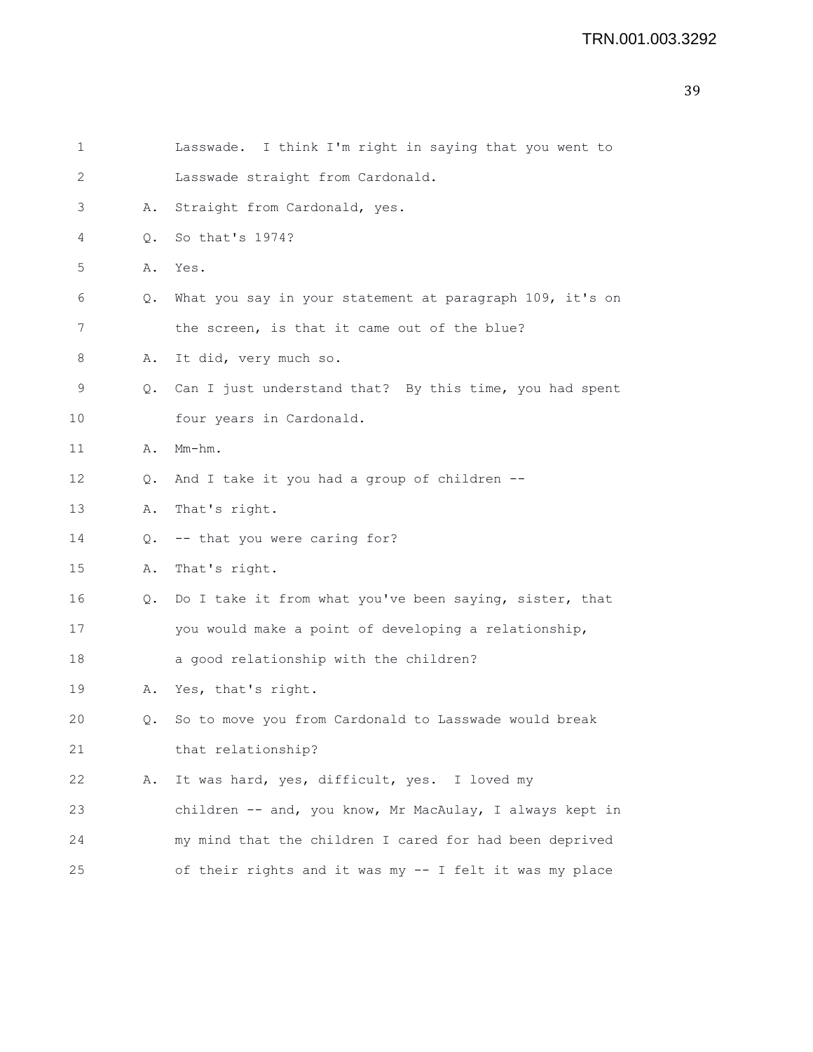1 Lasswade. I think I'm right in saying that you went to
2 Lasswade straight from Cardonald.
3 A. Straight from Cardonald, yes.
4 Q. So that's 1974?
5 A. Yes.
6 Q. What you say in your statement at paragraph 109, it's on
7 the screen, is that it came out of the blue?
8 A. It did, very much so.
9 Q. Can I just understand that? By this time, you had spent
10 four years in Cardonald.
11 A. Mm-hm.
12 Q. And I take it you had a group of children --
13 A. That's right.
14 Q. -- that you were caring for?
15 A. That's right.
16 Q. Do I take it from what you've been saying, sister, that
17 you would make a point of developing a relationship,
18 a good relationship with the children?
19 A. Yes, that's right.
20 Q. So to move you from Cardonald to Lasswade would break
21 that relationship?
22 A. It was hard, yes, difficult, yes. I loved my
23 children -- and, you know, Mr MacAulay, I always kept in
24 my mind that the children I cared for had been deprived
25 of their rights and it was my -- I felt it was my place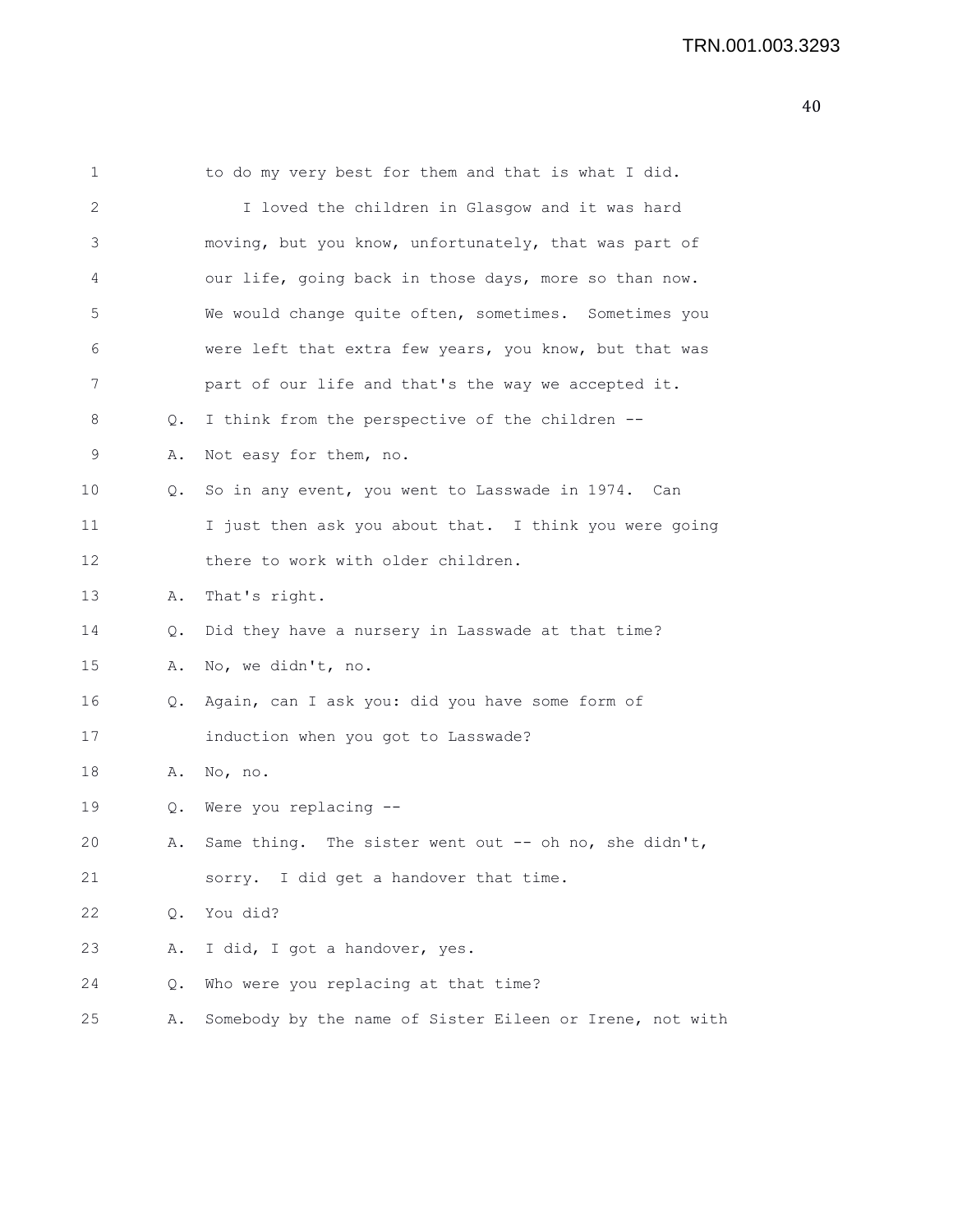1 to do my very best for them and that is what I did.

2 I loved the children in Glasgow and it was hard

3 moving, but you know, unfortunately, that was part of

4 our life, going back in those days, more so than now.

5 We would change quite often, sometimes. Sometimes you

6 were left that extra few years, you know, but that was

7 part of our life and that's the way we accepted it.

8 Q. I think from the perspective of the children --

9 A. Not easy for them, no.

10 Q. So in any event, you went to Lasswade in 1974. Can

11 I just then ask you about that. I think you were going

12 there to work with older children.

13 A. That's right.

14 Q. Did they have a nursery in Lasswade at that time?

15 A. No, we didn't, no.

16 Q. Again, can I ask you: did you have some form of

17 induction when you got to Lasswade?

18 A. No, no.

19 Q. Were you replacing --

20 A. Same thing. The sister went out -- oh no, she didn't,

21 sorry. I did get a handover that time.

22 Q. You did?

23 A. I did, I got a handover, yes.

24 Q. Who were you replacing at that time?

25 A. Somebody by the name of Sister Eileen or Irene, not with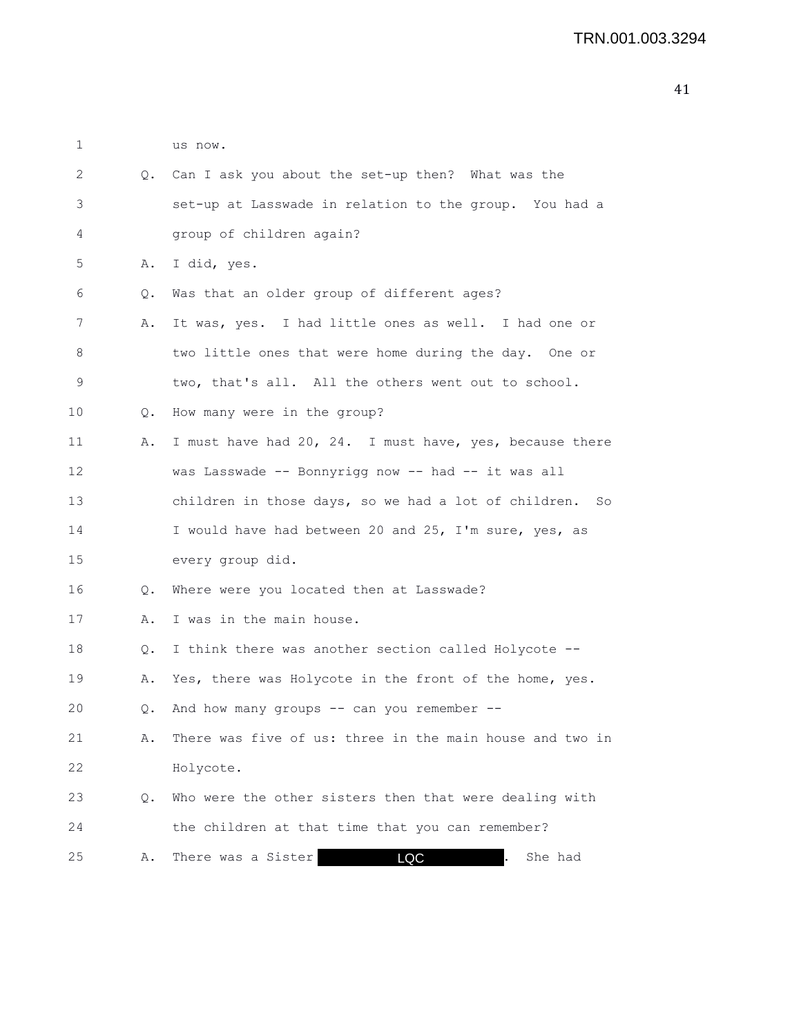us now.

Q. Can I ask you about the set-up then? What was the set-up at Lasswade in relation to the group. You had a group of children again?

A. I did, yes.

Q. Was that an older group of different ages?

A. It was, yes. I had little ones as well. I had one or two little ones that were home during the day. One or two, that's all. All the others went out to school.

Q. How many were in the group?

A. I must have had 20, 24. I must have, yes, because there was Lasswade -- Bonnyrigg now -- had -- it was all children in those days, so we had a lot of children. So I would have had between 20 and 25, I'm sure, yes, as every group did.

Q. Where were you located then at Lasswade?

A. I was in the main house.

Q. I think there was another section called Holycote --

A. Yes, there was Holycote in the front of the home, yes.

Q. And how many groups -- can you remember --

A. There was five of us: three in the main house and two in Holycote.

Q. Who were the other sisters then that were dealing with the children at that time that you can remember?

A. There was a Sister LQC. She had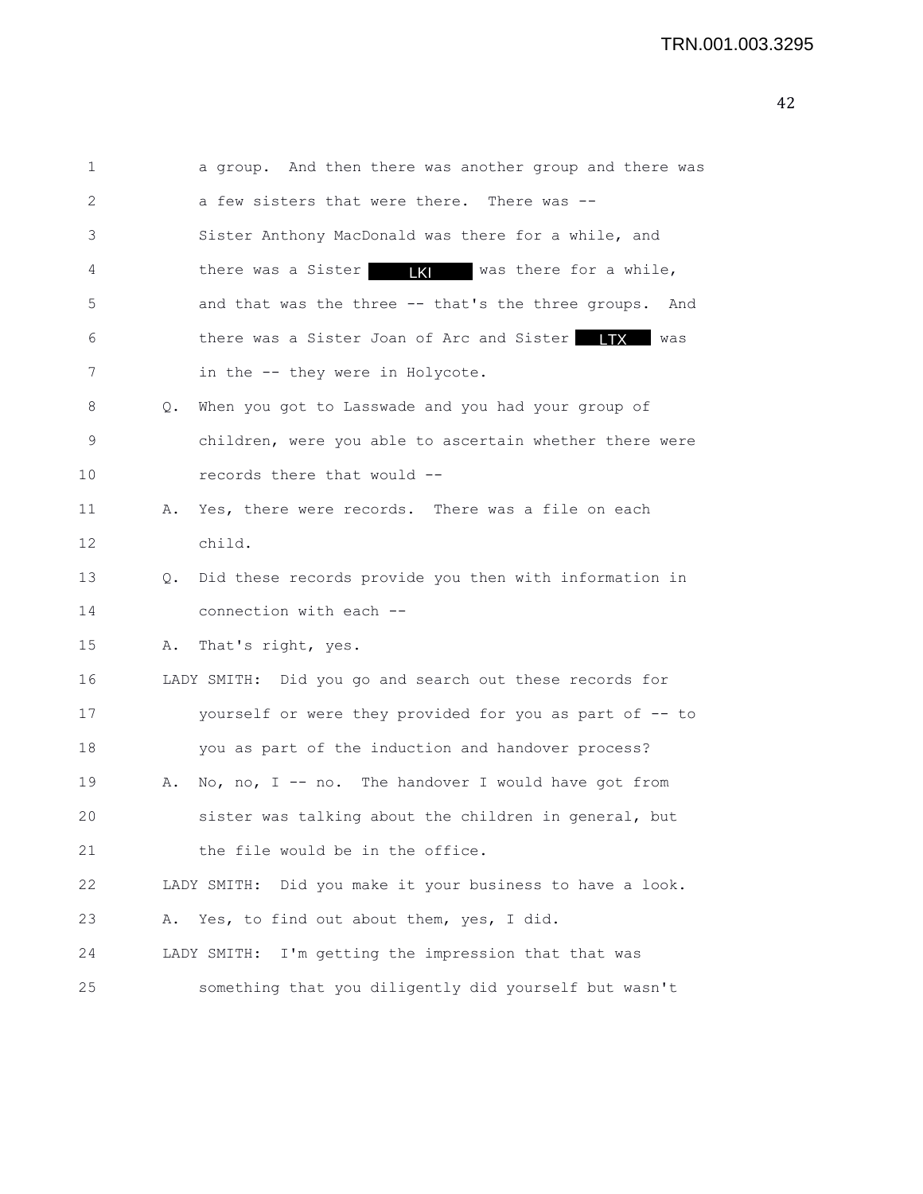1 a group. And then there was another group and there was
2 a few sisters that were there. There was --
3 Sister Anthony MacDonald was there for a while, and
4 there was a Sister LKI was there for a while,
5 and that was the three -- that's the three groups. And
6 there was a Sister Joan of Arc and Sister LTX was
7 in the -- they were in Holycote.
8 Q. When you got to Lasswade and you had your group of
9 children, were you able to ascertain whether there were
10 records there that would --
11 A. Yes, there were records. There was a file on each
12 child.
13 Q. Did these records provide you then with information in
14 connection with each --
15 A. That's right, yes.
16 LADY SMITH: Did you go and search out these records for
17 yourself or were they provided for you as part of -- to
18 you as part of the induction and handover process?
19 A. No, no, I -- no. The handover I would have got from
20 sister was talking about the children in general, but
21 the file would be in the office.
22 LADY SMITH: Did you make it your business to have a look.
23 A. Yes, to find out about them, yes, I did.
24 LADY SMITH: I'm getting the impression that that was
25 something that you diligently did yourself but wasn't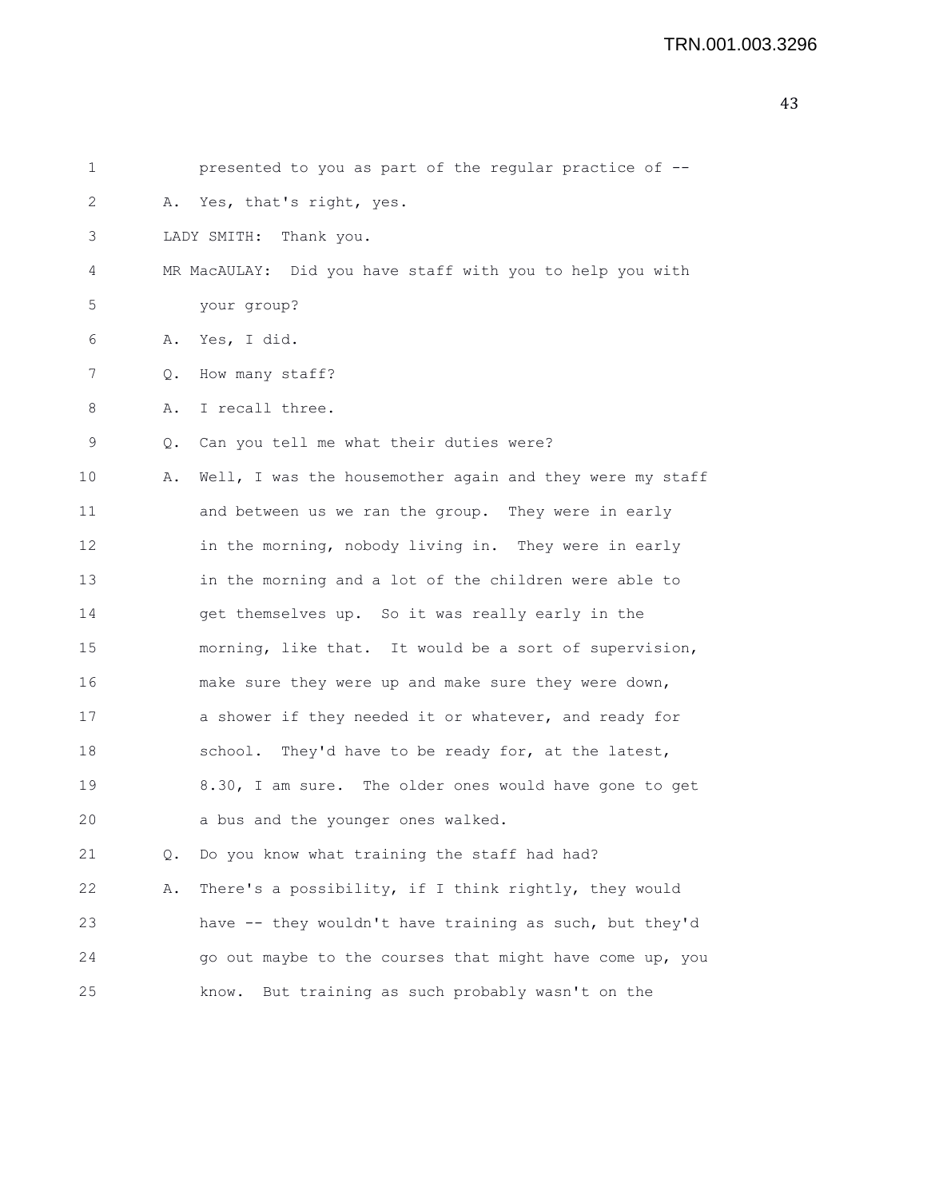presented to you as part of the regular practice of --

A. Yes, that's right, yes.

LADY SMITH: Thank you.

MR MacAULAY: Did you have staff with you to help you with your group?

A. Yes, I did.

Q. How many staff?

A. I recall three.

Q. Can you tell me what their duties were?

A. Well, I was the housemother again and they were my staff and between us we ran the group. They were in early in the morning, nobody living in. They were in early in the morning and a lot of the children were able to get themselves up. So it was really early in the morning, like that. It would be a sort of supervision, make sure they were up and make sure they were down, a shower if they needed it or whatever, and ready for school. They'd have to be ready for, at the latest, 8.30, I am sure. The older ones would have gone to get a bus and the younger ones walked.

Q. Do you know what training the staff had had?

A. There's a possibility, if I think rightly, they would have -- they wouldn't have training as such, but they'd go out maybe to the courses that might have come up, you know. But training as such probably wasn't on the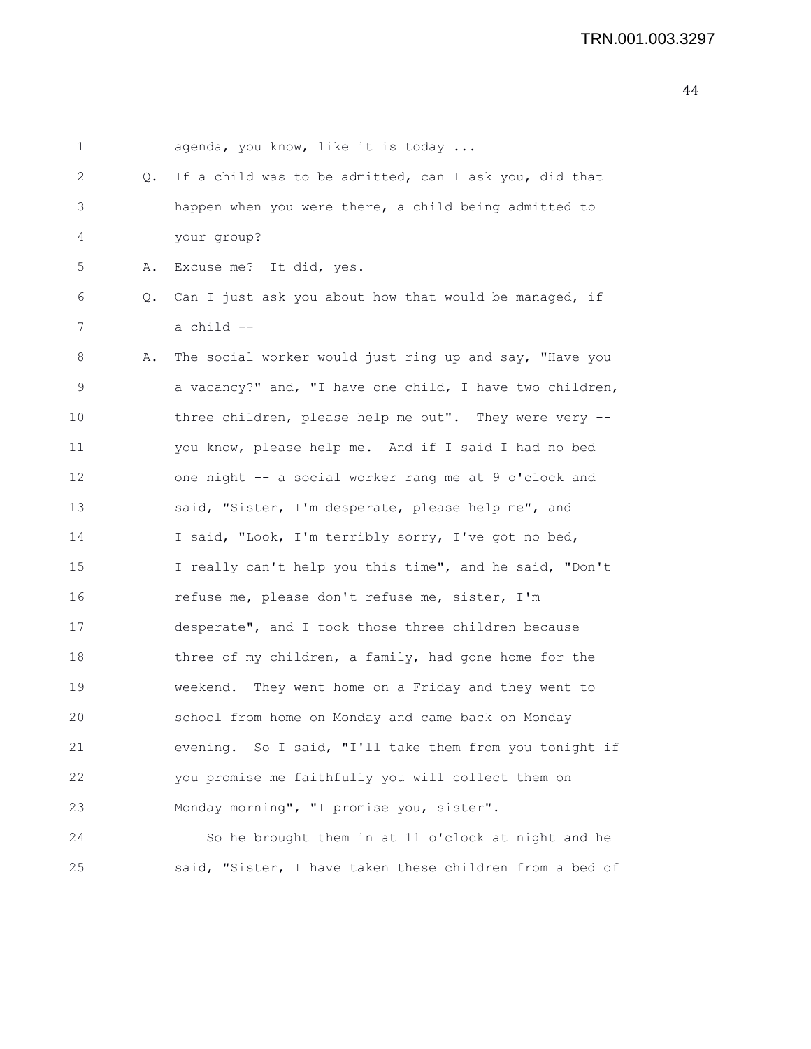agenda, you know, like it is today ...

Q. If a child was to be admitted, can I ask you, did that happen when you were there, a child being admitted to your group?

A. Excuse me? It did, yes.

Q. Can I just ask you about how that would be managed, if a child --

A. The social worker would just ring up and say, "Have you a vacancy?" and, "I have one child, I have two children, three children, please help me out". They were very -- you know, please help me. And if I said I had no bed one night -- a social worker rang me at 9 o'clock and said, "Sister, I'm desperate, please help me", and I said, "Look, I'm terribly sorry, I've got no bed, I really can't help you this time", and he said, "Don't refuse me, please don't refuse me, sister, I'm desperate", and I took those three children because three of my children, a family, had gone home for the weekend. They went home on a Friday and they went to school from home on Monday and came back on Monday evening. So I said, "I'll take them from you tonight if you promise me faithfully you will collect them on Monday morning", "I promise you, sister".

So he brought them in at 11 o'clock at night and he said, "Sister, I have taken these children from a bed of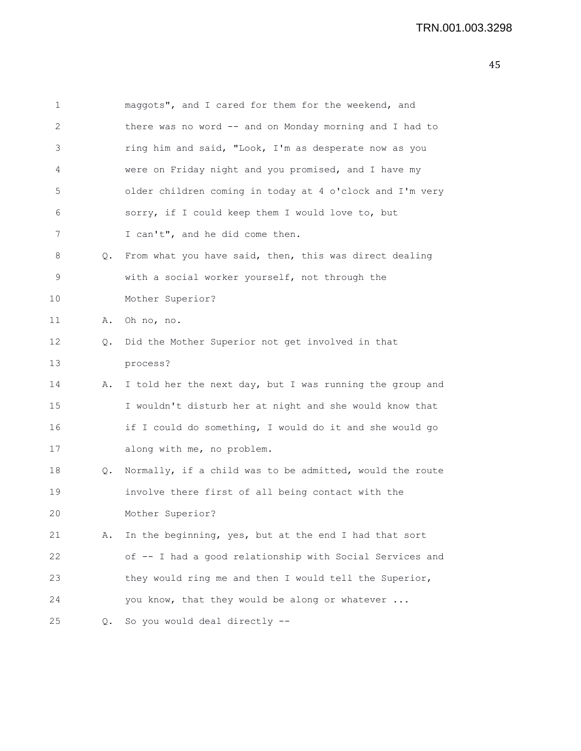maggots", and I cared for them for the weekend, and there was no word -- and on Monday morning and I had to ring him and said, "Look, I'm as desperate now as you were on Friday night and you promised, and I have my older children coming in today at 4 o'clock and I'm very sorry, if I could keep them I would love to, but I can't", and he did come then.

Q. From what you have said, then, this was direct dealing with a social worker yourself, not through the Mother Superior?

A. Oh no, no.

Q. Did the Mother Superior not get involved in that process?

A. I told her the next day, but I was running the group and I wouldn't disturb her at night and she would know that if I could do something, I would do it and she would go along with me, no problem.

Q. Normally, if a child was to be admitted, would the route involve there first of all being contact with the Mother Superior?

A. In the beginning, yes, but at the end I had that sort of -- I had a good relationship with Social Services and they would ring me and then I would tell the Superior, you know, that they would be along or whatever ...

Q. So you would deal directly --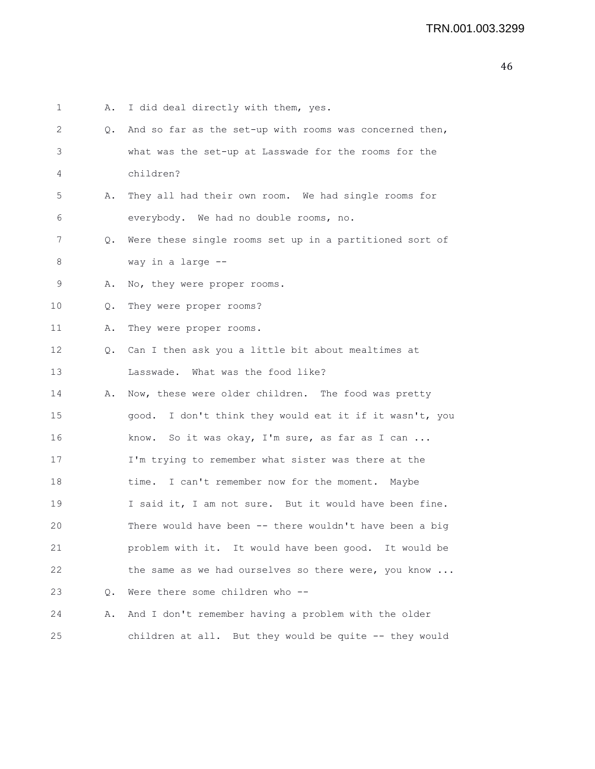1 A. I did deal directly with them, yes.

2 Q. And so far as the set-up with rooms was concerned then,
3 what was the set-up at Lasswade for the rooms for the
4 children?

5 A. They all had their own room. We had single rooms for
6 everybody. We had no double rooms, no.

7 Q. Were these single rooms set up in a partitioned sort of
8 way in a large --

9 A. No, they were proper rooms.

10 Q. They were proper rooms?

11 A. They were proper rooms.

12 Q. Can I then ask you a little bit about mealtimes at
13 Lasswade. What was the food like?

14 A. Now, these were older children. The food was pretty
15 good. I don't think they would eat it if it wasn't, you
16 know. So it was okay, I'm sure, as far as I can ...
17 I'm trying to remember what sister was there at the
18 time. I can't remember now for the moment. Maybe
19 I said it, I am not sure. But it would have been fine.
20 There would have been -- there wouldn't have been a big
21 problem with it. It would have been good. It would be
22 the same as we had ourselves so there were, you know ...

23 Q. Were there some children who --

24 A. And I don't remember having a problem with the older
25 children at all. But they would be quite -- they would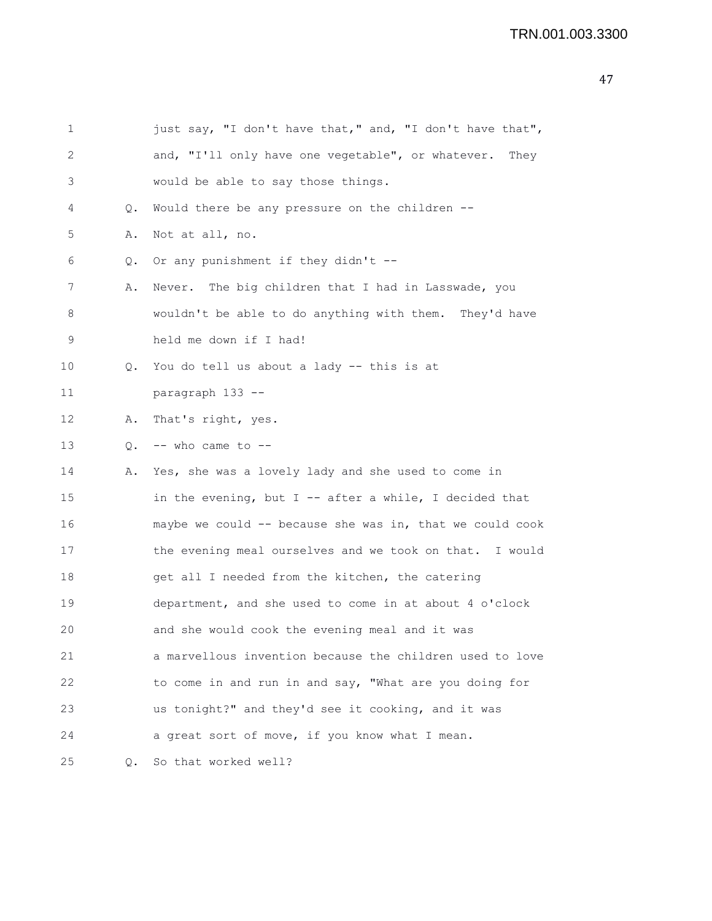1 just say, "I don't have that," and, "I don't have that",
2 and, "I'll only have one vegetable", or whatever. They
3 would be able to say those things.
4 Q. Would there be any pressure on the children --
5 A. Not at all, no.
6 Q. Or any punishment if they didn't --
7 A. Never. The big children that I had in Lasswade, you
8 wouldn't be able to do anything with them. They'd have
9 held me down if I had!
10 Q. You do tell us about a lady -- this is at
11 paragraph 133 --
12 A. That's right, yes.
13 Q. -- who came to --
14 A. Yes, she was a lovely lady and she used to come in
15 in the evening, but I -- after a while, I decided that
16 maybe we could -- because she was in, that we could cook
17 the evening meal ourselves and we took on that. I would
18 get all I needed from the kitchen, the catering
19 department, and she used to come in at about 4 o'clock
20 and she would cook the evening meal and it was
21 a marvellous invention because the children used to love
22 to come in and run in and say, "What are you doing for
23 us tonight?" and they'd see it cooking, and it was
24 a great sort of move, if you know what I mean.
25 Q. So that worked well?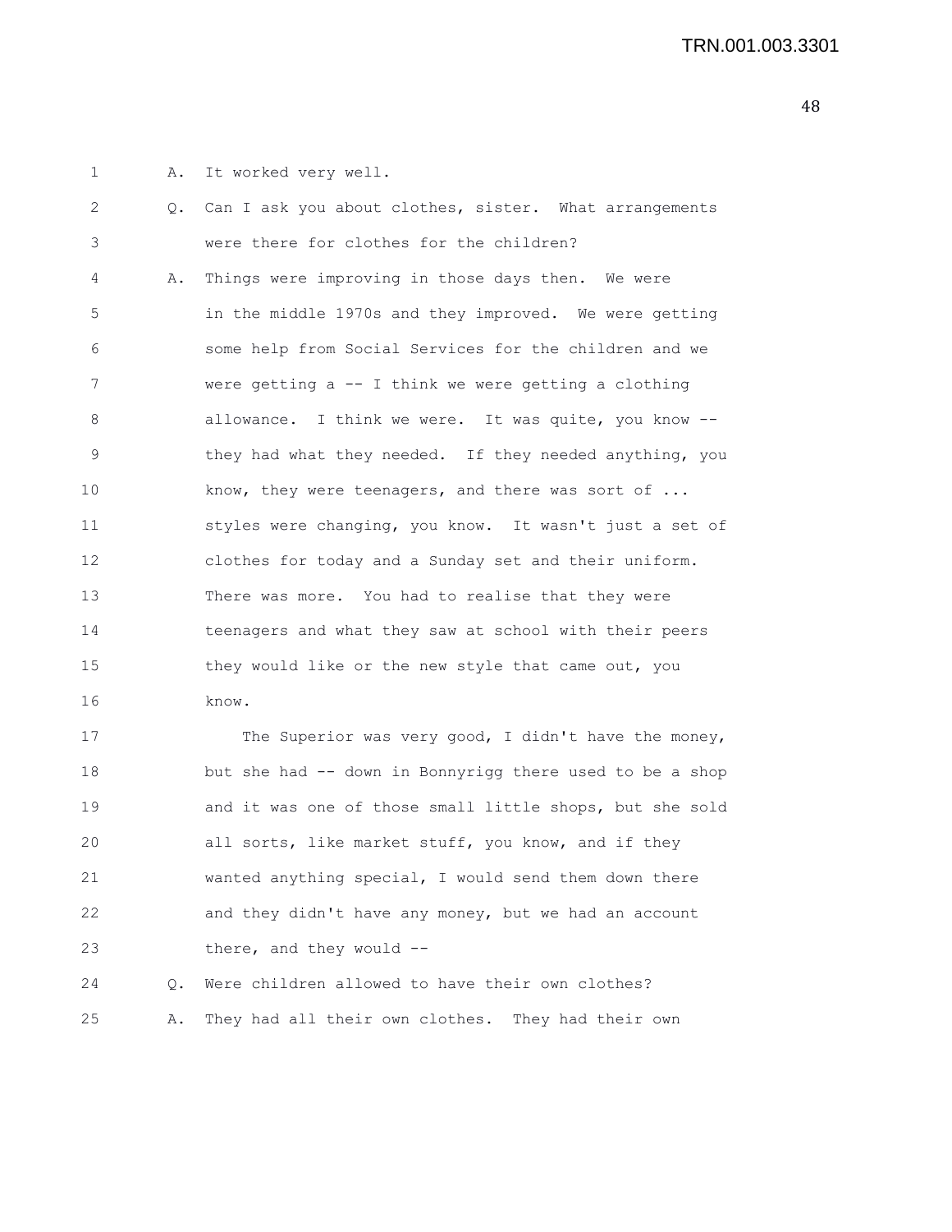A. It worked very well.

Q. Can I ask you about clothes, sister. What arrangements were there for clothes for the children?

A. Things were improving in those days then. We were in the middle 1970s and they improved. We were getting some help from Social Services for the children and we were getting a -- I think we were getting a clothing allowance. I think we were. It was quite, you know -- they had what they needed. If they needed anything, you know, they were teenagers, and there was sort of ... styles were changing, you know. It wasn't just a set of clothes for today and a Sunday set and their uniform. There was more. You had to realise that they were teenagers and what they saw at school with their peers they would like or the new style that came out, you know.

The Superior was very good, I didn't have the money, but she had -- down in Bonnyrigg there used to be a shop and it was one of those small little shops, but she sold all sorts, like market stuff, you know, and if they wanted anything special, I would send them down there and they didn't have any money, but we had an account there, and they would --

Q. Were children allowed to have their own clothes?

A. They had all their own clothes. They had their own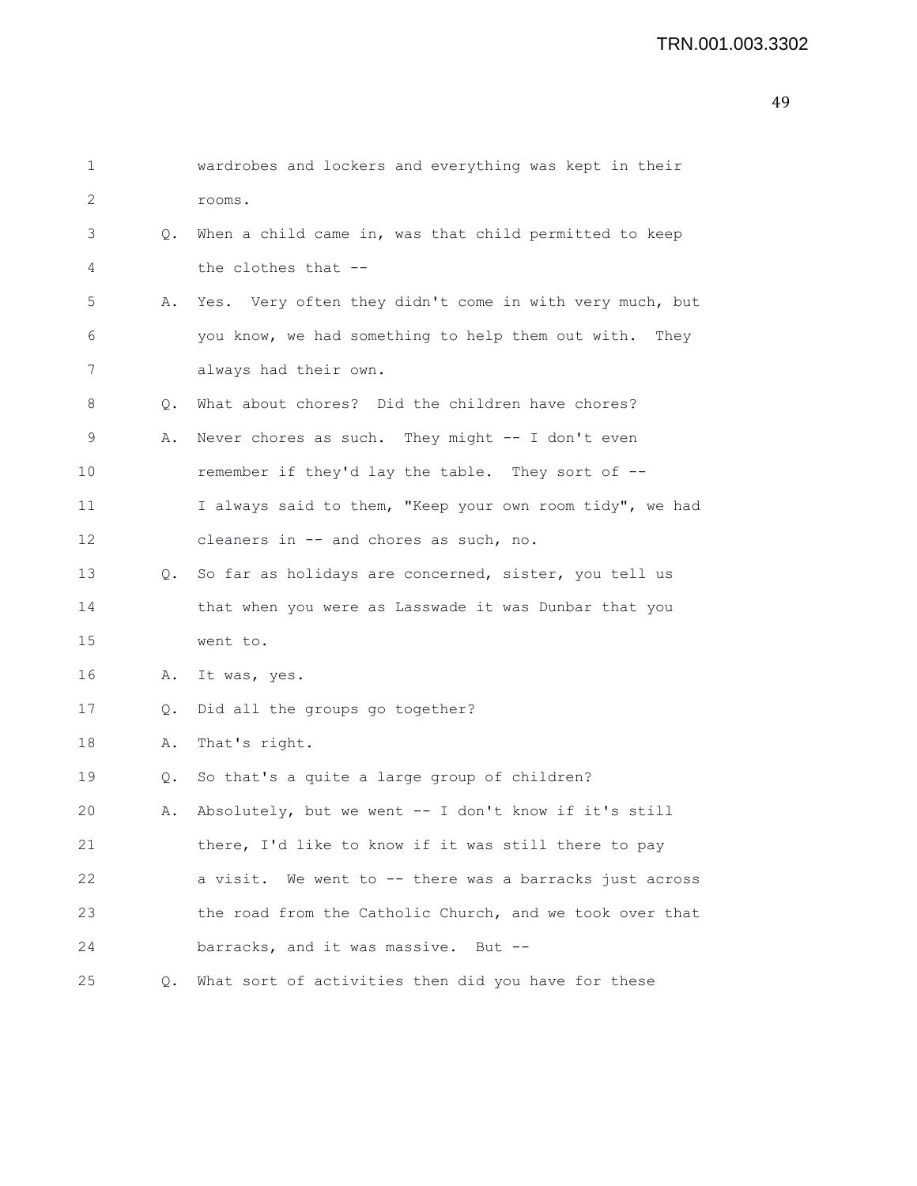wardrobes and lockers and everything was kept in their rooms.

Q. When a child came in, was that child permitted to keep the clothes that --

A. Yes. Very often they didn't come in with very much, but you know, we had something to help them out with. They always had their own.

Q. What about chores? Did the children have chores?

A. Never chores as such. They might -- I don't even remember if they'd lay the table. They sort of -- I always said to them, "Keep your own room tidy", we had cleaners in -- and chores as such, no.

Q. So far as holidays are concerned, sister, you tell us that when you were as Lasswade it was Dunbar that you went to.

A. It was, yes.

Q. Did all the groups go together?

A. That's right.

Q. So that's a quite a large group of children?

A. Absolutely, but we went -- I don't know if it's still there, I'd like to know if it was still there to pay a visit. We went to -- there was a barracks just across the road from the Catholic Church, and we took over that barracks, and it was massive. But --

Q. What sort of activities then did you have for these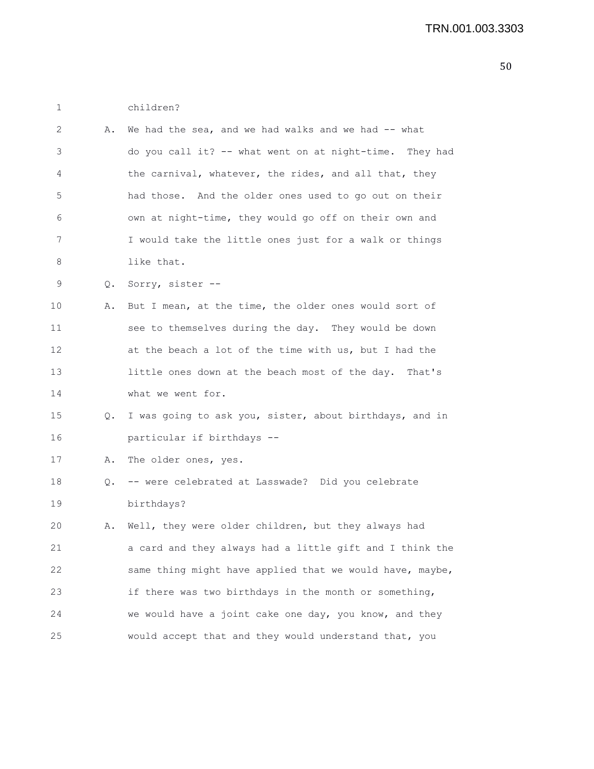children?

A. We had the sea, and we had walks and we had -- what do you call it? -- what went on at night-time. They had the carnival, whatever, the rides, and all that, they had those. And the older ones used to go out on their own at night-time, they would go off on their own and I would take the little ones just for a walk or things like that.

Q. Sorry, sister --

A. But I mean, at the time, the older ones would sort of see to themselves during the day. They would be down at the beach a lot of the time with us, but I had the little ones down at the beach most of the day. That's what we went for.

Q. I was going to ask you, sister, about birthdays, and in particular if birthdays --

A. The older ones, yes.

Q. -- were celebrated at Lasswade? Did you celebrate birthdays?

A. Well, they were older children, but they always had a card and they always had a little gift and I think the same thing might have applied that we would have, maybe, if there was two birthdays in the month or something, we would have a joint cake one day, you know, and they would accept that and they would understand that, you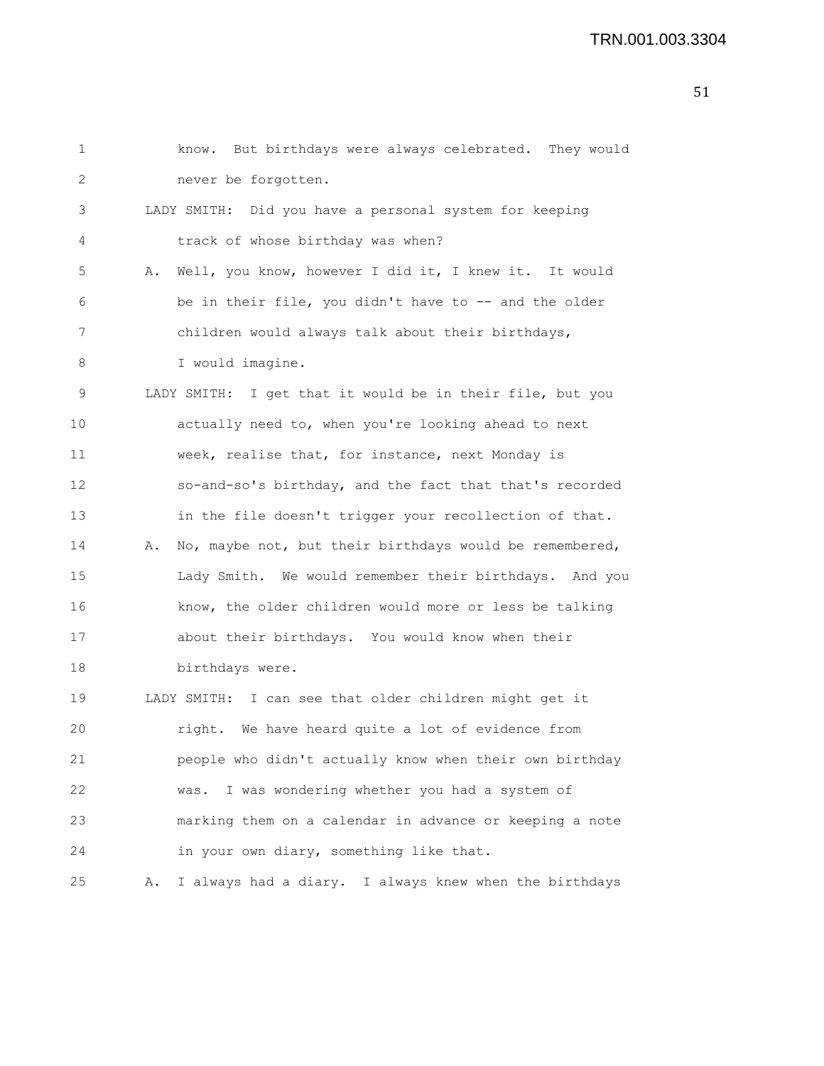1 know. But birthdays were always celebrated. They would
2 never be forgotten.

3 LADY SMITH: Did you have a personal system for keeping
4 track of whose birthday was when?

5 A. Well, you know, however I did it, I knew it. It would
6 be in their file, you didn't have to -- and the older
7 children would always talk about their birthdays,
8 I would imagine.

9 LADY SMITH: I get that it would be in their file, but you
10 actually need to, when you're looking ahead to next
11 week, realise that, for instance, next Monday is
12 so-and-so's birthday, and the fact that that's recorded
13 in the file doesn't trigger your recollection of that.

14 A. No, maybe not, but their birthdays would be remembered,
15 Lady Smith. We would remember their birthdays. And you
16 know, the older children would more or less be talking
17 about their birthdays. You would know when their
18 birthdays were.

19 LADY SMITH: I can see that older children might get it
20 right. We have heard quite a lot of evidence from
21 people who didn't actually know when their own birthday
22 was. I was wondering whether you had a system of
23 marking them on a calendar in advance or keeping a note
24 in your own diary, something like that.

25 A. I always had a diary. I always knew when the birthdays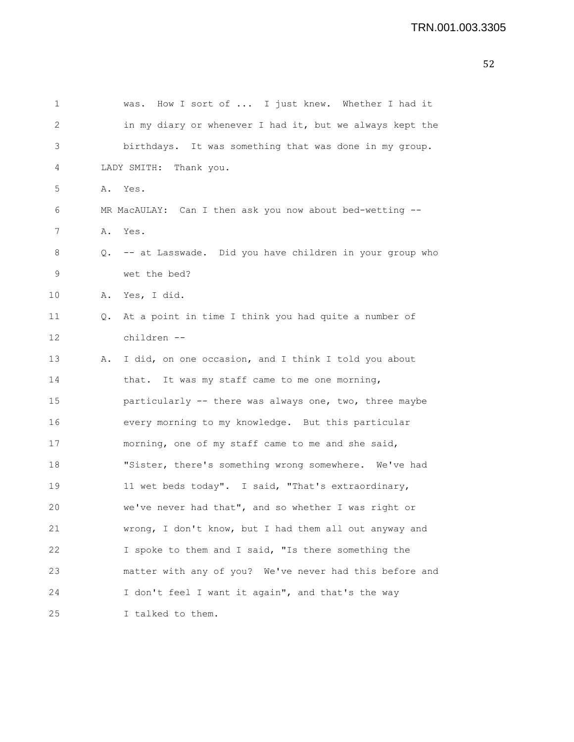was. How I sort of ... I just knew. Whether I had it in my diary or whenever I had it, but we always kept the birthdays. It was something that was done in my group.

LADY SMITH: Thank you.

A. Yes.

MR MacAULAY: Can I then ask you now about bed-wetting --

A. Yes.

Q. -- at Lasswade. Did you have children in your group who wet the bed?

A. Yes, I did.

Q. At a point in time I think you had quite a number of children --

A. I did, on one occasion, and I think I told you about that. It was my staff came to me one morning, particularly -- there was always one, two, three maybe every morning to my knowledge. But this particular morning, one of my staff came to me and she said, "Sister, there's something wrong somewhere. We've had 11 wet beds today". I said, "That's extraordinary, we've never had that", and so whether I was right or wrong, I don't know, but I had them all out anyway and I spoke to them and I said, "Is there something the matter with any of you? We've never had this before and I don't feel I want it again", and that's the way I talked to them.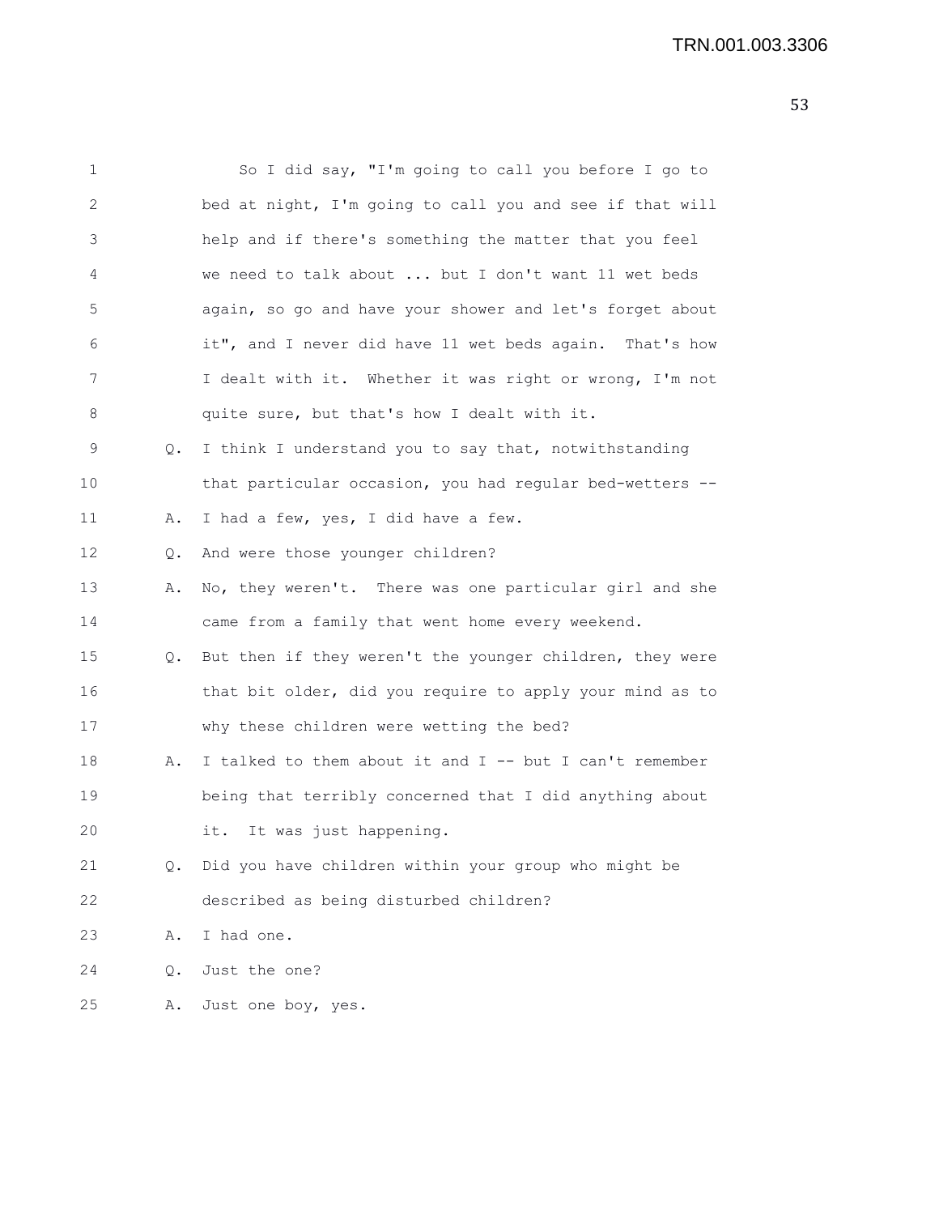So I did say, "I'm going to call you before I go to bed at night, I'm going to call you and see if that will help and if there's something the matter that you feel we need to talk about ... but I don't want 11 wet beds again, so go and have your shower and let's forget about it", and I never did have 11 wet beds again. That's how I dealt with it. Whether it was right or wrong, I'm not quite sure, but that's how I dealt with it.

Q. I think I understand you to say that, notwithstanding that particular occasion, you had regular bed-wetters --

A. I had a few, yes, I did have a few.

Q. And were those younger children?

A. No, they weren't. There was one particular girl and she came from a family that went home every weekend.

Q. But then if they weren't the younger children, they were that bit older, did you require to apply your mind as to why these children were wetting the bed?

A. I talked to them about it and I -- but I can't remember being that terribly concerned that I did anything about it. It was just happening.

Q. Did you have children within your group who might be described as being disturbed children?

A. I had one.

Q. Just the one?

A. Just one boy, yes.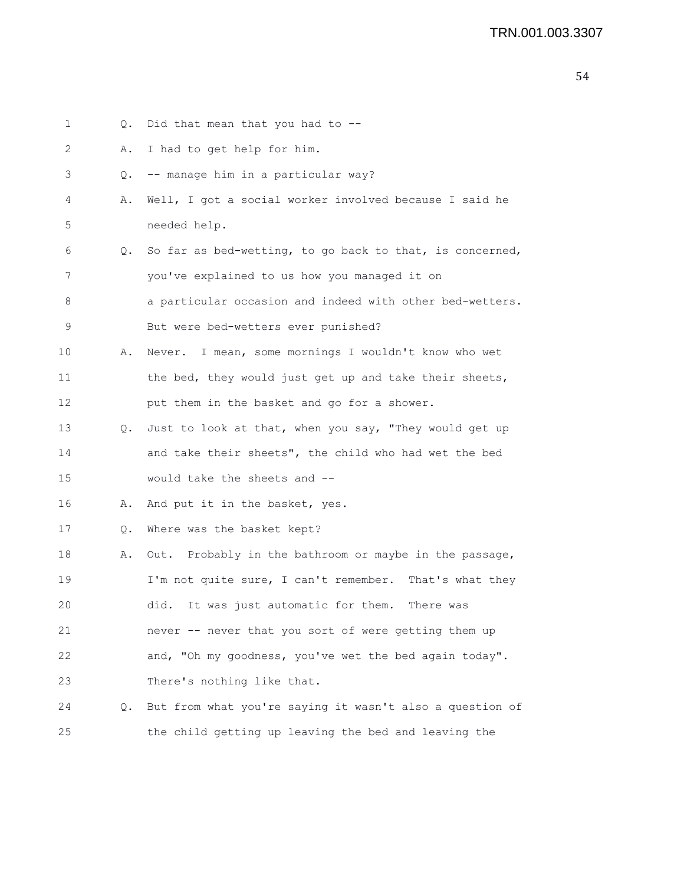1 Q. Did that mean that you had to --

2 A. I had to get help for him.

3 Q. -- manage him in a particular way?

4 A. Well, I got a social worker involved because I said he

5 needed help.

6 Q. So far as bed-wetting, to go back to that, is concerned,

7 you've explained to us how you managed it on

8 a particular occasion and indeed with other bed-wetters.

9 But were bed-wetters ever punished?

10 A. Never. I mean, some mornings I wouldn't know who wet

11 the bed, they would just get up and take their sheets,

12 put them in the basket and go for a shower.

13 Q. Just to look at that, when you say, "They would get up

14 and take their sheets", the child who had wet the bed

15 would take the sheets and --

16 A. And put it in the basket, yes.

17 Q. Where was the basket kept?

18 A. Out. Probably in the bathroom or maybe in the passage,

19 I'm not quite sure, I can't remember. That's what they

20 did. It was just automatic for them. There was

21 never -- never that you sort of were getting them up

22 and, "Oh my goodness, you've wet the bed again today".

23 There's nothing like that.

24 Q. But from what you're saying it wasn't also a question of

25 the child getting up leaving the bed and leaving the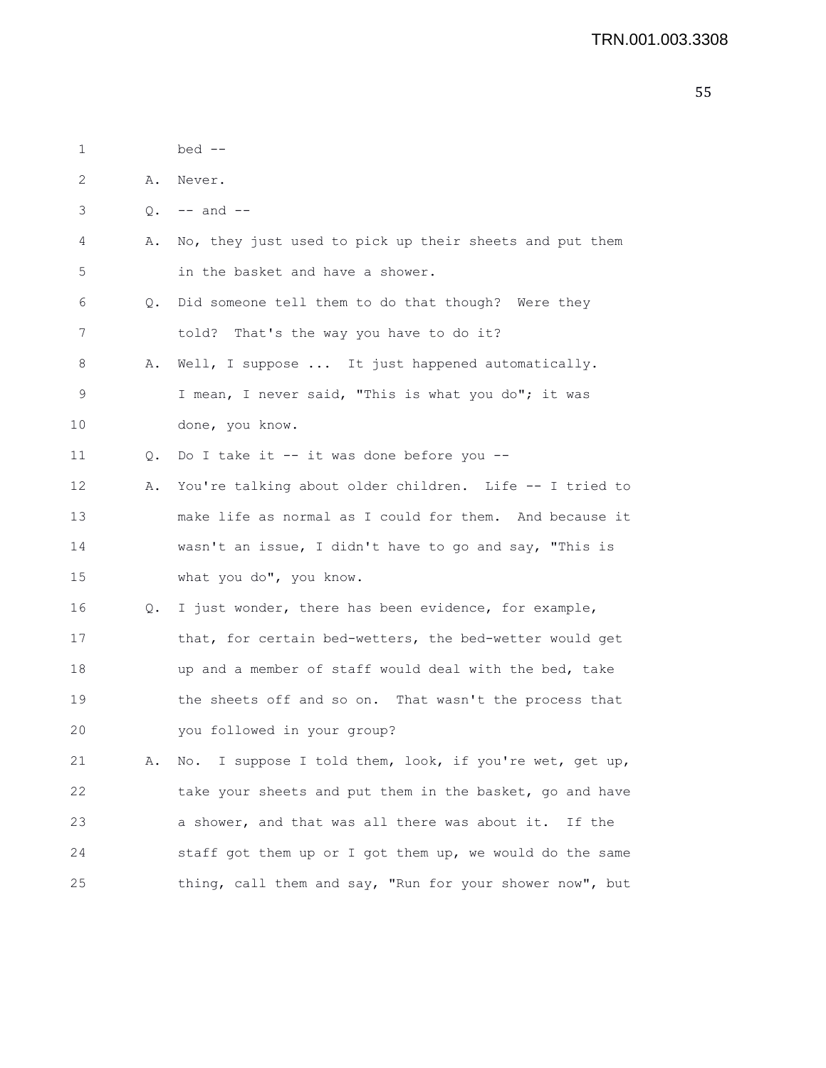1 bed --

2 A. Never.

3 Q. -- and --

4 A. No, they just used to pick up their sheets and put them

5 in the basket and have a shower.

6 Q. Did someone tell them to do that though? Were they

7 told? That's the way you have to do it?

8 A. Well, I suppose ... It just happened automatically.

9 I mean, I never said, "This is what you do"; it was

10 done, you know.

11 Q. Do I take it -- it was done before you --

12 A. You're talking about older children. Life -- I tried to

13 make life as normal as I could for them. And because it

14 wasn't an issue, I didn't have to go and say, "This is

15 what you do", you know.

16 Q. I just wonder, there has been evidence, for example,

17 that, for certain bed-wetters, the bed-wetter would get

18 up and a member of staff would deal with the bed, take

19 the sheets off and so on. That wasn't the process that

20 you followed in your group?

21 A. No. I suppose I told them, look, if you're wet, get up,

22 take your sheets and put them in the basket, go and have

23 a shower, and that was all there was about it. If the

24 staff got them up or I got them up, we would do the same

25 thing, call them and say, "Run for your shower now", but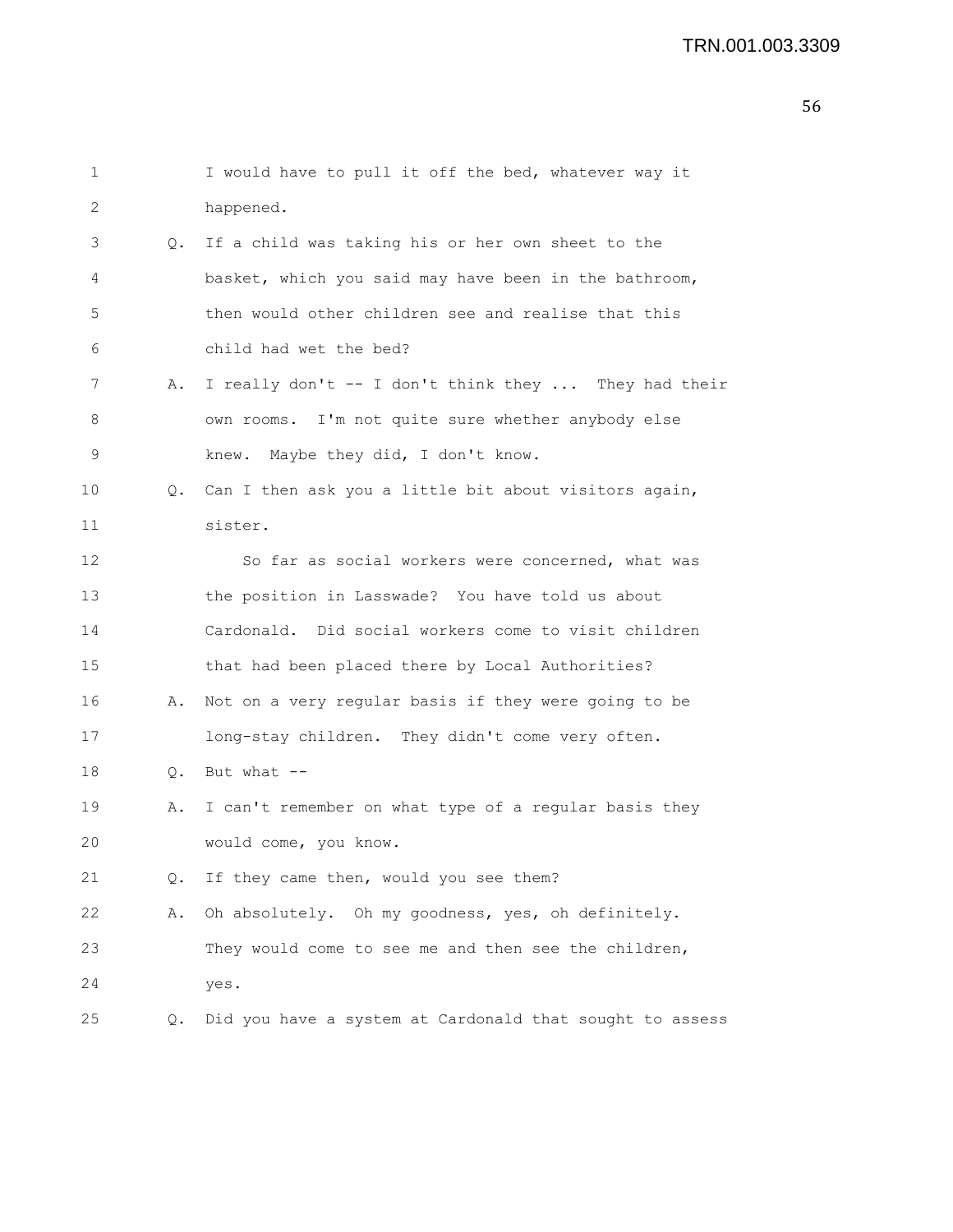1 I would have to pull it off the bed, whatever way it
2 happened.
3 Q. If a child was taking his or her own sheet to the
4 basket, which you said may have been in the bathroom,
5 then would other children see and realise that this
6 child had wet the bed?
7 A. I really don't -- I don't think they ... They had their
8 own rooms. I'm not quite sure whether anybody else
9 knew. Maybe they did, I don't know.
10 Q. Can I then ask you a little bit about visitors again,
11 sister.
12 So far as social workers were concerned, what was
13 the position in Lasswade? You have told us about
14 Cardonald. Did social workers come to visit children
15 that had been placed there by Local Authorities?
16 A. Not on a very regular basis if they were going to be
17 long-stay children. They didn't come very often.
18 Q. But what --
19 A. I can't remember on what type of a regular basis they
20 would come, you know.
21 Q. If they came then, would you see them?
22 A. Oh absolutely. Oh my goodness, yes, oh definitely.
23 They would come to see me and then see the children,
24 yes.
25 Q. Did you have a system at Cardonald that sought to assess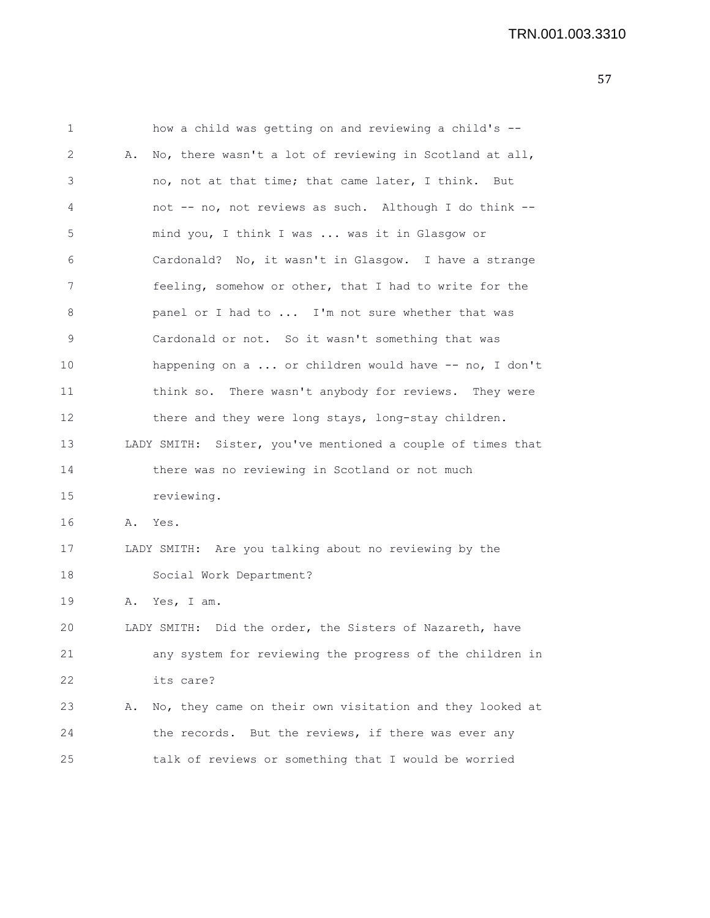1 how a child was getting on and reviewing a child's --

2 A. No, there wasn't a lot of reviewing in Scotland at all,

3 no, not at that time; that came later, I think. But

4 not -- no, not reviews as such. Although I do think --

5 mind you, I think I was ... was it in Glasgow or

6 Cardonald? No, it wasn't in Glasgow. I have a strange

7 feeling, somehow or other, that I had to write for the

8 panel or I had to ... I'm not sure whether that was

9 Cardonald or not. So it wasn't something that was

10 happening on a ... or children would have -- no, I don't

11 think so. There wasn't anybody for reviews. They were

12 there and they were long stays, long-stay children.

13 LADY SMITH: Sister, you've mentioned a couple of times that

14 there was no reviewing in Scotland or not much

15 reviewing.

16 A. Yes.

17 LADY SMITH: Are you talking about no reviewing by the

18 Social Work Department?

19 A. Yes, I am.

20 LADY SMITH: Did the order, the Sisters of Nazareth, have

21 any system for reviewing the progress of the children in

22 its care?

23 A. No, they came on their own visitation and they looked at

24 the records. But the reviews, if there was ever any

25 talk of reviews or something that I would be worried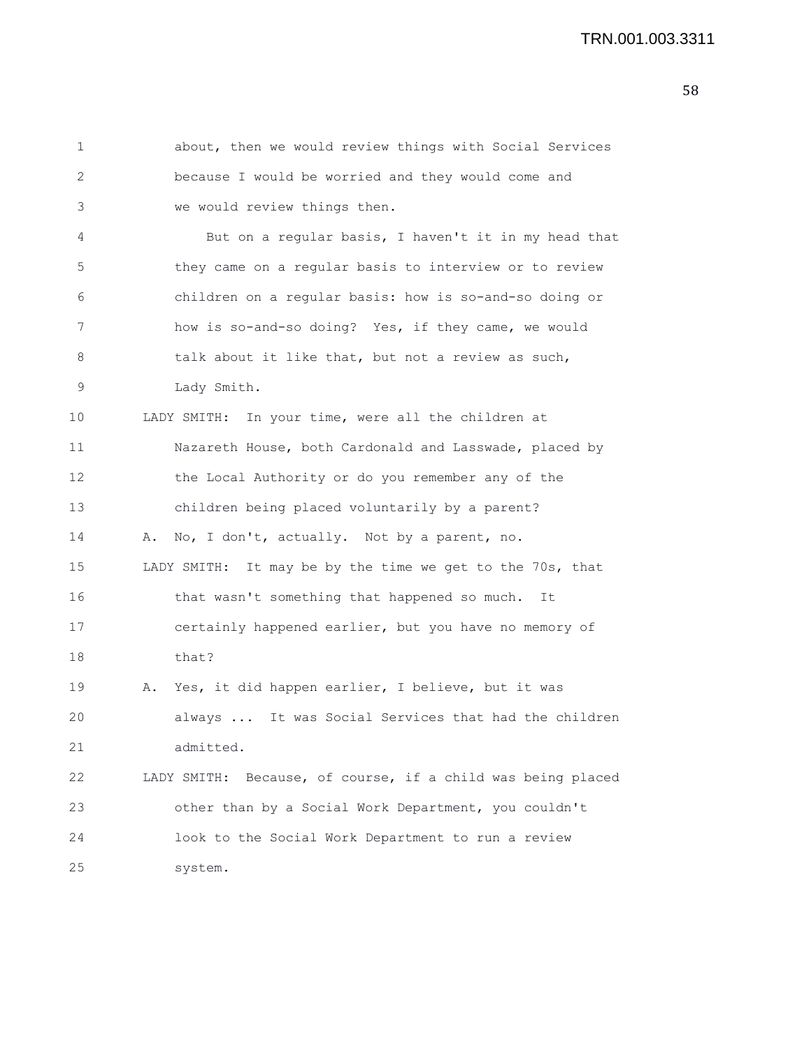about, then we would review things with Social Services because I would be worried and they would come and we would review things then.

But on a regular basis, I haven't it in my head that they came on a regular basis to interview or to review children on a regular basis: how is so-and-so doing or how is so-and-so doing? Yes, if they came, we would talk about it like that, but not a review as such, Lady Smith.

LADY SMITH: In your time, were all the children at Nazareth House, both Cardonald and Lasswade, placed by the Local Authority or do you remember any of the children being placed voluntarily by a parent?

A. No, I don't, actually. Not by a parent, no.

LADY SMITH: It may be by the time we get to the 70s, that that wasn't something that happened so much. It certainly happened earlier, but you have no memory of that?

A. Yes, it did happen earlier, I believe, but it was always ... It was Social Services that had the children admitted.

LADY SMITH: Because, of course, if a child was being placed other than by a Social Work Department, you couldn't look to the Social Work Department to run a review system.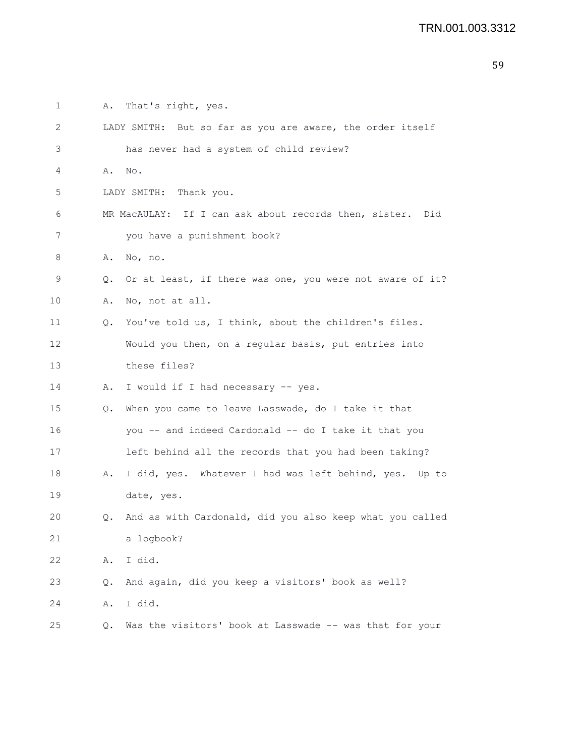1 A. That's right, yes.

2 LADY SMITH: But so far as you are aware, the order itself

3 has never had a system of child review?

4 A. No.

5 LADY SMITH: Thank you.

6 MR MacAULAY: If I can ask about records then, sister. Did

7 you have a punishment book?

8 A. No, no.

9 Q. Or at least, if there was one, you were not aware of it?

10 A. No, not at all.

11 Q. You've told us, I think, about the children's files.

12 Would you then, on a regular basis, put entries into

13 these files?

14 A. I would if I had necessary -- yes.

15 Q. When you came to leave Lasswade, do I take it that

16 you -- and indeed Cardonald -- do I take it that you

17 left behind all the records that you had been taking?

18 A. I did, yes. Whatever I had was left behind, yes. Up to

19 date, yes.

20 Q. And as with Cardonald, did you also keep what you called

21 a logbook?

22 A. I did.

23 Q. And again, did you keep a visitors' book as well?

24 A. I did.

25 Q. Was the visitors' book at Lasswade -- was that for your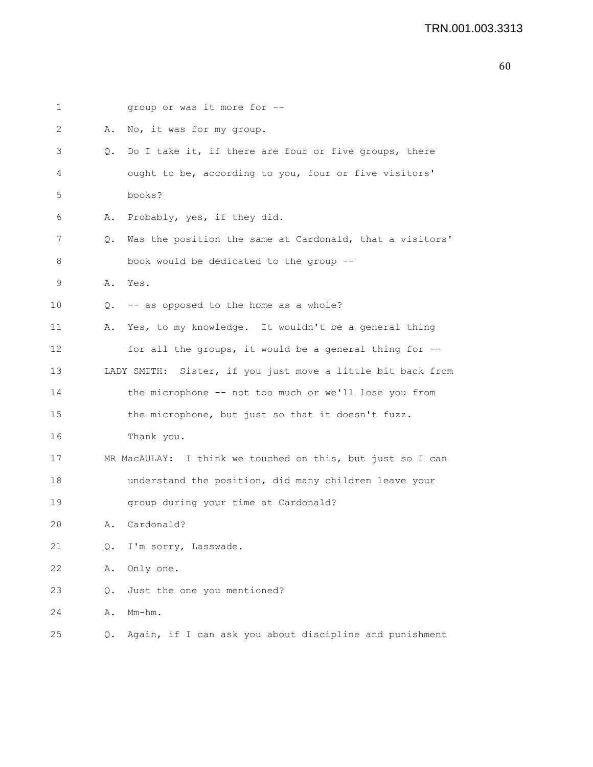group or was it more for --

A. No, it was for my group.

Q. Do I take it, if there are four or five groups, there ought to be, according to you, four or five visitors' books?

A. Probably, yes, if they did.

Q. Was the position the same at Cardonald, that a visitors' book would be dedicated to the group --

A. Yes.

Q. -- as opposed to the home as a whole?

A. Yes, to my knowledge. It wouldn't be a general thing for all the groups, it would be a general thing for --

LADY SMITH: Sister, if you just move a little bit back from the microphone -- not too much or we'll lose you from the microphone, but just so that it doesn't fuzz. Thank you.

MR MacAULAY: I think we touched on this, but just so I can understand the position, did many children leave your group during your time at Cardonald?

A. Cardonald?

Q. I'm sorry, Lasswade.

A. Only one.

Q. Just the one you mentioned?

A. Mm-hm.

Q. Again, if I can ask you about discipline and punishment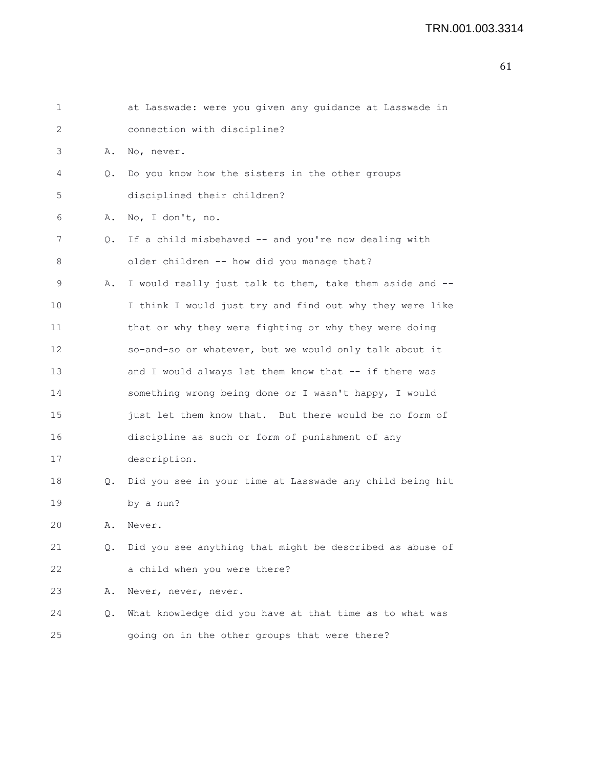1 at Lasswade: were you given any guidance at Lasswade in
2 connection with discipline?
3 A. No, never.
4 Q. Do you know how the sisters in the other groups
5 disciplined their children?
6 A. No, I don't, no.
7 Q. If a child misbehaved -- and you're now dealing with
8 older children -- how did you manage that?
9 A. I would really just talk to them, take them aside and --
10 I think I would just try and find out why they were like
11 that or why they were fighting or why they were doing
12 so-and-so or whatever, but we would only talk about it
13 and I would always let them know that -- if there was
14 something wrong being done or I wasn't happy, I would
15 just let them know that. But there would be no form of
16 discipline as such or form of punishment of any
17 description.
18 Q. Did you see in your time at Lasswade any child being hit
19 by a nun?
20 A. Never.
21 Q. Did you see anything that might be described as abuse of
22 a child when you were there?
23 A. Never, never, never.
24 Q. What knowledge did you have at that time as to what was
25 going on in the other groups that were there?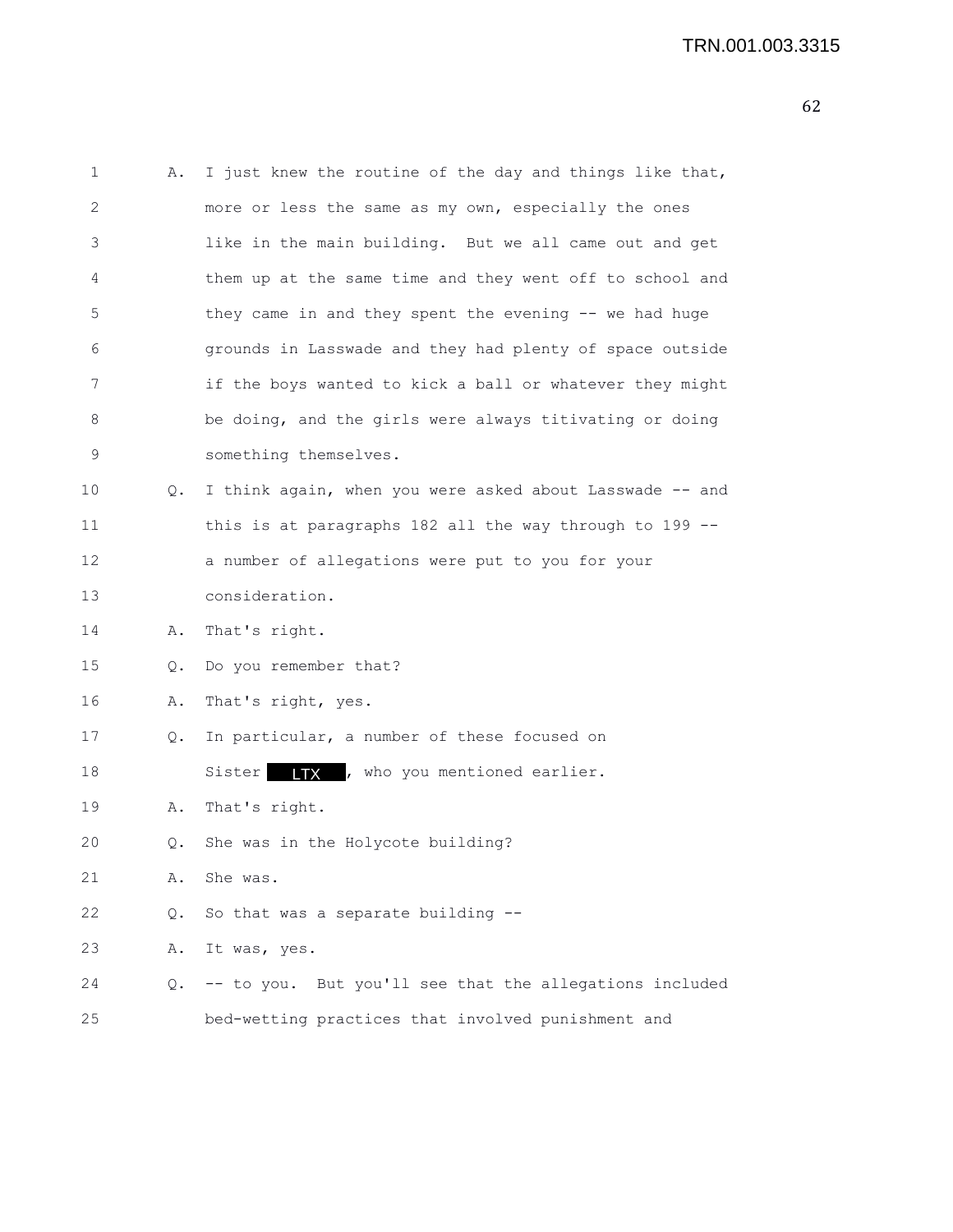A. I just knew the routine of the day and things like that, more or less the same as my own, especially the ones like in the main building. But we all came out and get them up at the same time and they went off to school and they came in and they spent the evening -- we had huge grounds in Lasswade and they had plenty of space outside if the boys wanted to kick a ball or whatever they might be doing, and the girls were always titivating or doing something themselves.

Q. I think again, when you were asked about Lasswade -- and this is at paragraphs 182 all the way through to 199 -- a number of allegations were put to you for your consideration.

A. That's right.

Q. Do you remember that?

A. That's right, yes.

Q. In particular, a number of these focused on Sister LTX, who you mentioned earlier.

A. That's right.

Q. She was in the Holycote building?

A. She was.

Q. So that was a separate building --

A. It was, yes.

Q. -- to you. But you'll see that the allegations included bed-wetting practices that involved punishment and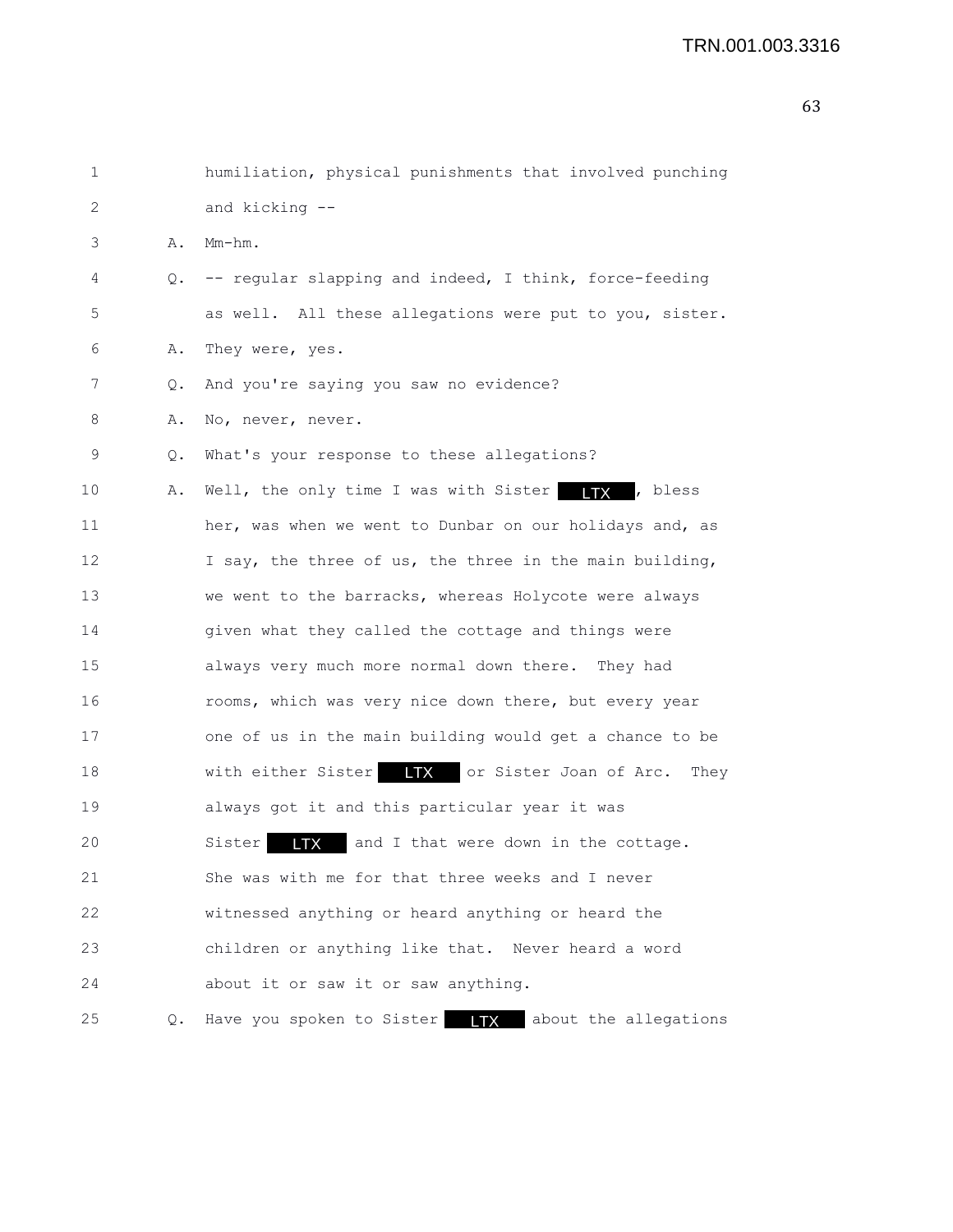1 humiliation, physical punishments that involved punching
2 and kicking --
3 A. Mm-hm.
4 Q. -- regular slapping and indeed, I think, force-feeding
5 as well. All these allegations were put to you, sister.
6 A. They were, yes.
7 Q. And you're saying you saw no evidence?
8 A. No, never, never.
9 Q. What's your response to these allegations?
10 A. Well, the only time I was with Sister LTX, bless
11 her, was when we went to Dunbar on our holidays and, as
12 I say, the three of us, the three in the main building,
13 we went to the barracks, whereas Holycote were always
14 given what they called the cottage and things were
15 always very much more normal down there. They had
16 rooms, which was very nice down there, but every year
17 one of us in the main building would get a chance to be
18 with either Sister LTX or Sister Joan of Arc. They
19 always got it and this particular year it was
20 Sister LTX and I that were down in the cottage.
21 She was with me for that three weeks and I never
22 witnessed anything or heard anything or heard the
23 children or anything like that. Never heard a word
24 about it or saw it or saw anything.
25 Q. Have you spoken to Sister LTX about the allegations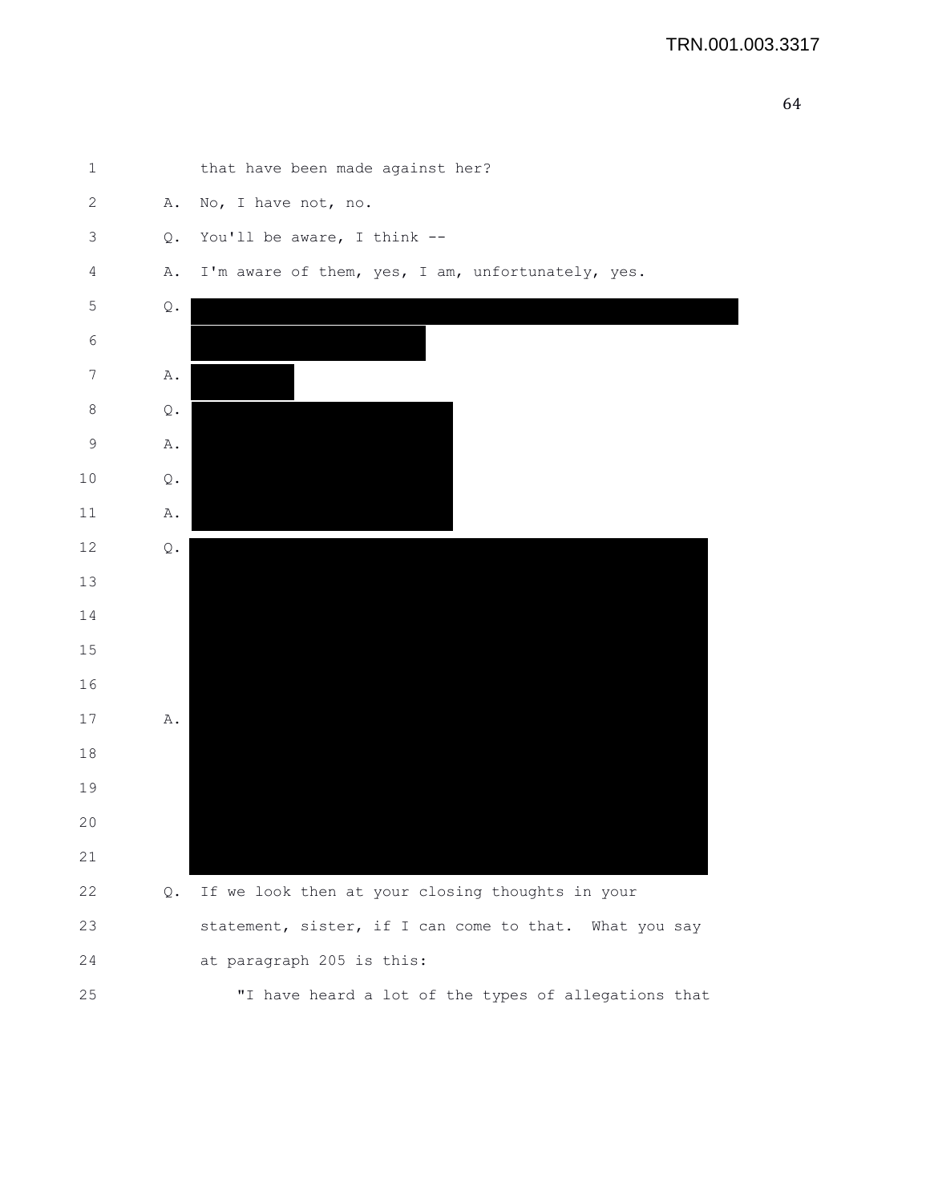1 that have been made against her?

2 A. No, I have not, no.

3 Q. You'll be aware, I think --

4 A. I'm aware of them, yes, I am, unfortunately, yes.

5 Q. [REDACTED]

6 [REDACTED]

7 A. [REDACTED]

8 Q. [REDACTED]

9 A. [REDACTED]

10 Q. [REDACTED]

11 A. [REDACTED]

12 Q. [REDACTED]

13 [REDACTED]

14 [REDACTED]

15 [REDACTED]

16 [REDACTED]

17 A. [REDACTED]

18 [REDACTED]

19 [REDACTED]

20 [REDACTED]

21 [REDACTED]

22 Q. If we look then at your closing thoughts in your

23 statement, sister, if I can come to that. What you say

24 at paragraph 205 is this:

25 "I have heard a lot of the types of allegations that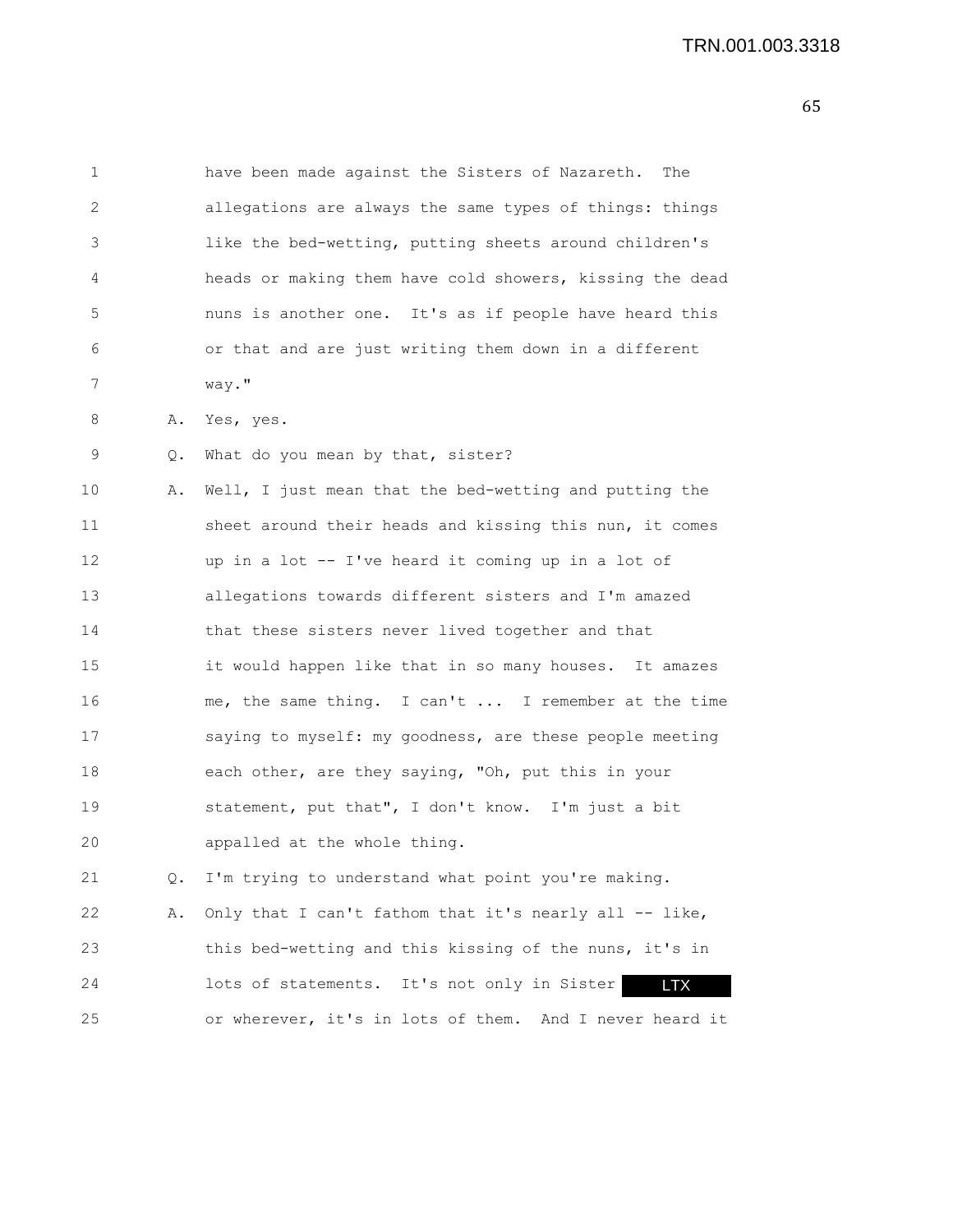have been made against the Sisters of Nazareth. The allegations are always the same types of things: things like the bed-wetting, putting sheets around children's heads or making them have cold showers, kissing the dead nuns is another one. It's as if people have heard this or that and are just writing them down in a different way."

A. Yes, yes.

Q. What do you mean by that, sister?

A. Well, I just mean that the bed-wetting and putting the sheet around their heads and kissing this nun, it comes up in a lot -- I've heard it coming up in a lot of allegations towards different sisters and I'm amazed that these sisters never lived together and that it would happen like that in so many houses. It amazes me, the same thing. I can't ... I remember at the time saying to myself: my goodness, are these people meeting each other, are they saying, "Oh, put this in your statement, put that", I don't know. I'm just a bit appalled at the whole thing.

Q. I'm trying to understand what point you're making.

A. Only that I can't fathom that it's nearly all -- like, this bed-wetting and this kissing of the nuns, it's in lots of statements. It's not only in Sister LTX or wherever, it's in lots of them. And I never heard it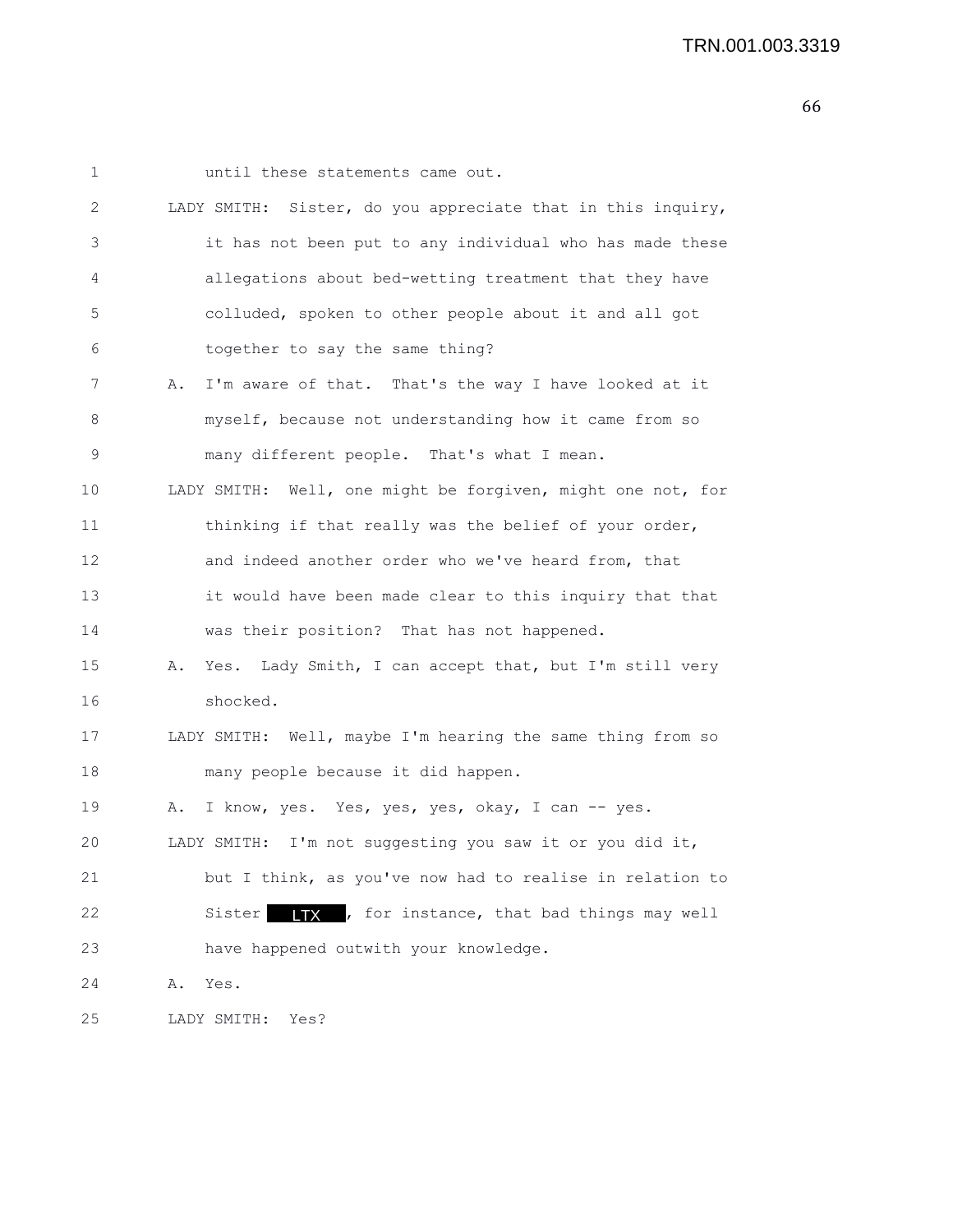until these statements came out.

LADY SMITH: Sister, do you appreciate that in this inquiry, it has not been put to any individual who has made these allegations about bed-wetting treatment that they have colluded, spoken to other people about it and all got together to say the same thing?

A. I'm aware of that. That's the way I have looked at it myself, because not understanding how it came from so many different people. That's what I mean.

LADY SMITH: Well, one might be forgiven, might one not, for thinking if that really was the belief of your order, and indeed another order who we've heard from, that it would have been made clear to this inquiry that that was their position? That has not happened.

A. Yes. Lady Smith, I can accept that, but I'm still very shocked.

LADY SMITH: Well, maybe I'm hearing the same thing from so many people because it did happen.

A. I know, yes. Yes, yes, yes, okay, I can -- yes.

LADY SMITH: I'm not suggesting you saw it or you did it, but I think, as you've now had to realise in relation to Sister LTX, for instance, that bad things may well have happened outwith your knowledge.

A. Yes.

LADY SMITH: Yes?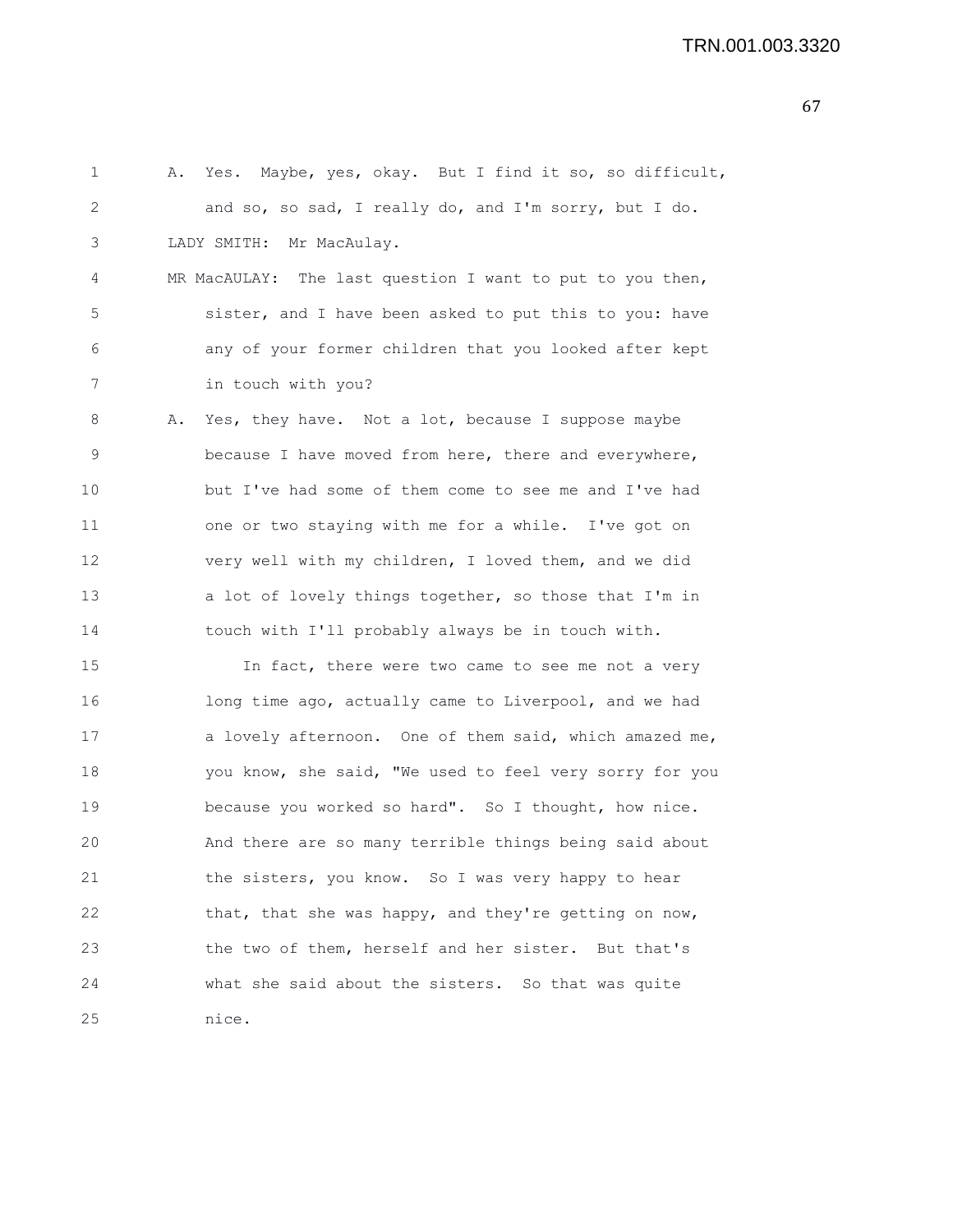A. Yes. Maybe, yes, okay. But I find it so, so difficult, and so, so sad, I really do, and I'm sorry, but I do.

LADY SMITH: Mr MacAulay.

MR MacAULAY: The last question I want to put to you then, sister, and I have been asked to put this to you: have any of your former children that you looked after kept in touch with you?

A. Yes, they have. Not a lot, because I suppose maybe because I have moved from here, there and everywhere, but I've had some of them come to see me and I've had one or two staying with me for a while. I've got on very well with my children, I loved them, and we did a lot of lovely things together, so those that I'm in touch with I'll probably always be in touch with.

In fact, there were two came to see me not a very long time ago, actually came to Liverpool, and we had a lovely afternoon. One of them said, which amazed me, you know, she said, "We used to feel very sorry for you because you worked so hard". So I thought, how nice. And there are so many terrible things being said about the sisters, you know. So I was very happy to hear that, that she was happy, and they're getting on now, the two of them, herself and her sister. But that's what she said about the sisters. So that was quite nice.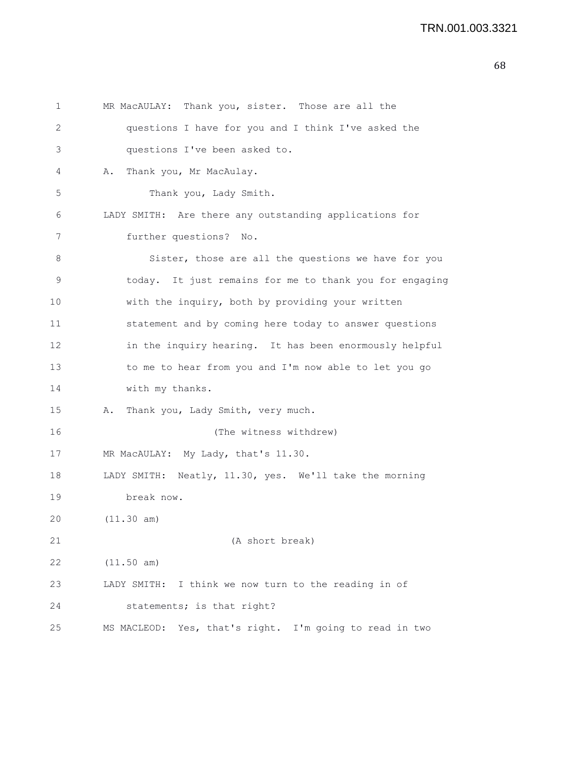MR MacAULAY: Thank you, sister. Those are all the questions I have for you and I think I've asked the questions I've been asked to.

A. Thank you, Mr MacAulay.

Thank you, Lady Smith.

LADY SMITH: Are there any outstanding applications for further questions? No.

Sister, those are all the questions we have for you today. It just remains for me to thank you for engaging with the inquiry, both by providing your written statement and by coming here today to answer questions in the inquiry hearing. It has been enormously helpful to me to hear from you and I'm now able to let you go with my thanks.

A. Thank you, Lady Smith, very much.

(The witness withdrew)

MR MacAULAY: My Lady, that's 11.30.

LADY SMITH: Neatly, 11.30, yes. We'll take the morning break now.

(11.30 am)

(A short break)

(11.50 am)

LADY SMITH: I think we now turn to the reading in of statements; is that right?

MS MACLEOD: Yes, that's right. I'm going to read in two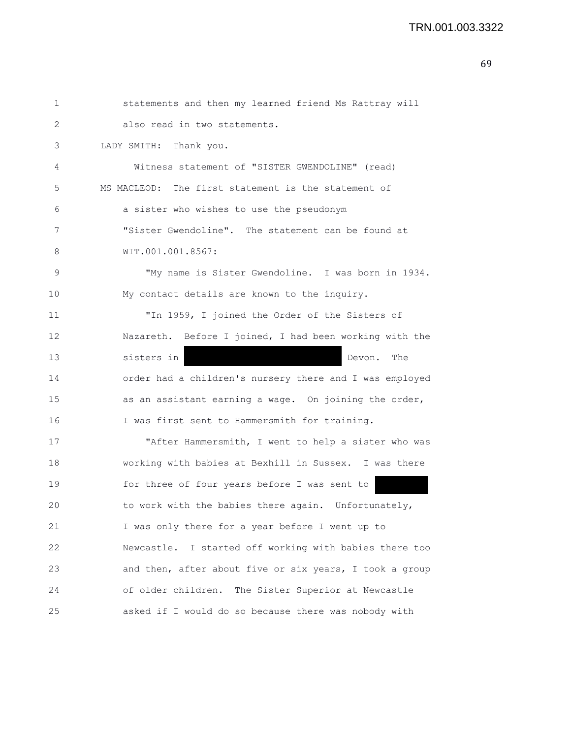statements and then my learned friend Ms Rattray will also read in two statements.

LADY SMITH: Thank you.

Witness statement of "SISTER GWENDOLINE" (read)

MS MACLEOD: The first statement is the statement of a sister who wishes to use the pseudonym "Sister Gwendoline". The statement can be found at WIT.001.001.8567:

"My name is Sister Gwendoline. I was born in 1934. My contact details are known to the inquiry.

"In 1959, I joined the Order of the Sisters of Nazareth. Before I joined, I had been working with the sisters in [REDACTED] Devon. The order had a children's nursery there and I was employed as an assistant earning a wage. On joining the order, I was first sent to Hammersmith for training.

"After Hammersmith, I went to help a sister who was working with babies at Bexhill in Sussex. I was there for three of four years before I was sent to [REDACTED] to work with the babies there again. Unfortunately, I was only there for a year before I went up to Newcastle. I started off working with babies there too and then, after about five or six years, I took a group of older children. The Sister Superior at Newcastle asked if I would do so because there was nobody with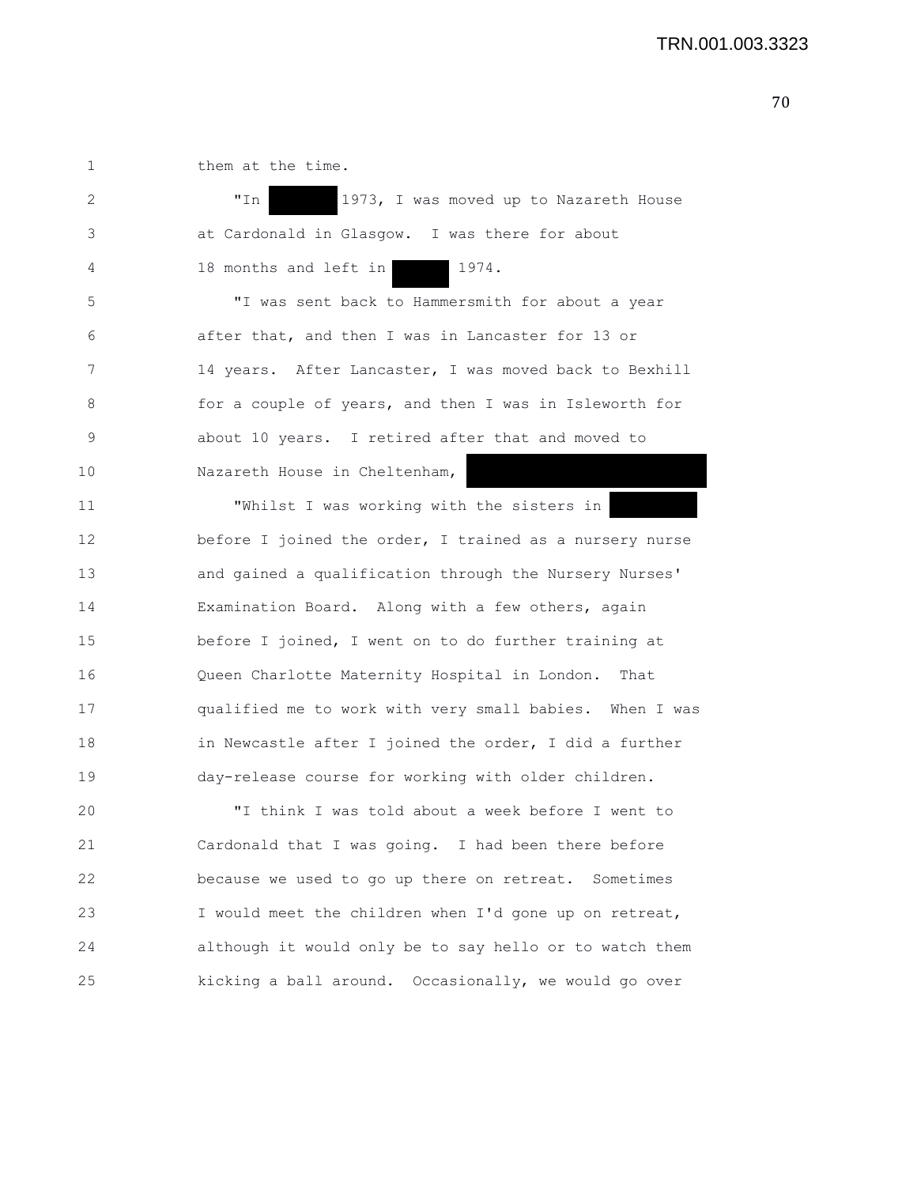them at the time.

"In [redacted] 1973, I was moved up to Nazareth House at Cardonald in Glasgow. I was there for about 18 months and left in [redacted] 1974.

"I was sent back to Hammersmith for about a year after that, and then I was in Lancaster for 13 or 14 years. After Lancaster, I was moved back to Bexhill for a couple of years, and then I was in Isleworth for about 10 years. I retired after that and moved to Nazareth House in Cheltenham, [redacted]

"Whilst I was working with the sisters in [redacted] before I joined the order, I trained as a nursery nurse and gained a qualification through the Nursery Nurses' Examination Board. Along with a few others, again before I joined, I went on to do further training at Queen Charlotte Maternity Hospital in London. That qualified me to work with very small babies. When I was in Newcastle after I joined the order, I did a further day-release course for working with older children.

"I think I was told about a week before I went to Cardonald that I was going. I had been there before because we used to go up there on retreat. Sometimes I would meet the children when I'd gone up on retreat, although it would only be to say hello or to watch them kicking a ball around. Occasionally, we would go over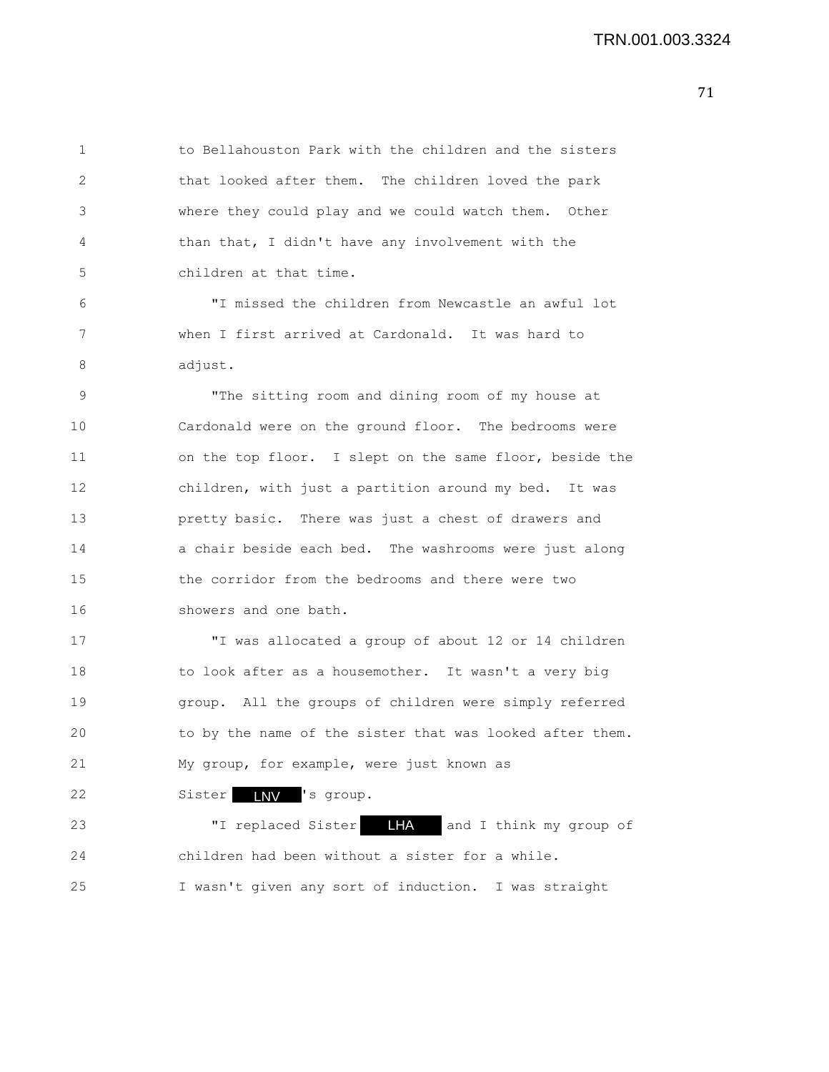to Bellahouston Park with the children and the sisters that looked after them. The children loved the park where they could play and we could watch them. Other than that, I didn't have any involvement with the children at that time.

"I missed the children from Newcastle an awful lot when I first arrived at Cardonald. It was hard to adjust.

"The sitting room and dining room of my house at Cardonald were on the ground floor. The bedrooms were on the top floor. I slept on the same floor, beside the children, with just a partition around my bed. It was pretty basic. There was just a chest of drawers and a chair beside each bed. The washrooms were just along the corridor from the bedrooms and there were two showers and one bath.

"I was allocated a group of about 12 or 14 children to look after as a housemother. It wasn't a very big group. All the groups of children were simply referred to by the name of the sister that was looked after them. My group, for example, were just known as Sister LNV 's group.

"I replaced Sister LHA and I think my group of children had been without a sister for a while. I wasn't given any sort of induction. I was straight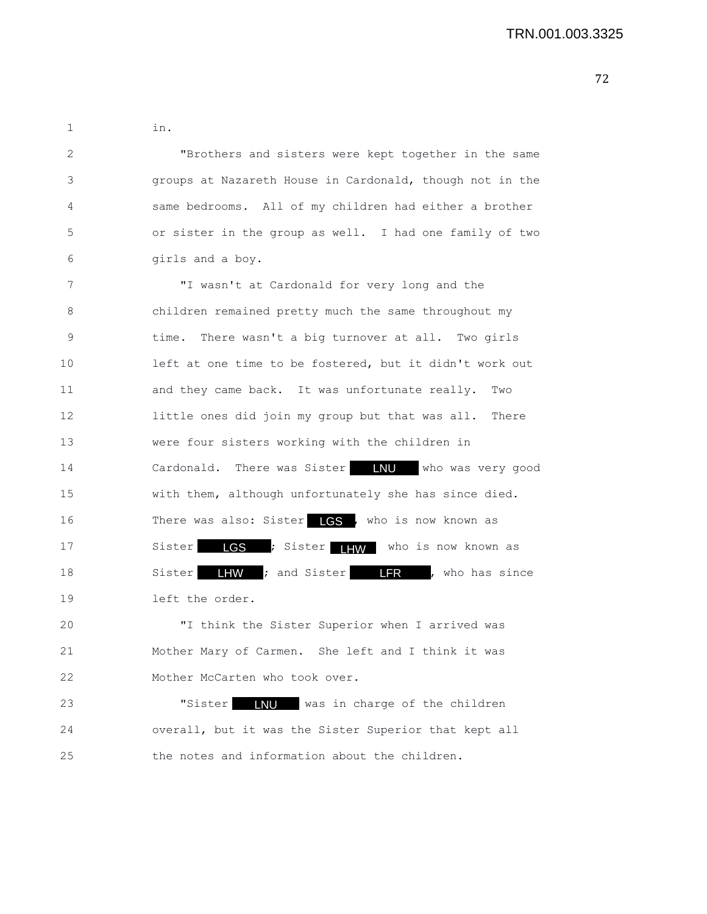in.

"Brothers and sisters were kept together in the same groups at Nazareth House in Cardonald, though not in the same bedrooms. All of my children had either a brother or sister in the group as well. I had one family of two girls and a boy.

"I wasn't at Cardonald for very long and the children remained pretty much the same throughout my time. There wasn't a big turnover at all. Two girls left at one time to be fostered, but it didn't work out and they came back. It was unfortunate really. Two little ones did join my group but that was all. There were four sisters working with the children in Cardonald. There was Sister LNU who was very good with them, although unfortunately she has since died. There was also: Sister LGS, who is now known as Sister LGS; Sister LHW who is now known as Sister LHW; and Sister LFR, who has since left the order.

"I think the Sister Superior when I arrived was Mother Mary of Carmen. She left and I think it was Mother McCarten who took over.

"Sister LNU was in charge of the children overall, but it was the Sister Superior that kept all the notes and information about the children.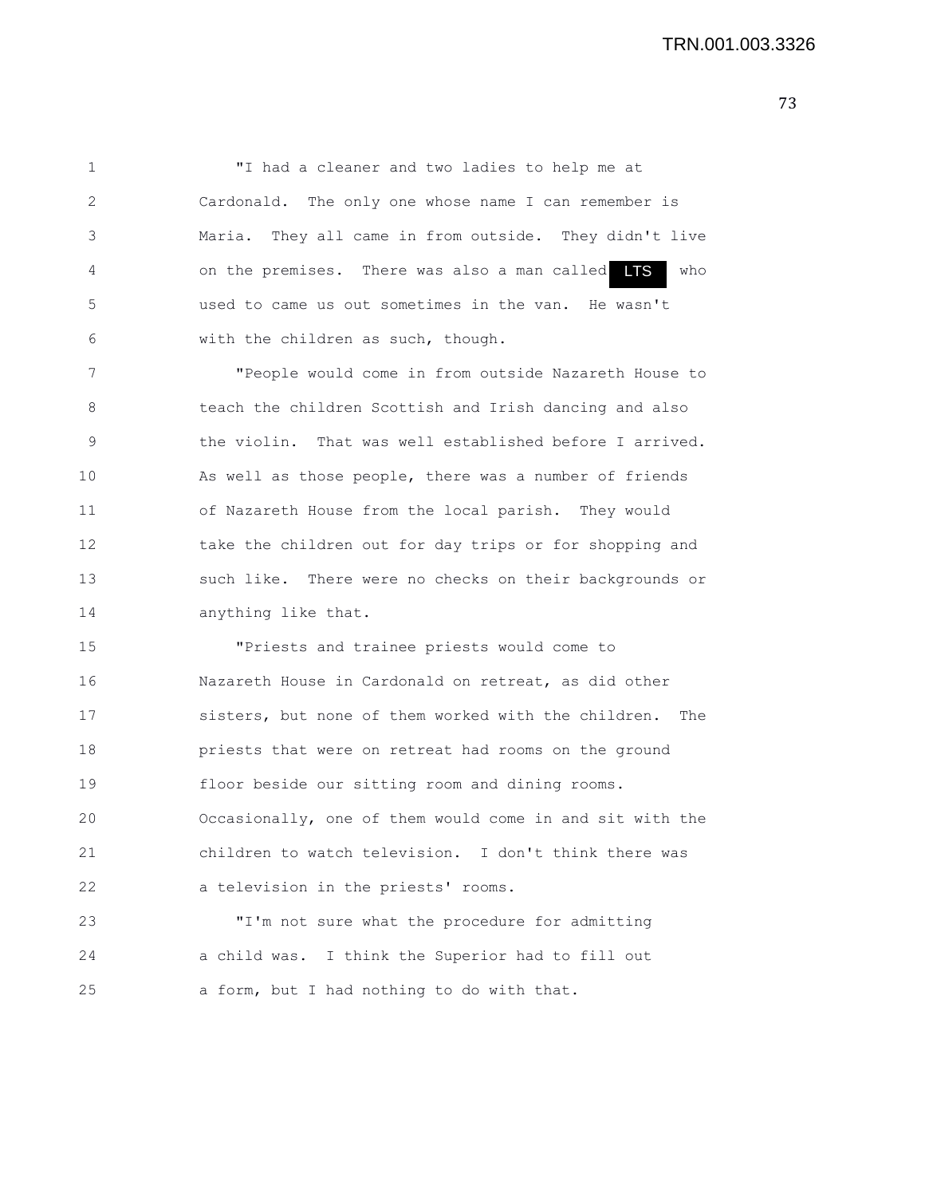"I had a cleaner and two ladies to help me at Cardonald. The only one whose name I can remember is Maria. They all came in from outside. They didn't live on the premises. There was also a man called LTS who used to came us out sometimes in the van. He wasn't with the children as such, though.

"People would come in from outside Nazareth House to teach the children Scottish and Irish dancing and also the violin. That was well established before I arrived. As well as those people, there was a number of friends of Nazareth House from the local parish. They would take the children out for day trips or for shopping and such like. There were no checks on their backgrounds or anything like that.

"Priests and trainee priests would come to Nazareth House in Cardonald on retreat, as did other sisters, but none of them worked with the children. The priests that were on retreat had rooms on the ground floor beside our sitting room and dining rooms. Occasionally, one of them would come in and sit with the children to watch television. I don't think there was a television in the priests' rooms.

"I'm not sure what the procedure for admitting a child was. I think the Superior had to fill out a form, but I had nothing to do with that.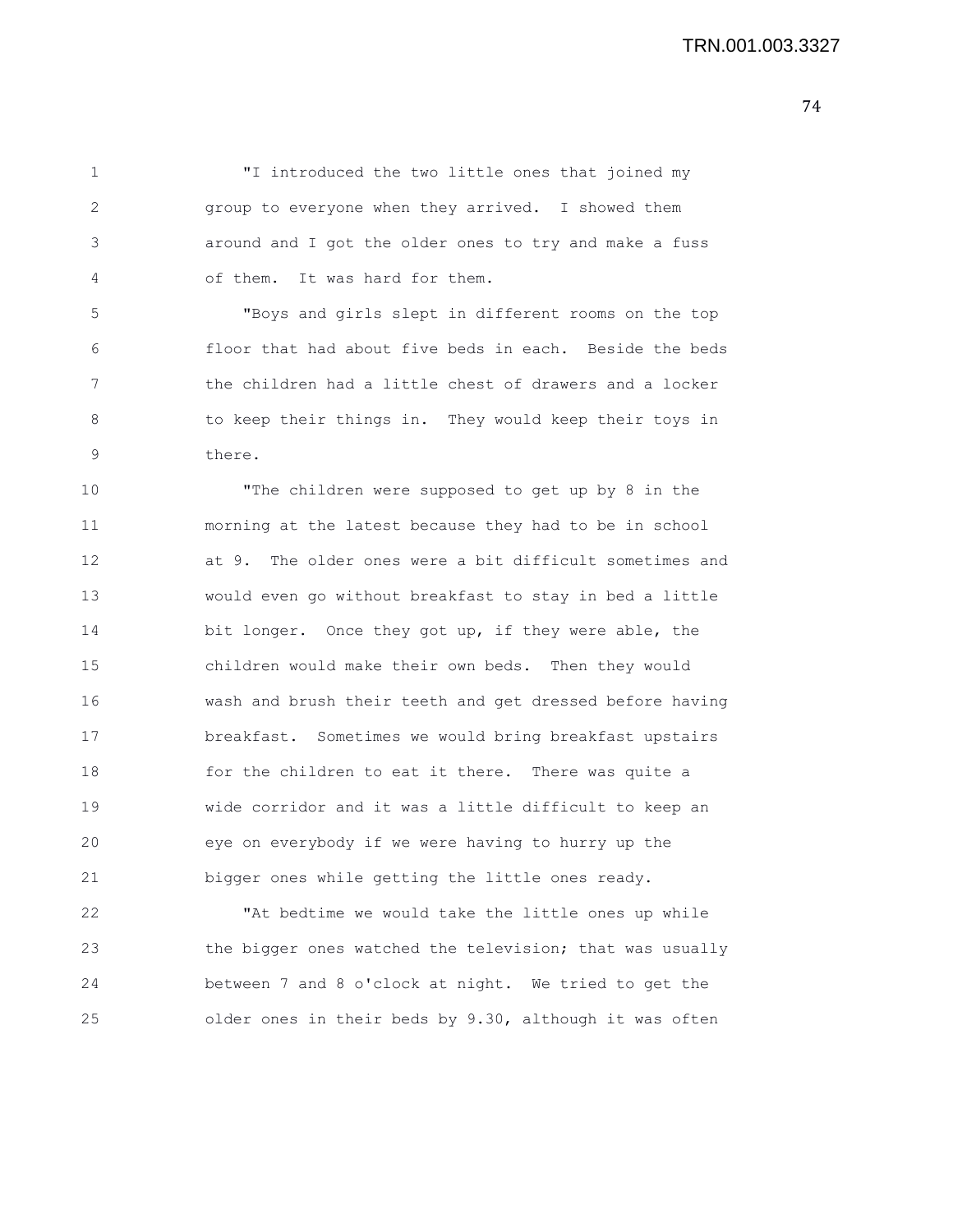"I introduced the two little ones that joined my group to everyone when they arrived. I showed them around and I got the older ones to try and make a fuss of them. It was hard for them.

"Boys and girls slept in different rooms on the top floor that had about five beds in each. Beside the beds the children had a little chest of drawers and a locker to keep their things in. They would keep their toys in there.

"The children were supposed to get up by 8 in the morning at the latest because they had to be in school at 9. The older ones were a bit difficult sometimes and would even go without breakfast to stay in bed a little bit longer. Once they got up, if they were able, the children would make their own beds. Then they would wash and brush their teeth and get dressed before having breakfast. Sometimes we would bring breakfast upstairs for the children to eat it there. There was quite a wide corridor and it was a little difficult to keep an eye on everybody if we were having to hurry up the bigger ones while getting the little ones ready.

"At bedtime we would take the little ones up while the bigger ones watched the television; that was usually between 7 and 8 o'clock at night. We tried to get the older ones in their beds by 9.30, although it was often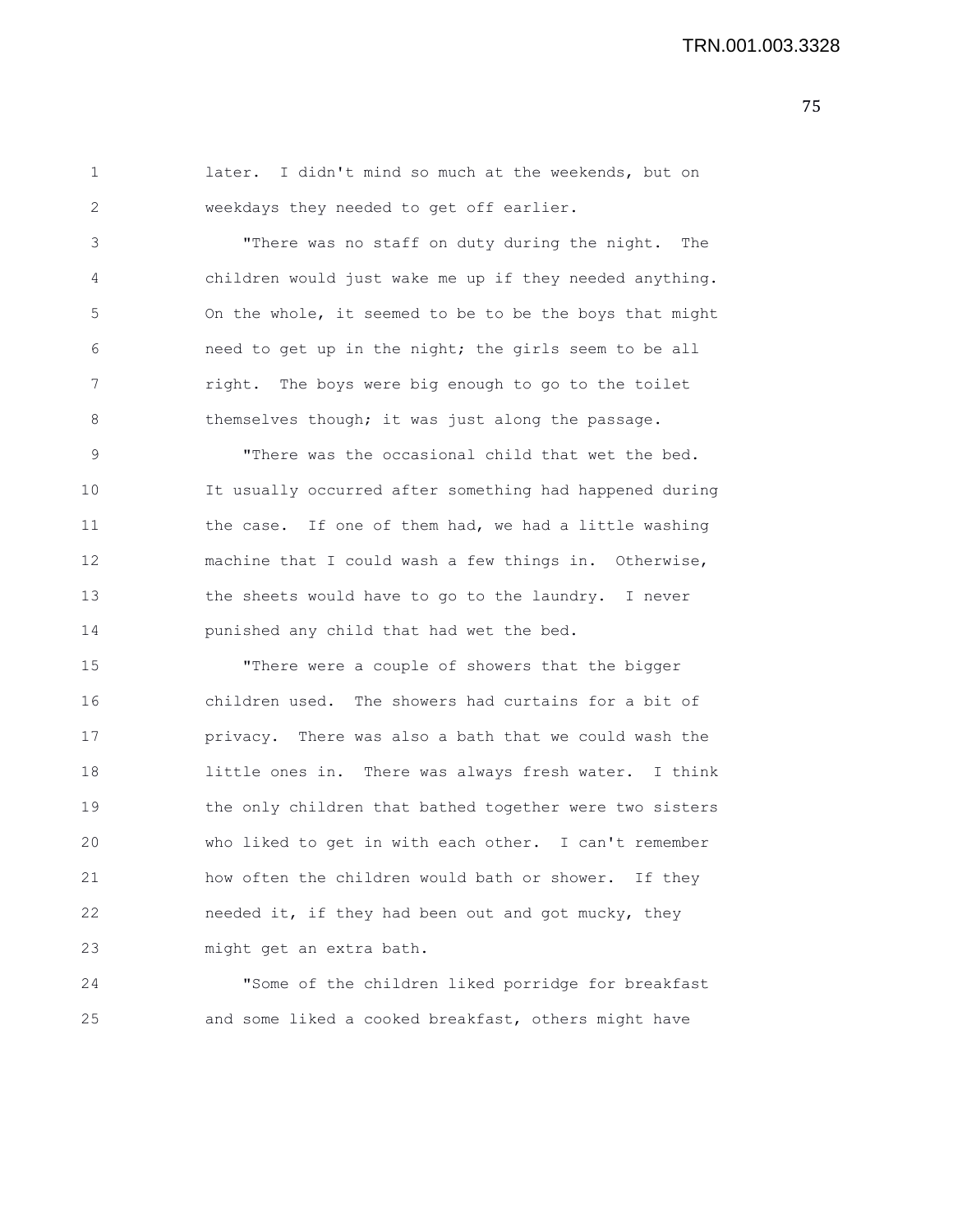later. I didn't mind so much at the weekends, but on weekdays they needed to get off earlier.

"There was no staff on duty during the night. The children would just wake me up if they needed anything. On the whole, it seemed to be to be the boys that might need to get up in the night; the girls seem to be all right. The boys were big enough to go to the toilet themselves though; it was just along the passage.

"There was the occasional child that wet the bed. It usually occurred after something had happened during the case. If one of them had, we had a little washing machine that I could wash a few things in. Otherwise, the sheets would have to go to the laundry. I never punished any child that had wet the bed.

"There were a couple of showers that the bigger children used. The showers had curtains for a bit of privacy. There was also a bath that we could wash the little ones in. There was always fresh water. I think the only children that bathed together were two sisters who liked to get in with each other. I can't remember how often the children would bath or shower. If they needed it, if they had been out and got mucky, they might get an extra bath.

"Some of the children liked porridge for breakfast and some liked a cooked breakfast, others might have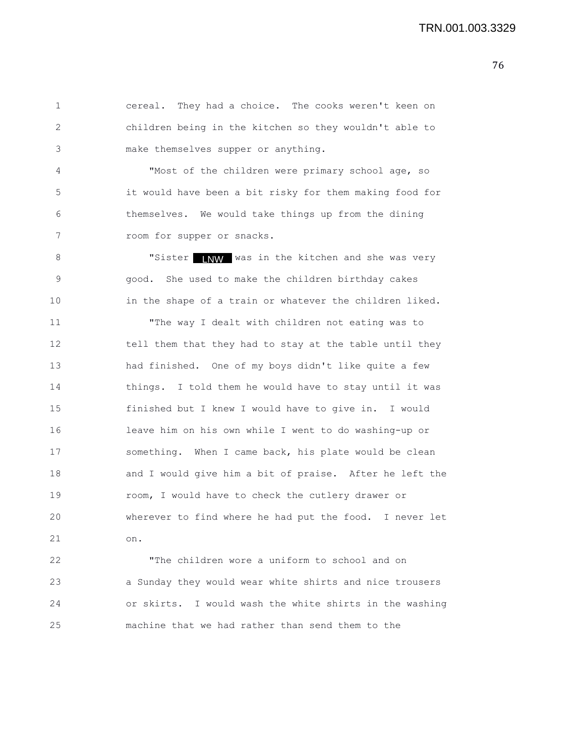cereal. They had a choice. The cooks weren't keen on children being in the kitchen so they wouldn't able to make themselves supper or anything.

"Most of the children were primary school age, so it would have been a bit risky for them making food for themselves. We would take things up from the dining room for supper or snacks.

"Sister LNW was in the kitchen and she was very good. She used to make the children birthday cakes in the shape of a train or whatever the children liked.

"The way I dealt with children not eating was to tell them that they had to stay at the table until they had finished. One of my boys didn't like quite a few things. I told them he would have to stay until it was finished but I knew I would have to give in. I would leave him on his own while I went to do washing-up or something. When I came back, his plate would be clean and I would give him a bit of praise. After he left the room, I would have to check the cutlery drawer or wherever to find where he had put the food. I never let on.

"The children wore a uniform to school and on a Sunday they would wear white shirts and nice trousers or skirts. I would wash the white shirts in the washing machine that we had rather than send them to the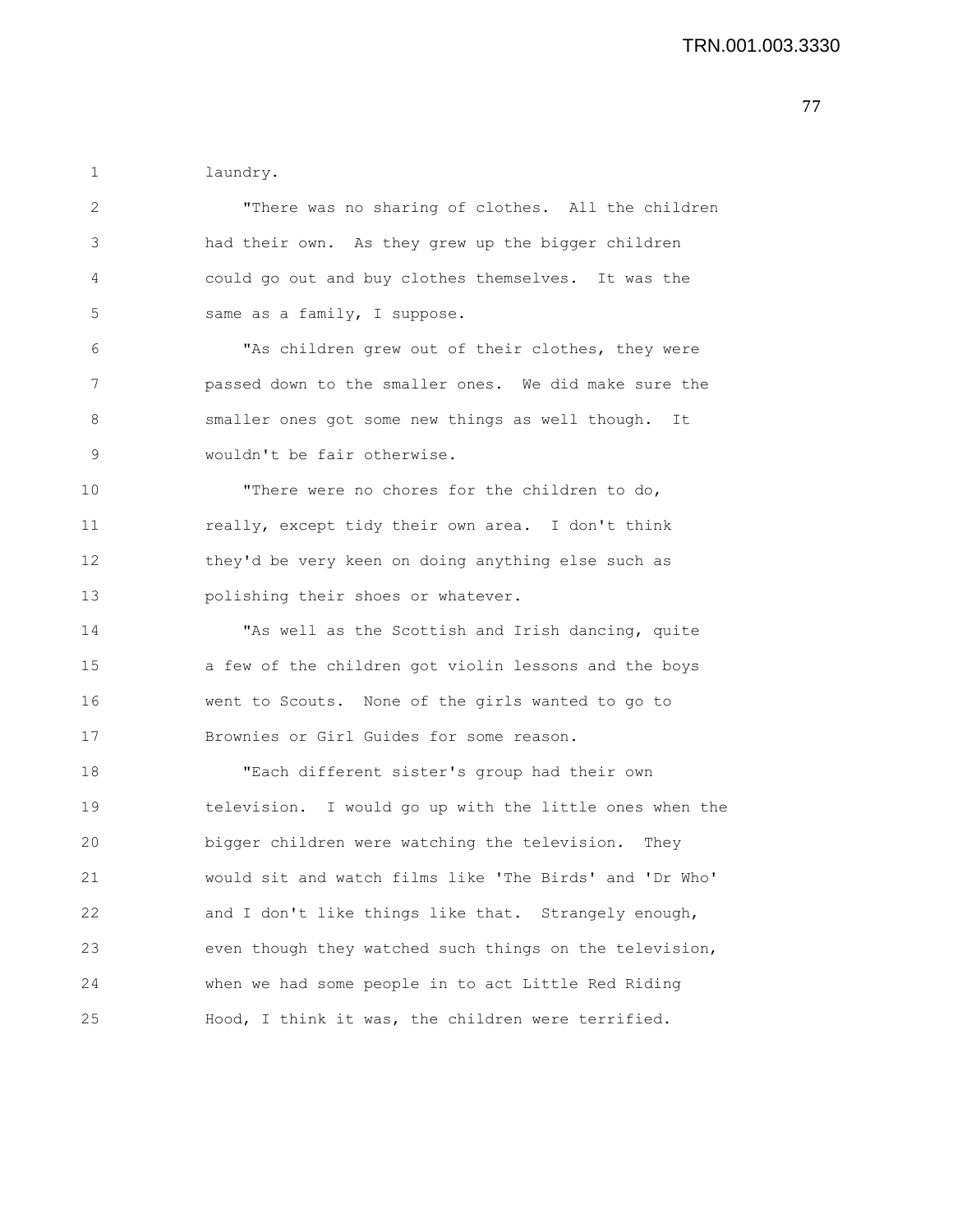laundry.

"There was no sharing of clothes. All the children had their own. As they grew up the bigger children could go out and buy clothes themselves. It was the same as a family, I suppose.

"As children grew out of their clothes, they were passed down to the smaller ones. We did make sure the smaller ones got some new things as well though. It wouldn't be fair otherwise.

"There were no chores for the children to do, really, except tidy their own area. I don't think they'd be very keen on doing anything else such as polishing their shoes or whatever.

"As well as the Scottish and Irish dancing, quite a few of the children got violin lessons and the boys went to Scouts. None of the girls wanted to go to Brownies or Girl Guides for some reason.

"Each different sister's group had their own television. I would go up with the little ones when the bigger children were watching the television. They would sit and watch films like 'The Birds' and 'Dr Who' and I don't like things like that. Strangely enough, even though they watched such things on the television, when we had some people in to act Little Red Riding Hood, I think it was, the children were terrified.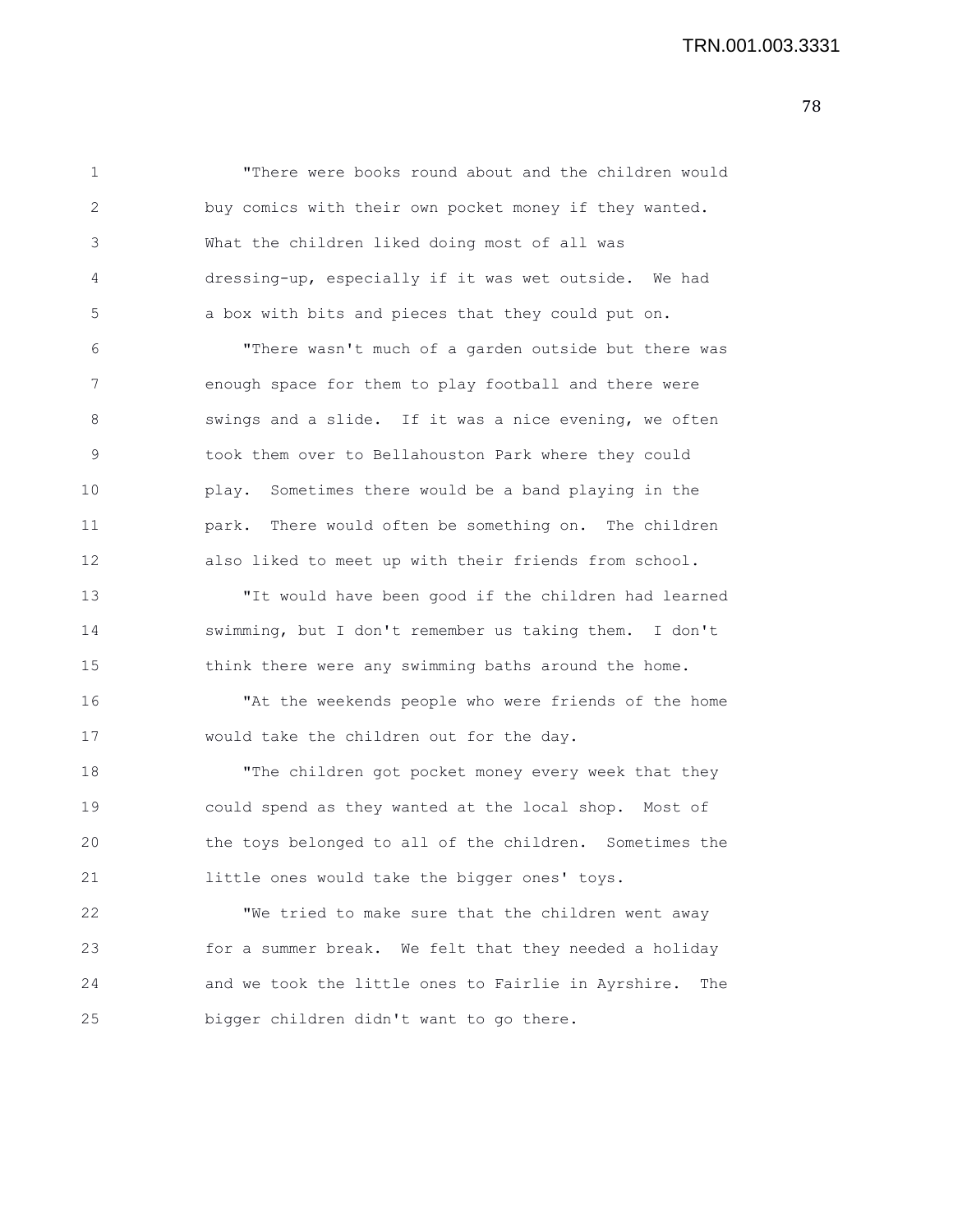"There were books round about and the children would buy comics with their own pocket money if they wanted. What the children liked doing most of all was dressing-up, especially if it was wet outside. We had a box with bits and pieces that they could put on.

"There wasn't much of a garden outside but there was enough space for them to play football and there were swings and a slide. If it was a nice evening, we often took them over to Bellahouston Park where they could play. Sometimes there would be a band playing in the park. There would often be something on. The children also liked to meet up with their friends from school.

"It would have been good if the children had learned swimming, but I don't remember us taking them. I don't think there were any swimming baths around the home.

"At the weekends people who were friends of the home would take the children out for the day.

"The children got pocket money every week that they could spend as they wanted at the local shop. Most of the toys belonged to all of the children. Sometimes the little ones would take the bigger ones' toys.

"We tried to make sure that the children went away for a summer break. We felt that they needed a holiday and we took the little ones to Fairlie in Ayrshire. The bigger children didn't want to go there.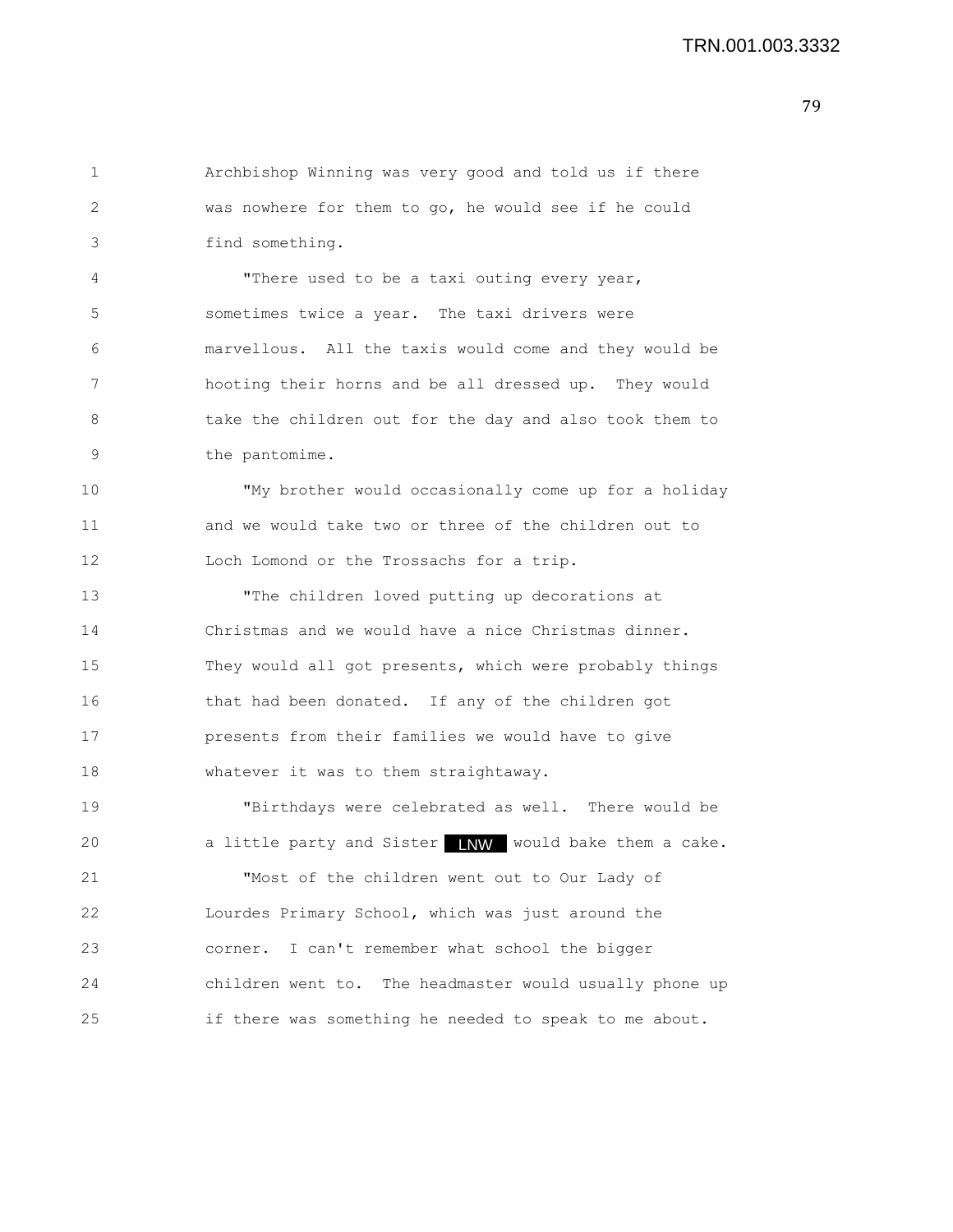Archbishop Winning was very good and told us if there was nowhere for them to go, he would see if he could find something.

"There used to be a taxi outing every year, sometimes twice a year. The taxi drivers were marvellous. All the taxis would come and they would be hooting their horns and be all dressed up. They would take the children out for the day and also took them to the pantomime.

"My brother would occasionally come up for a holiday and we would take two or three of the children out to Loch Lomond or the Trossachs for a trip.

"The children loved putting up decorations at Christmas and we would have a nice Christmas dinner. They would all got presents, which were probably things that had been donated. If any of the children got presents from their families we would have to give whatever it was to them straightaway.

"Birthdays were celebrated as well. There would be a little party and Sister LNW would bake them a cake.

"Most of the children went out to Our Lady of Lourdes Primary School, which was just around the corner. I can't remember what school the bigger children went to. The headmaster would usually phone up if there was something he needed to speak to me about.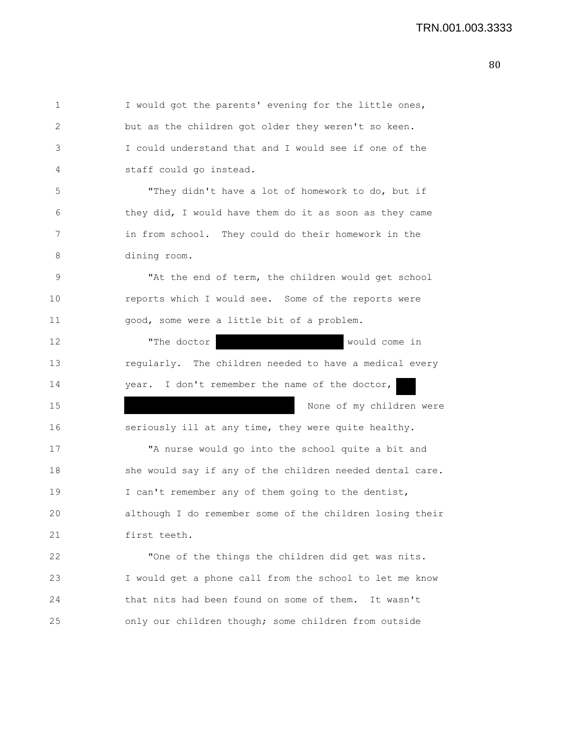I would got the parents' evening for the little ones, but as the children got older they weren't so keen. I could understand that and I would see if one of the staff could go instead.

"They didn't have a lot of homework to do, but if they did, I would have them do it as soon as they came in from school. They could do their homework in the dining room.

"At the end of term, the children would get school reports which I would see. Some of the reports were good, some were a little bit of a problem.

"The doctor ██████████ would come in regularly. The children needed to have a medical every year. I don't remember the name of the doctor, ██ ██████████████ None of my children were seriously ill at any time, they were quite healthy.

"A nurse would go into the school quite a bit and she would say if any of the children needed dental care. I can't remember any of them going to the dentist, although I do remember some of the children losing their first teeth.

"One of the things the children did get was nits. I would get a phone call from the school to let me know that nits had been found on some of them. It wasn't only our children though; some children from outside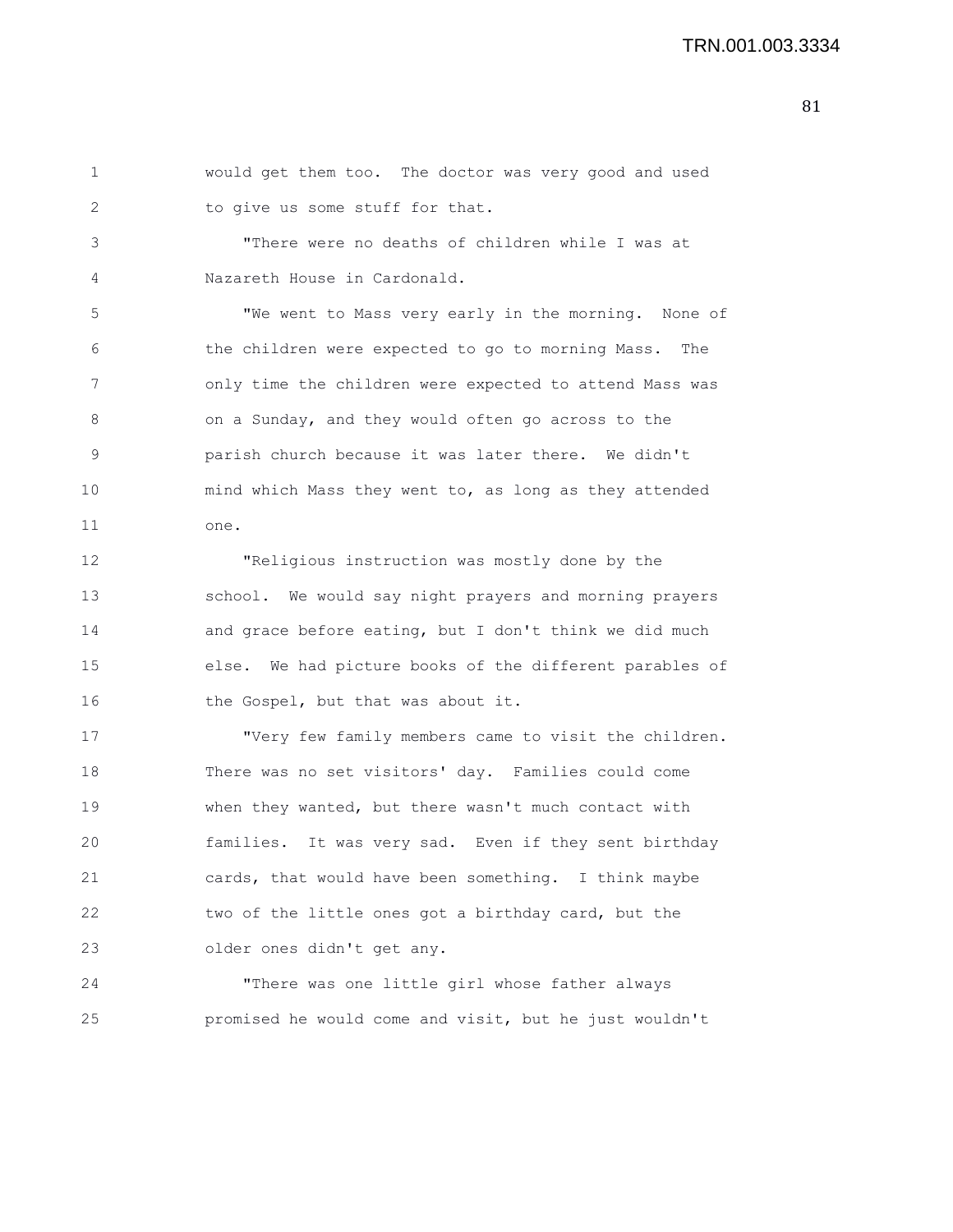would get them too. The doctor was very good and used to give us some stuff for that.

"There were no deaths of children while I was at Nazareth House in Cardonald.

"We went to Mass very early in the morning. None of the children were expected to go to morning Mass. The only time the children were expected to attend Mass was on a Sunday, and they would often go across to the parish church because it was later there. We didn't mind which Mass they went to, as long as they attended one.

"Religious instruction was mostly done by the school. We would say night prayers and morning prayers and grace before eating, but I don't think we did much else. We had picture books of the different parables of the Gospel, but that was about it.

"Very few family members came to visit the children. There was no set visitors' day. Families could come when they wanted, but there wasn't much contact with families. It was very sad. Even if they sent birthday cards, that would have been something. I think maybe two of the little ones got a birthday card, but the older ones didn't get any.

"There was one little girl whose father always promised he would come and visit, but he just wouldn't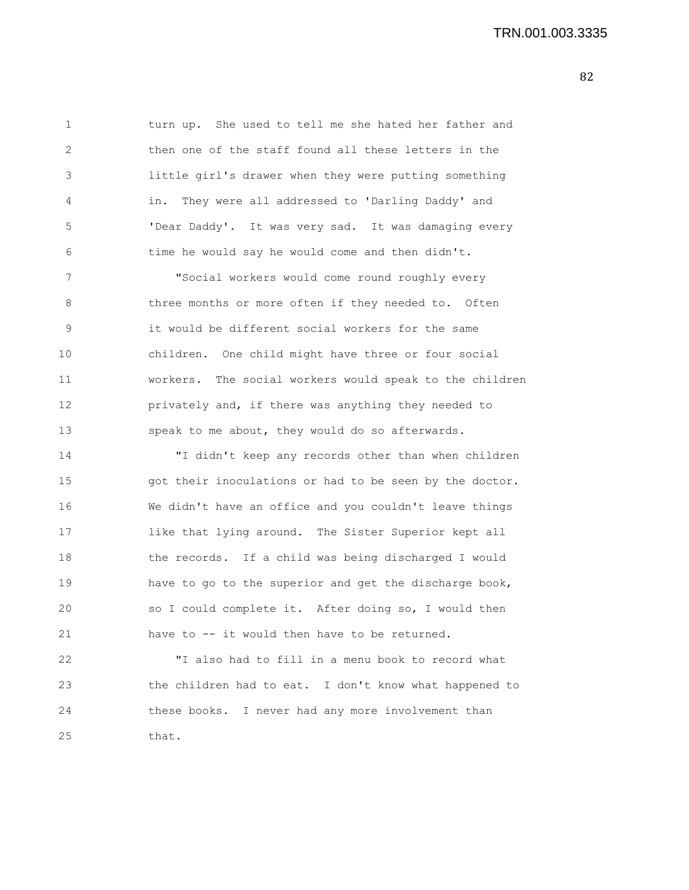turn up. She used to tell me she hated her father and then one of the staff found all these letters in the little girl's drawer when they were putting something in. They were all addressed to 'Darling Daddy' and 'Dear Daddy'. It was very sad. It was damaging every time he would say he would come and then didn't.

"Social workers would come round roughly every three months or more often if they needed to. Often it would be different social workers for the same children. One child might have three or four social workers. The social workers would speak to the children privately and, if there was anything they needed to speak to me about, they would do so afterwards.

"I didn't keep any records other than when children got their inoculations or had to be seen by the doctor. We didn't have an office and you couldn't leave things like that lying around. The Sister Superior kept all the records. If a child was being discharged I would have to go to the superior and get the discharge book, so I could complete it. After doing so, I would then have to -- it would then have to be returned.

"I also had to fill in a menu book to record what the children had to eat. I don't know what happened to these books. I never had any more involvement than that.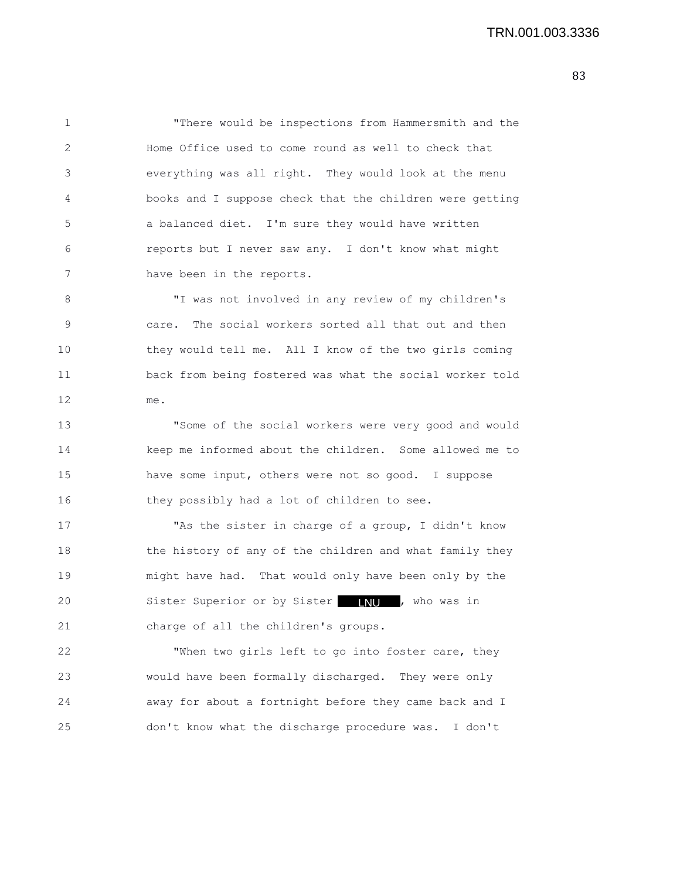"There would be inspections from Hammersmith and the Home Office used to come round as well to check that everything was all right. They would look at the menu books and I suppose check that the children were getting a balanced diet. I'm sure they would have written reports but I never saw any. I don't know what might have been in the reports.

"I was not involved in any review of my children's care. The social workers sorted all that out and then they would tell me. All I know of the two girls coming back from being fostered was what the social worker told me.

"Some of the social workers were very good and would keep me informed about the children. Some allowed me to have some input, others were not so good. I suppose they possibly had a lot of children to see.

"As the sister in charge of a group, I didn't know the history of any of the children and what family they might have had. That would only have been only by the Sister Superior or by Sister LNU, who was in charge of all the children's groups.

"When two girls left to go into foster care, they would have been formally discharged. They were only away for about a fortnight before they came back and I don't know what the discharge procedure was. I don't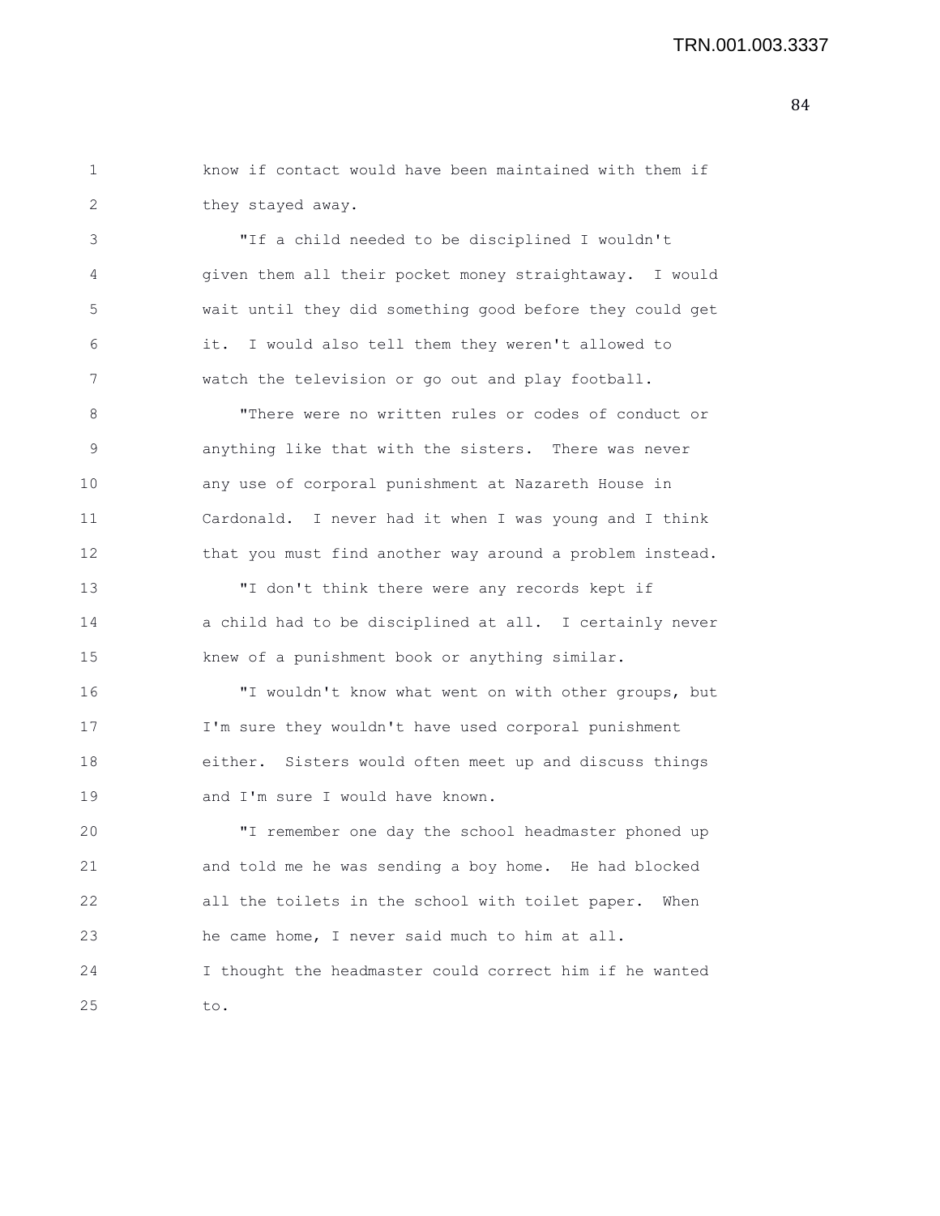know if contact would have been maintained with them if they stayed away.

"If a child needed to be disciplined I wouldn't given them all their pocket money straightaway. I would wait until they did something good before they could get it. I would also tell them they weren't allowed to watch the television or go out and play football.

"There were no written rules or codes of conduct or anything like that with the sisters. There was never any use of corporal punishment at Nazareth House in Cardonald. I never had it when I was young and I think that you must find another way around a problem instead.

"I don't think there were any records kept if a child had to be disciplined at all. I certainly never knew of a punishment book or anything similar.

"I wouldn't know what went on with other groups, but I'm sure they wouldn't have used corporal punishment either. Sisters would often meet up and discuss things and I'm sure I would have known.

"I remember one day the school headmaster phoned up and told me he was sending a boy home. He had blocked all the toilets in the school with toilet paper. When he came home, I never said much to him at all. I thought the headmaster could correct him if he wanted to.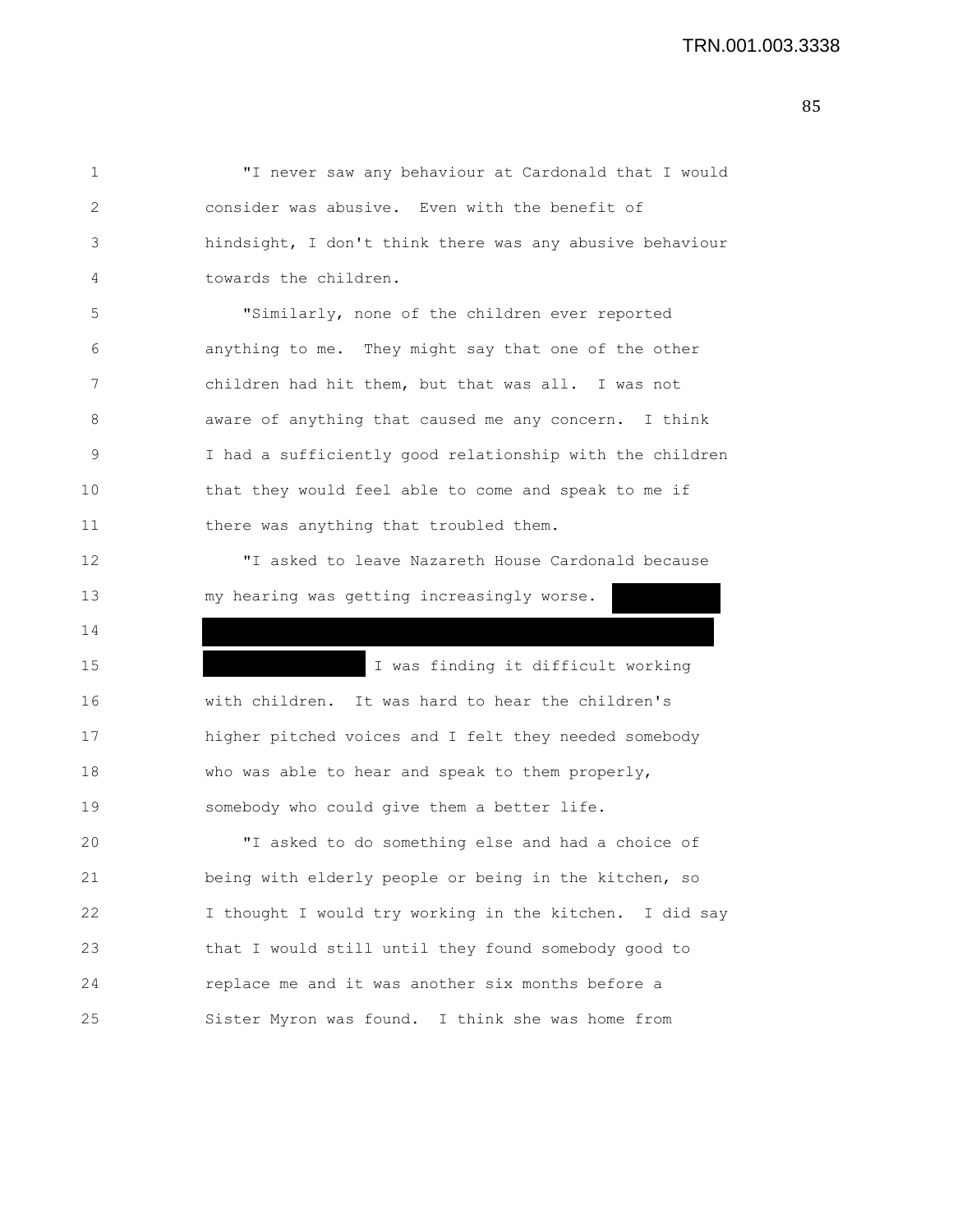"I never saw any behaviour at Cardonald that I would consider was abusive. Even with the benefit of hindsight, I don't think there was any abusive behaviour towards the children.

"Similarly, none of the children ever reported anything to me. They might say that one of the other children had hit them, but that was all. I was not aware of anything that caused me any concern. I think I had a sufficiently good relationship with the children that they would feel able to come and speak to me if there was anything that troubled them.

"I asked to leave Nazareth House Cardonald because my hearing was getting increasingly worse. [REDACTED] I was finding it difficult working with children. It was hard to hear the children's higher pitched voices and I felt they needed somebody who was able to hear and speak to them properly, somebody who could give them a better life.

"I asked to do something else and had a choice of being with elderly people or being in the kitchen, so I thought I would try working in the kitchen. I did say that I would still until they found somebody good to replace me and it was another six months before a Sister Myron was found. I think she was home from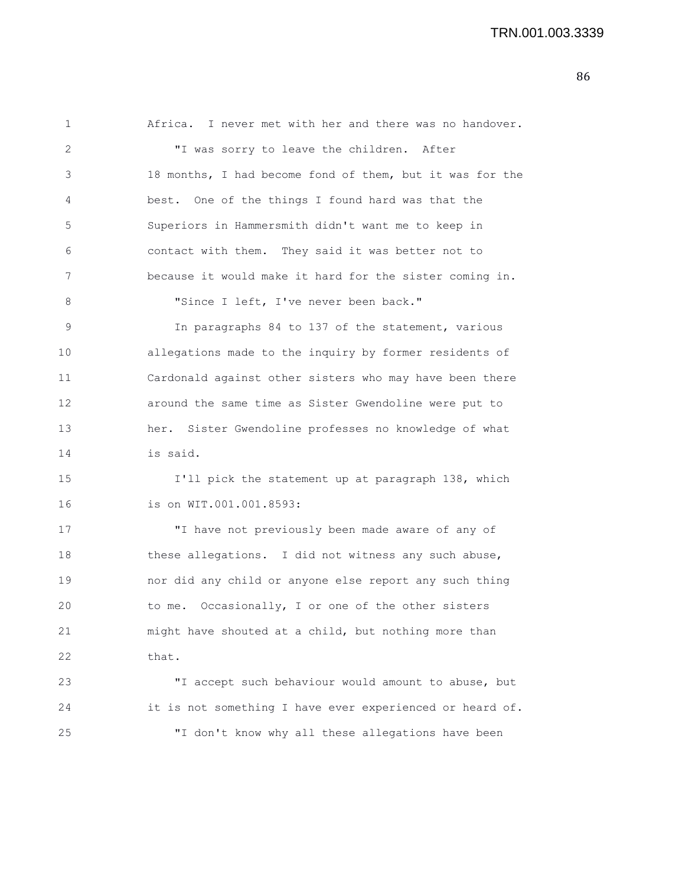Africa. I never met with her and there was no handover.

"I was sorry to leave the children. After 18 months, I had become fond of them, but it was for the best. One of the things I found hard was that the Superiors in Hammersmith didn't want me to keep in contact with them. They said it was better not to because it would make it hard for the sister coming in.

"Since I left, I've never been back."

In paragraphs 84 to 137 of the statement, various allegations made to the inquiry by former residents of Cardonald against other sisters who may have been there around the same time as Sister Gwendoline were put to her. Sister Gwendoline professes no knowledge of what is said.

I'll pick the statement up at paragraph 138, which is on WIT.001.001.8593:

"I have not previously been made aware of any of these allegations. I did not witness any such abuse, nor did any child or anyone else report any such thing to me. Occasionally, I or one of the other sisters might have shouted at a child, but nothing more than that.

"I accept such behaviour would amount to abuse, but it is not something I have ever experienced or heard of.

"I don't know why all these allegations have been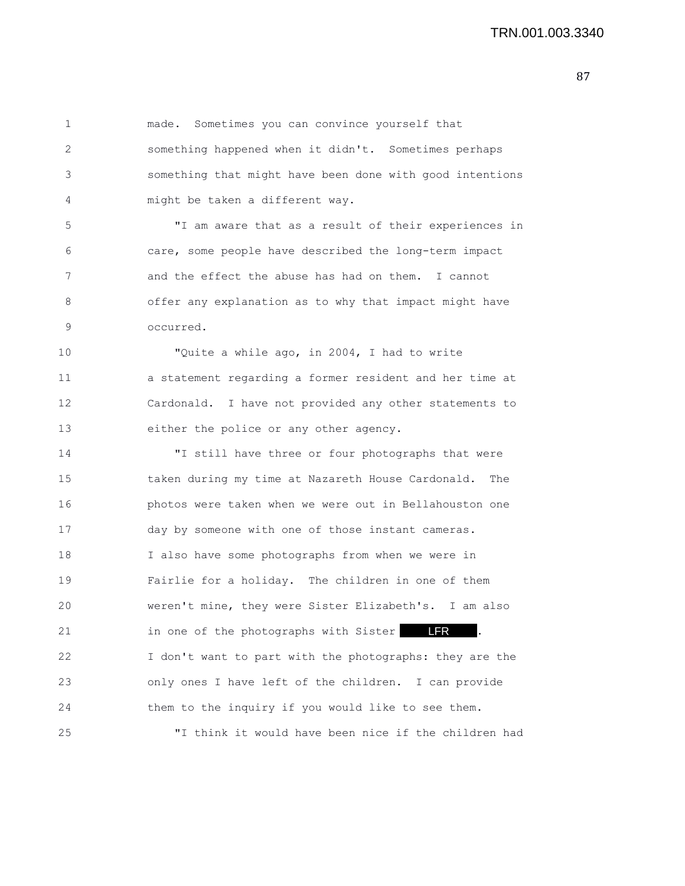made. Sometimes you can convince yourself that something happened when it didn't. Sometimes perhaps something that might have been done with good intentions might be taken a different way.

"I am aware that as a result of their experiences in care, some people have described the long-term impact and the effect the abuse has had on them. I cannot offer any explanation as to why that impact might have occurred.

"Quite a while ago, in 2004, I had to write a statement regarding a former resident and her time at Cardonald. I have not provided any other statements to either the police or any other agency.

"I still have three or four photographs that were taken during my time at Nazareth House Cardonald. The photos were taken when we were out in Bellahouston one day by someone with one of those instant cameras. I also have some photographs from when we were in Fairlie for a holiday. The children in one of them weren't mine, they were Sister Elizabeth's. I am also in one of the photographs with Sister LFR. I don't want to part with the photographs: they are the only ones I have left of the children. I can provide them to the inquiry if you would like to see them.

"I think it would have been nice if the children had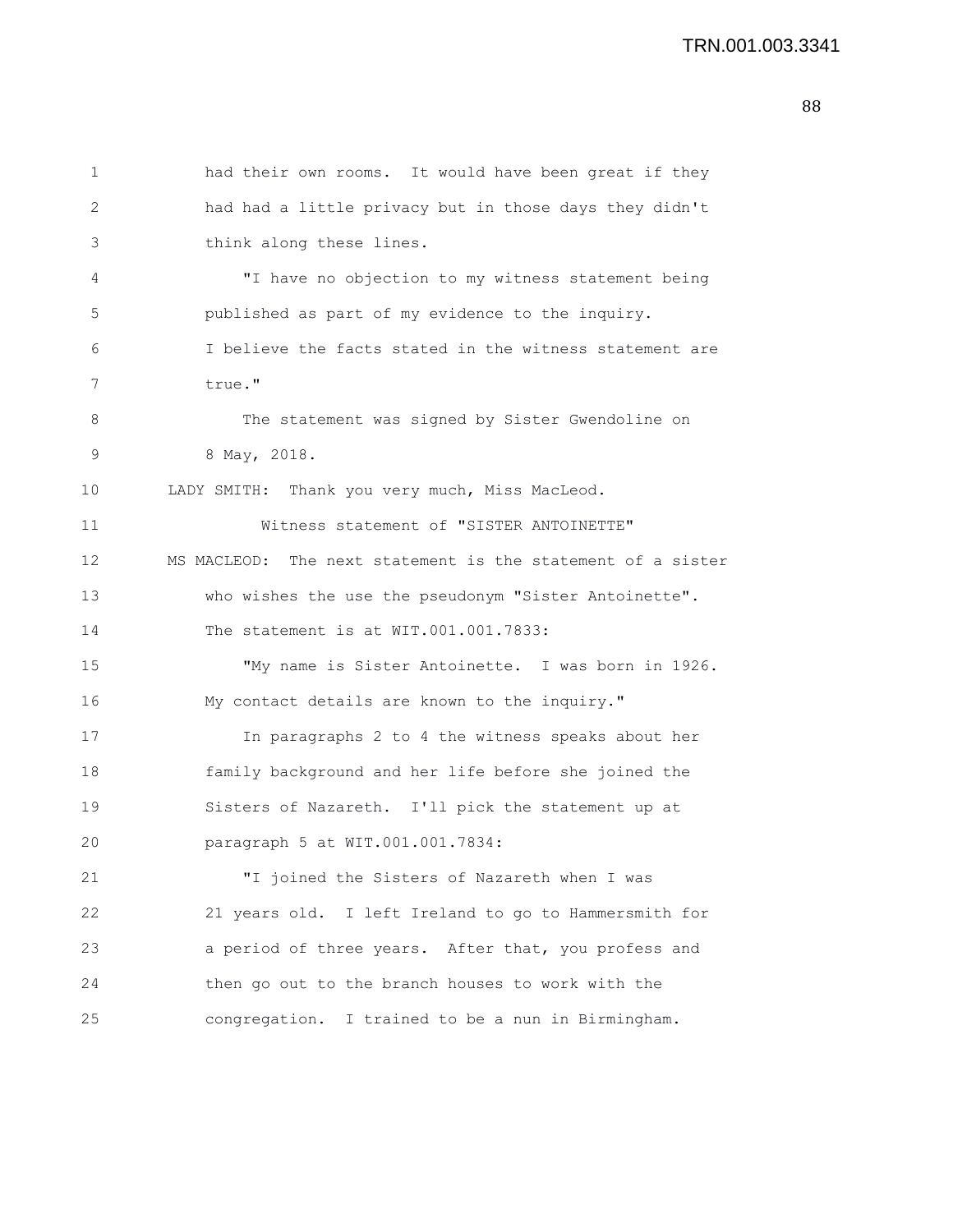had their own rooms. It would have been great if they had had a little privacy but in those days they didn't think along these lines.

"I have no objection to my witness statement being published as part of my evidence to the inquiry. I believe the facts stated in the witness statement are true."

The statement was signed by Sister Gwendoline on 8 May, 2018.

LADY SMITH: Thank you very much, Miss MacLeod.

Witness statement of "SISTER ANTOINETTE"

MS MACLEOD: The next statement is the statement of a sister who wishes the use the pseudonym "Sister Antoinette". The statement is at WIT.001.001.7833:

"My name is Sister Antoinette. I was born in 1926. My contact details are known to the inquiry."

In paragraphs 2 to 4 the witness speaks about her family background and her life before she joined the Sisters of Nazareth. I'll pick the statement up at paragraph 5 at WIT.001.001.7834:

"I joined the Sisters of Nazareth when I was 21 years old. I left Ireland to go to Hammersmith for a period of three years. After that, you profess and then go out to the branch houses to work with the congregation. I trained to be a nun in Birmingham.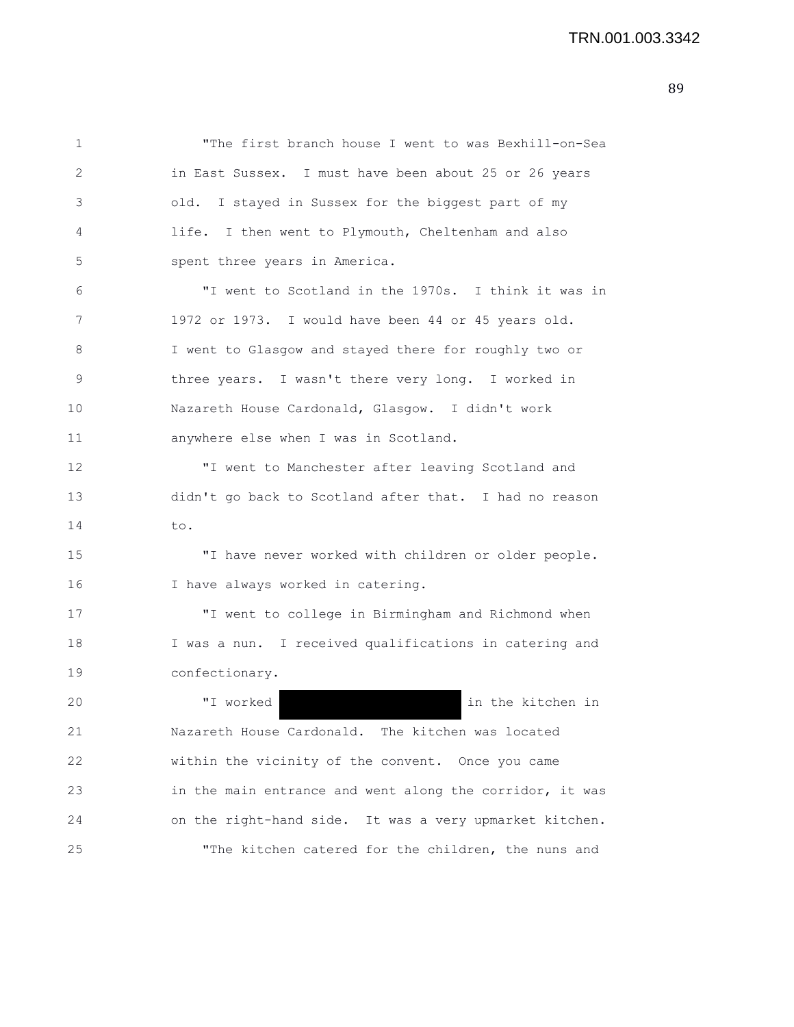"The first branch house I went to was Bexhill-on-Sea in East Sussex. I must have been about 25 or 26 years old. I stayed in Sussex for the biggest part of my life. I then went to Plymouth, Cheltenham and also spent three years in America.

"I went to Scotland in the 1970s. I think it was in 1972 or 1973. I would have been 44 or 45 years old. I went to Glasgow and stayed there for roughly two or three years. I wasn't there very long. I worked in Nazareth House Cardonald, Glasgow. I didn't work anywhere else when I was in Scotland.

"I went to Manchester after leaving Scotland and didn't go back to Scotland after that. I had no reason to.

"I have never worked with children or older people. I have always worked in catering.

"I went to college in Birmingham and Richmond when I was a nun. I received qualifications in catering and confectionary.

"I worked [REDACTED] in the kitchen in Nazareth House Cardonald. The kitchen was located within the vicinity of the convent. Once you came in the main entrance and went along the corridor, it was on the right-hand side. It was a very upmarket kitchen.

"The kitchen catered for the children, the nuns and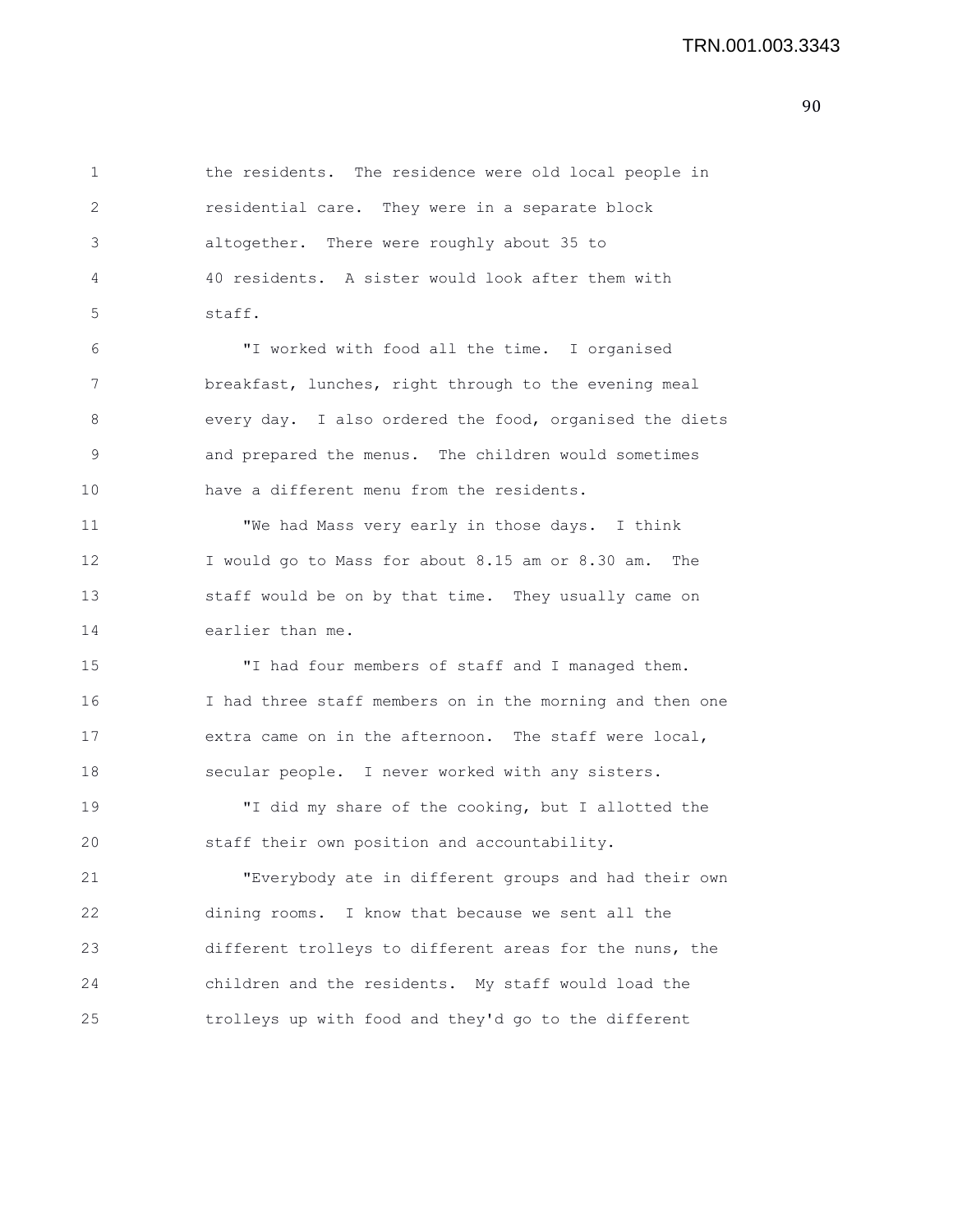the residents. The residence were old local people in residential care. They were in a separate block altogether. There were roughly about 35 to 40 residents. A sister would look after them with staff.

"I worked with food all the time. I organised breakfast, lunches, right through to the evening meal every day. I also ordered the food, organised the diets and prepared the menus. The children would sometimes have a different menu from the residents.

"We had Mass very early in those days. I think I would go to Mass for about 8.15 am or 8.30 am. The staff would be on by that time. They usually came on earlier than me.

"I had four members of staff and I managed them. I had three staff members on in the morning and then one extra came on in the afternoon. The staff were local, secular people. I never worked with any sisters.

"I did my share of the cooking, but I allotted the staff their own position and accountability.

"Everybody ate in different groups and had their own dining rooms. I know that because we sent all the different trolleys to different areas for the nuns, the children and the residents. My staff would load the trolleys up with food and they'd go to the different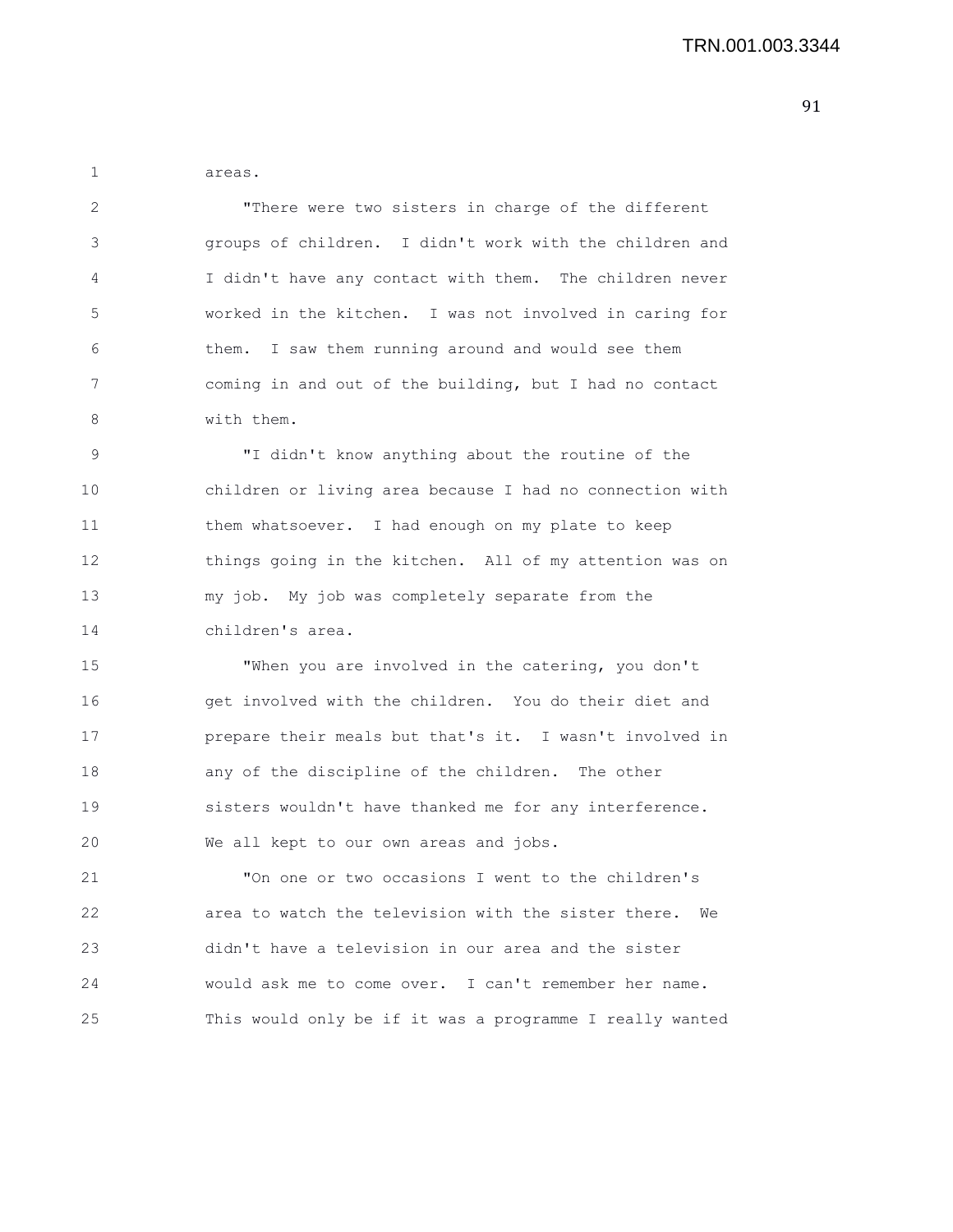areas.

"There were two sisters in charge of the different groups of children. I didn't work with the children and I didn't have any contact with them. The children never worked in the kitchen. I was not involved in caring for them. I saw them running around and would see them coming in and out of the building, but I had no contact with them.

"I didn't know anything about the routine of the children or living area because I had no connection with them whatsoever. I had enough on my plate to keep things going in the kitchen. All of my attention was on my job. My job was completely separate from the children's area.

"When you are involved in the catering, you don't get involved with the children. You do their diet and prepare their meals but that's it. I wasn't involved in any of the discipline of the children. The other sisters wouldn't have thanked me for any interference. We all kept to our own areas and jobs.

"On one or two occasions I went to the children's area to watch the television with the sister there. We didn't have a television in our area and the sister would ask me to come over. I can't remember her name. This would only be if it was a programme I really wanted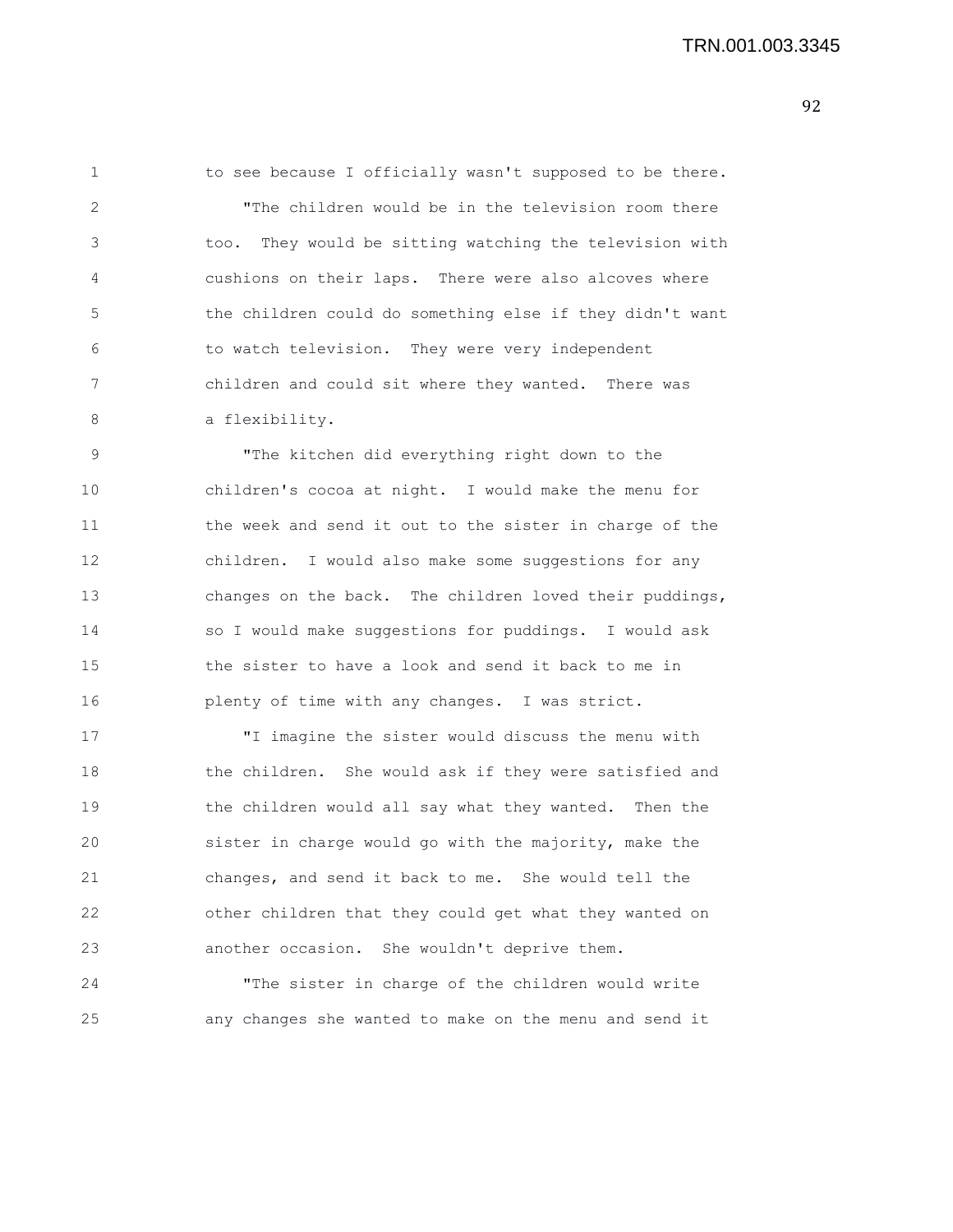to see because I officially wasn't supposed to be there.

"The children would be in the television room there too. They would be sitting watching the television with cushions on their laps. There were also alcoves where the children could do something else if they didn't want to watch television. They were very independent children and could sit where they wanted. There was a flexibility.

"The kitchen did everything right down to the children's cocoa at night. I would make the menu for the week and send it out to the sister in charge of the children. I would also make some suggestions for any changes on the back. The children loved their puddings, so I would make suggestions for puddings. I would ask the sister to have a look and send it back to me in plenty of time with any changes. I was strict.

"I imagine the sister would discuss the menu with the children. She would ask if they were satisfied and the children would all say what they wanted. Then the sister in charge would go with the majority, make the changes, and send it back to me. She would tell the other children that they could get what they wanted on another occasion. She wouldn't deprive them.

"The sister in charge of the children would write any changes she wanted to make on the menu and send it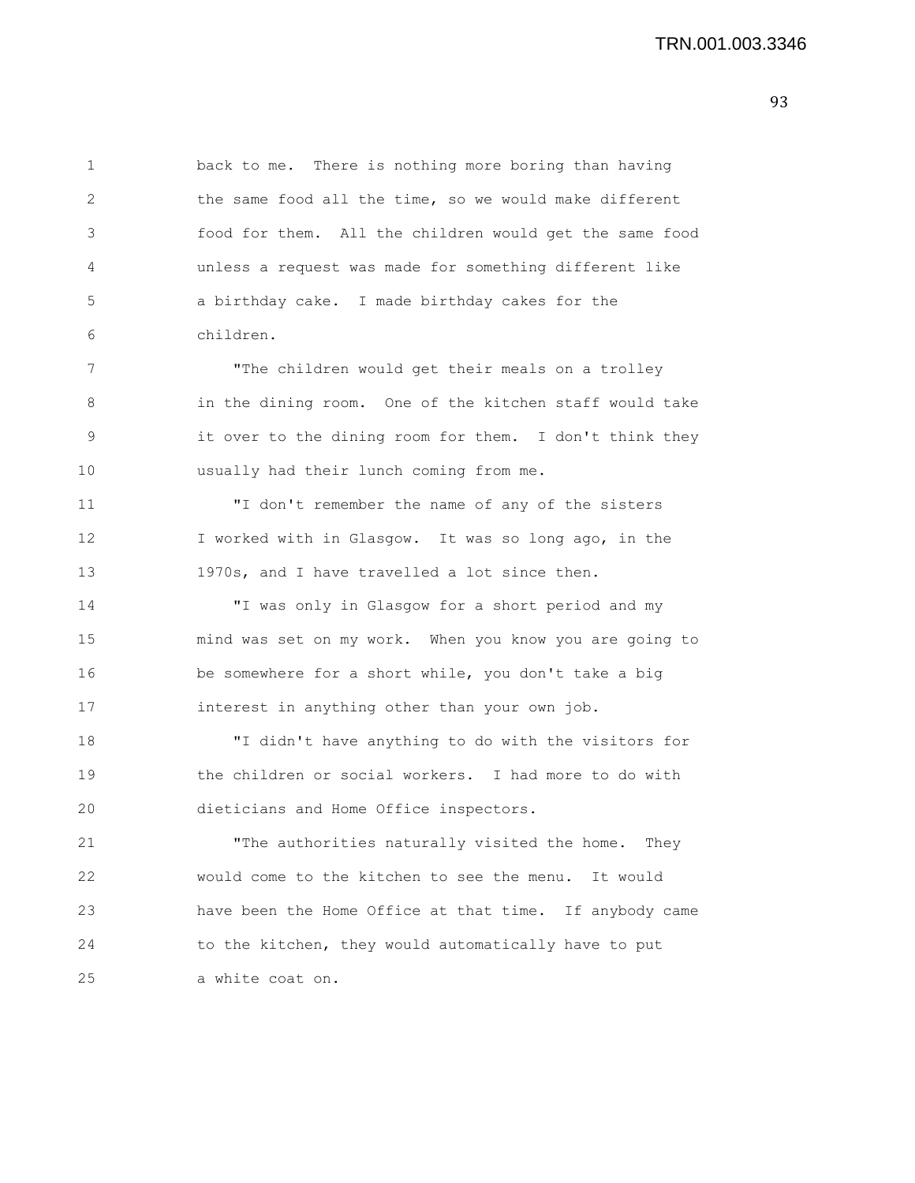back to me. There is nothing more boring than having the same food all the time, so we would make different food for them. All the children would get the same food unless a request was made for something different like a birthday cake. I made birthday cakes for the children.

"The children would get their meals on a trolley in the dining room. One of the kitchen staff would take it over to the dining room for them. I don't think they usually had their lunch coming from me.

"I don't remember the name of any of the sisters I worked with in Glasgow. It was so long ago, in the 1970s, and I have travelled a lot since then.

"I was only in Glasgow for a short period and my mind was set on my work. When you know you are going to be somewhere for a short while, you don't take a big interest in anything other than your own job.

"I didn't have anything to do with the visitors for the children or social workers. I had more to do with dieticians and Home Office inspectors.

"The authorities naturally visited the home. They would come to the kitchen to see the menu. It would have been the Home Office at that time. If anybody came to the kitchen, they would automatically have to put a white coat on.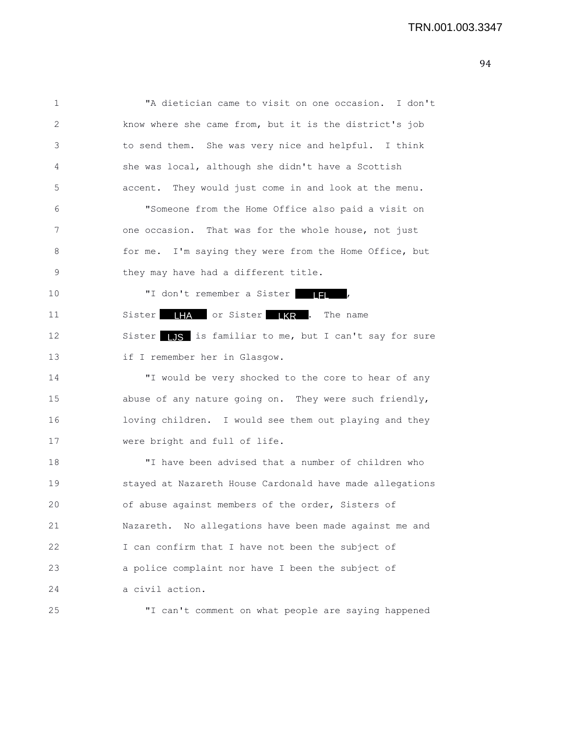"A dietician came to visit on one occasion. I don't know where she came from, but it is the district's job to send them. She was very nice and helpful. I think she was local, although she didn't have a Scottish accent. They would just come in and look at the menu.

"Someone from the Home Office also paid a visit on one occasion. That was for the whole house, not just for me. I'm saying they were from the Home Office, but they may have had a different title.

"I don't remember a Sister LFL, Sister LHA or Sister LKR. The name Sister LJS is familiar to me, but I can't say for sure if I remember her in Glasgow.

"I would be very shocked to the core to hear of any abuse of any nature going on. They were such friendly, loving children. I would see them out playing and they were bright and full of life.

"I have been advised that a number of children who stayed at Nazareth House Cardonald have made allegations of abuse against members of the order, Sisters of Nazareth. No allegations have been made against me and I can confirm that I have not been the subject of a police complaint nor have I been the subject of a civil action.

"I can't comment on what people are saying happened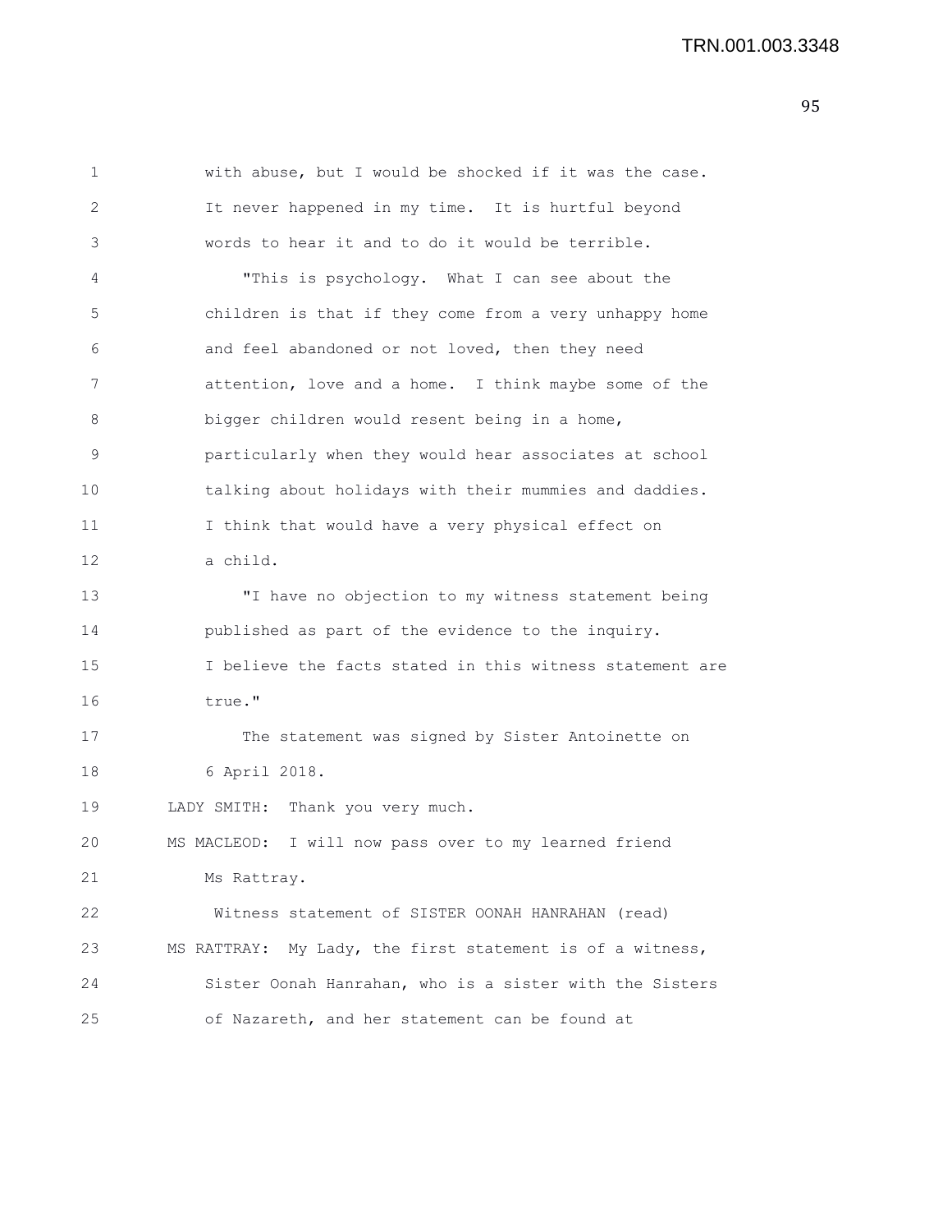with abuse, but I would be shocked if it was the case. It never happened in my time. It is hurtful beyond words to hear it and to do it would be terrible.

"This is psychology. What I can see about the children is that if they come from a very unhappy home and feel abandoned or not loved, then they need attention, love and a home. I think maybe some of the bigger children would resent being in a home, particularly when they would hear associates at school talking about holidays with their mummies and daddies. I think that would have a very physical effect on a child.

"I have no objection to my witness statement being published as part of the evidence to the inquiry. I believe the facts stated in this witness statement are true."

The statement was signed by Sister Antoinette on 6 April 2018.

LADY SMITH: Thank you very much.

MS MACLEOD: I will now pass over to my learned friend Ms Rattray.

Witness statement of SISTER OONAH HANRAHAN (read)

MS RATTRAY: My Lady, the first statement is of a witness, Sister Oonah Hanrahan, who is a sister with the Sisters of Nazareth, and her statement can be found at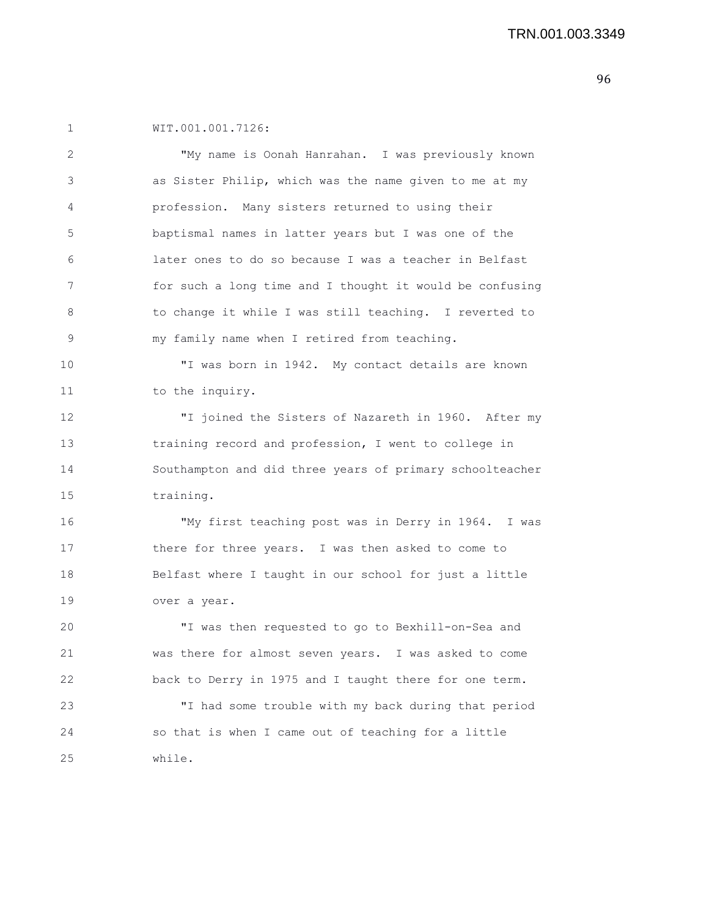WIT.001.001.7126:

"My name is Oonah Hanrahan. I was previously known as Sister Philip, which was the name given to me at my profession. Many sisters returned to using their baptismal names in latter years but I was one of the later ones to do so because I was a teacher in Belfast for such a long time and I thought it would be confusing to change it while I was still teaching. I reverted to my family name when I retired from teaching.

"I was born in 1942. My contact details are known to the inquiry.

"I joined the Sisters of Nazareth in 1960. After my training record and profession, I went to college in Southampton and did three years of primary schoolteacher training.

"My first teaching post was in Derry in 1964. I was there for three years. I was then asked to come to Belfast where I taught in our school for just a little over a year.

"I was then requested to go to Bexhill-on-Sea and was there for almost seven years. I was asked to come back to Derry in 1975 and I taught there for one term.

"I had some trouble with my back during that period so that is when I came out of teaching for a little while.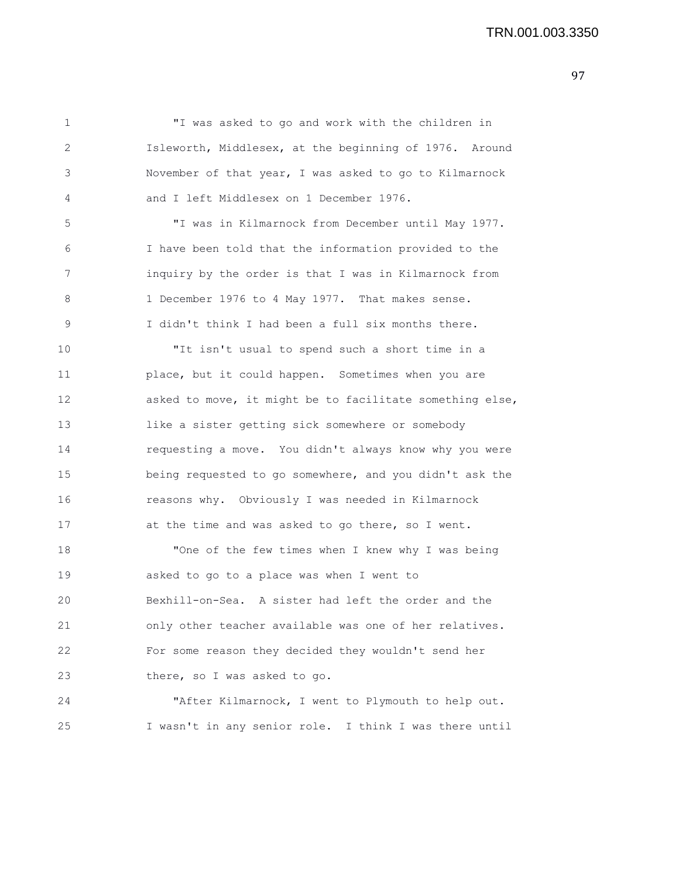"I was asked to go and work with the children in Isleworth, Middlesex, at the beginning of 1976. Around November of that year, I was asked to go to Kilmarnock and I left Middlesex on 1 December 1976.

"I was in Kilmarnock from December until May 1977. I have been told that the information provided to the inquiry by the order is that I was in Kilmarnock from 1 December 1976 to 4 May 1977. That makes sense. I didn't think I had been a full six months there.

"It isn't usual to spend such a short time in a place, but it could happen. Sometimes when you are asked to move, it might be to facilitate something else, like a sister getting sick somewhere or somebody requesting a move. You didn't always know why you were being requested to go somewhere, and you didn't ask the reasons why. Obviously I was needed in Kilmarnock at the time and was asked to go there, so I went.

"One of the few times when I knew why I was being asked to go to a place was when I went to Bexhill-on-Sea. A sister had left the order and the only other teacher available was one of her relatives. For some reason they decided they wouldn't send her there, so I was asked to go.

"After Kilmarnock, I went to Plymouth to help out. I wasn't in any senior role. I think I was there until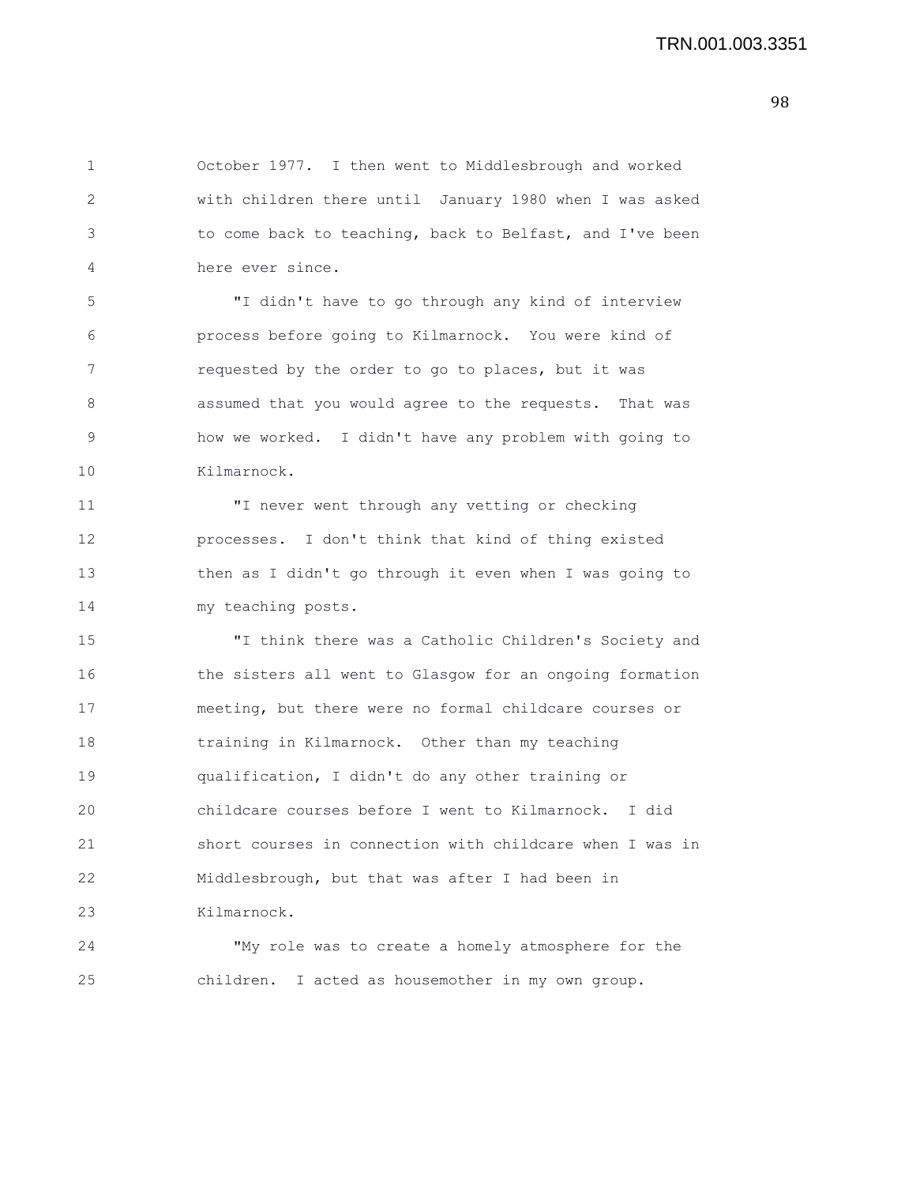October 1977. I then went to Middlesbrough and worked with children there until January 1980 when I was asked to come back to teaching, back to Belfast, and I've been here ever since.

"I didn't have to go through any kind of interview process before going to Kilmarnock. You were kind of requested by the order to go to places, but it was assumed that you would agree to the requests. That was how we worked. I didn't have any problem with going to Kilmarnock.

"I never went through any vetting or checking processes. I don't think that kind of thing existed then as I didn't go through it even when I was going to my teaching posts.

"I think there was a Catholic Children's Society and the sisters all went to Glasgow for an ongoing formation meeting, but there were no formal childcare courses or training in Kilmarnock. Other than my teaching qualification, I didn't do any other training or childcare courses before I went to Kilmarnock. I did short courses in connection with childcare when I was in Middlesbrough, but that was after I had been in Kilmarnock.

"My role was to create a homely atmosphere for the children. I acted as housemother in my own group.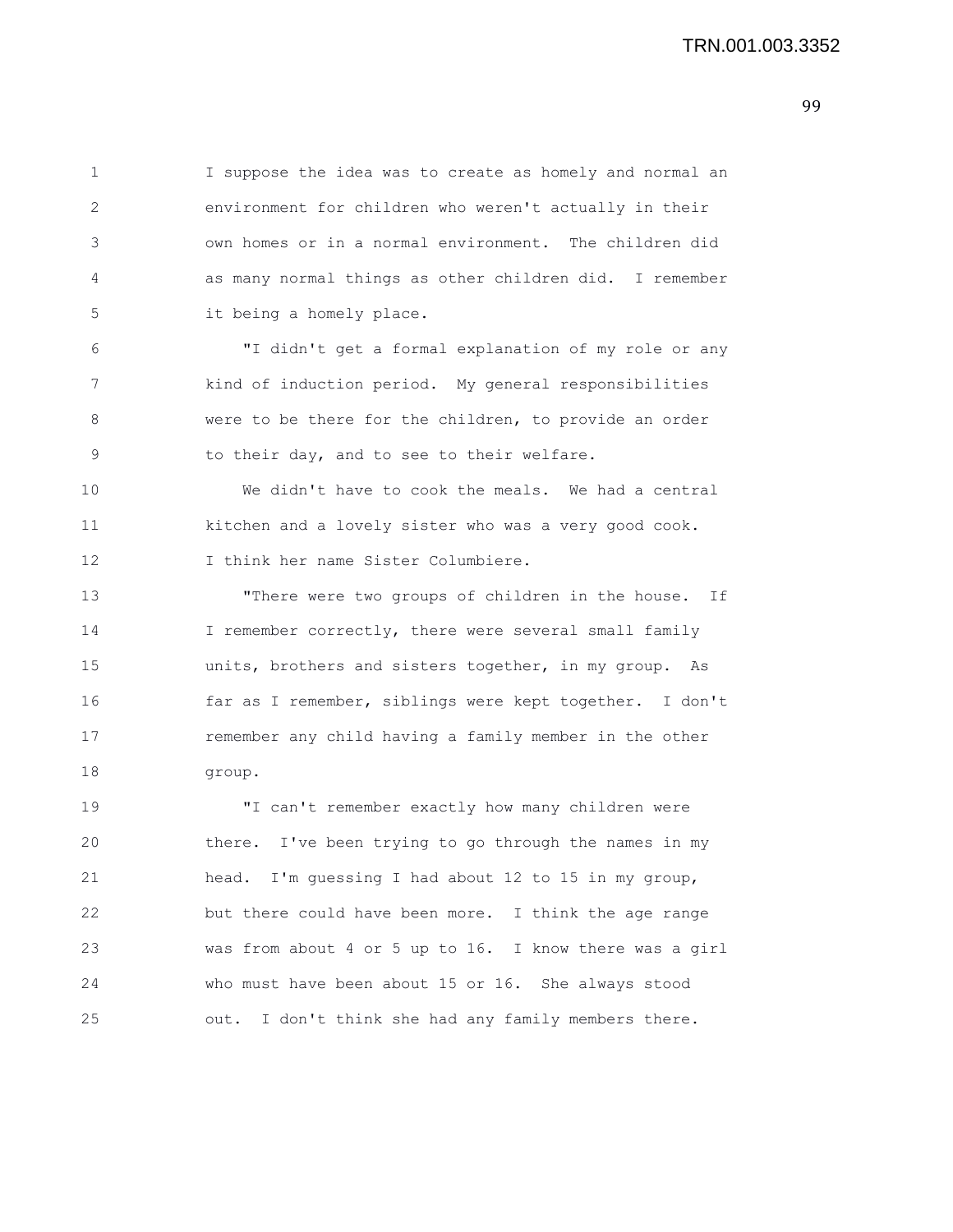I suppose the idea was to create as homely and normal an environment for children who weren't actually in their own homes or in a normal environment. The children did as many normal things as other children did. I remember it being a homely place.

"I didn't get a formal explanation of my role or any kind of induction period. My general responsibilities were to be there for the children, to provide an order to their day, and to see to their welfare.

We didn't have to cook the meals. We had a central kitchen and a lovely sister who was a very good cook. I think her name Sister Columbiere.

"There were two groups of children in the house. If I remember correctly, there were several small family units, brothers and sisters together, in my group. As far as I remember, siblings were kept together. I don't remember any child having a family member in the other group.

"I can't remember exactly how many children were there. I've been trying to go through the names in my head. I'm guessing I had about 12 to 15 in my group, but there could have been more. I think the age range was from about 4 or 5 up to 16. I know there was a girl who must have been about 15 or 16. She always stood out. I don't think she had any family members there.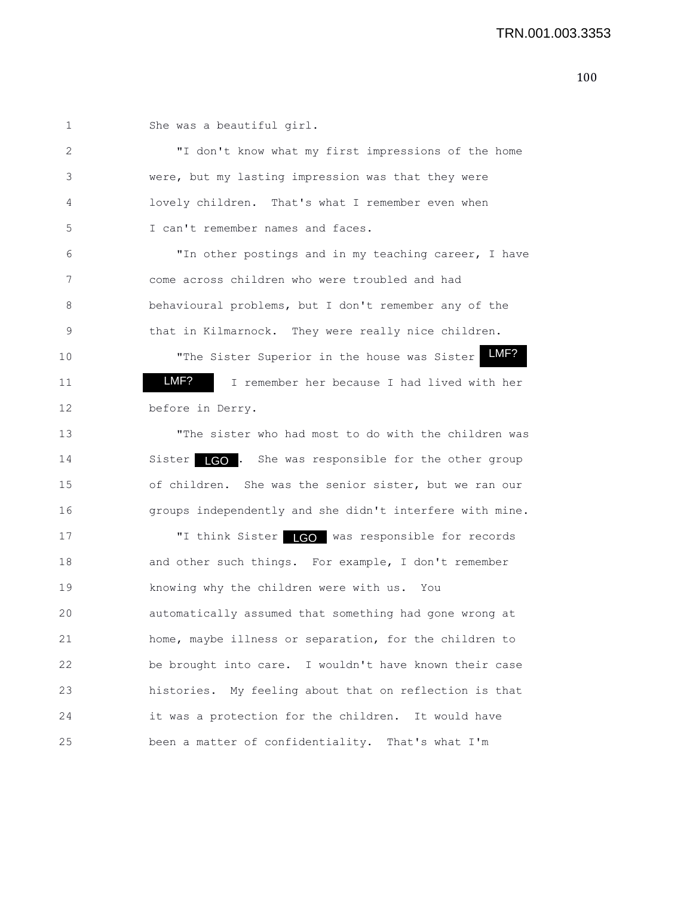She was a beautiful girl.

"I don't know what my first impressions of the home were, but my lasting impression was that they were lovely children. That's what I remember even when I can't remember names and faces.

"In other postings and in my teaching career, I have come across children who were troubled and had behavioural problems, but I don't remember any of the that in Kilmarnock. They were really nice children.

"The Sister Superior in the house was Sister LMF? LMF? I remember her because I had lived with her before in Derry.

"The sister who had most to do with the children was Sister LGO. She was responsible for the other group of children. She was the senior sister, but we ran our groups independently and she didn't interfere with mine.

"I think Sister LGO was responsible for records and other such things. For example, I don't remember knowing why the children were with us. You automatically assumed that something had gone wrong at home, maybe illness or separation, for the children to be brought into care. I wouldn't have known their case histories. My feeling about that on reflection is that it was a protection for the children. It would have been a matter of confidentiality. That's what I'm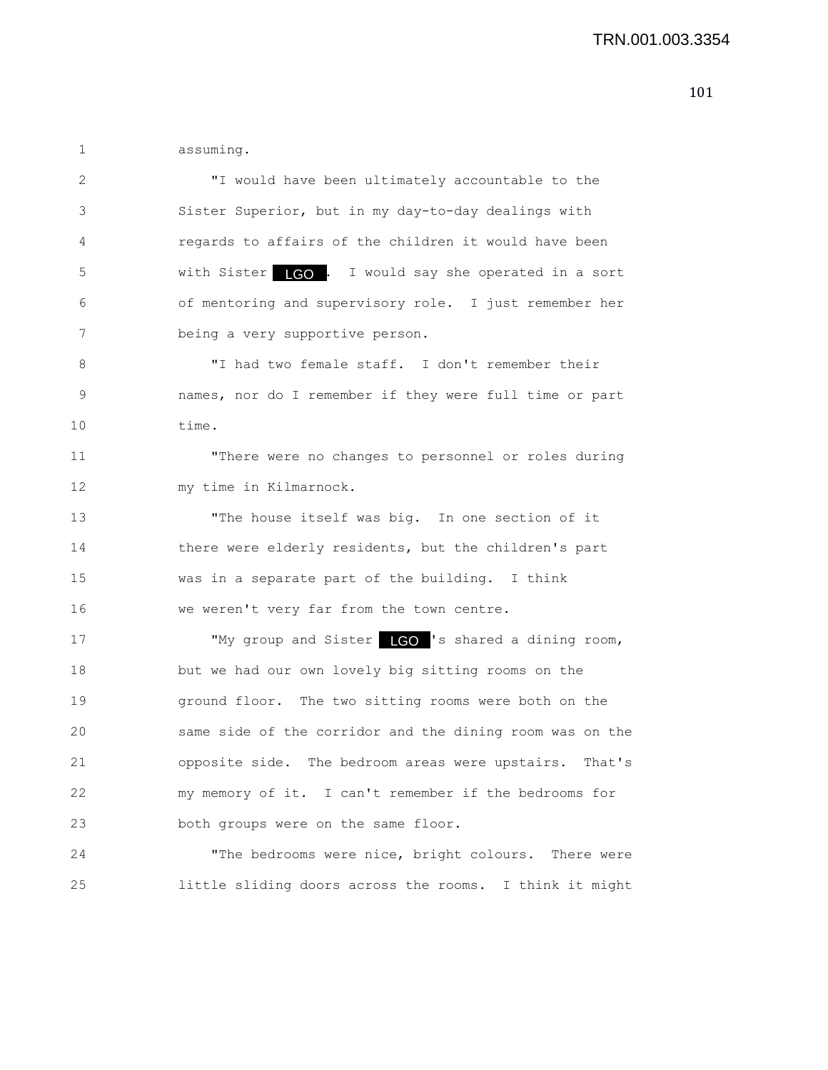assuming.

"I would have been ultimately accountable to the Sister Superior, but in my day-to-day dealings with regards to affairs of the children it would have been with Sister LGO. I would say she operated in a sort of mentoring and supervisory role. I just remember her being a very supportive person.

"I had two female staff. I don't remember their names, nor do I remember if they were full time or part time.

"There were no changes to personnel or roles during my time in Kilmarnock.

"The house itself was big. In one section of it there were elderly residents, but the children's part was in a separate part of the building. I think we weren't very far from the town centre.

"My group and Sister LGO's shared a dining room, but we had our own lovely big sitting rooms on the ground floor. The two sitting rooms were both on the same side of the corridor and the dining room was on the opposite side. The bedroom areas were upstairs. That's my memory of it. I can't remember if the bedrooms for both groups were on the same floor.

"The bedrooms were nice, bright colours. There were little sliding doors across the rooms. I think it might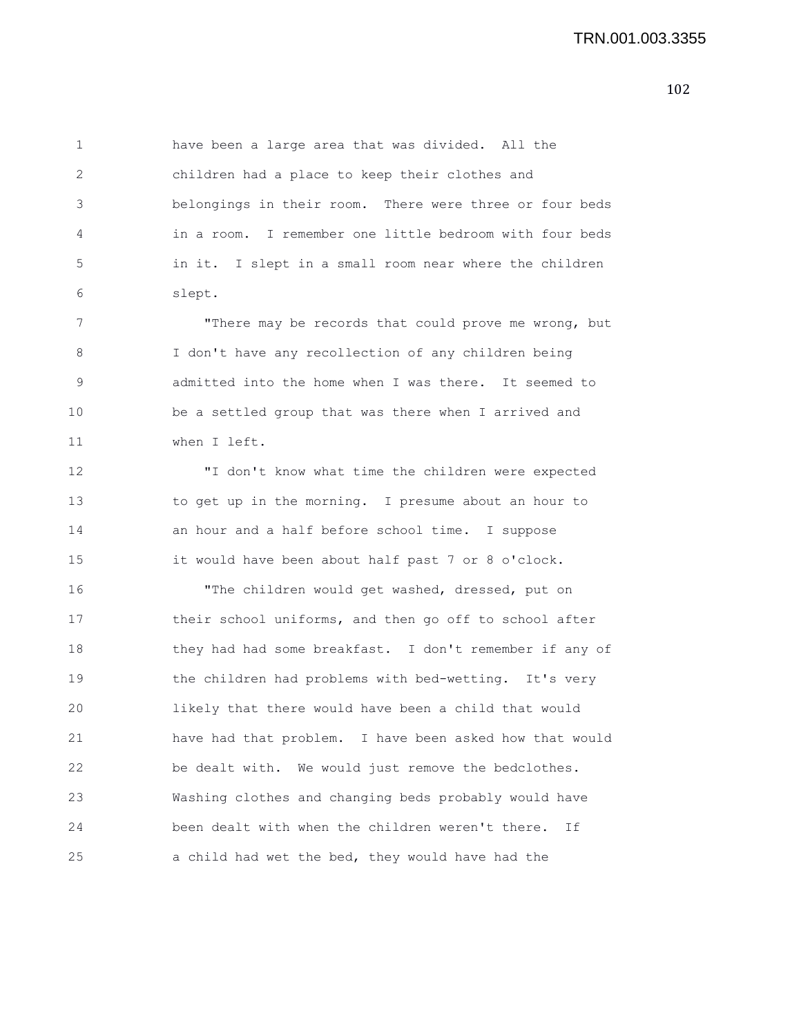have been a large area that was divided. All the children had a place to keep their clothes and belongings in their room. There were three or four beds in a room. I remember one little bedroom with four beds in it. I slept in a small room near where the children slept.

"There may be records that could prove me wrong, but I don't have any recollection of any children being admitted into the home when I was there. It seemed to be a settled group that was there when I arrived and when I left.

"I don't know what time the children were expected to get up in the morning. I presume about an hour to an hour and a half before school time. I suppose it would have been about half past 7 or 8 o'clock.

"The children would get washed, dressed, put on their school uniforms, and then go off to school after they had had some breakfast. I don't remember if any of the children had problems with bed-wetting. It's very likely that there would have been a child that would have had that problem. I have been asked how that would be dealt with. We would just remove the bedclothes. Washing clothes and changing beds probably would have been dealt with when the children weren't there. If a child had wet the bed, they would have had the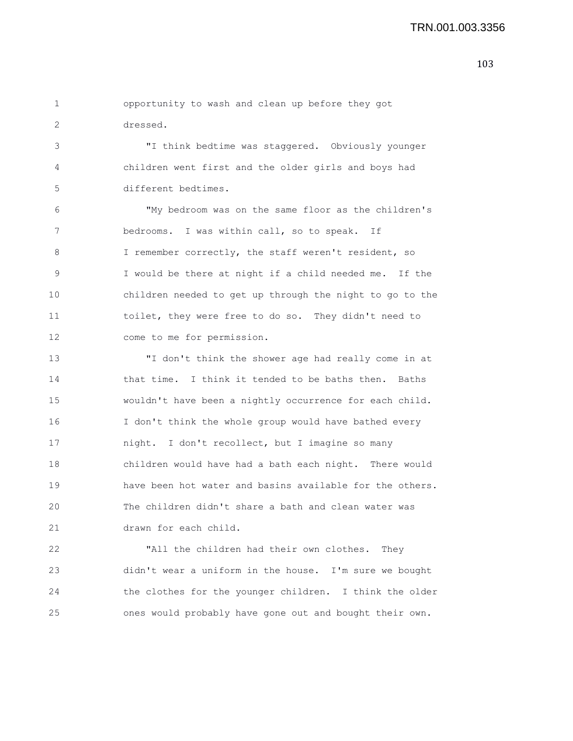opportunity to wash and clean up before they got dressed.

"I think bedtime was staggered. Obviously younger children went first and the older girls and boys had different bedtimes.

"My bedroom was on the same floor as the children's bedrooms. I was within call, so to speak. If I remember correctly, the staff weren't resident, so I would be there at night if a child needed me. If the children needed to get up through the night to go to the toilet, they were free to do so. They didn't need to come to me for permission.

"I don't think the shower age had really come in at that time. I think it tended to be baths then. Baths wouldn't have been a nightly occurrence for each child. I don't think the whole group would have bathed every night. I don't recollect, but I imagine so many children would have had a bath each night. There would have been hot water and basins available for the others. The children didn't share a bath and clean water was drawn for each child.

"All the children had their own clothes. They didn't wear a uniform in the house. I'm sure we bought the clothes for the younger children. I think the older ones would probably have gone out and bought their own.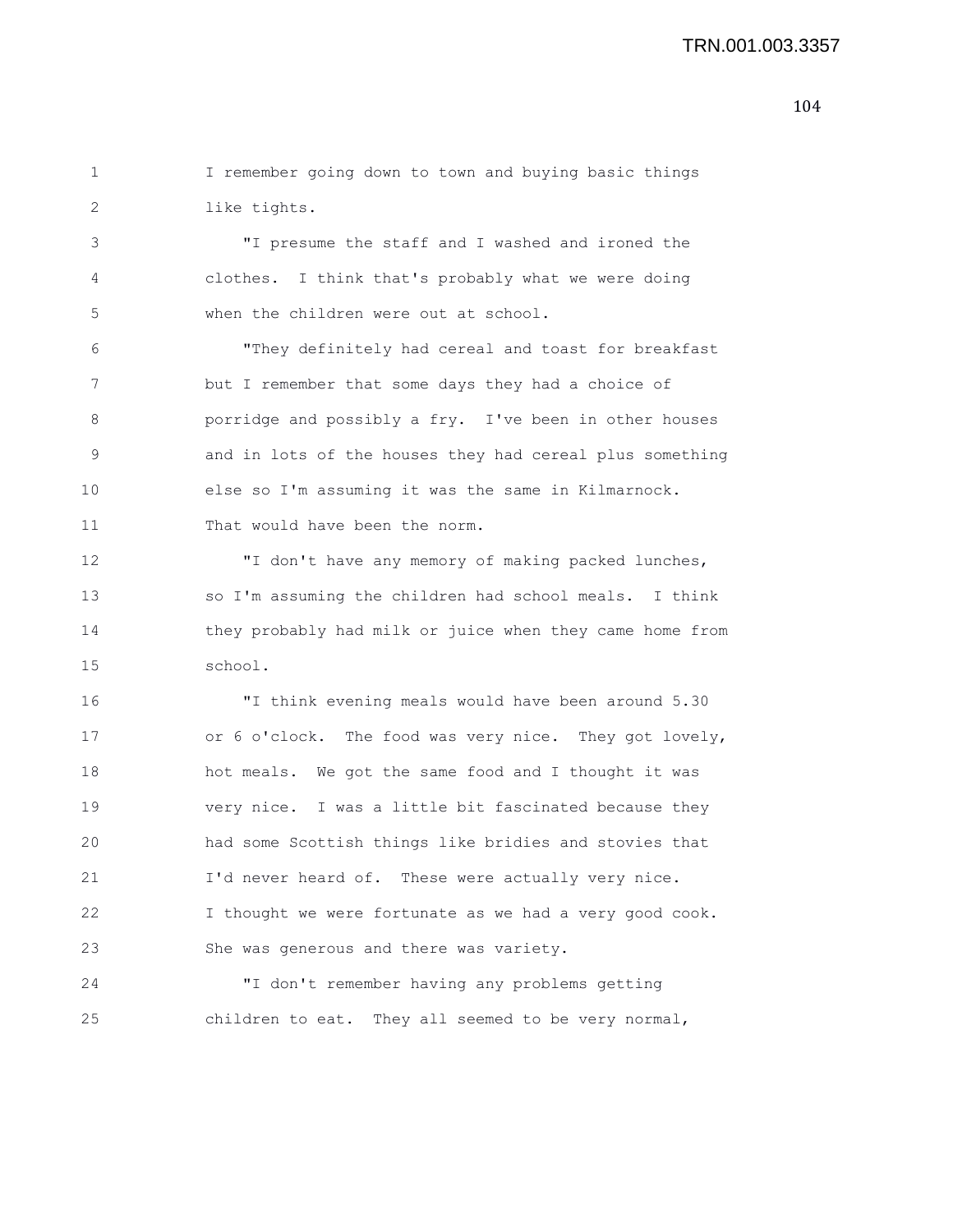I remember going down to town and buying basic things like tights.

"I presume the staff and I washed and ironed the clothes. I think that's probably what we were doing when the children were out at school.

"They definitely had cereal and toast for breakfast but I remember that some days they had a choice of porridge and possibly a fry. I've been in other houses and in lots of the houses they had cereal plus something else so I'm assuming it was the same in Kilmarnock. That would have been the norm.

"I don't have any memory of making packed lunches, so I'm assuming the children had school meals. I think they probably had milk or juice when they came home from school.

"I think evening meals would have been around 5.30 or 6 o'clock. The food was very nice. They got lovely, hot meals. We got the same food and I thought it was very nice. I was a little bit fascinated because they had some Scottish things like bridies and stovies that I'd never heard of. These were actually very nice. I thought we were fortunate as we had a very good cook. She was generous and there was variety.

"I don't remember having any problems getting children to eat. They all seemed to be very normal,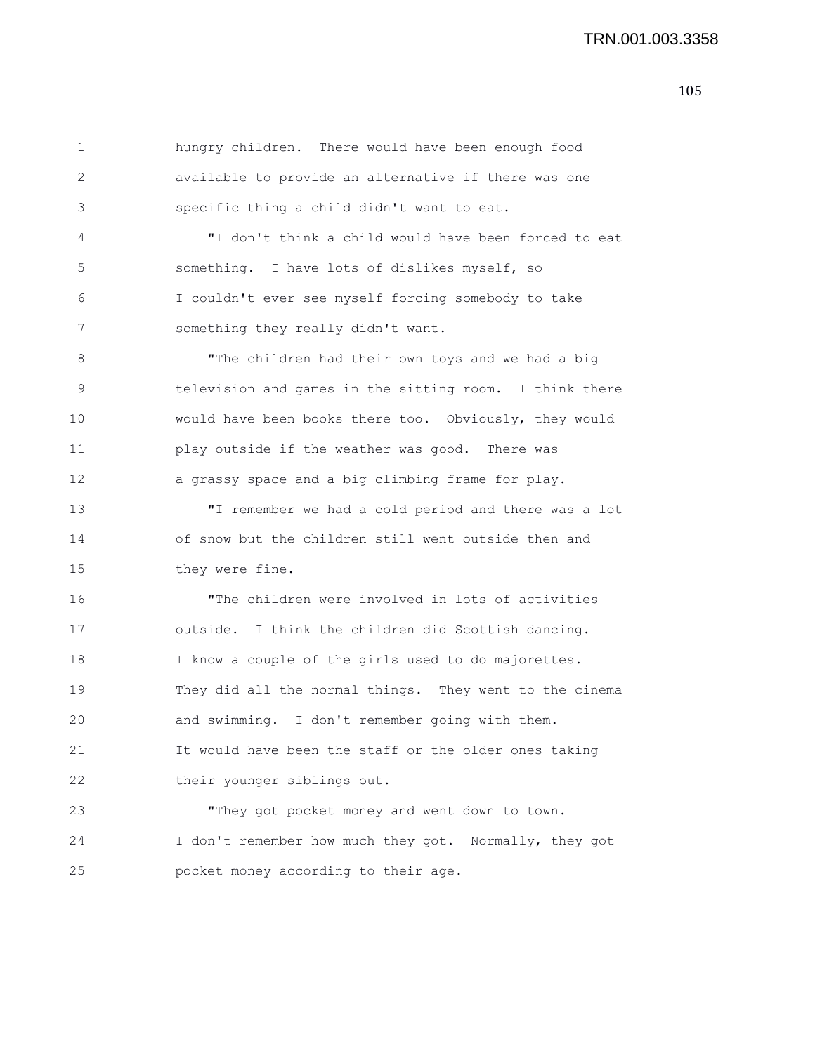hungry children. There would have been enough food available to provide an alternative if there was one specific thing a child didn't want to eat.

"I don't think a child would have been forced to eat something. I have lots of dislikes myself, so I couldn't ever see myself forcing somebody to take something they really didn't want.

"The children had their own toys and we had a big television and games in the sitting room. I think there would have been books there too. Obviously, they would play outside if the weather was good. There was a grassy space and a big climbing frame for play.

"I remember we had a cold period and there was a lot of snow but the children still went outside then and they were fine.

"The children were involved in lots of activities outside. I think the children did Scottish dancing. I know a couple of the girls used to do majorettes. They did all the normal things. They went to the cinema and swimming. I don't remember going with them. It would have been the staff or the older ones taking their younger siblings out.

"They got pocket money and went down to town. I don't remember how much they got. Normally, they got pocket money according to their age.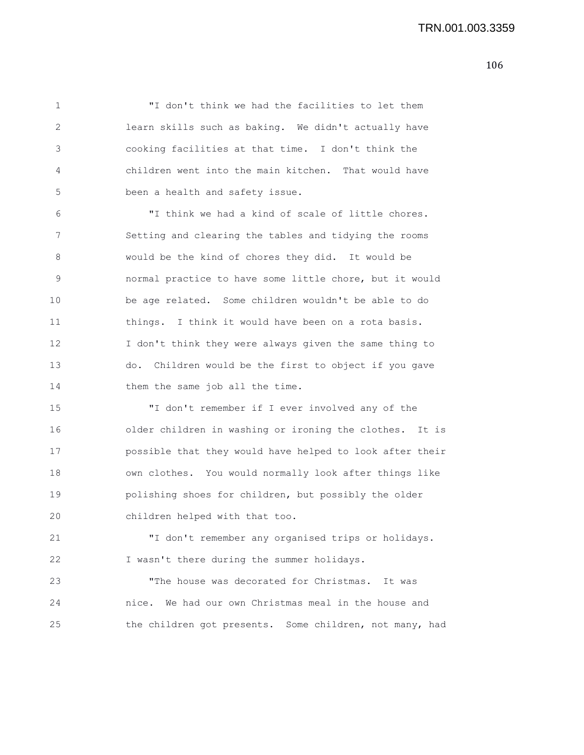"I don't think we had the facilities to let them learn skills such as baking. We didn't actually have cooking facilities at that time. I don't think the children went into the main kitchen. That would have been a health and safety issue.

"I think we had a kind of scale of little chores. Setting and clearing the tables and tidying the rooms would be the kind of chores they did. It would be normal practice to have some little chore, but it would be age related. Some children wouldn't be able to do things. I think it would have been on a rota basis. I don't think they were always given the same thing to do. Children would be the first to object if you gave them the same job all the time.

"I don't remember if I ever involved any of the older children in washing or ironing the clothes. It is possible that they would have helped to look after their own clothes. You would normally look after things like polishing shoes for children, but possibly the older children helped with that too.

"I don't remember any organised trips or holidays. I wasn't there during the summer holidays.

"The house was decorated for Christmas. It was nice. We had our own Christmas meal in the house and the children got presents. Some children, not many, had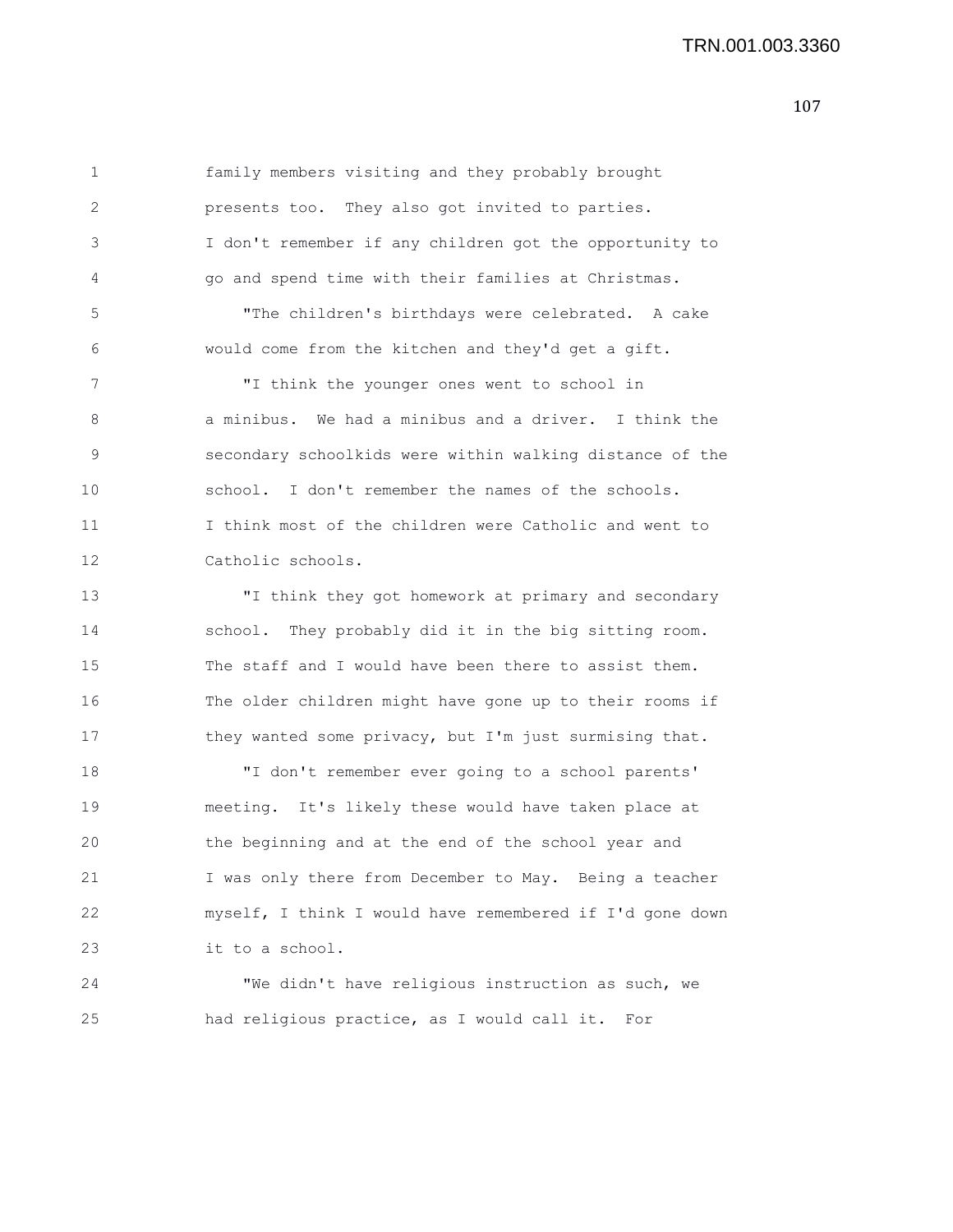family members visiting and they probably brought presents too. They also got invited to parties. I don't remember if any children got the opportunity to go and spend time with their families at Christmas.

"The children's birthdays were celebrated. A cake would come from the kitchen and they'd get a gift.

"I think the younger ones went to school in a minibus. We had a minibus and a driver. I think the secondary schoolkids were within walking distance of the school. I don't remember the names of the schools. I think most of the children were Catholic and went to Catholic schools.

"I think they got homework at primary and secondary school. They probably did it in the big sitting room. The staff and I would have been there to assist them. The older children might have gone up to their rooms if they wanted some privacy, but I'm just surmising that.

"I don't remember ever going to a school parents' meeting. It's likely these would have taken place at the beginning and at the end of the school year and I was only there from December to May. Being a teacher myself, I think I would have remembered if I'd gone down it to a school.

"We didn't have religious instruction as such, we had religious practice, as I would call it. For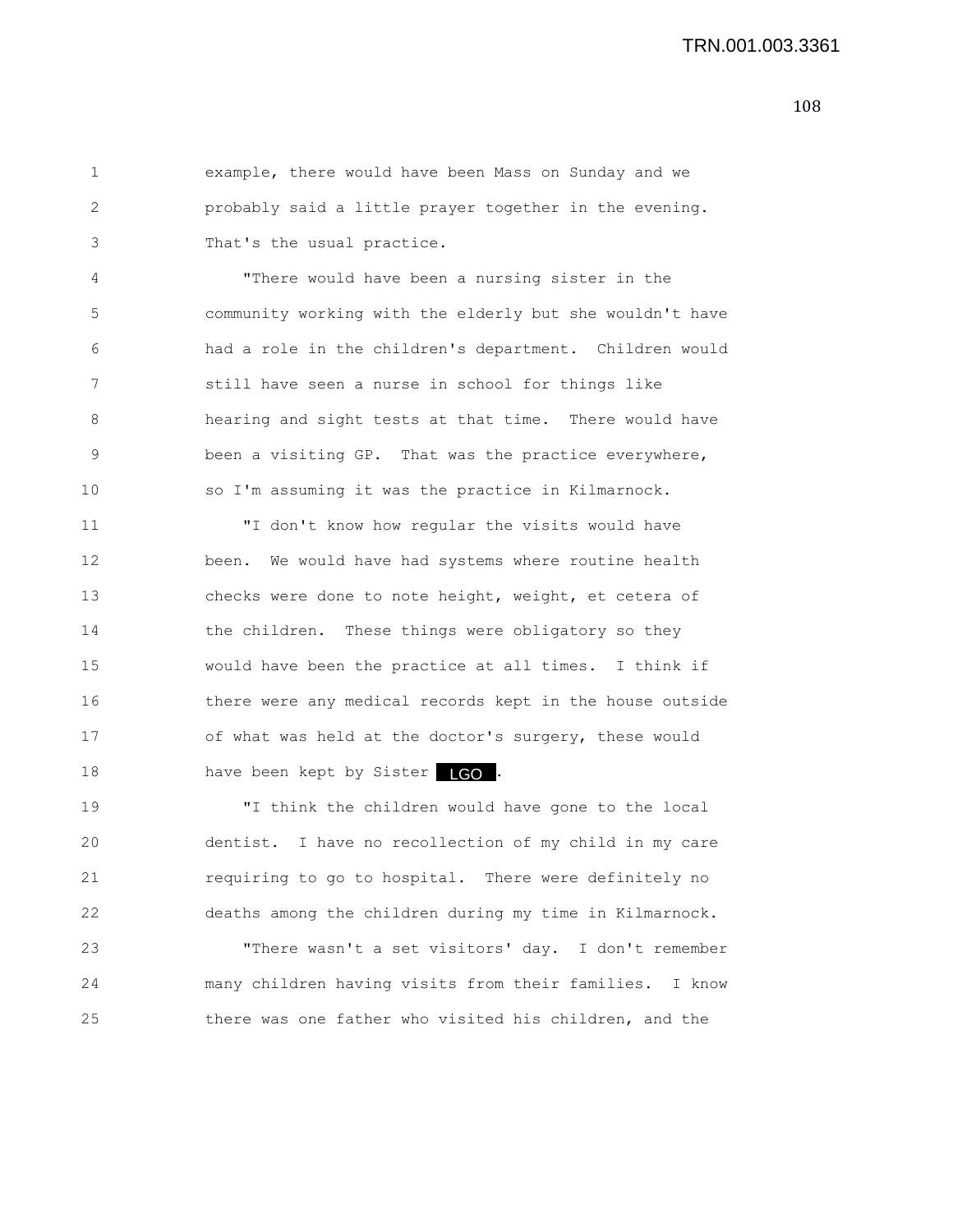example, there would have been Mass on Sunday and we probably said a little prayer together in the evening. That's the usual practice.

"There would have been a nursing sister in the community working with the elderly but she wouldn't have had a role in the children's department. Children would still have seen a nurse in school for things like hearing and sight tests at that time. There would have been a visiting GP. That was the practice everywhere, so I'm assuming it was the practice in Kilmarnock.

"I don't know how regular the visits would have been. We would have had systems where routine health checks were done to note height, weight, et cetera of the children. These things were obligatory so they would have been the practice at all times. I think if there were any medical records kept in the house outside of what was held at the doctor's surgery, these would have been kept by Sister LGO.

"I think the children would have gone to the local dentist. I have no recollection of my child in my care requiring to go to hospital. There were definitely no deaths among the children during my time in Kilmarnock.

"There wasn't a set visitors' day. I don't remember many children having visits from their families. I know there was one father who visited his children, and the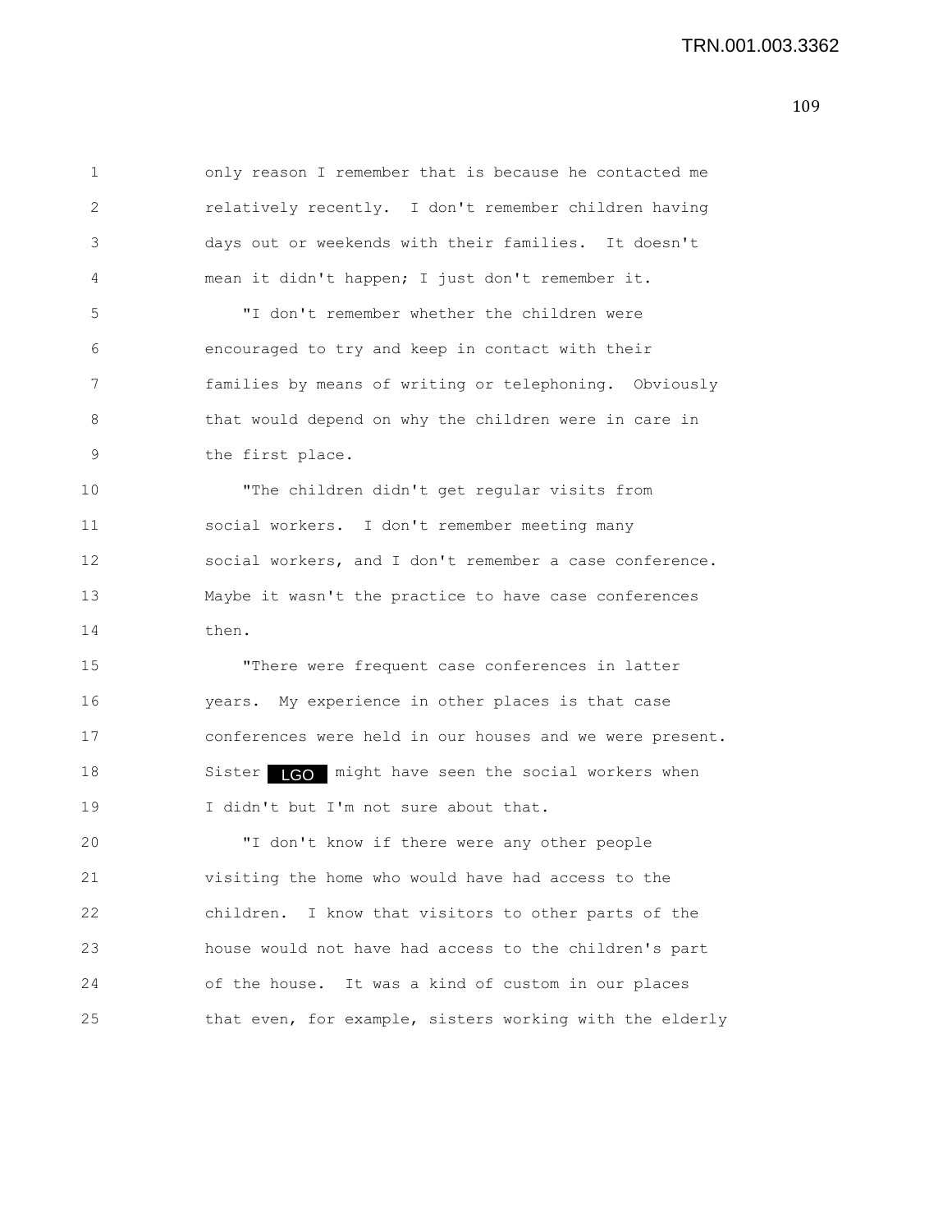only reason I remember that is because he contacted me relatively recently. I don't remember children having days out or weekends with their families. It doesn't mean it didn't happen; I just don't remember it.

"I don't remember whether the children were encouraged to try and keep in contact with their families by means of writing or telephoning. Obviously that would depend on why the children were in care in the first place.

"The children didn't get regular visits from social workers. I don't remember meeting many social workers, and I don't remember a case conference. Maybe it wasn't the practice to have case conferences then.

"There were frequent case conferences in latter years. My experience in other places is that case conferences were held in our houses and we were present. Sister LGO might have seen the social workers when I didn't but I'm not sure about that.

"I don't know if there were any other people visiting the home who would have had access to the children. I know that visitors to other parts of the house would not have had access to the children's part of the house. It was a kind of custom in our places that even, for example, sisters working with the elderly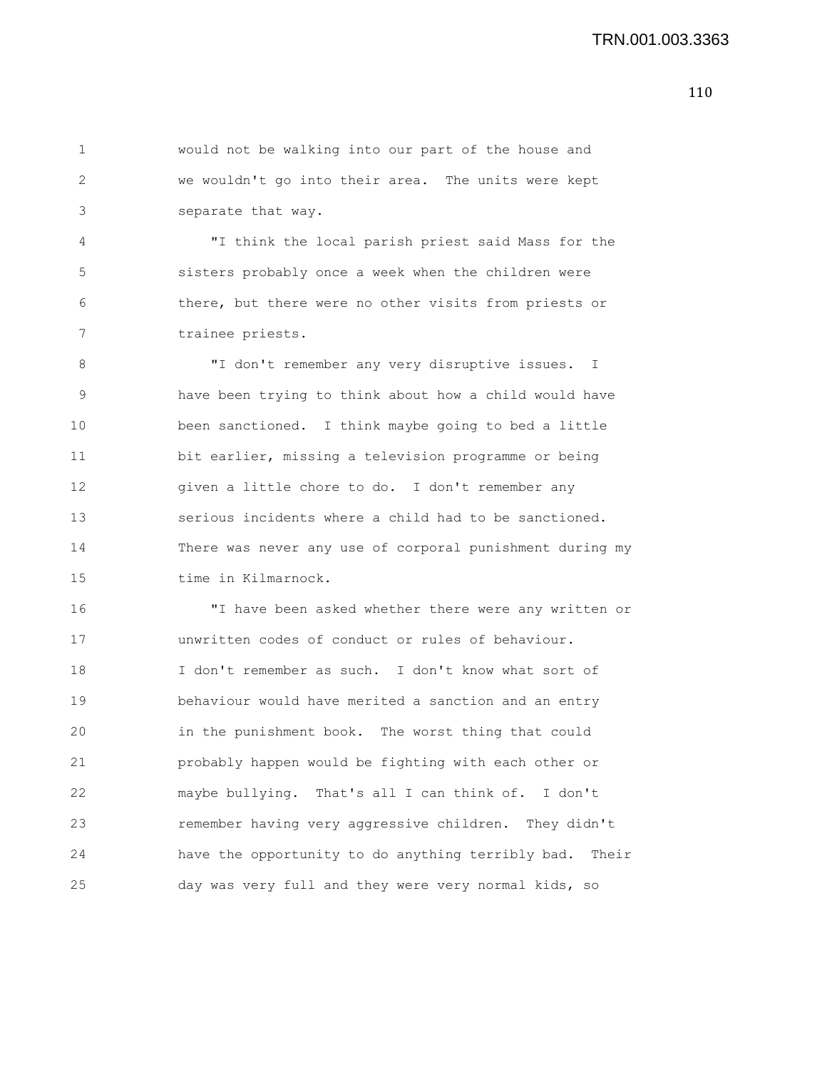would not be walking into our part of the house and we wouldn't go into their area. The units were kept separate that way.

"I think the local parish priest said Mass for the sisters probably once a week when the children were there, but there were no other visits from priests or trainee priests.

"I don't remember any very disruptive issues. I have been trying to think about how a child would have been sanctioned. I think maybe going to bed a little bit earlier, missing a television programme or being given a little chore to do. I don't remember any serious incidents where a child had to be sanctioned. There was never any use of corporal punishment during my time in Kilmarnock.

"I have been asked whether there were any written or unwritten codes of conduct or rules of behaviour. I don't remember as such. I don't know what sort of behaviour would have merited a sanction and an entry in the punishment book. The worst thing that could probably happen would be fighting with each other or maybe bullying. That's all I can think of. I don't remember having very aggressive children. They didn't have the opportunity to do anything terribly bad. Their day was very full and they were very normal kids, so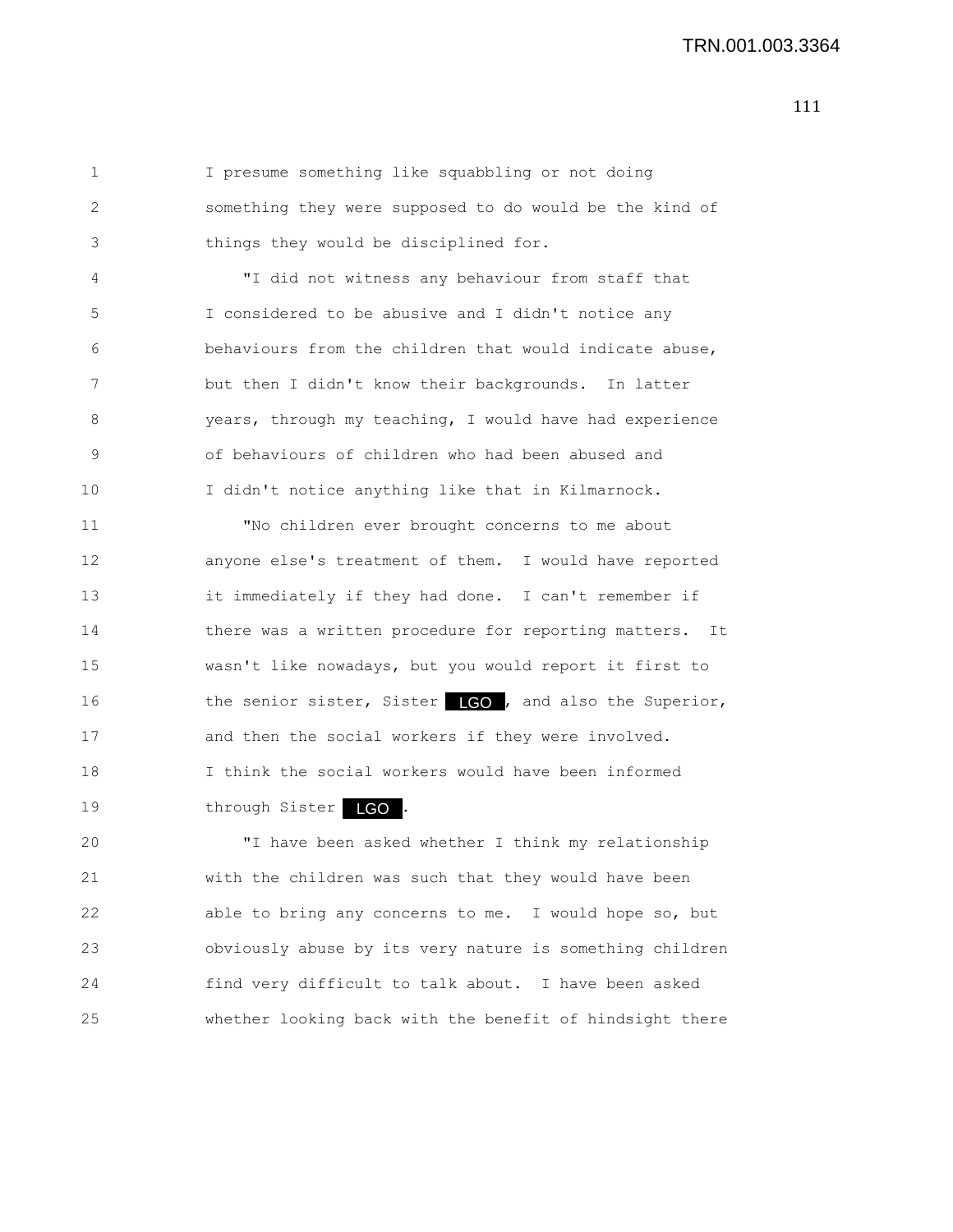I presume something like squabbling or not doing something they were supposed to do would be the kind of things they would be disciplined for.

"I did not witness any behaviour from staff that I considered to be abusive and I didn't notice any behaviours from the children that would indicate abuse, but then I didn't know their backgrounds. In latter years, through my teaching, I would have had experience of behaviours of children who had been abused and I didn't notice anything like that in Kilmarnock.

"No children ever brought concerns to me about anyone else's treatment of them. I would have reported it immediately if they had done. I can't remember if there was a written procedure for reporting matters. It wasn't like nowadays, but you would report it first to the senior sister, Sister LGO, and also the Superior, and then the social workers if they were involved. I think the social workers would have been informed through Sister LGO.

"I have been asked whether I think my relationship with the children was such that they would have been able to bring any concerns to me. I would hope so, but obviously abuse by its very nature is something children find very difficult to talk about. I have been asked whether looking back with the benefit of hindsight there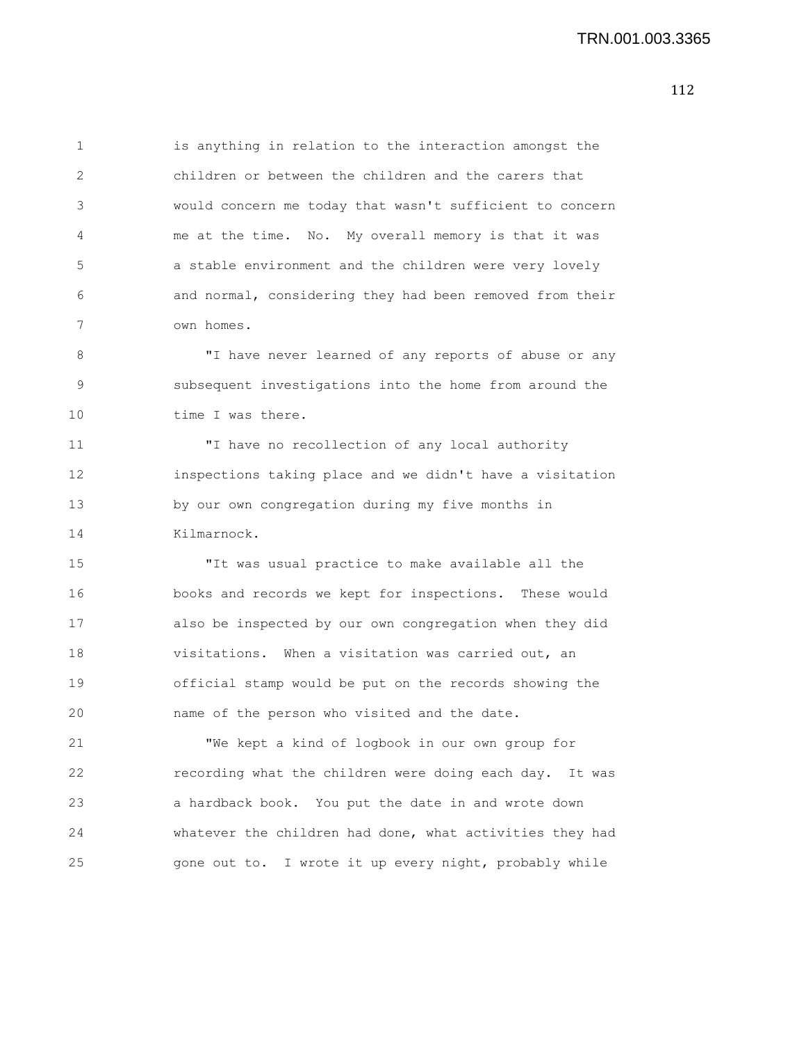is anything in relation to the interaction amongst the children or between the children and the carers that would concern me today that wasn't sufficient to concern me at the time. No. My overall memory is that it was a stable environment and the children were very lovely and normal, considering they had been removed from their own homes.

"I have never learned of any reports of abuse or any subsequent investigations into the home from around the time I was there.

"I have no recollection of any local authority inspections taking place and we didn't have a visitation by our own congregation during my five months in Kilmarnock.

"It was usual practice to make available all the books and records we kept for inspections. These would also be inspected by our own congregation when they did visitations. When a visitation was carried out, an official stamp would be put on the records showing the name of the person who visited and the date.

"We kept a kind of logbook in our own group for recording what the children were doing each day. It was a hardback book. You put the date in and wrote down whatever the children had done, what activities they had gone out to. I wrote it up every night, probably while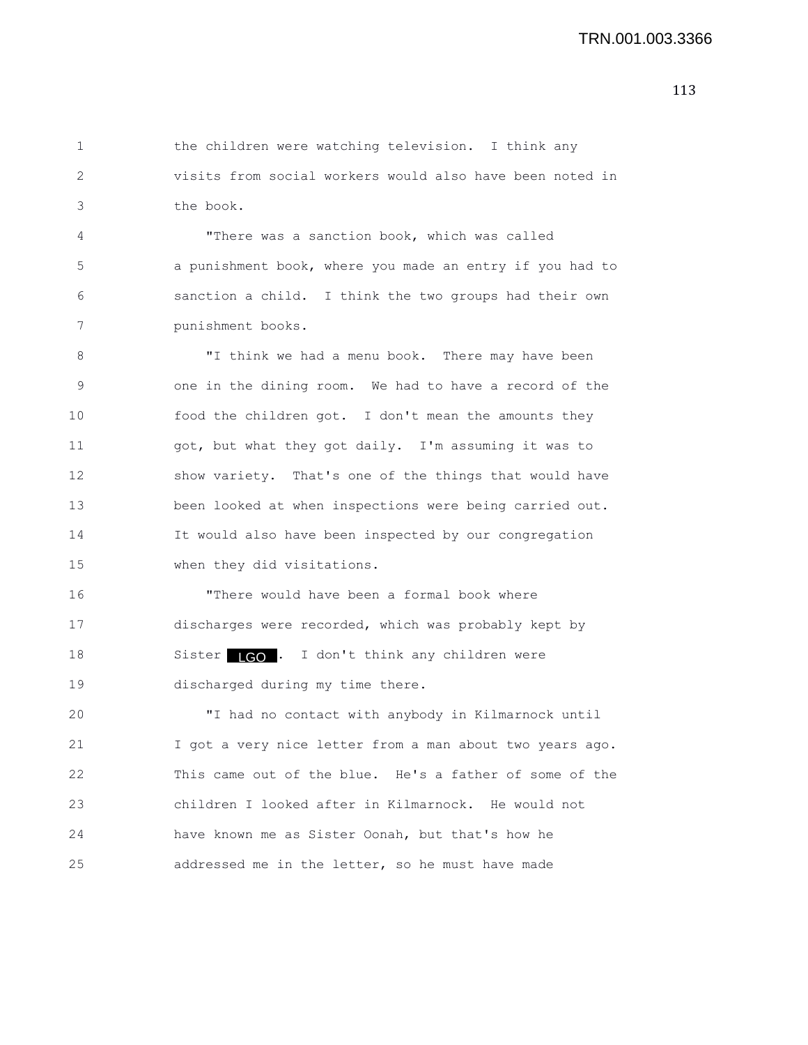the children were watching television. I think any visits from social workers would also have been noted in the book.

"There was a sanction book, which was called a punishment book, where you made an entry if you had to sanction a child. I think the two groups had their own punishment books.

"I think we had a menu book. There may have been one in the dining room. We had to have a record of the food the children got. I don't mean the amounts they got, but what they got daily. I'm assuming it was to show variety. That's one of the things that would have been looked at when inspections were being carried out. It would also have been inspected by our congregation when they did visitations.

"There would have been a formal book where discharges were recorded, which was probably kept by Sister LGO. I don't think any children were discharged during my time there.

"I had no contact with anybody in Kilmarnock until I got a very nice letter from a man about two years ago. This came out of the blue. He's a father of some of the children I looked after in Kilmarnock. He would not have known me as Sister Oonah, but that's how he addressed me in the letter, so he must have made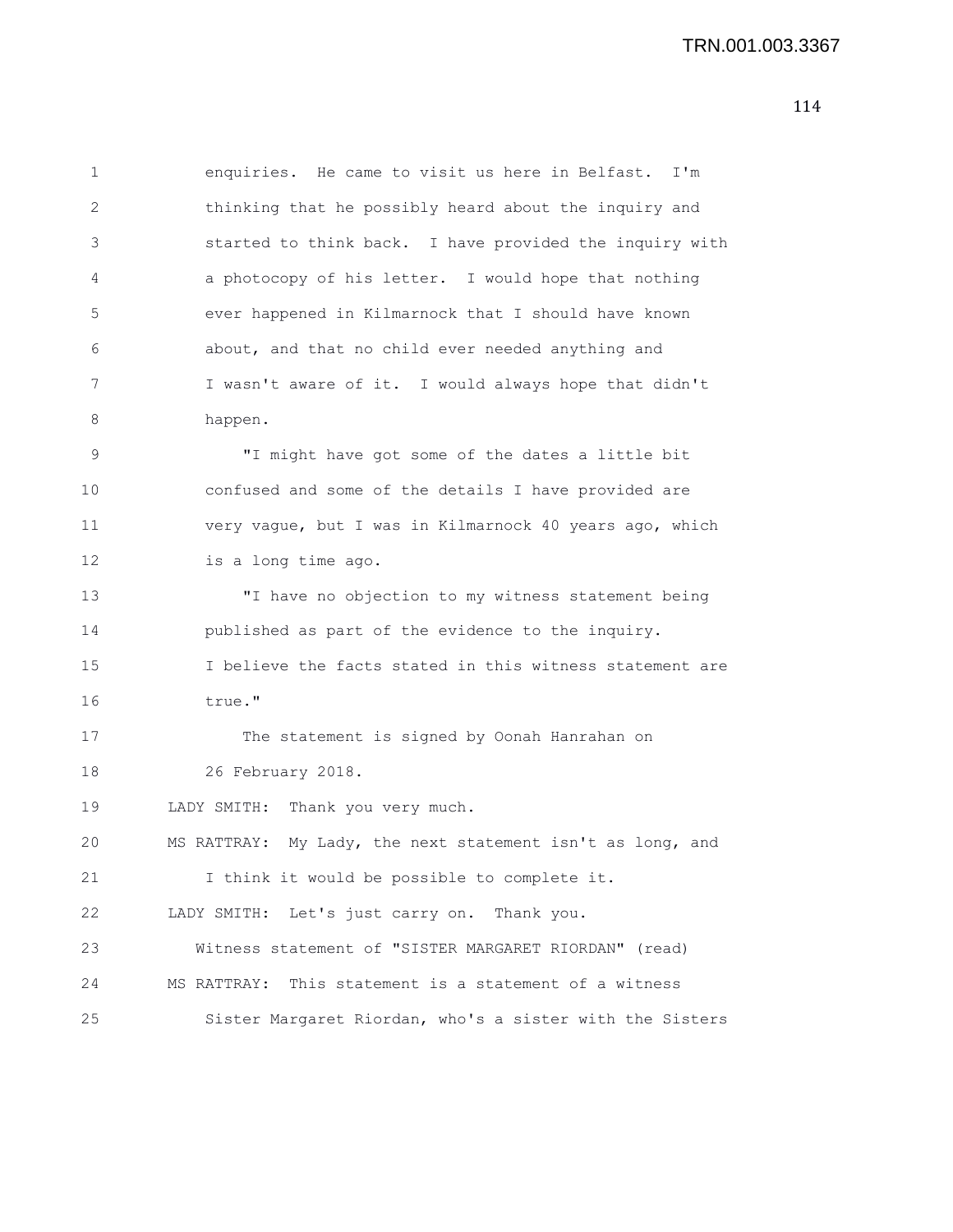enquiries. He came to visit us here in Belfast. I'm thinking that he possibly heard about the inquiry and started to think back. I have provided the inquiry with a photocopy of his letter. I would hope that nothing ever happened in Kilmarnock that I should have known about, and that no child ever needed anything and I wasn't aware of it. I would always hope that didn't happen.

"I might have got some of the dates a little bit confused and some of the details I have provided are very vague, but I was in Kilmarnock 40 years ago, which is a long time ago.

"I have no objection to my witness statement being published as part of the evidence to the inquiry. I believe the facts stated in this witness statement are true."

The statement is signed by Oonah Hanrahan on 26 February 2018.

LADY SMITH: Thank you very much.

MS RATTRAY: My Lady, the next statement isn't as long, and I think it would be possible to complete it.

LADY SMITH: Let's just carry on. Thank you.

Witness statement of "SISTER MARGARET RIORDAN" (read)

MS RATTRAY: This statement is a statement of a witness Sister Margaret Riordan, who's a sister with the Sisters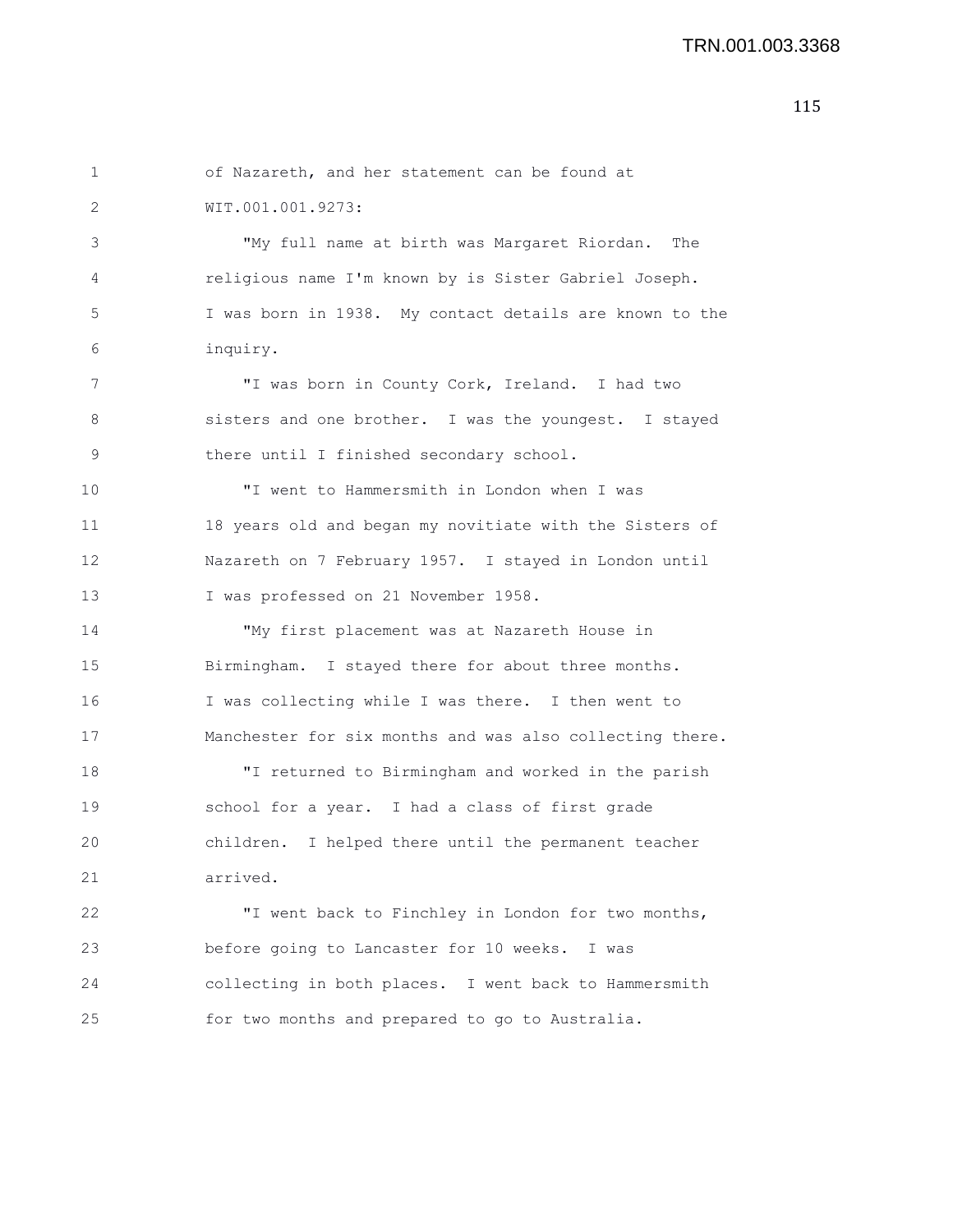of Nazareth, and her statement can be found at WIT.001.001.9273:

"My full name at birth was Margaret Riordan. The religious name I'm known by is Sister Gabriel Joseph. I was born in 1938. My contact details are known to the inquiry.

"I was born in County Cork, Ireland. I had two sisters and one brother. I was the youngest. I stayed there until I finished secondary school.

"I went to Hammersmith in London when I was 18 years old and began my novitiate with the Sisters of Nazareth on 7 February 1957. I stayed in London until I was professed on 21 November 1958.

"My first placement was at Nazareth House in Birmingham. I stayed there for about three months. I was collecting while I was there. I then went to Manchester for six months and was also collecting there.

"I returned to Birmingham and worked in the parish school for a year. I had a class of first grade children. I helped there until the permanent teacher arrived.

"I went back to Finchley in London for two months, before going to Lancaster for 10 weeks. I was collecting in both places. I went back to Hammersmith for two months and prepared to go to Australia.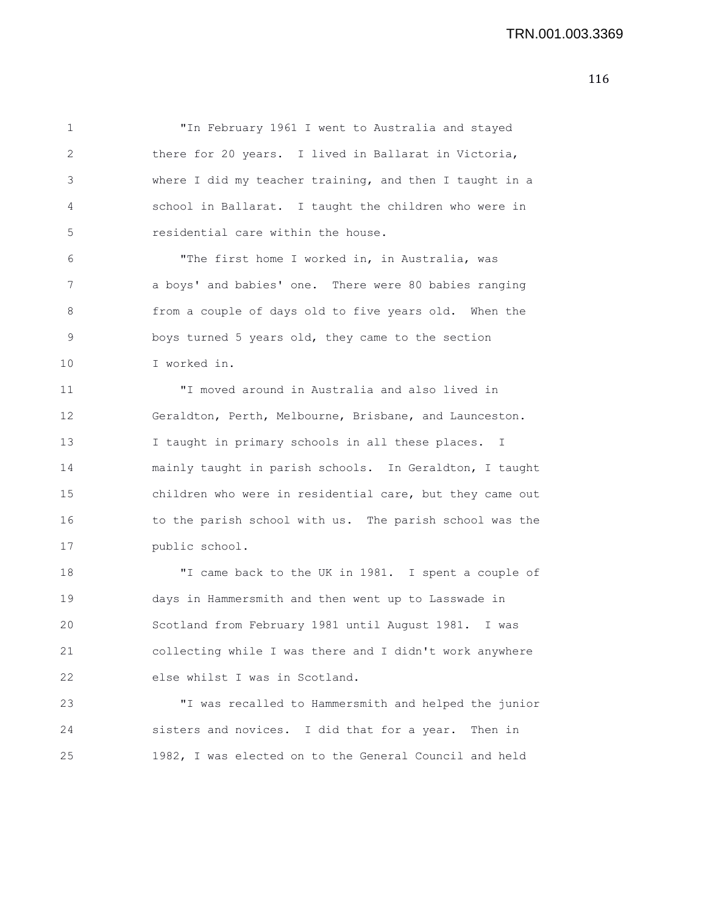"In February 1961 I went to Australia and stayed there for 20 years. I lived in Ballarat in Victoria, where I did my teacher training, and then I taught in a school in Ballarat. I taught the children who were in residential care within the house.

"The first home I worked in, in Australia, was a boys' and babies' one. There were 80 babies ranging from a couple of days old to five years old. When the boys turned 5 years old, they came to the section I worked in.

"I moved around in Australia and also lived in Geraldton, Perth, Melbourne, Brisbane, and Launceston. I taught in primary schools in all these places. I mainly taught in parish schools. In Geraldton, I taught children who were in residential care, but they came out to the parish school with us. The parish school was the public school.

"I came back to the UK in 1981. I spent a couple of days in Hammersmith and then went up to Lasswade in Scotland from February 1981 until August 1981. I was collecting while I was there and I didn't work anywhere else whilst I was in Scotland.

"I was recalled to Hammersmith and helped the junior sisters and novices. I did that for a year. Then in 1982, I was elected on to the General Council and held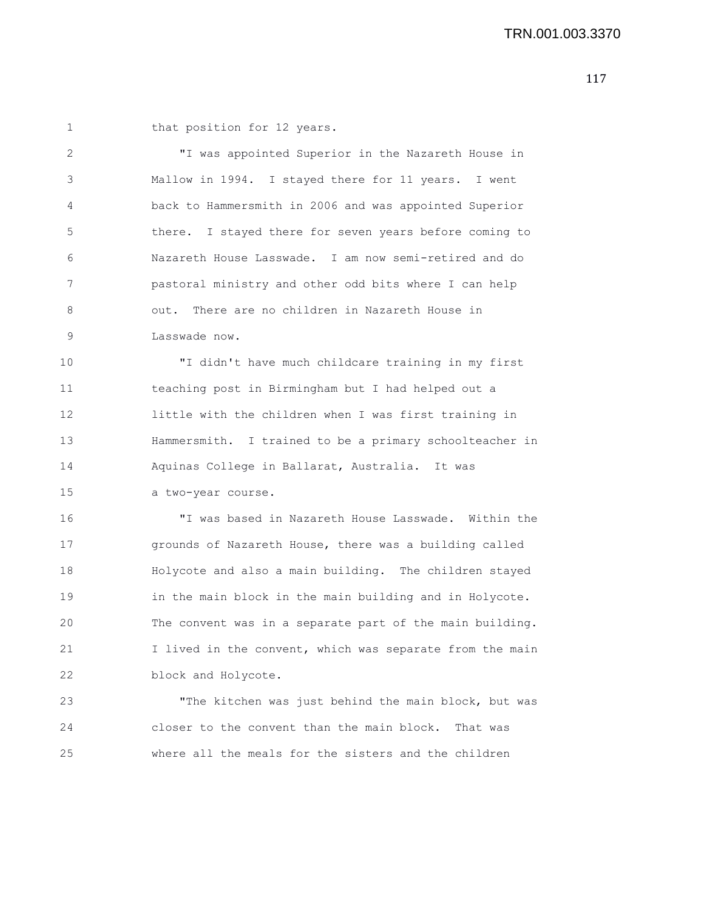that position for 12 years.

"I was appointed Superior in the Nazareth House in Mallow in 1994. I stayed there for 11 years. I went back to Hammersmith in 2006 and was appointed Superior there. I stayed there for seven years before coming to Nazareth House Lasswade. I am now semi-retired and do pastoral ministry and other odd bits where I can help out. There are no children in Nazareth House in Lasswade now.

"I didn't have much childcare training in my first teaching post in Birmingham but I had helped out a little with the children when I was first training in Hammersmith. I trained to be a primary schoolteacher in Aquinas College in Ballarat, Australia. It was a two-year course.

"I was based in Nazareth House Lasswade. Within the grounds of Nazareth House, there was a building called Holycote and also a main building. The children stayed in the main block in the main building and in Holycote. The convent was in a separate part of the main building. I lived in the convent, which was separate from the main block and Holycote.

"The kitchen was just behind the main block, but was closer to the convent than the main block. That was where all the meals for the sisters and the children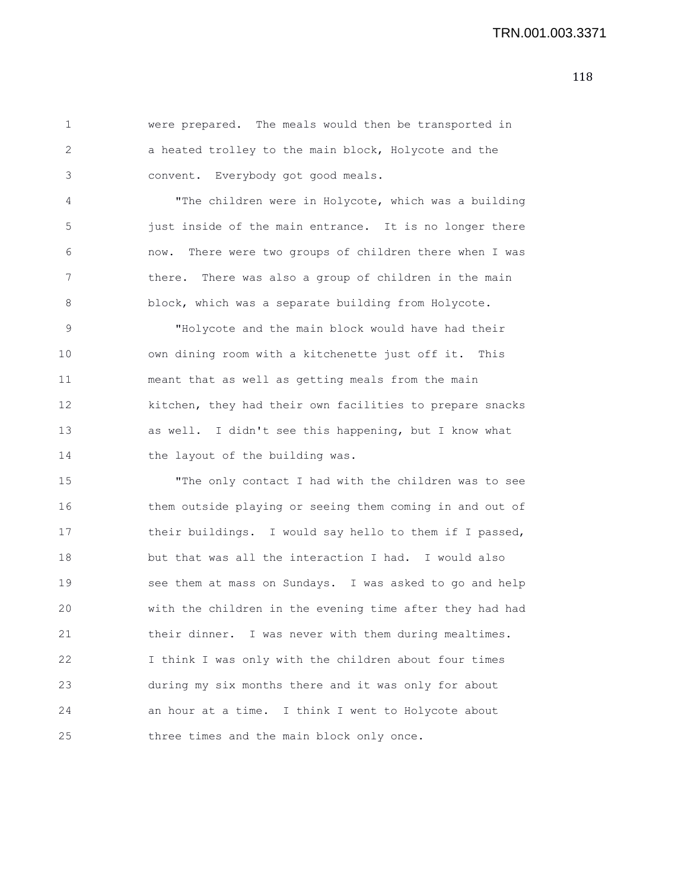were prepared. The meals would then be transported in a heated trolley to the main block, Holycote and the convent. Everybody got good meals.

"The children were in Holycote, which was a building just inside of the main entrance. It is no longer there now. There were two groups of children there when I was there. There was also a group of children in the main block, which was a separate building from Holycote.

"Holycote and the main block would have had their own dining room with a kitchenette just off it. This meant that as well as getting meals from the main kitchen, they had their own facilities to prepare snacks as well. I didn't see this happening, but I know what the layout of the building was.

"The only contact I had with the children was to see them outside playing or seeing them coming in and out of their buildings. I would say hello to them if I passed, but that was all the interaction I had. I would also see them at mass on Sundays. I was asked to go and help with the children in the evening time after they had had their dinner. I was never with them during mealtimes. I think I was only with the children about four times during my six months there and it was only for about an hour at a time. I think I went to Holycote about three times and the main block only once.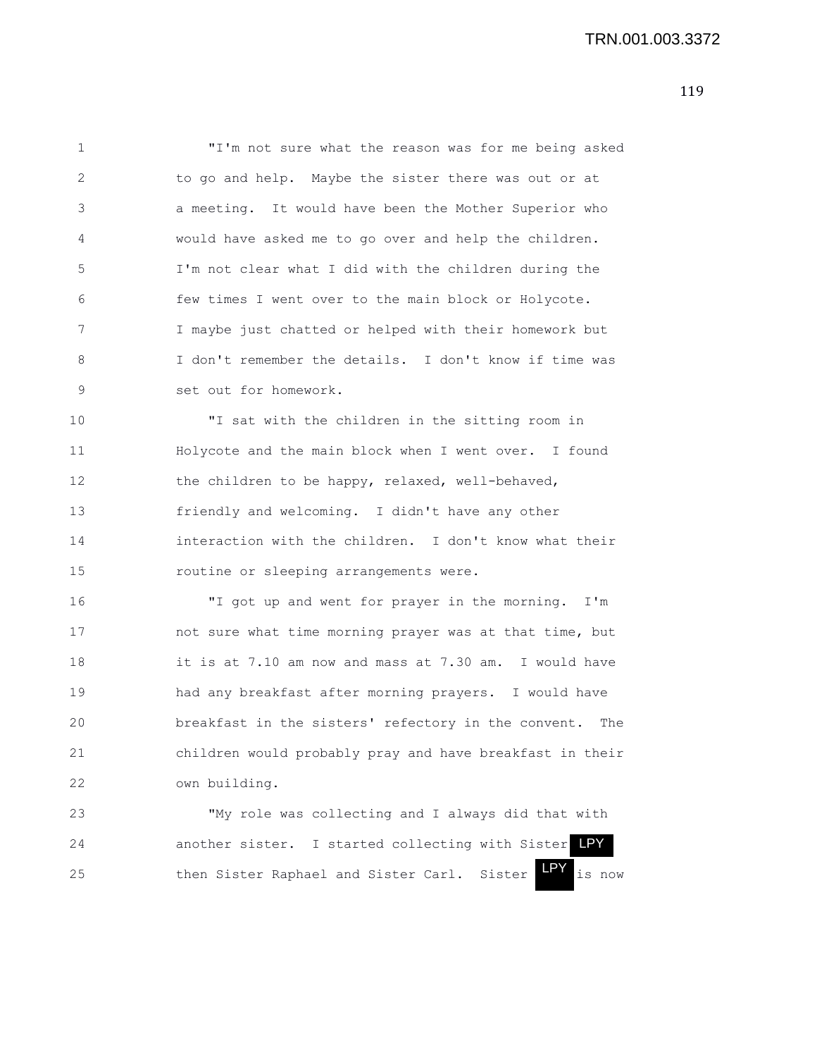"I'm not sure what the reason was for me being asked to go and help. Maybe the sister there was out or at a meeting. It would have been the Mother Superior who would have asked me to go over and help the children. I'm not clear what I did with the children during the few times I went over to the main block or Holycote. I maybe just chatted or helped with their homework but I don't remember the details. I don't know if time was set out for homework.

"I sat with the children in the sitting room in Holycote and the main block when I went over. I found the children to be happy, relaxed, well-behaved, friendly and welcoming. I didn't have any other interaction with the children. I don't know what their routine or sleeping arrangements were.

"I got up and went for prayer in the morning. I'm not sure what time morning prayer was at that time, but it is at 7.10 am now and mass at 7.30 am. I would have had any breakfast after morning prayers. I would have breakfast in the sisters' refectory in the convent. The children would probably pray and have breakfast in their own building.

"My role was collecting and I always did that with another sister. I started collecting with Sister LPY then Sister Raphael and Sister Carl. Sister LPY is now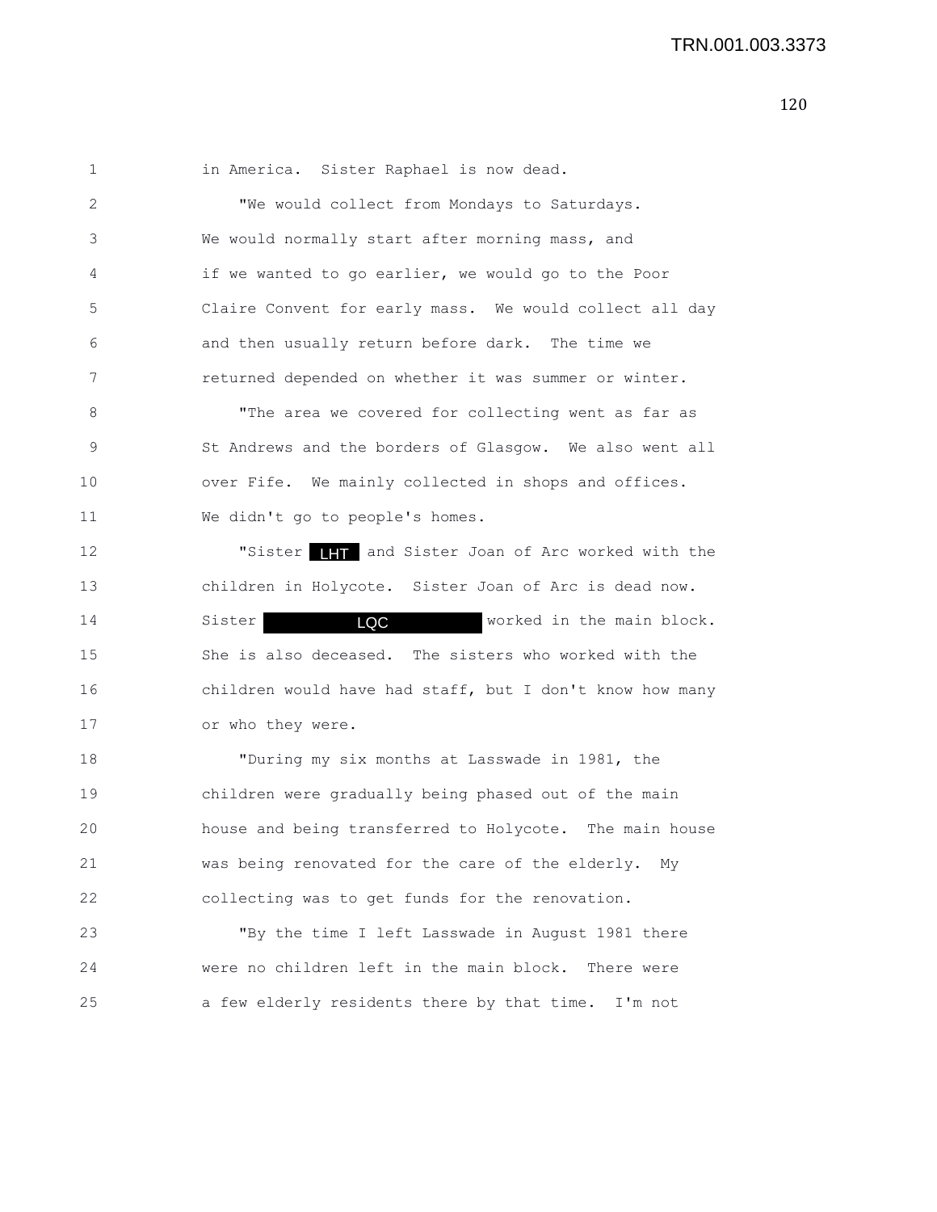in America. Sister Raphael is now dead.

"We would collect from Mondays to Saturdays. We would normally start after morning mass, and if we wanted to go earlier, we would go to the Poor Claire Convent for early mass. We would collect all day and then usually return before dark. The time we returned depended on whether it was summer or winter.

"The area we covered for collecting went as far as St Andrews and the borders of Glasgow. We also went all over Fife. We mainly collected in shops and offices. We didn't go to people's homes.

"Sister LHT and Sister Joan of Arc worked with the children in Holycote. Sister Joan of Arc is dead now. Sister LQC worked in the main block. She is also deceased. The sisters who worked with the children would have had staff, but I don't know how many or who they were.

"During my six months at Lasswade in 1981, the children were gradually being phased out of the main house and being transferred to Holycote. The main house was being renovated for the care of the elderly. My collecting was to get funds for the renovation.

"By the time I left Lasswade in August 1981 there were no children left in the main block. There were a few elderly residents there by that time. I'm not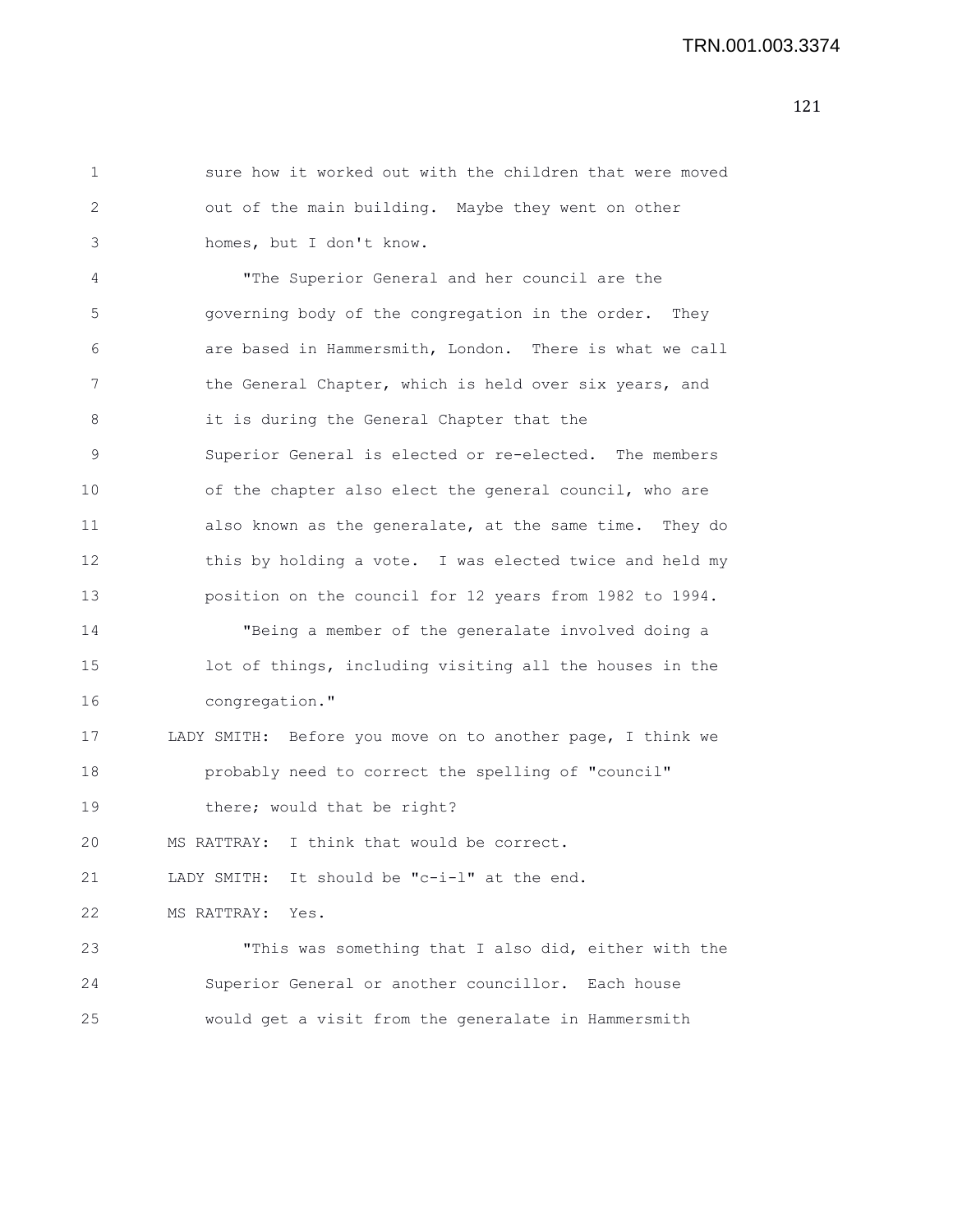sure how it worked out with the children that were moved out of the main building. Maybe they went on other homes, but I don't know.

"The Superior General and her council are the governing body of the congregation in the order. They are based in Hammersmith, London. There is what we call the General Chapter, which is held over six years, and it is during the General Chapter that the Superior General is elected or re-elected. The members of the chapter also elect the general council, who are also known as the generalate, at the same time. They do this by holding a vote. I was elected twice and held my position on the council for 12 years from 1982 to 1994.

"Being a member of the generalate involved doing a lot of things, including visiting all the houses in the congregation."

LADY SMITH: Before you move on to another page, I think we probably need to correct the spelling of "council" there; would that be right?

MS RATTRAY: I think that would be correct.

LADY SMITH: It should be "c-i-l" at the end.

MS RATTRAY: Yes.

"This was something that I also did, either with the Superior General or another councillor. Each house would get a visit from the generalate in Hammersmith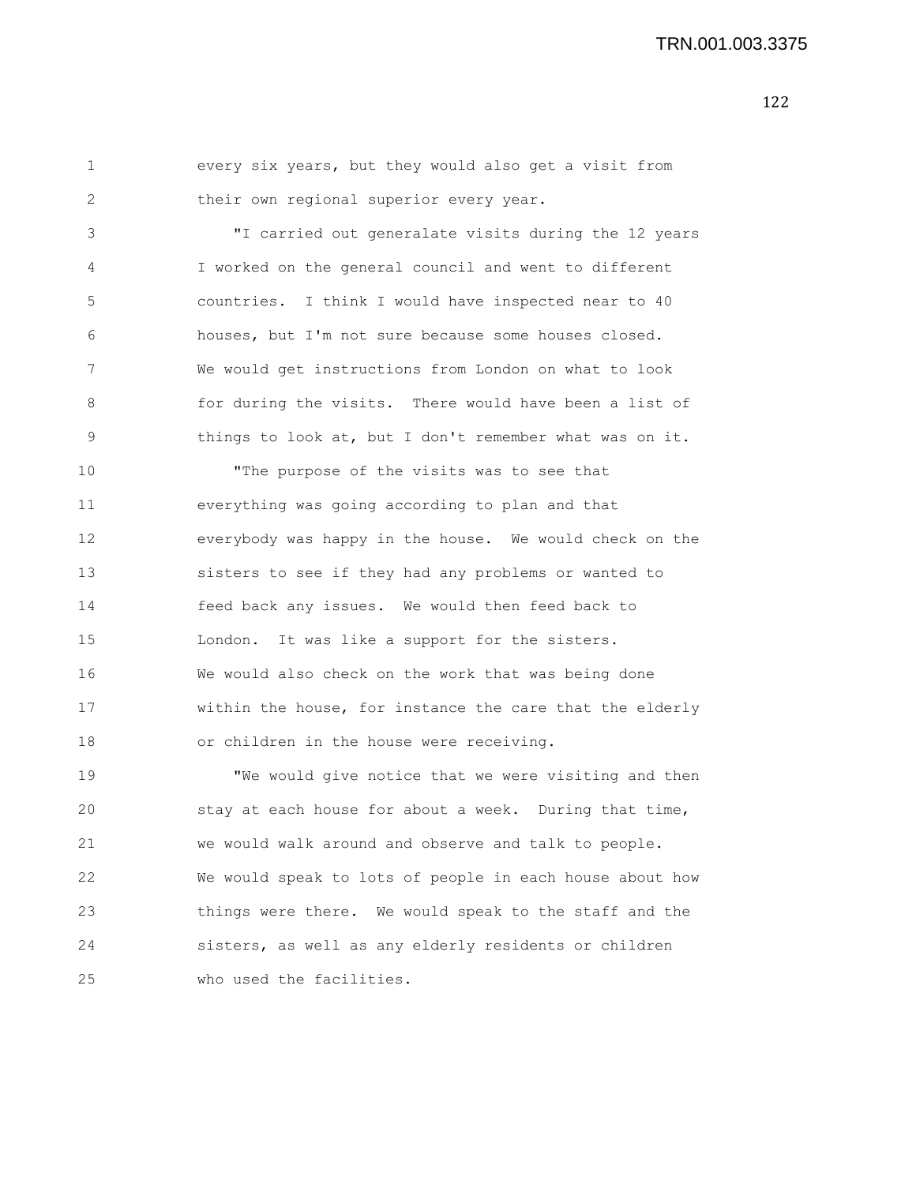every six years, but they would also get a visit from their own regional superior every year.

"I carried out generalate visits during the 12 years I worked on the general council and went to different countries. I think I would have inspected near to 40 houses, but I'm not sure because some houses closed. We would get instructions from London on what to look for during the visits. There would have been a list of things to look at, but I don't remember what was on it.

"The purpose of the visits was to see that everything was going according to plan and that everybody was happy in the house. We would check on the sisters to see if they had any problems or wanted to feed back any issues. We would then feed back to London. It was like a support for the sisters. We would also check on the work that was being done within the house, for instance the care that the elderly or children in the house were receiving.

"We would give notice that we were visiting and then stay at each house for about a week. During that time, we would walk around and observe and talk to people. We would speak to lots of people in each house about how things were there. We would speak to the staff and the sisters, as well as any elderly residents or children who used the facilities.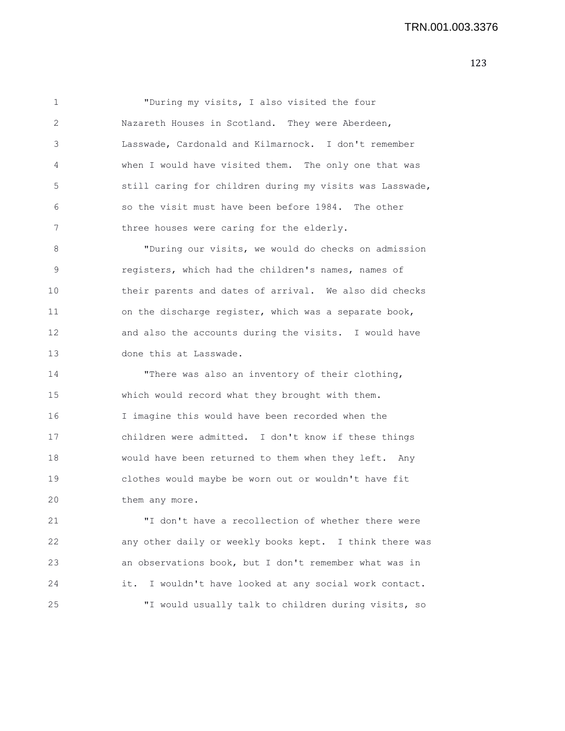"During my visits, I also visited the four Nazareth Houses in Scotland. They were Aberdeen, Lasswade, Cardonald and Kilmarnock. I don't remember when I would have visited them. The only one that was still caring for children during my visits was Lasswade, so the visit must have been before 1984. The other three houses were caring for the elderly.

"During our visits, we would do checks on admission registers, which had the children's names, names of their parents and dates of arrival. We also did checks on the discharge register, which was a separate book, and also the accounts during the visits. I would have done this at Lasswade.

"There was also an inventory of their clothing, which would record what they brought with them. I imagine this would have been recorded when the children were admitted. I don't know if these things would have been returned to them when they left. Any clothes would maybe be worn out or wouldn't have fit them any more.

"I don't have a recollection of whether there were any other daily or weekly books kept. I think there was an observations book, but I don't remember what was in it. I wouldn't have looked at any social work contact.

"I would usually talk to children during visits, so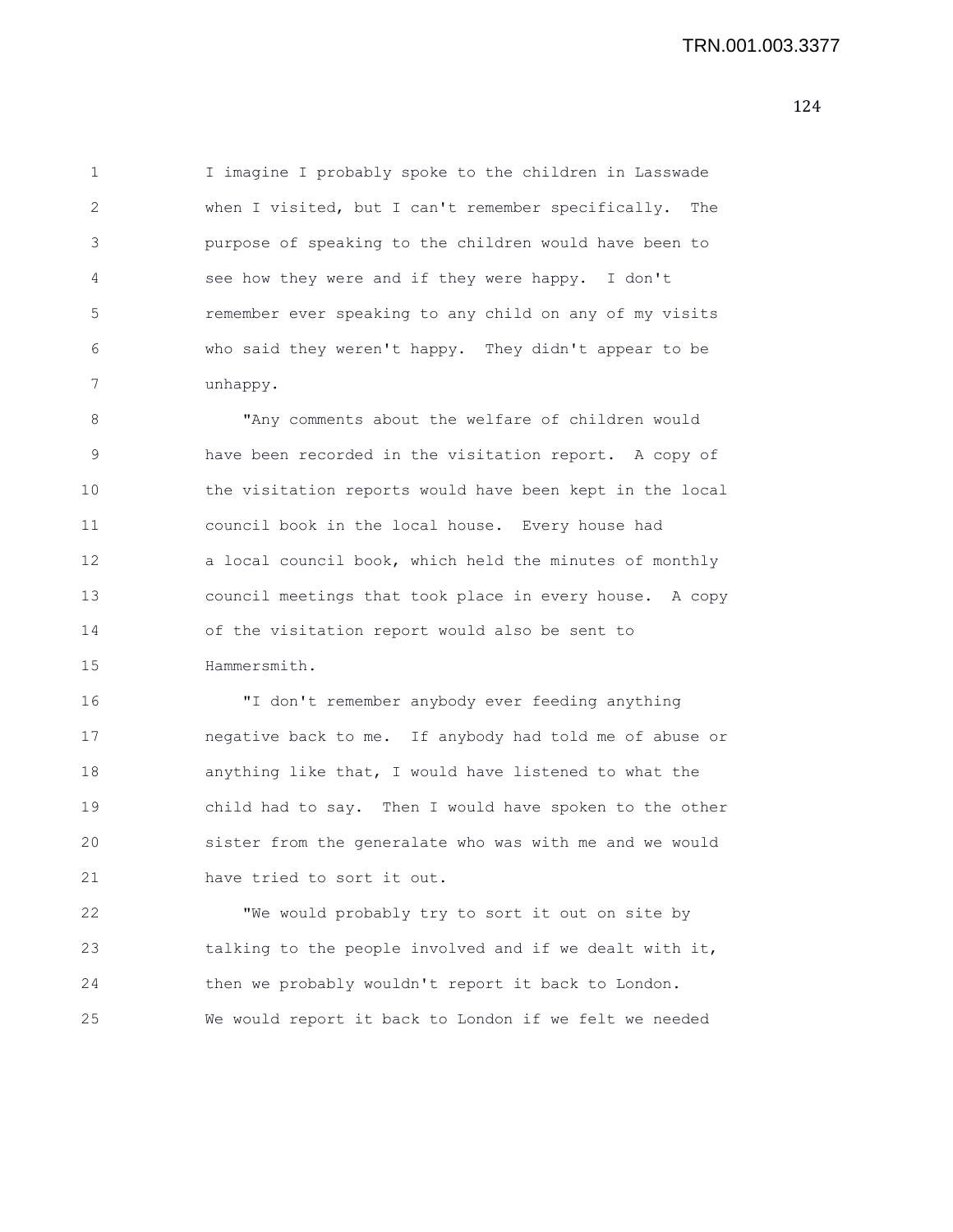I imagine I probably spoke to the children in Lasswade when I visited, but I can't remember specifically. The purpose of speaking to the children would have been to see how they were and if they were happy. I don't remember ever speaking to any child on any of my visits who said they weren't happy. They didn't appear to be unhappy.

"Any comments about the welfare of children would have been recorded in the visitation report. A copy of the visitation reports would have been kept in the local council book in the local house. Every house had a local council book, which held the minutes of monthly council meetings that took place in every house. A copy of the visitation report would also be sent to Hammersmith.

"I don't remember anybody ever feeding anything negative back to me. If anybody had told me of abuse or anything like that, I would have listened to what the child had to say. Then I would have spoken to the other sister from the generalate who was with me and we would have tried to sort it out.

"We would probably try to sort it out on site by talking to the people involved and if we dealt with it, then we probably wouldn't report it back to London. We would report it back to London if we felt we needed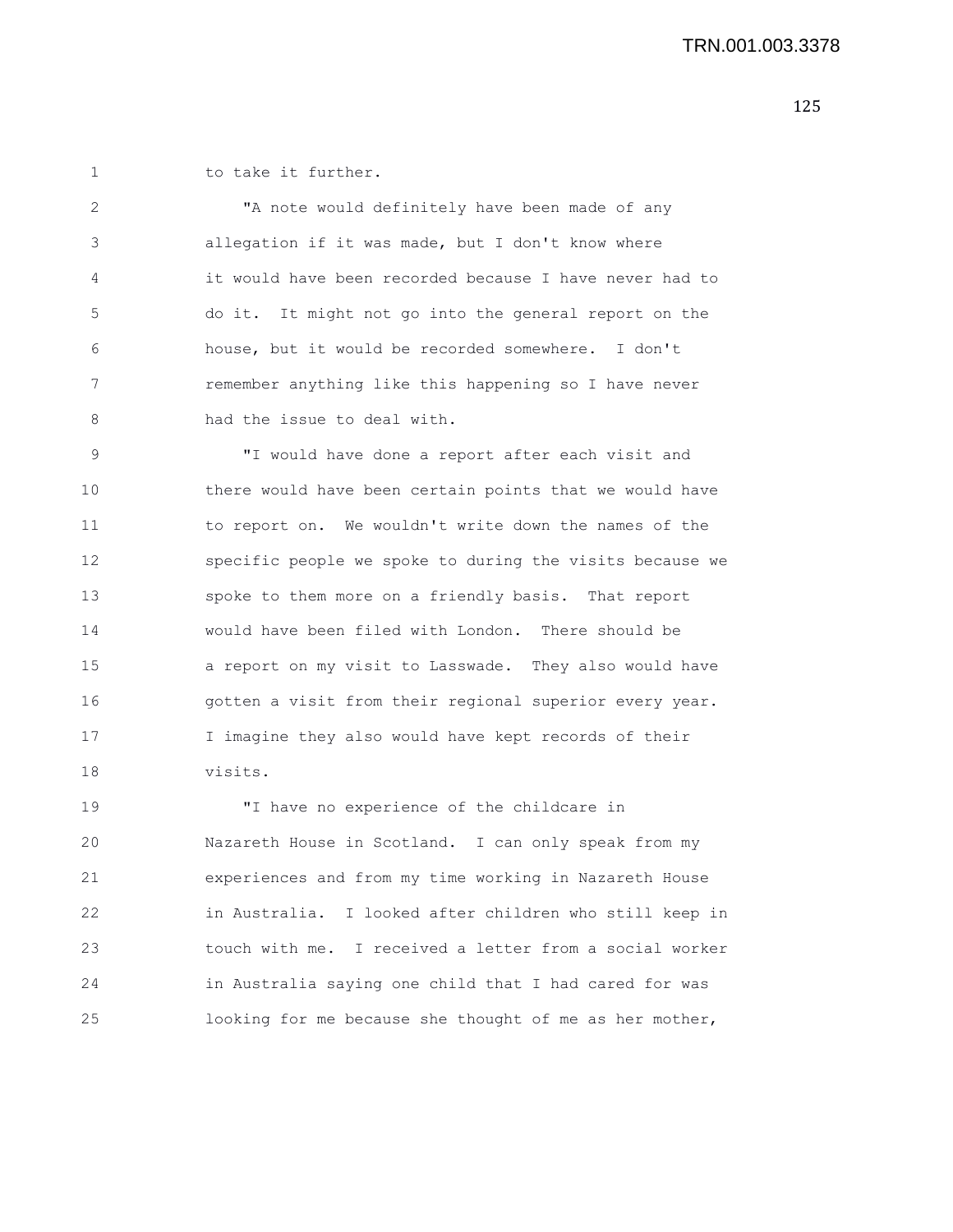to take it further.

"A note would definitely have been made of any allegation if it was made, but I don't know where it would have been recorded because I have never had to do it. It might not go into the general report on the house, but it would be recorded somewhere. I don't remember anything like this happening so I have never had the issue to deal with.

"I would have done a report after each visit and there would have been certain points that we would have to report on. We wouldn't write down the names of the specific people we spoke to during the visits because we spoke to them more on a friendly basis. That report would have been filed with London. There should be a report on my visit to Lasswade. They also would have gotten a visit from their regional superior every year. I imagine they also would have kept records of their visits.

"I have no experience of the childcare in Nazareth House in Scotland. I can only speak from my experiences and from my time working in Nazareth House in Australia. I looked after children who still keep in touch with me. I received a letter from a social worker in Australia saying one child that I had cared for was looking for me because she thought of me as her mother,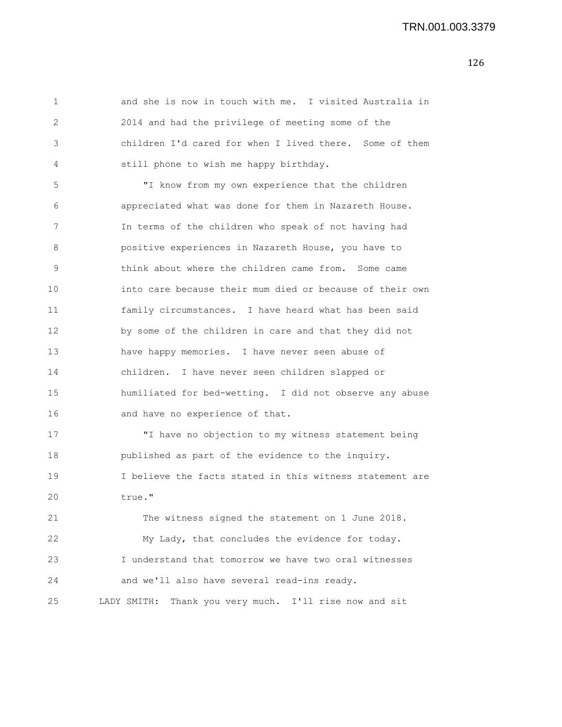and she is now in touch with me. I visited Australia in 2014 and had the privilege of meeting some of the children I'd cared for when I lived there. Some of them still phone to wish me happy birthday.

"I know from my own experience that the children appreciated what was done for them in Nazareth House. In terms of the children who speak of not having had positive experiences in Nazareth House, you have to think about where the children came from. Some came into care because their mum died or because of their own family circumstances. I have heard what has been said by some of the children in care and that they did not have happy memories. I have never seen abuse of children. I have never seen children slapped or humiliated for bed-wetting. I did not observe any abuse and have no experience of that.

"I have no objection to my witness statement being published as part of the evidence to the inquiry. I believe the facts stated in this witness statement are true."

The witness signed the statement on 1 June 2018.

My Lady, that concludes the evidence for today. I understand that tomorrow we have two oral witnesses and we'll also have several read-ins ready.

LADY SMITH: Thank you very much. I'll rise now and sit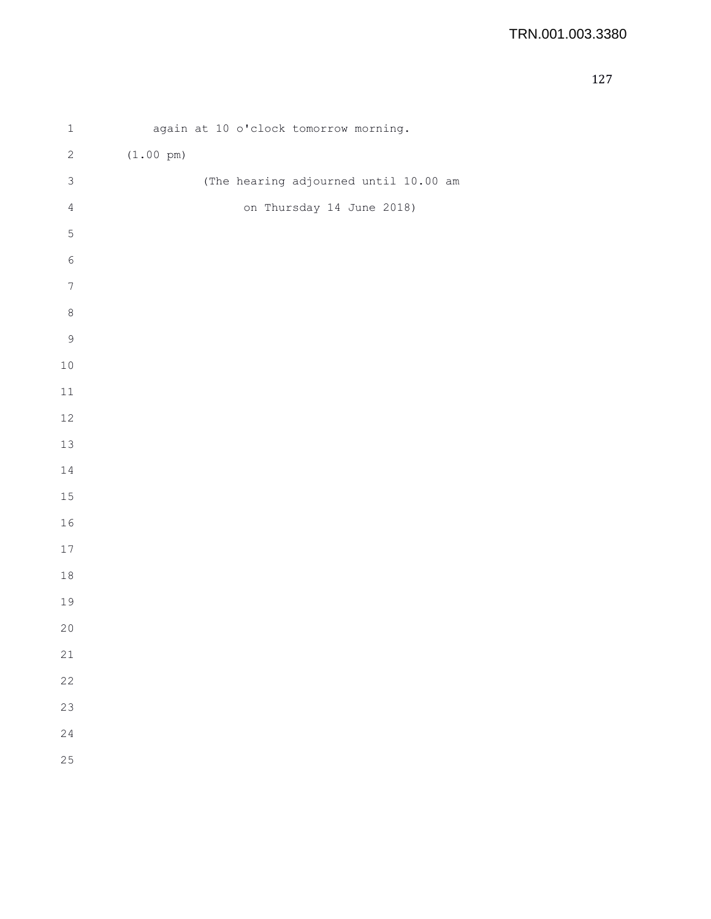again at 10 o'clock tomorrow morning.

(1.00 pm)

(The hearing adjourned until 10.00 am

on Thursday 14 June 2018)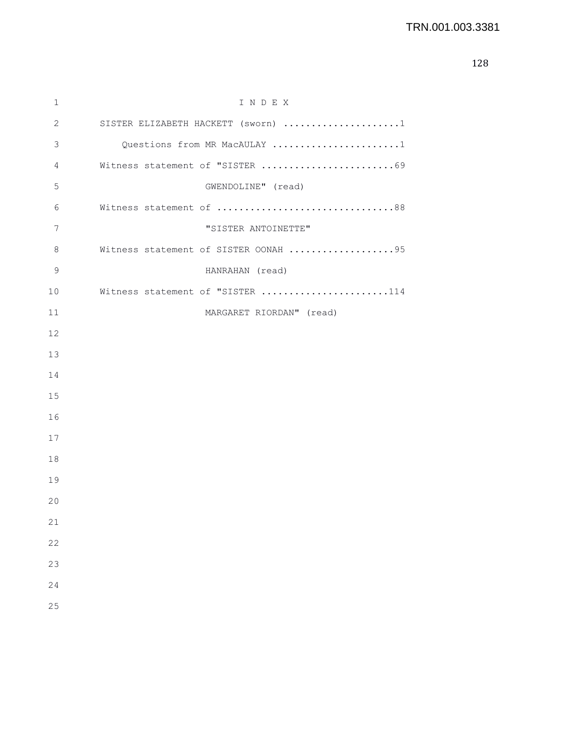# I N D E X

SISTER ELIZABETH HACKETT (sworn) ....................1

Questions from MR MacAULAY .......................1

Witness statement of "SISTER ........................69
GWENDOLINE" (read)

Witness statement of ................................88
"SISTER ANTOINETTE"

Witness statement of SISTER OONAH ...................95
HANRAHAN (read)

Witness statement of "SISTER .......................114
MARGARET RIORDAN" (read)